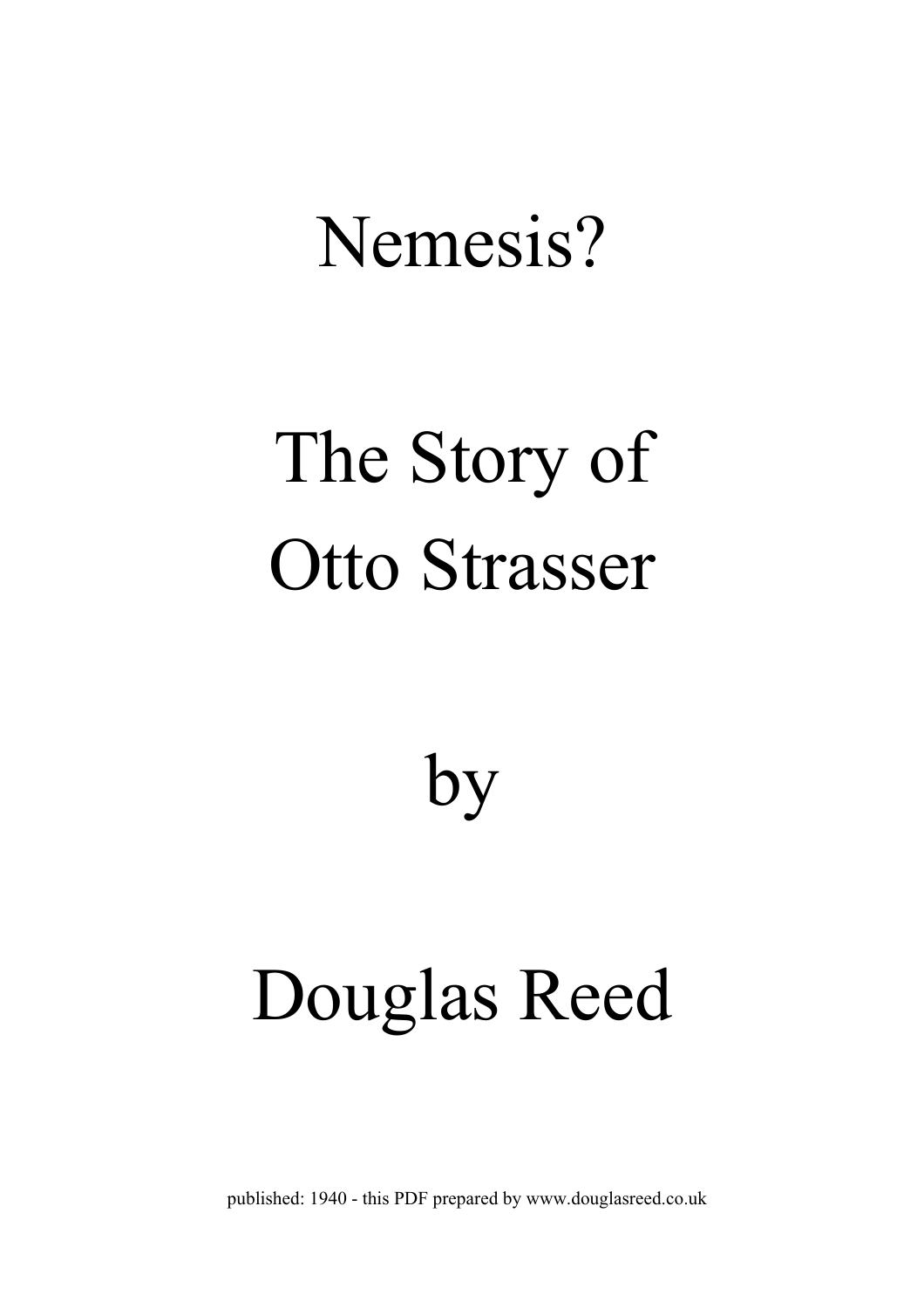# Nemesis?

# The Story of Otto Strasser

# by

# Douglas Reed

published: 1940 - this PDF prepared by www.douglasreed.co.uk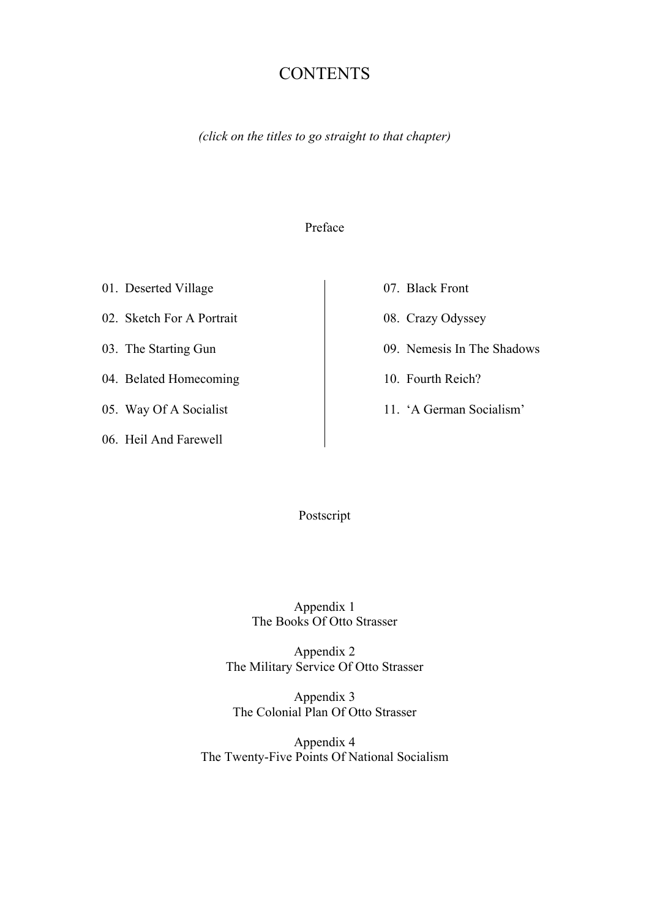# CONTENTS

*(click on the titles to go straight to that chapter)*

Preface

01. Deserted Village
02. Sketch For A Portrait
03. The Starting Gun
04. Belated Homecoming
05. Way Of A Socialist
06. Heil And Farewell
07. Black Front
08. Crazy Odyssey
09. Nemesis In The Shadows
10. Fourth Reich?
11. 'A German Socialism'

Postscript

Appendix 1
The Books Of Otto Strasser

Appendix 2
The Military Service Of Otto Strasser

Appendix 3
The Colonial Plan Of Otto Strasser

Appendix 4
The Twenty-Five Points Of National Socialism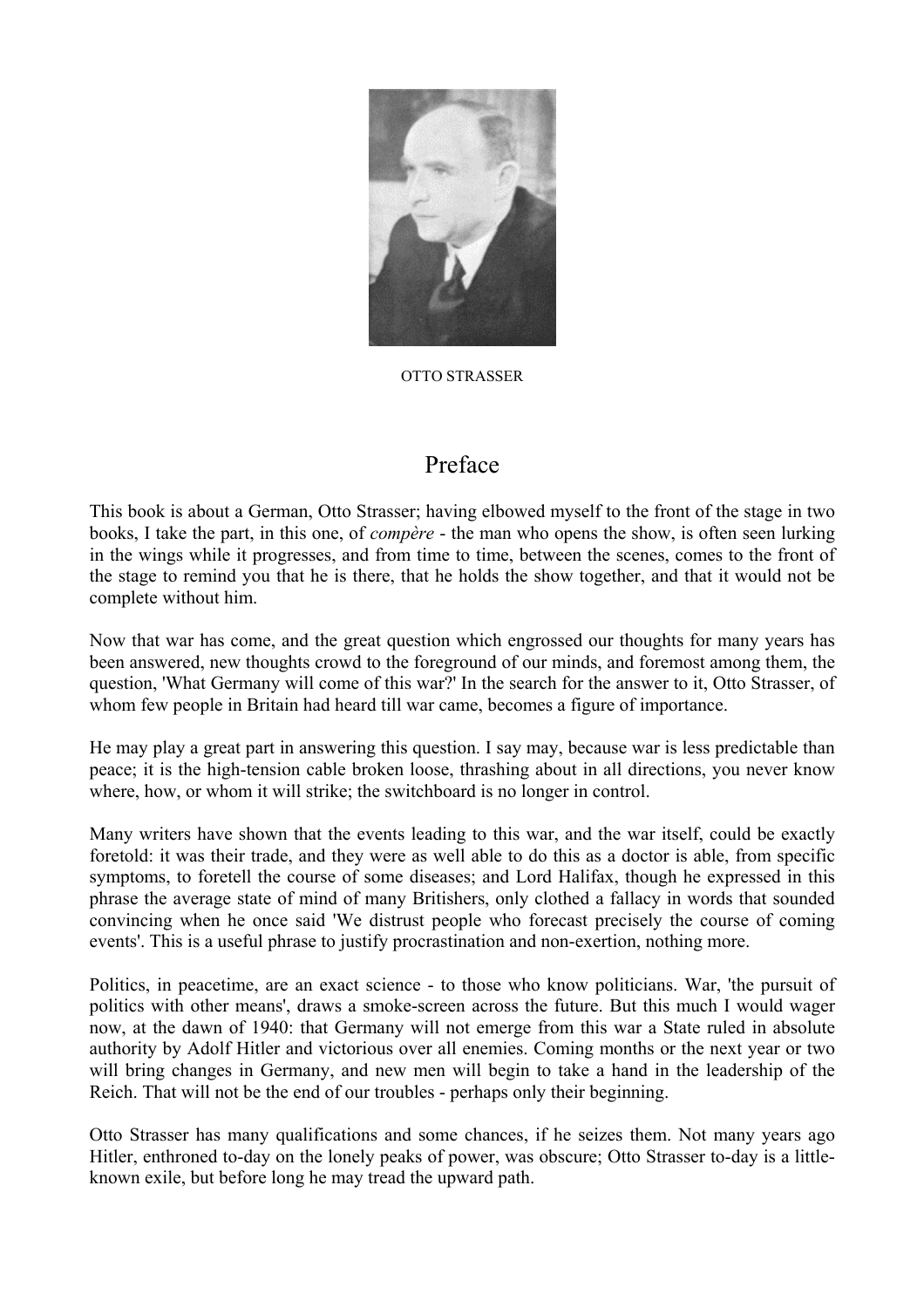OTTO STRASSER

# Preface

This book is about a German, Otto Strasser; having elbowed myself to the front of the stage in two books, I take the part, in this one, of *compère* - the man who opens the show, is often seen lurking in the wings while it progresses, and from time to time, between the scenes, comes to the front of the stage to remind you that he is there, that he holds the show together, and that it would not be complete without him.

Now that war has come, and the great question which engrossed our thoughts for many years has been answered, new thoughts crowd to the foreground of our minds, and foremost among them, the question, 'What Germany will come of this war?' In the search for the answer to it, Otto Strasser, of whom few people in Britain had heard till war came, becomes a figure of importance.

He may play a great part in answering this question. I say may, because war is less predictable than peace; it is the high-tension cable broken loose, thrashing about in all directions, you never know where, how, or whom it will strike; the switchboard is no longer in control.

Many writers have shown that the events leading to this war, and the war itself, could be exactly foretold: it was their trade, and they were as well able to do this as a doctor is able, from specific symptoms, to foretell the course of some diseases; and Lord Halifax, though he expressed in this phrase the average state of mind of many Britishers, only clothed a fallacy in words that sounded convincing when he once said 'We distrust people who forecast precisely the course of coming events'. This is a useful phrase to justify procrastination and non-exertion, nothing more.

Politics, in peacetime, are an exact science - to those who know politicians. War, 'the pursuit of politics with other means', draws a smoke-screen across the future. But this much I would wager now, at the dawn of 1940: that Germany will not emerge from this war a State ruled in absolute authority by Adolf Hitler and victorious over all enemies. Coming months or the next year or two will bring changes in Germany, and new men will begin to take a hand in the leadership of the Reich. That will not be the end of our troubles - perhaps only their beginning.

Otto Strasser has many qualifications and some chances, if he seizes them. Not many years ago Hitler, enthroned to-day on the lonely peaks of power, was obscure; Otto Strasser to-day is a little-known exile, but before long he may tread the upward path.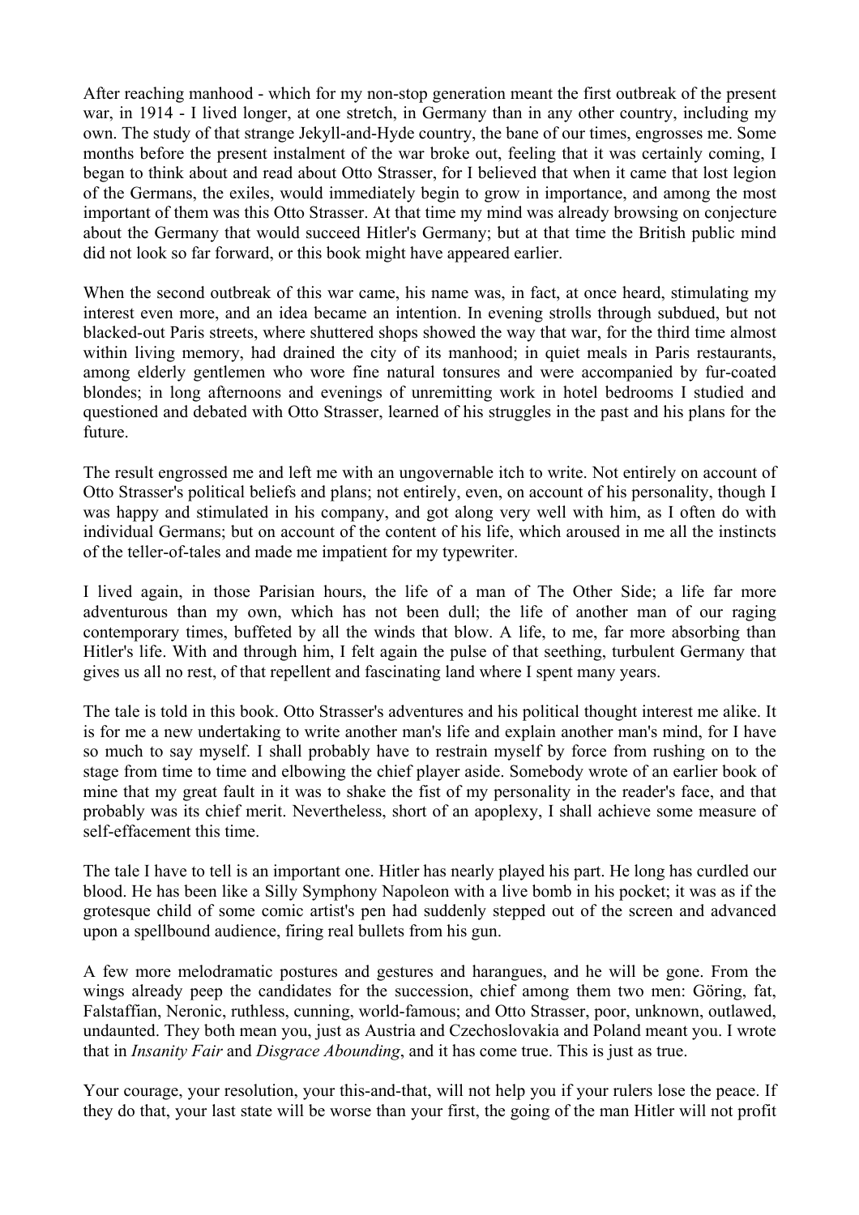After reaching manhood - which for my non-stop generation meant the first outbreak of the present war, in 1914 - I lived longer, at one stretch, in Germany than in any other country, including my own. The study of that strange Jekyll-and-Hyde country, the bane of our times, engrosses me. Some months before the present instalment of the war broke out, feeling that it was certainly coming, I began to think about and read about Otto Strasser, for I believed that when it came that lost legion of the Germans, the exiles, would immediately begin to grow in importance, and among the most important of them was this Otto Strasser. At that time my mind was already browsing on conjecture about the Germany that would succeed Hitler's Germany; but at that time the British public mind did not look so far forward, or this book might have appeared earlier.

When the second outbreak of this war came, his name was, in fact, at once heard, stimulating my interest even more, and an idea became an intention. In evening strolls through subdued, but not blacked-out Paris streets, where shuttered shops showed the way that war, for the third time almost within living memory, had drained the city of its manhood; in quiet meals in Paris restaurants, among elderly gentlemen who wore fine natural tonsures and were accompanied by fur-coated blondes; in long afternoons and evenings of unremitting work in hotel bedrooms I studied and questioned and debated with Otto Strasser, learned of his struggles in the past and his plans for the future.

The result engrossed me and left me with an ungovernable itch to write. Not entirely on account of Otto Strasser's political beliefs and plans; not entirely, even, on account of his personality, though I was happy and stimulated in his company, and got along very well with him, as I often do with individual Germans; but on account of the content of his life, which aroused in me all the instincts of the teller-of-tales and made me impatient for my typewriter.

I lived again, in those Parisian hours, the life of a man of The Other Side; a life far more adventurous than my own, which has not been dull; the life of another man of our raging contemporary times, buffeted by all the winds that blow. A life, to me, far more absorbing than Hitler's life. With and through him, I felt again the pulse of that seething, turbulent Germany that gives us all no rest, of that repellent and fascinating land where I spent many years.

The tale is told in this book. Otto Strasser's adventures and his political thought interest me alike. It is for me a new undertaking to write another man's life and explain another man's mind, for I have so much to say myself. I shall probably have to restrain myself by force from rushing on to the stage from time to time and elbowing the chief player aside. Somebody wrote of an earlier book of mine that my great fault in it was to shake the fist of my personality in the reader's face, and that probably was its chief merit. Nevertheless, short of an apoplexy, I shall achieve some measure of self-effacement this time.

The tale I have to tell is an important one. Hitler has nearly played his part. He long has curdled our blood. He has been like a Silly Symphony Napoleon with a live bomb in his pocket; it was as if the grotesque child of some comic artist's pen had suddenly stepped out of the screen and advanced upon a spellbound audience, firing real bullets from his gun.

A few more melodramatic postures and gestures and harangues, and he will be gone. From the wings already peep the candidates for the succession, chief among them two men: Göring, fat, Falstaffian, Neronic, ruthless, cunning, world-famous; and Otto Strasser, poor, unknown, outlawed, undaunted. They both mean you, just as Austria and Czechoslovakia and Poland meant you. I wrote that in *Insanity Fair* and *Disgrace Abounding*, and it has come true. This is just as true.

Your courage, your resolution, your this-and-that, will not help you if your rulers lose the peace. If they do that, your last state will be worse than your first, the going of the man Hitler will not profit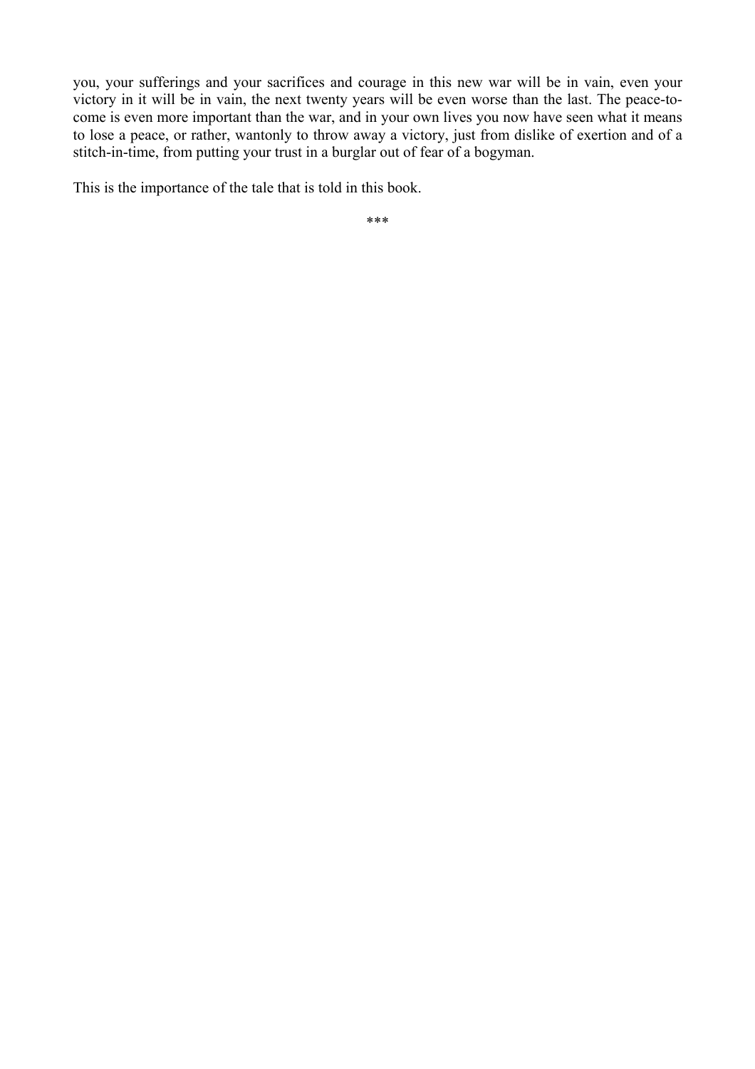you, your sufferings and your sacrifices and courage in this new war will be in vain, even your victory in it will be in vain, the next twenty years will be even worse than the last. The peace-to-come is even more important than the war, and in your own lives you now have seen what it means to lose a peace, or rather, wantonly to throw away a victory, just from dislike of exertion and of a stitch-in-time, from putting your trust in a burglar out of fear of a bogyman.

This is the importance of the tale that is told in this book.

***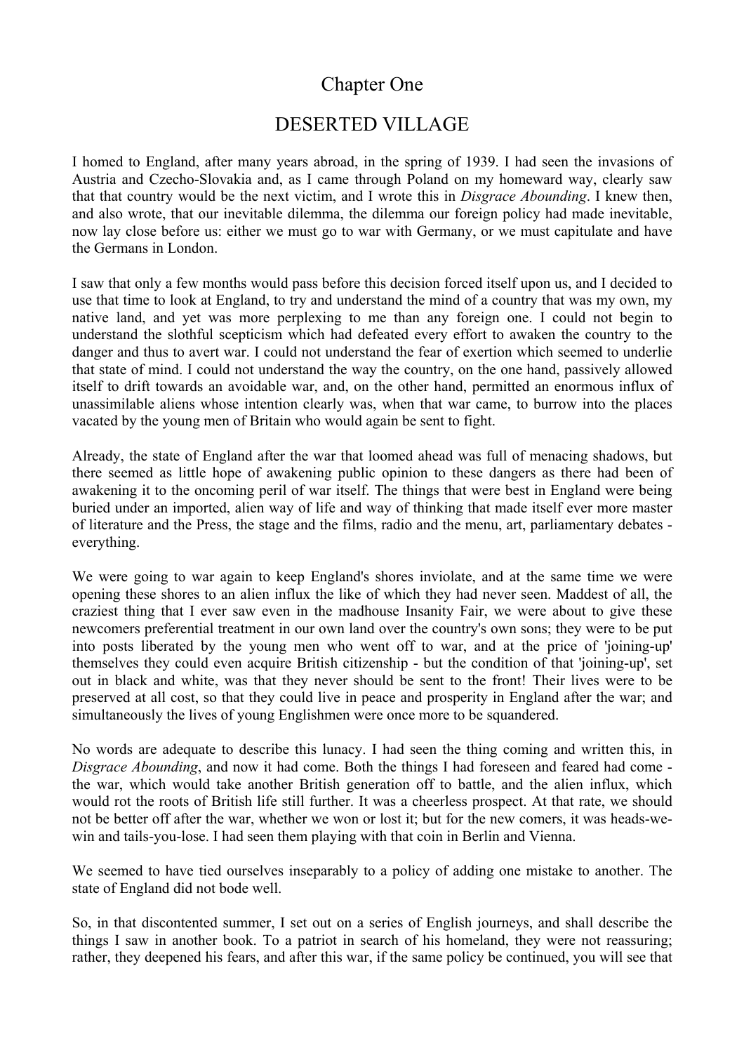# Chapter One

## DESERTED VILLAGE

I homed to England, after many years abroad, in the spring of 1939. I had seen the invasions of Austria and Czecho-Slovakia and, as I came through Poland on my homeward way, clearly saw that that country would be the next victim, and I wrote this in *Disgrace Abounding*. I knew then, and also wrote, that our inevitable dilemma, the dilemma our foreign policy had made inevitable, now lay close before us: either we must go to war with Germany, or we must capitulate and have the Germans in London.

I saw that only a few months would pass before this decision forced itself upon us, and I decided to use that time to look at England, to try and understand the mind of a country that was my own, my native land, and yet was more perplexing to me than any foreign one. I could not begin to understand the slothful scepticism which had defeated every effort to awaken the country to the danger and thus to avert war. I could not understand the fear of exertion which seemed to underlie that state of mind. I could not understand the way the country, on the one hand, passively allowed itself to drift towards an avoidable war, and, on the other hand, permitted an enormous influx of unassimilable aliens whose intention clearly was, when that war came, to burrow into the places vacated by the young men of Britain who would again be sent to fight.

Already, the state of England after the war that loomed ahead was full of menacing shadows, but there seemed as little hope of awakening public opinion to these dangers as there had been of awakening it to the oncoming peril of war itself. The things that were best in England were being buried under an imported, alien way of life and way of thinking that made itself ever more master of literature and the Press, the stage and the films, radio and the menu, art, parliamentary debates - everything.

We were going to war again to keep England's shores inviolate, and at the same time we were opening these shores to an alien influx the like of which they had never seen. Maddest of all, the craziest thing that I ever saw even in the madhouse Insanity Fair, we were about to give these newcomers preferential treatment in our own land over the country's own sons; they were to be put into posts liberated by the young men who went off to war, and at the price of 'joining-up' themselves they could even acquire British citizenship - but the condition of that 'joining-up', set out in black and white, was that they never should be sent to the front! Their lives were to be preserved at all cost, so that they could live in peace and prosperity in England after the war; and simultaneously the lives of young Englishmen were once more to be squandered.

No words are adequate to describe this lunacy. I had seen the thing coming and written this, in *Disgrace Abounding*, and now it had come. Both the things I had foreseen and feared had come - the war, which would take another British generation off to battle, and the alien influx, which would rot the roots of British life still further. It was a cheerless prospect. At that rate, we should not be better off after the war, whether we won or lost it; but for the new comers, it was heads-we-win and tails-you-lose. I had seen them playing with that coin in Berlin and Vienna.

We seemed to have tied ourselves inseparably to a policy of adding one mistake to another. The state of England did not bode well.

So, in that discontented summer, I set out on a series of English journeys, and shall describe the things I saw in another book. To a patriot in search of his homeland, they were not reassuring; rather, they deepened his fears, and after this war, if the same policy be continued, you will see that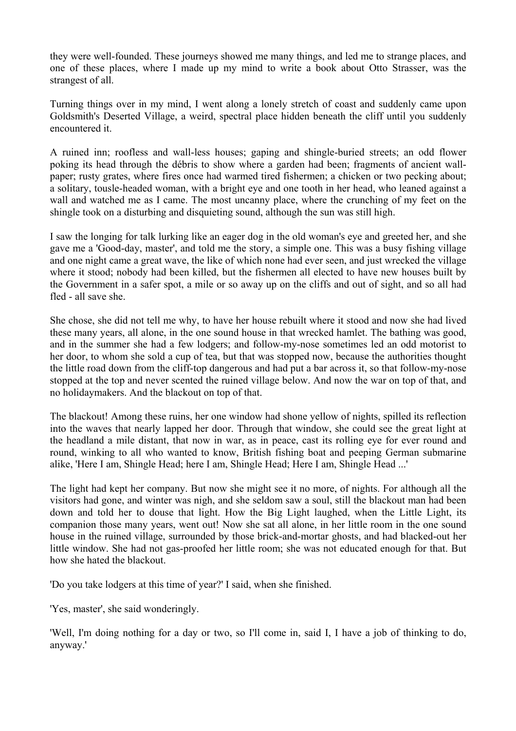they were well-founded. These journeys showed me many things, and led me to strange places, and one of these places, where I made up my mind to write a book about Otto Strasser, was the strangest of all.

Turning things over in my mind, I went along a lonely stretch of coast and suddenly came upon Goldsmith's Deserted Village, a weird, spectral place hidden beneath the cliff until you suddenly encountered it.

A ruined inn; roofless and wall-less houses; gaping and shingle-buried streets; an odd flower poking its head through the débris to show where a garden had been; fragments of ancient wall-paper; rusty grates, where fires once had warmed tired fishermen; a chicken or two pecking about; a solitary, tousle-headed woman, with a bright eye and one tooth in her head, who leaned against a wall and watched me as I came. The most uncanny place, where the crunching of my feet on the shingle took on a disturbing and disquieting sound, although the sun was still high.

I saw the longing for talk lurking like an eager dog in the old woman's eye and greeted her, and she gave me a 'Good-day, master', and told me the story, a simple one. This was a busy fishing village and one night came a great wave, the like of which none had ever seen, and just wrecked the village where it stood; nobody had been killed, but the fishermen all elected to have new houses built by the Government in a safer spot, a mile or so away up on the cliffs and out of sight, and so all had fled - all save she.

She chose, she did not tell me why, to have her house rebuilt where it stood and now she had lived these many years, all alone, in the one sound house in that wrecked hamlet. The bathing was good, and in the summer she had a few lodgers; and follow-my-nose sometimes led an odd motorist to her door, to whom she sold a cup of tea, but that was stopped now, because the authorities thought the little road down from the cliff-top dangerous and had put a bar across it, so that follow-my-nose stopped at the top and never scented the ruined village below. And now the war on top of that, and no holidaymakers. And the blackout on top of that.

The blackout! Among these ruins, her one window had shone yellow of nights, spilled its reflection into the waves that nearly lapped her door. Through that window, she could see the great light at the headland a mile distant, that now in war, as in peace, cast its rolling eye for ever round and round, winking to all who wanted to know, British fishing boat and peeping German submarine alike, 'Here I am, Shingle Head; here I am, Shingle Head; Here I am, Shingle Head ...'

The light had kept her company. But now she might see it no more, of nights. For although all the visitors had gone, and winter was nigh, and she seldom saw a soul, still the blackout man had been down and told her to douse that light. How the Big Light laughed, when the Little Light, its companion those many years, went out! Now she sat all alone, in her little room in the one sound house in the ruined village, surrounded by those brick-and-mortar ghosts, and had blacked-out her little window. She had not gas-proofed her little room; she was not educated enough for that. But how she hated the blackout.

'Do you take lodgers at this time of year?' I said, when she finished.

'Yes, master', she said wonderingly.

'Well, I'm doing nothing for a day or two, so I'll come in, said I, I have a job of thinking to do, anyway.'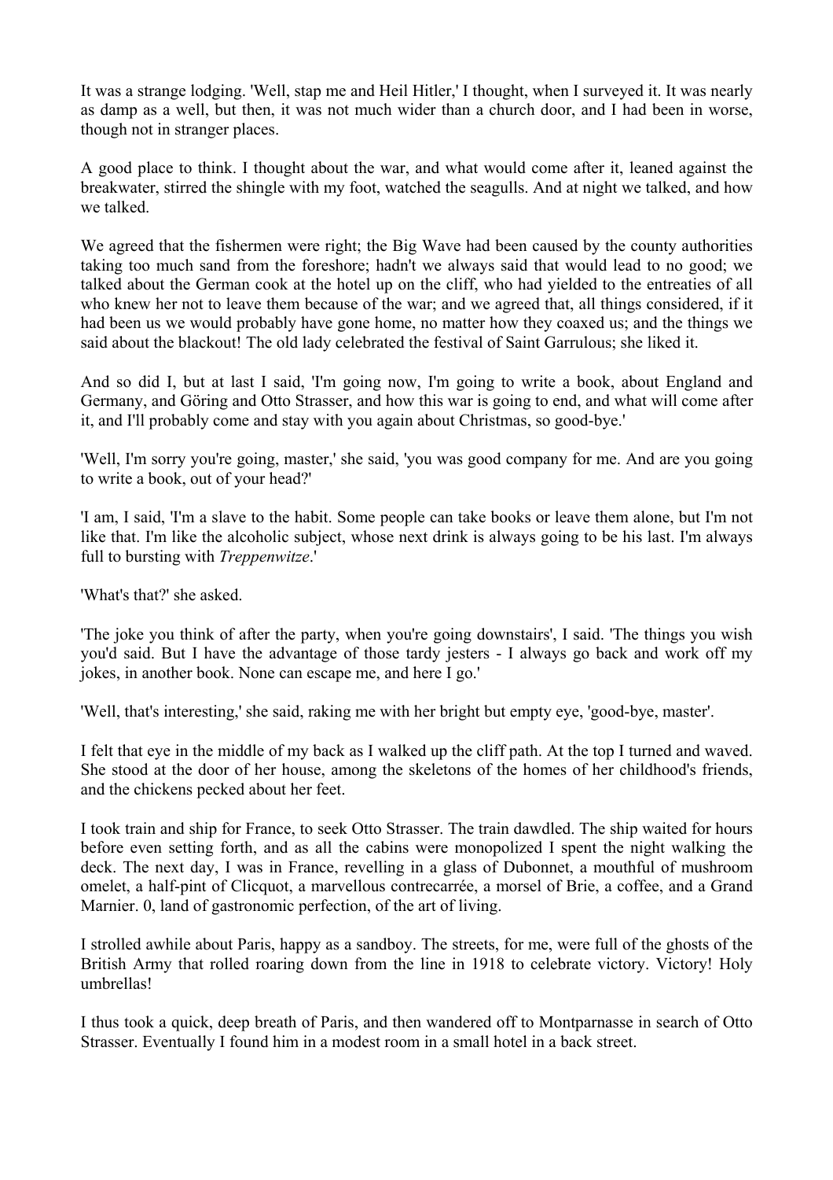It was a strange lodging. 'Well, stap me and Heil Hitler,' I thought, when I surveyed it. It was nearly as damp as a well, but then, it was not much wider than a church door, and I had been in worse, though not in stranger places.

A good place to think. I thought about the war, and what would come after it, leaned against the breakwater, stirred the shingle with my foot, watched the seagulls. And at night we talked, and how we talked.

We agreed that the fishermen were right; the Big Wave had been caused by the county authorities taking too much sand from the foreshore; hadn't we always said that would lead to no good; we talked about the German cook at the hotel up on the cliff, who had yielded to the entreaties of all who knew her not to leave them because of the war; and we agreed that, all things considered, if it had been us we would probably have gone home, no matter how they coaxed us; and the things we said about the blackout! The old lady celebrated the festival of Saint Garrulous; she liked it.

And so did I, but at last I said, 'I'm going now, I'm going to write a book, about England and Germany, and Göring and Otto Strasser, and how this war is going to end, and what will come after it, and I'll probably come and stay with you again about Christmas, so good-bye.'

'Well, I'm sorry you're going, master,' she said, 'you was good company for me. And are you going to write a book, out of your head?'

'I am, I said, 'I'm a slave to the habit. Some people can take books or leave them alone, but I'm not like that. I'm like the alcoholic subject, whose next drink is always going to be his last. I'm always full to bursting with *Treppenwitze*.'

'What's that?' she asked.

'The joke you think of after the party, when you're going downstairs', I said. 'The things you wish you'd said. But I have the advantage of those tardy jesters - I always go back and work off my jokes, in another book. None can escape me, and here I go.'

'Well, that's interesting,' she said, raking me with her bright but empty eye, 'good-bye, master'.

I felt that eye in the middle of my back as I walked up the cliff path. At the top I turned and waved. She stood at the door of her house, among the skeletons of the homes of her childhood's friends, and the chickens pecked about her feet.

I took train and ship for France, to seek Otto Strasser. The train dawdled. The ship waited for hours before even setting forth, and as all the cabins were monopolized I spent the night walking the deck. The next day, I was in France, revelling in a glass of Dubonnet, a mouthful of mushroom omelet, a half-pint of Clicquot, a marvellous contrecarrée, a morsel of Brie, a coffee, and a Grand Marnier. 0, land of gastronomic perfection, of the art of living.

I strolled awhile about Paris, happy as a sandboy. The streets, for me, were full of the ghosts of the British Army that rolled roaring down from the line in 1918 to celebrate victory. Victory! Holy umbrellas!

I thus took a quick, deep breath of Paris, and then wandered off to Montparnasse in search of Otto Strasser. Eventually I found him in a modest room in a small hotel in a back street.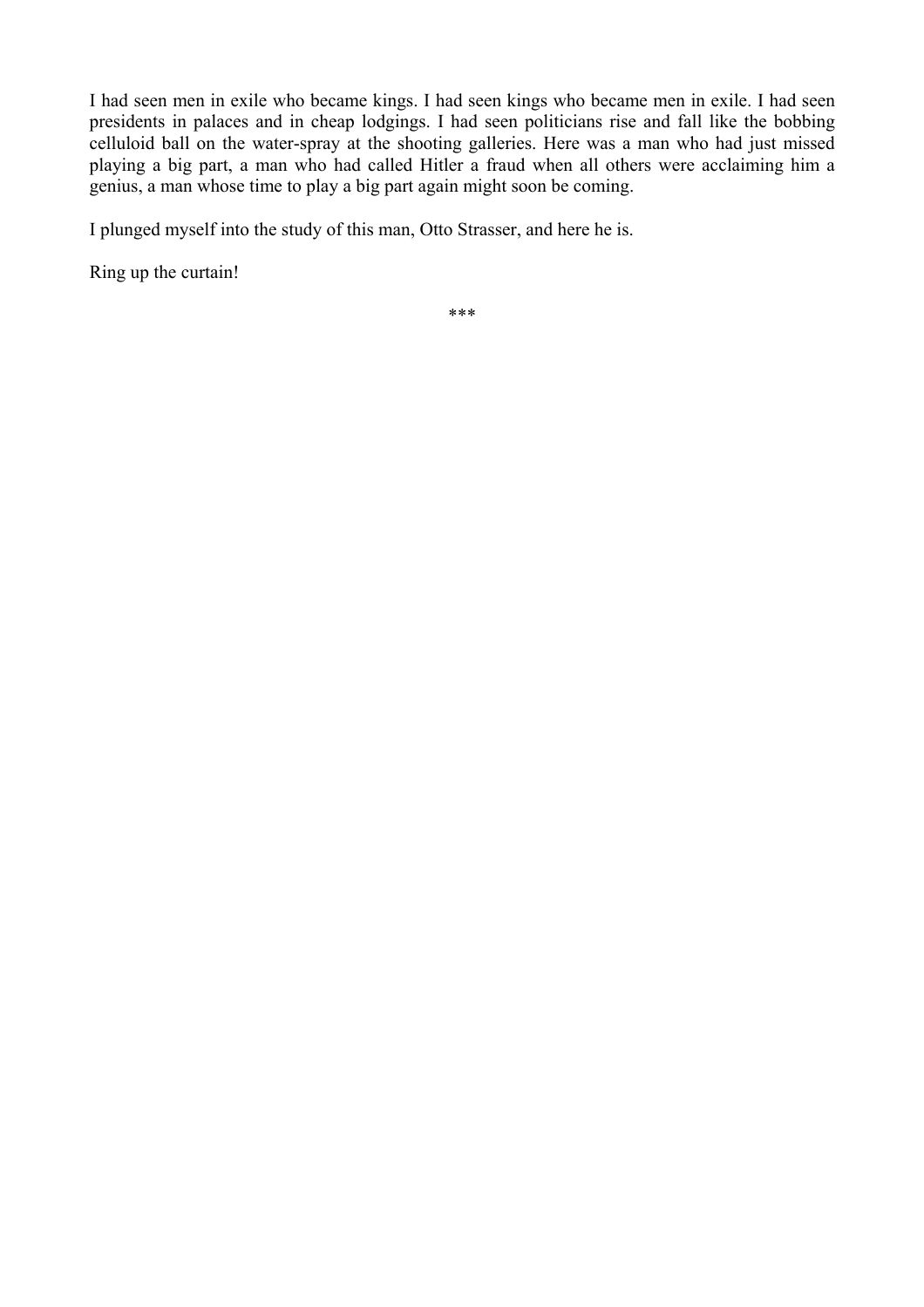I had seen men in exile who became kings. I had seen kings who became men in exile. I had seen presidents in palaces and in cheap lodgings. I had seen politicians rise and fall like the bobbing celluloid ball on the water-spray at the shooting galleries. Here was a man who had just missed playing a big part, a man who had called Hitler a fraud when all others were acclaiming him a genius, a man whose time to play a big part again might soon be coming.

I plunged myself into the study of this man, Otto Strasser, and here he is.

Ring up the curtain!

***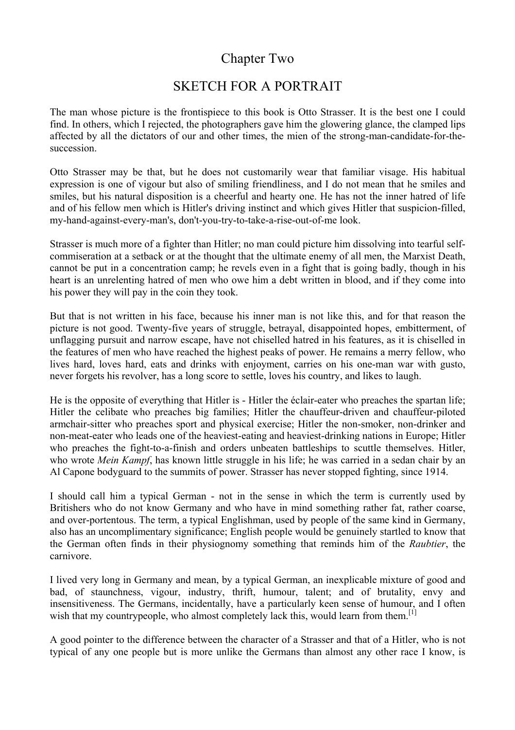# Chapter Two

## SKETCH FOR A PORTRAIT

The man whose picture is the frontispiece to this book is Otto Strasser. It is the best one I could find. In others, which I rejected, the photographers gave him the glowering glance, the clamped lips affected by all the dictators of our and other times, the mien of the strong-man-candidate-for-the-succession.

Otto Strasser may be that, but he does not customarily wear that familiar visage. His habitual expression is one of vigour but also of smiling friendliness, and I do not mean that he smiles and smiles, but his natural disposition is a cheerful and hearty one. He has not the inner hatred of life and of his fellow men which is Hitler's driving instinct and which gives Hitler that suspicion-filled, my-hand-against-every-man's, don't-you-try-to-take-a-rise-out-of-me look.

Strasser is much more of a fighter than Hitler; no man could picture him dissolving into tearful self-commiseration at a setback or at the thought that the ultimate enemy of all men, the Marxist Death, cannot be put in a concentration camp; he revels even in a fight that is going badly, though in his heart is an unrelenting hatred of men who owe him a debt written in blood, and if they come into his power they will pay in the coin they took.

But that is not written in his face, because his inner man is not like this, and for that reason the picture is not good. Twenty-five years of struggle, betrayal, disappointed hopes, embitterment, of unflagging pursuit and narrow escape, have not chiselled hatred in his features, as it is chiselled in the features of men who have reached the highest peaks of power. He remains a merry fellow, who lives hard, loves hard, eats and drinks with enjoyment, carries on his one-man war with gusto, never forgets his revolver, has a long score to settle, loves his country, and likes to laugh.

He is the opposite of everything that Hitler is - Hitler the éclair-eater who preaches the spartan life; Hitler the celibate who preaches big families; Hitler the chauffeur-driven and chauffeur-piloted armchair-sitter who preaches sport and physical exercise; Hitler the non-smoker, non-drinker and non-meat-eater who leads one of the heaviest-eating and heaviest-drinking nations in Europe; Hitler who preaches the fight-to-a-finish and orders unbeaten battleships to scuttle themselves. Hitler, who wrote *Mein Kampf*, has known little struggle in his life; he was carried in a sedan chair by an Al Capone bodyguard to the summits of power. Strasser has never stopped fighting, since 1914.

I should call him a typical German - not in the sense in which the term is currently used by Britishers who do not know Germany and who have in mind something rather fat, rather coarse, and over-portentous. The term, a typical Englishman, used by people of the same kind in Germany, also has an uncomplimentary significance; English people would be genuinely startled to know that the German often finds in their physiognomy something that reminds him of the *Raubtier*, the carnivore.

I lived very long in Germany and mean, by a typical German, an inexplicable mixture of good and bad, of staunchness, vigour, industry, thrift, humour, talent; and of brutality, envy and insensitiveness. The Germans, incidentally, have a particularly keen sense of humour, and I often wish that my countrypeople, who almost completely lack this, would learn from them.[1]

A good pointer to the difference between the character of a Strasser and that of a Hitler, who is not typical of any one people but is more unlike the Germans than almost any other race I know, is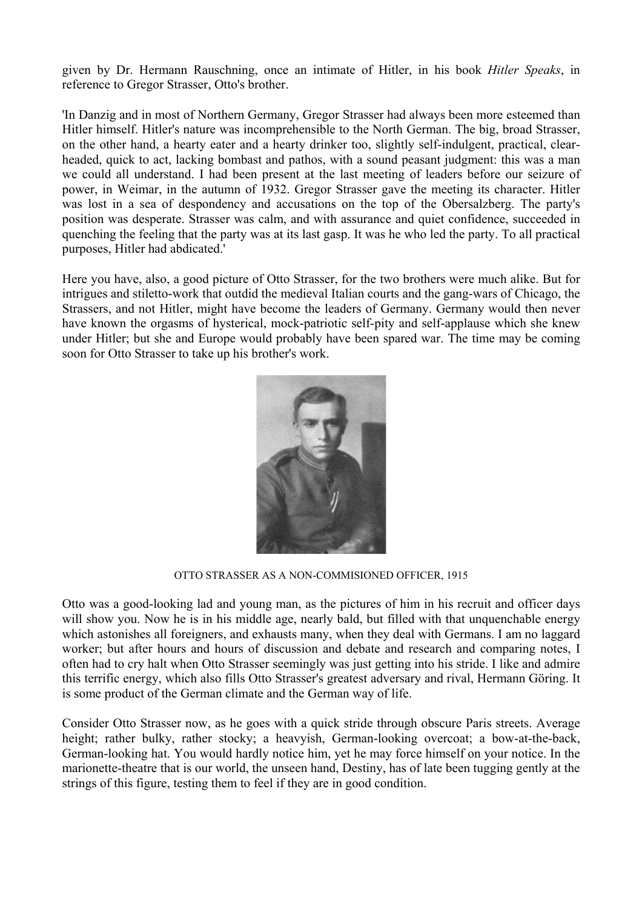given by Dr. Hermann Rauschning, once an intimate of Hitler, in his book *Hitler Speaks*, in reference to Gregor Strasser, Otto's brother.

'In Danzig and in most of Northern Germany, Gregor Strasser had always been more esteemed than Hitler himself. Hitler's nature was incomprehensible to the North German. The big, broad Strasser, on the other hand, a hearty eater and a hearty drinker too, slightly self-indulgent, practical, clear-headed, quick to act, lacking bombast and pathos, with a sound peasant judgment: this was a man we could all understand. I had been present at the last meeting of leaders before our seizure of power, in Weimar, in the autumn of 1932. Gregor Strasser gave the meeting its character. Hitler was lost in a sea of despondency and accusations on the top of the Obersalzberg. The party's position was desperate. Strasser was calm, and with assurance and quiet confidence, succeeded in quenching the feeling that the party was at its last gasp. It was he who led the party. To all practical purposes, Hitler had abdicated.'

Here you have, also, a good picture of Otto Strasser, for the two brothers were much alike. But for intrigues and stiletto-work that outdid the medieval Italian courts and the gang-wars of Chicago, the Strassers, and not Hitler, might have become the leaders of Germany. Germany would then never have known the orgasms of hysterical, mock-patriotic self-pity and self-applause which she knew under Hitler; but she and Europe would probably have been spared war. The time may be coming soon for Otto Strasser to take up his brother's work.

OTTO STRASSER AS A NON-COMMISIONED OFFICER, 1915

Otto was a good-looking lad and young man, as the pictures of him in his recruit and officer days will show you. Now he is in his middle age, nearly bald, but filled with that unquenchable energy which astonishes all foreigners, and exhausts many, when they deal with Germans. I am no laggard worker; but after hours and hours of discussion and debate and research and comparing notes, I often had to cry halt when Otto Strasser seemingly was just getting into his stride. I like and admire this terrific energy, which also fills Otto Strasser's greatest adversary and rival, Hermann Göring. It is some product of the German climate and the German way of life.

Consider Otto Strasser now, as he goes with a quick stride through obscure Paris streets. Average height; rather bulky, rather stocky; a heavyish, German-looking overcoat; a bow-at-the-back, German-looking hat. You would hardly notice him, yet he may force himself on your notice. In the marionette-theatre that is our world, the unseen hand, Destiny, has of late been tugging gently at the strings of this figure, testing them to feel if they are in good condition.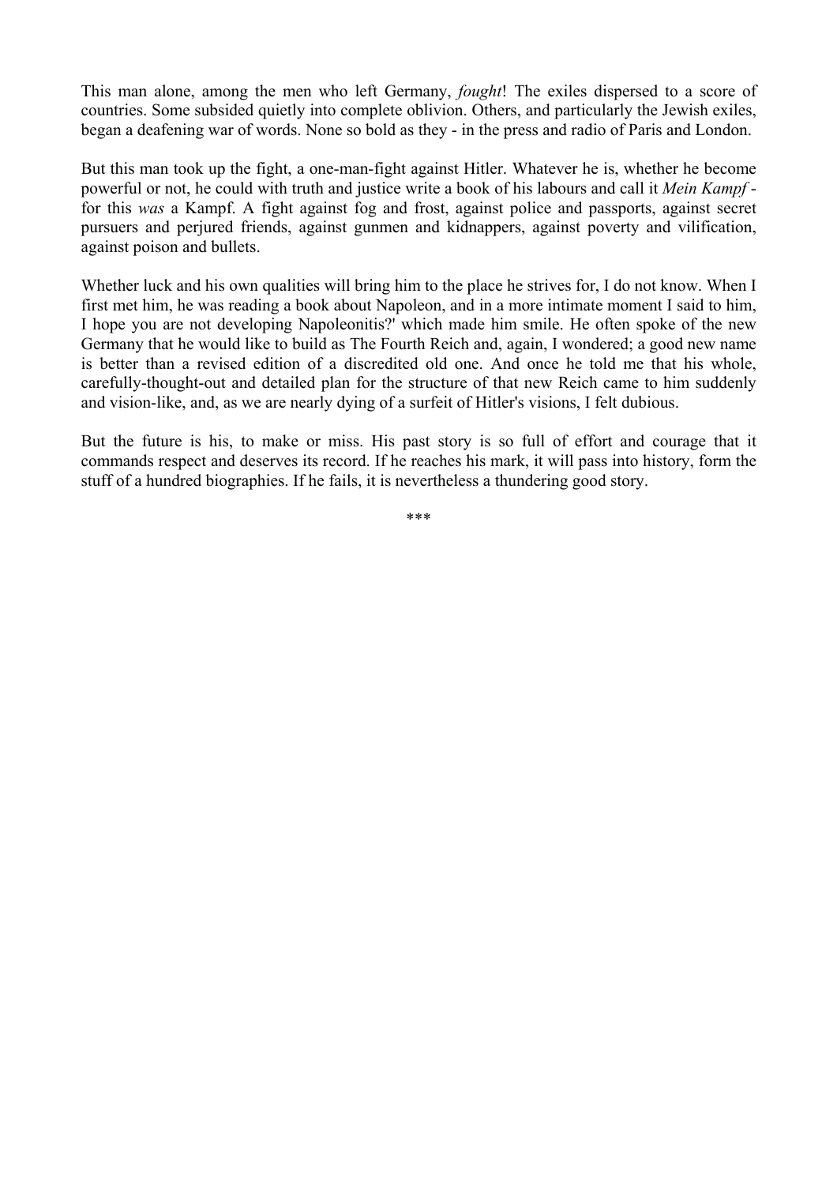This man alone, among the men who left Germany, *fought*! The exiles dispersed to a score of countries. Some subsided quietly into complete oblivion. Others, and particularly the Jewish exiles, began a deafening war of words. None so bold as they - in the press and radio of Paris and London.

But this man took up the fight, a one-man-fight against Hitler. Whatever he is, whether he become powerful or not, he could with truth and justice write a book of his labours and call it *Mein Kampf* - for this *was* a Kampf. A fight against fog and frost, against police and passports, against secret pursuers and perjured friends, against gunmen and kidnappers, against poverty and vilification, against poison and bullets.

Whether luck and his own qualities will bring him to the place he strives for, I do not know. When I first met him, he was reading a book about Napoleon, and in a more intimate moment I said to him, I hope you are not developing Napoleonitis?' which made him smile. He often spoke of the new Germany that he would like to build as The Fourth Reich and, again, I wondered; a good new name is better than a revised edition of a discredited old one. And once he told me that his whole, carefully-thought-out and detailed plan for the structure of that new Reich came to him suddenly and vision-like, and, as we are nearly dying of a surfeit of Hitler's visions, I felt dubious.

But the future is his, to make or miss. His past story is so full of effort and courage that it commands respect and deserves its record. If he reaches his mark, it will pass into history, form the stuff of a hundred biographies. If he fails, it is nevertheless a thundering good story.

***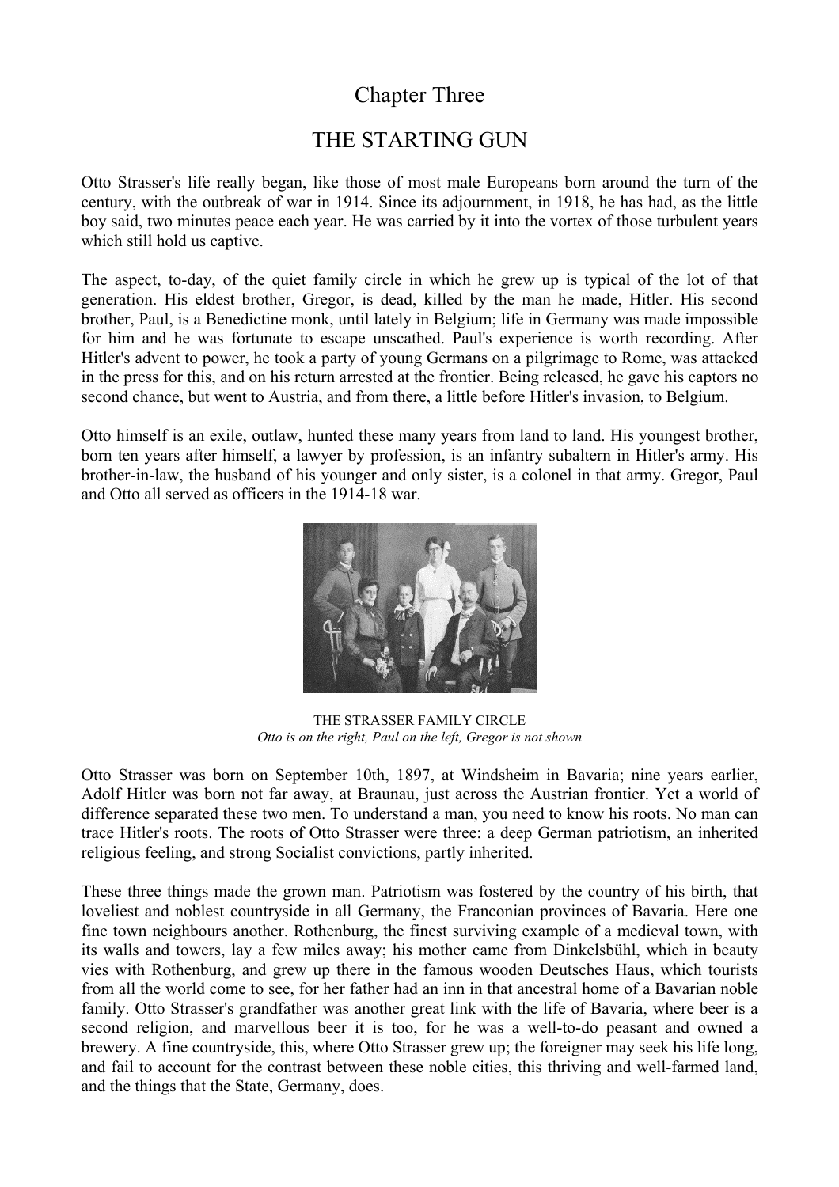# Chapter Three

## THE STARTING GUN

Otto Strasser's life really began, like those of most male Europeans born around the turn of the century, with the outbreak of war in 1914. Since its adjournment, in 1918, he has had, as the little boy said, two minutes peace each year. He was carried by it into the vortex of those turbulent years which still hold us captive.

The aspect, to-day, of the quiet family circle in which he grew up is typical of the lot of that generation. His eldest brother, Gregor, is dead, killed by the man he made, Hitler. His second brother, Paul, is a Benedictine monk, until lately in Belgium; life in Germany was made impossible for him and he was fortunate to escape unscathed. Paul's experience is worth recording. After Hitler's advent to power, he took a party of young Germans on a pilgrimage to Rome, was attacked in the press for this, and on his return arrested at the frontier. Being released, he gave his captors no second chance, but went to Austria, and from there, a little before Hitler's invasion, to Belgium.

Otto himself is an exile, outlaw, hunted these many years from land to land. His youngest brother, born ten years after himself, a lawyer by profession, is an infantry subaltern in Hitler's army. His brother-in-law, the husband of his younger and only sister, is a colonel in that army. Gregor, Paul and Otto all served as officers in the 1914-18 war.

THE STRASSER FAMILY CIRCLE
*Otto is on the right, Paul on the left, Gregor is not shown*

Otto Strasser was born on September 10th, 1897, at Windsheim in Bavaria; nine years earlier, Adolf Hitler was born not far away, at Braunau, just across the Austrian frontier. Yet a world of difference separated these two men. To understand a man, you need to know his roots. No man can trace Hitler's roots. The roots of Otto Strasser were three: a deep German patriotism, an inherited religious feeling, and strong Socialist convictions, partly inherited.

These three things made the grown man. Patriotism was fostered by the country of his birth, that loveliest and noblest countryside in all Germany, the Franconian provinces of Bavaria. Here one fine town neighbours another. Rothenburg, the finest surviving example of a medieval town, with its walls and towers, lay a few miles away; his mother came from Dinkelsbühl, which in beauty vies with Rothenburg, and grew up there in the famous wooden Deutsches Haus, which tourists from all the world come to see, for her father had an inn in that ancestral home of a Bavarian noble family. Otto Strasser's grandfather was another great link with the life of Bavaria, where beer is a second religion, and marvellous beer it is too, for he was a well-to-do peasant and owned a brewery. A fine countryside, this, where Otto Strasser grew up; the foreigner may seek his life long, and fail to account for the contrast between these noble cities, this thriving and well-farmed land, and the things that the State, Germany, does.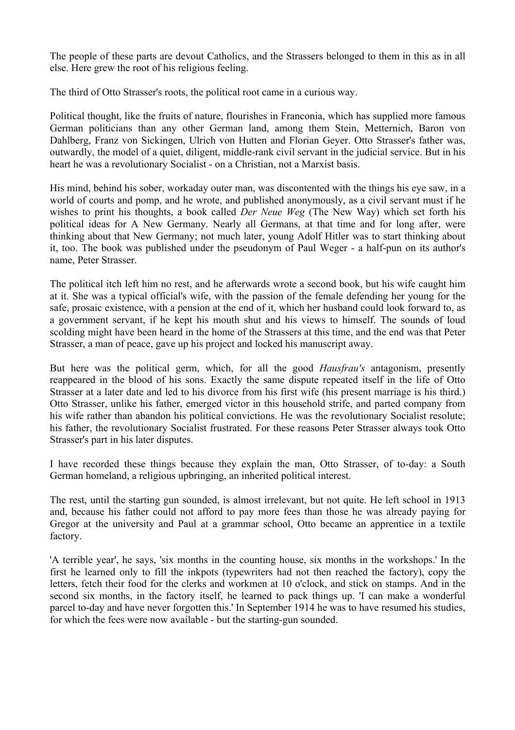The people of these parts are devout Catholics, and the Strassers belonged to them in this as in all else. Here grew the root of his religious feeling.

The third of Otto Strasser's roots, the political root came in a curious way.

Political thought, like the fruits of nature, flourishes in Franconia, which has supplied more famous German politicians than any other German land, among them Stein, Metternich, Baron von Dahlberg, Franz von Sickingen, Ulrich von Hutten and Florian Geyer. Otto Strasser's father was, outwardly, the model of a quiet, diligent, middle-rank civil servant in the judicial service. But in his heart he was a revolutionary Socialist - on a Christian, not a Marxist basis.

His mind, behind his sober, workaday outer man, was discontented with the things his eye saw, in a world of courts and pomp, and he wrote, and published anonymously, as a civil servant must if he wishes to print his thoughts, a book called *Der Neue Weg* (The New Way) which set forth his political ideas for A New Germany. Nearly all Germans, at that time and for long after, were thinking about that New Germany; not much later, young Adolf Hitler was to start thinking about it, too. The book was published under the pseudonym of Paul Weger - a half-pun on its author's name, Peter Strasser.

The political itch left him no rest, and he afterwards wrote a second book, but his wife caught him at it. She was a typical official's wife, with the passion of the female defending her young for the safe, prosaic existence, with a pension at the end of it, which her husband could look forward to, as a government servant, if he kept his mouth shut and his views to himself. The sounds of loud scolding might have been heard in the home of the Strassers at this time, and the end was that Peter Strasser, a man of peace, gave up his project and locked his manuscript away.

But here was the political germ, which, for all the good *Hausfrau's* antagonism, presently reappeared in the blood of his sons. Exactly the same dispute repeated itself in the life of Otto Strasser at a later date and led to his divorce from his first wife (his present marriage is his third.) Otto Strasser, unlike his father, emerged victor in this household strife, and parted company from his wife rather than abandon his political convictions. He was the revolutionary Socialist resolute; his father, the revolutionary Socialist frustrated. For these reasons Peter Strasser always took Otto Strasser's part in his later disputes.

I have recorded these things because they explain the man, Otto Strasser, of to-day: a South German homeland, a religious upbringing, an inherited political interest.

The rest, until the starting gun sounded, is almost irrelevant, but not quite. He left school in 1913 and, because his father could not afford to pay more fees than those he was already paying for Gregor at the university and Paul at a grammar school, Otto became an apprentice in a textile factory.

'A terrible year', he says, 'six months in the counting house, six months in the workshops.' In the first he learned only to fill the inkpots (typewriters had not then reached the factory), copy the letters, fetch their food for the clerks and workmen at 10 o'clock, and stick on stamps. And in the second six months, in the factory itself, he learned to pack things up. 'I can make a wonderful parcel to-day and have never forgotten this.' In September 1914 he was to have resumed his studies, for which the fees were now available - but the starting-gun sounded.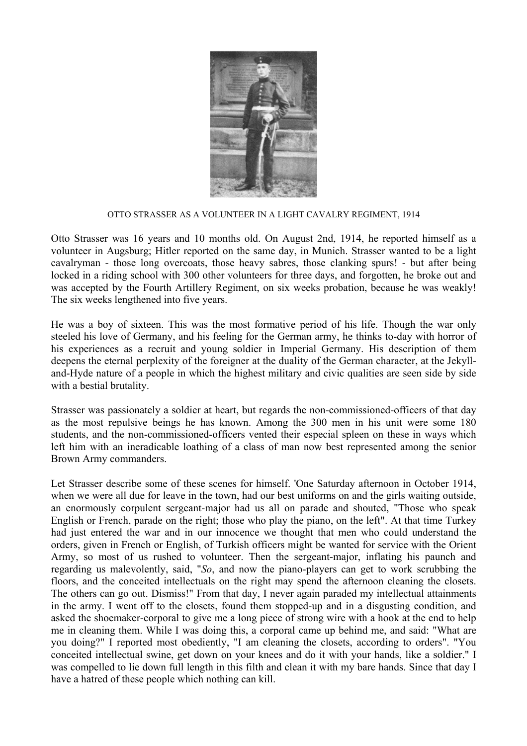OTTO STRASSER AS A VOLUNTEER IN A LIGHT CAVALRY REGIMENT, 1914

Otto Strasser was 16 years and 10 months old. On August 2nd, 1914, he reported himself as a volunteer in Augsburg; Hitler reported on the same day, in Munich. Strasser wanted to be a light cavalryman - those long overcoats, those heavy sabres, those clanking spurs! - but after being locked in a riding school with 300 other volunteers for three days, and forgotten, he broke out and was accepted by the Fourth Artillery Regiment, on six weeks probation, because he was weakly! The six weeks lengthened into five years.

He was a boy of sixteen. This was the most formative period of his life. Though the war only steeled his love of Germany, and his feeling for the German army, he thinks to-day with horror of his experiences as a recruit and young soldier in Imperial Germany. His description of them deepens the eternal perplexity of the foreigner at the duality of the German character, at the Jekyll-and-Hyde nature of a people in which the highest military and civic qualities are seen side by side with a bestial brutality.

Strasser was passionately a soldier at heart, but regards the non-commissioned-officers of that day as the most repulsive beings he has known. Among the 300 men in his unit were some 180 students, and the non-commissioned-officers vented their especial spleen on these in ways which left him with an ineradicable loathing of a class of man now best represented among the senior Brown Army commanders.

Let Strasser describe some of these scenes for himself. 'One Saturday afternoon in October 1914, when we were all due for leave in the town, had our best uniforms on and the girls waiting outside, an enormously corpulent sergeant-major had us all on parade and shouted, "Those who speak English or French, parade on the right; those who play the piano, on the left". At that time Turkey had just entered the war and in our innocence we thought that men who could understand the orders, given in French or English, of Turkish officers might be wanted for service with the Orient Army, so most of us rushed to volunteer. Then the sergeant-major, inflating his paunch and regarding us malevolently, said, "*So*, and now the piano-players can get to work scrubbing the floors, and the conceited intellectuals on the right may spend the afternoon cleaning the closets. The others can go out. Dismiss!" From that day, I never again paraded my intellectual attainments in the army. I went off to the closets, found them stopped-up and in a disgusting condition, and asked the shoemaker-corporal to give me a long piece of strong wire with a hook at the end to help me in cleaning them. While I was doing this, a corporal came up behind me, and said: "What are you doing?" I reported most obediently, "I am cleaning the closets, according to orders". "You conceited intellectual swine, get down on your knees and do it with your hands, like a soldier." I was compelled to lie down full length in this filth and clean it with my bare hands. Since that day I have a hatred of these people which nothing can kill.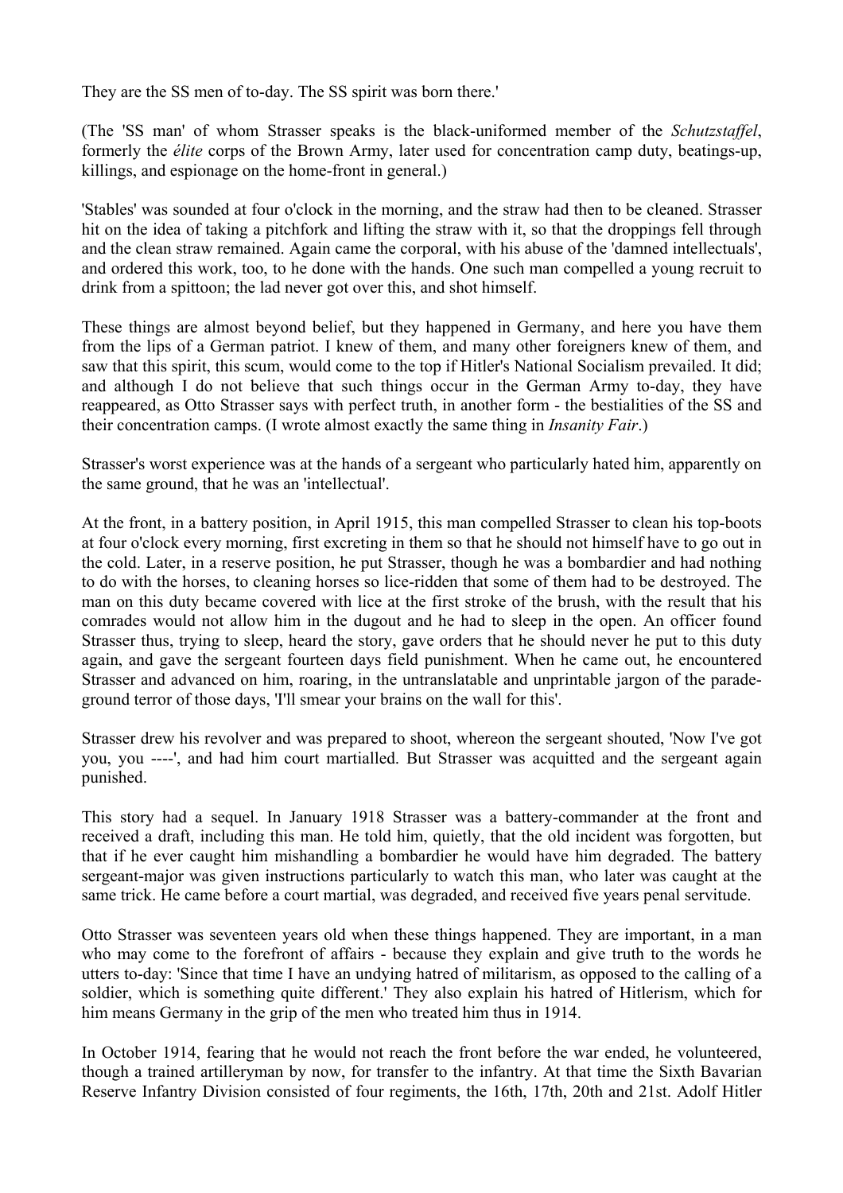They are the SS men of to-day. The SS spirit was born there.'

(The 'SS man' of whom Strasser speaks is the black-uniformed member of the *Schutzstaffel*, formerly the *élite* corps of the Brown Army, later used for concentration camp duty, beatings-up, killings, and espionage on the home-front in general.)

'Stables' was sounded at four o'clock in the morning, and the straw had then to be cleaned. Strasser hit on the idea of taking a pitchfork and lifting the straw with it, so that the droppings fell through and the clean straw remained. Again came the corporal, with his abuse of the 'damned intellectuals', and ordered this work, too, to he done with the hands. One such man compelled a young recruit to drink from a spittoon; the lad never got over this, and shot himself.

These things are almost beyond belief, but they happened in Germany, and here you have them from the lips of a German patriot. I knew of them, and many other foreigners knew of them, and saw that this spirit, this scum, would come to the top if Hitler's National Socialism prevailed. It did; and although I do not believe that such things occur in the German Army to-day, they have reappeared, as Otto Strasser says with perfect truth, in another form - the bestialities of the SS and their concentration camps. (I wrote almost exactly the same thing in *Insanity Fair*.)

Strasser's worst experience was at the hands of a sergeant who particularly hated him, apparently on the same ground, that he was an 'intellectual'.

At the front, in a battery position, in April 1915, this man compelled Strasser to clean his top-boots at four o'clock every morning, first excreting in them so that he should not himself have to go out in the cold. Later, in a reserve position, he put Strasser, though he was a bombardier and had nothing to do with the horses, to cleaning horses so lice-ridden that some of them had to be destroyed. The man on this duty became covered with lice at the first stroke of the brush, with the result that his comrades would not allow him in the dugout and he had to sleep in the open. An officer found Strasser thus, trying to sleep, heard the story, gave orders that he should never he put to this duty again, and gave the sergeant fourteen days field punishment. When he came out, he encountered Strasser and advanced on him, roaring, in the untranslatable and unprintable jargon of the parade-ground terror of those days, 'I'll smear your brains on the wall for this'.

Strasser drew his revolver and was prepared to shoot, whereon the sergeant shouted, 'Now I've got you, you ----', and had him court martialled. But Strasser was acquitted and the sergeant again punished.

This story had a sequel. In January 1918 Strasser was a battery-commander at the front and received a draft, including this man. He told him, quietly, that the old incident was forgotten, but that if he ever caught him mishandling a bombardier he would have him degraded. The battery sergeant-major was given instructions particularly to watch this man, who later was caught at the same trick. He came before a court martial, was degraded, and received five years penal servitude.

Otto Strasser was seventeen years old when these things happened. They are important, in a man who may come to the forefront of affairs - because they explain and give truth to the words he utters to-day: 'Since that time I have an undying hatred of militarism, as opposed to the calling of a soldier, which is something quite different.' They also explain his hatred of Hitlerism, which for him means Germany in the grip of the men who treated him thus in 1914.

In October 1914, fearing that he would not reach the front before the war ended, he volunteered, though a trained artilleryman by now, for transfer to the infantry. At that time the Sixth Bavarian Reserve Infantry Division consisted of four regiments, the 16th, 17th, 20th and 21st. Adolf Hitler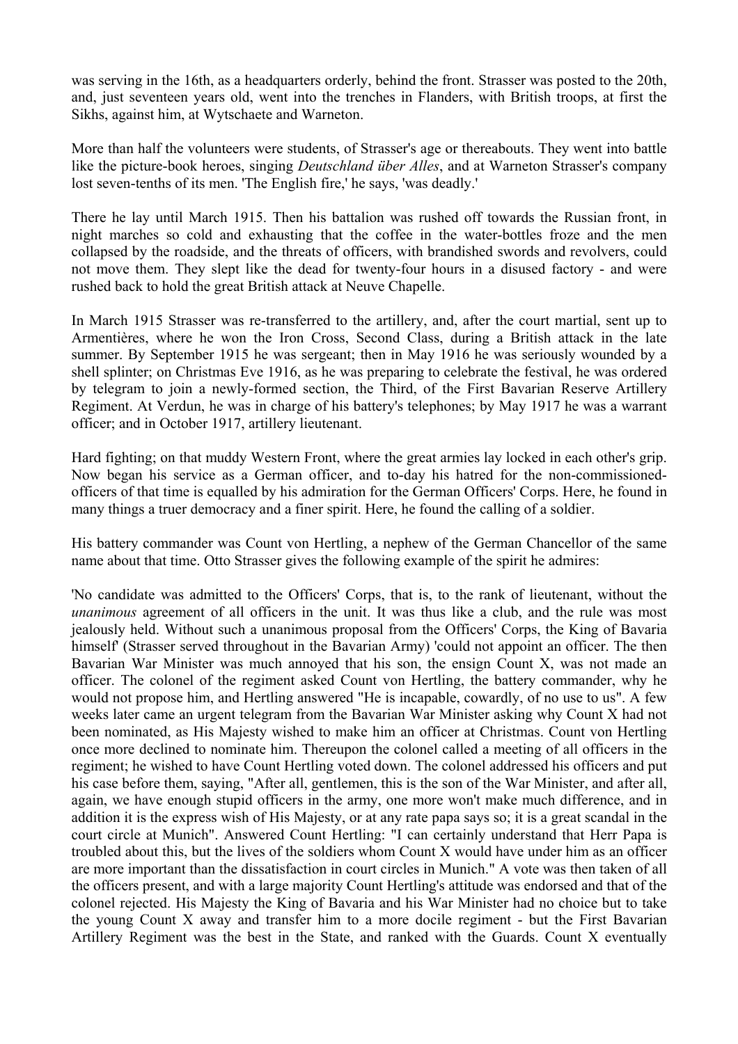was serving in the 16th, as a headquarters orderly, behind the front. Strasser was posted to the 20th, and, just seventeen years old, went into the trenches in Flanders, with British troops, at first the Sikhs, against him, at Wytschaete and Warneton.

More than half the volunteers were students, of Strasser's age or thereabouts. They went into battle like the picture-book heroes, singing *Deutschland über Alles*, and at Warneton Strasser's company lost seven-tenths of its men. 'The English fire,' he says, 'was deadly.'

There he lay until March 1915. Then his battalion was rushed off towards the Russian front, in night marches so cold and exhausting that the coffee in the water-bottles froze and the men collapsed by the roadside, and the threats of officers, with brandished swords and revolvers, could not move them. They slept like the dead for twenty-four hours in a disused factory - and were rushed back to hold the great British attack at Neuve Chapelle.

In March 1915 Strasser was re-transferred to the artillery, and, after the court martial, sent up to Armentières, where he won the Iron Cross, Second Class, during a British attack in the late summer. By September 1915 he was sergeant; then in May 1916 he was seriously wounded by a shell splinter; on Christmas Eve 1916, as he was preparing to celebrate the festival, he was ordered by telegram to join a newly-formed section, the Third, of the First Bavarian Reserve Artillery Regiment. At Verdun, he was in charge of his battery's telephones; by May 1917 he was a warrant officer; and in October 1917, artillery lieutenant.

Hard fighting; on that muddy Western Front, where the great armies lay locked in each other's grip. Now began his service as a German officer, and to-day his hatred for the non-commissioned-officers of that time is equalled by his admiration for the German Officers' Corps. Here, he found in many things a truer democracy and a finer spirit. Here, he found the calling of a soldier.

His battery commander was Count von Hertling, a nephew of the German Chancellor of the same name about that time. Otto Strasser gives the following example of the spirit he admires:

'No candidate was admitted to the Officers' Corps, that is, to the rank of lieutenant, without the *unanimous* agreement of all officers in the unit. It was thus like a club, and the rule was most jealously held. Without such a unanimous proposal from the Officers' Corps, the King of Bavaria himself' (Strasser served throughout in the Bavarian Army) 'could not appoint an officer. The then Bavarian War Minister was much annoyed that his son, the ensign Count X, was not made an officer. The colonel of the regiment asked Count von Hertling, the battery commander, why he would not propose him, and Hertling answered "He is incapable, cowardly, of no use to us". A few weeks later came an urgent telegram from the Bavarian War Minister asking why Count X had not been nominated, as His Majesty wished to make him an officer at Christmas. Count von Hertling once more declined to nominate him. Thereupon the colonel called a meeting of all officers in the regiment; he wished to have Count Hertling voted down. The colonel addressed his officers and put his case before them, saying, "After all, gentlemen, this is the son of the War Minister, and after all, again, we have enough stupid officers in the army, one more won't make much difference, and in addition it is the express wish of His Majesty, or at any rate papa says so; it is a great scandal in the court circle at Munich". Answered Count Hertling: "I can certainly understand that Herr Papa is troubled about this, but the lives of the soldiers whom Count X would have under him as an officer are more important than the dissatisfaction in court circles in Munich." A vote was then taken of all the officers present, and with a large majority Count Hertling's attitude was endorsed and that of the colonel rejected. His Majesty the King of Bavaria and his War Minister had no choice but to take the young Count X away and transfer him to a more docile regiment - but the First Bavarian Artillery Regiment was the best in the State, and ranked with the Guards. Count X eventually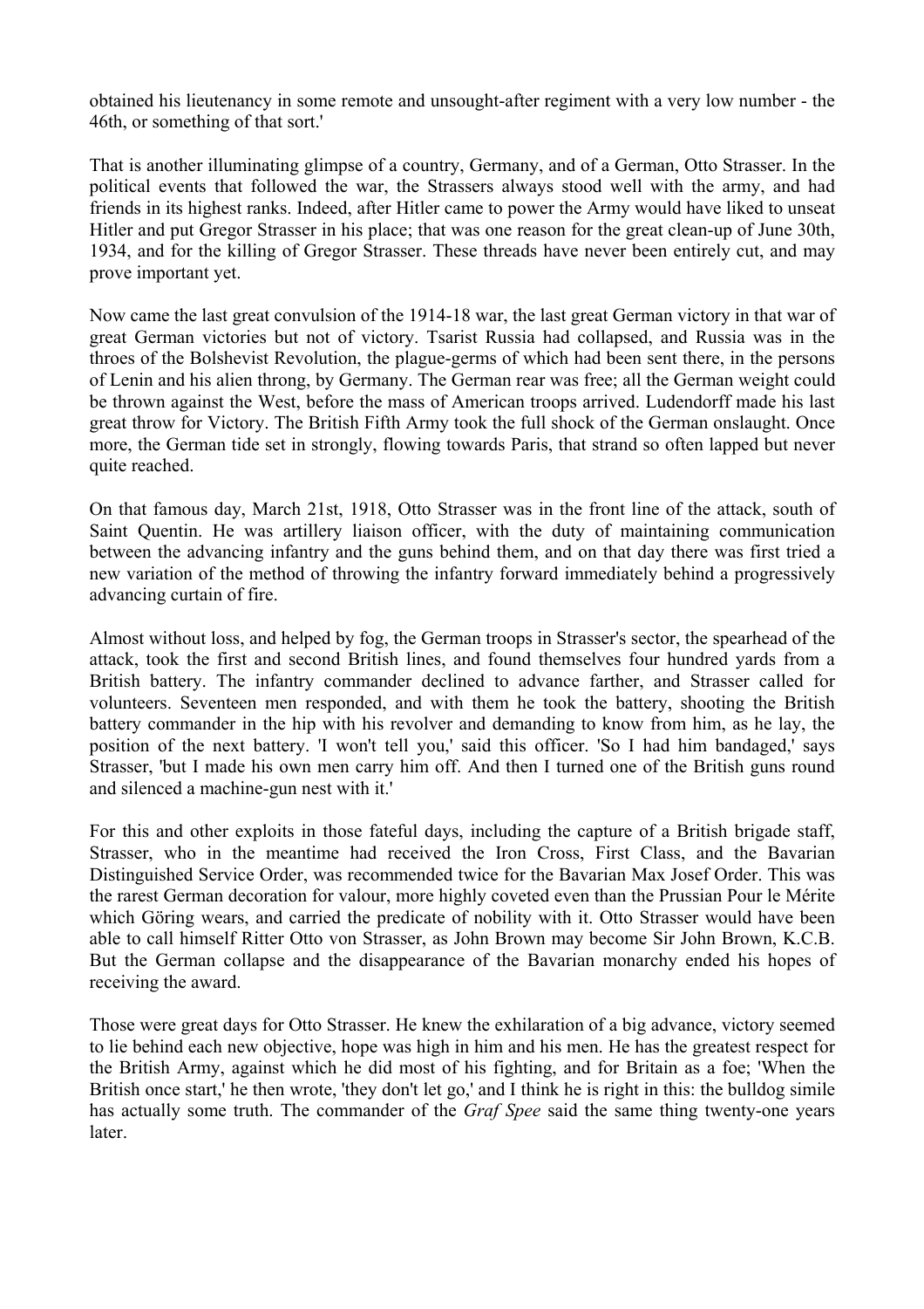obtained his lieutenancy in some remote and unsought-after regiment with a very low number - the 46th, or something of that sort.'

That is another illuminating glimpse of a country, Germany, and of a German, Otto Strasser. In the political events that followed the war, the Strassers always stood well with the army, and had friends in its highest ranks. Indeed, after Hitler came to power the Army would have liked to unseat Hitler and put Gregor Strasser in his place; that was one reason for the great clean-up of June 30th, 1934, and for the killing of Gregor Strasser. These threads have never been entirely cut, and may prove important yet.

Now came the last great convulsion of the 1914-18 war, the last great German victory in that war of great German victories but not of victory. Tsarist Russia had collapsed, and Russia was in the throes of the Bolshevist Revolution, the plague-germs of which had been sent there, in the persons of Lenin and his alien throng, by Germany. The German rear was free; all the German weight could be thrown against the West, before the mass of American troops arrived. Ludendorff made his last great throw for Victory. The British Fifth Army took the full shock of the German onslaught. Once more, the German tide set in strongly, flowing towards Paris, that strand so often lapped but never quite reached.

On that famous day, March 21st, 1918, Otto Strasser was in the front line of the attack, south of Saint Quentin. He was artillery liaison officer, with the duty of maintaining communication between the advancing infantry and the guns behind them, and on that day there was first tried a new variation of the method of throwing the infantry forward immediately behind a progressively advancing curtain of fire.

Almost without loss, and helped by fog, the German troops in Strasser's sector, the spearhead of the attack, took the first and second British lines, and found themselves four hundred yards from a British battery. The infantry commander declined to advance farther, and Strasser called for volunteers. Seventeen men responded, and with them he took the battery, shooting the British battery commander in the hip with his revolver and demanding to know from him, as he lay, the position of the next battery. 'I won't tell you,' said this officer. 'So I had him bandaged,' says Strasser, 'but I made his own men carry him off. And then I turned one of the British guns round and silenced a machine-gun nest with it.'

For this and other exploits in those fateful days, including the capture of a British brigade staff, Strasser, who in the meantime had received the Iron Cross, First Class, and the Bavarian Distinguished Service Order, was recommended twice for the Bavarian Max Josef Order. This was the rarest German decoration for valour, more highly coveted even than the Prussian Pour le Mérite which Göring wears, and carried the predicate of nobility with it. Otto Strasser would have been able to call himself Ritter Otto von Strasser, as John Brown may become Sir John Brown, K.C.B. But the German collapse and the disappearance of the Bavarian monarchy ended his hopes of receiving the award.

Those were great days for Otto Strasser. He knew the exhilaration of a big advance, victory seemed to lie behind each new objective, hope was high in him and his men. He has the greatest respect for the British Army, against which he did most of his fighting, and for Britain as a foe; 'When the British once start,' he then wrote, 'they don't let go,' and I think he is right in this: the bulldog simile has actually some truth. The commander of the *Graf Spee* said the same thing twenty-one years later.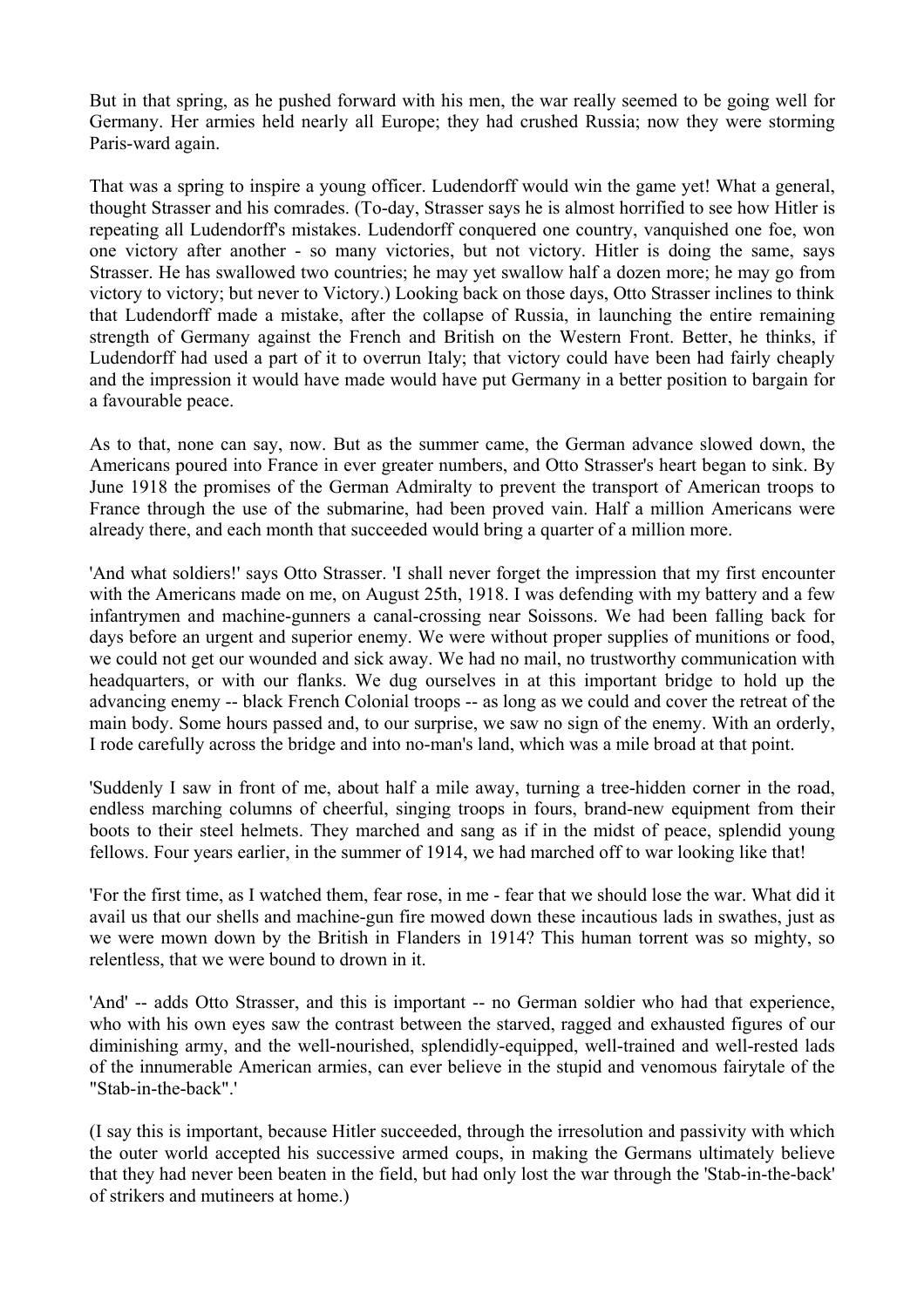But in that spring, as he pushed forward with his men, the war really seemed to be going well for Germany. Her armies held nearly all Europe; they had crushed Russia; now they were storming Paris-ward again.

That was a spring to inspire a young officer. Ludendorff would win the game yet! What a general, thought Strasser and his comrades. (To-day, Strasser says he is almost horrified to see how Hitler is repeating all Ludendorff's mistakes. Ludendorff conquered one country, vanquished one foe, won one victory after another - so many victories, but not victory. Hitler is doing the same, says Strasser. He has swallowed two countries; he may yet swallow half a dozen more; he may go from victory to victory; but never to Victory.) Looking back on those days, Otto Strasser inclines to think that Ludendorff made a mistake, after the collapse of Russia, in launching the entire remaining strength of Germany against the French and British on the Western Front. Better, he thinks, if Ludendorff had used a part of it to overrun Italy; that victory could have been had fairly cheaply and the impression it would have made would have put Germany in a better position to bargain for a favourable peace.

As to that, none can say, now. But as the summer came, the German advance slowed down, the Americans poured into France in ever greater numbers, and Otto Strasser's heart began to sink. By June 1918 the promises of the German Admiralty to prevent the transport of American troops to France through the use of the submarine, had been proved vain. Half a million Americans were already there, and each month that succeeded would bring a quarter of a million more.

'And what soldiers!' says Otto Strasser. 'I shall never forget the impression that my first encounter with the Americans made on me, on August 25th, 1918. I was defending with my battery and a few infantrymen and machine-gunners a canal-crossing near Soissons. We had been falling back for days before an urgent and superior enemy. We were without proper supplies of munitions or food, we could not get our wounded and sick away. We had no mail, no trustworthy communication with headquarters, or with our flanks. We dug ourselves in at this important bridge to hold up the advancing enemy -- black French Colonial troops -- as long as we could and cover the retreat of the main body. Some hours passed and, to our surprise, we saw no sign of the enemy. With an orderly, I rode carefully across the bridge and into no-man's land, which was a mile broad at that point.

'Suddenly I saw in front of me, about half a mile away, turning a tree-hidden corner in the road, endless marching columns of cheerful, singing troops in fours, brand-new equipment from their boots to their steel helmets. They marched and sang as if in the midst of peace, splendid young fellows. Four years earlier, in the summer of 1914, we had marched off to war looking like that!

'For the first time, as I watched them, fear rose, in me - fear that we should lose the war. What did it avail us that our shells and machine-gun fire mowed down these incautious lads in swathes, just as we were mown down by the British in Flanders in 1914? This human torrent was so mighty, so relentless, that we were bound to drown in it.

'And' -- adds Otto Strasser, and this is important -- no German soldier who had that experience, who with his own eyes saw the contrast between the starved, ragged and exhausted figures of our diminishing army, and the well-nourished, splendidly-equipped, well-trained and well-rested lads of the innumerable American armies, can ever believe in the stupid and venomous fairytale of the "Stab-in-the-back".'

(I say this is important, because Hitler succeeded, through the irresolution and passivity with which the outer world accepted his successive armed coups, in making the Germans ultimately believe that they had never been beaten in the field, but had only lost the war through the 'Stab-in-the-back' of strikers and mutineers at home.)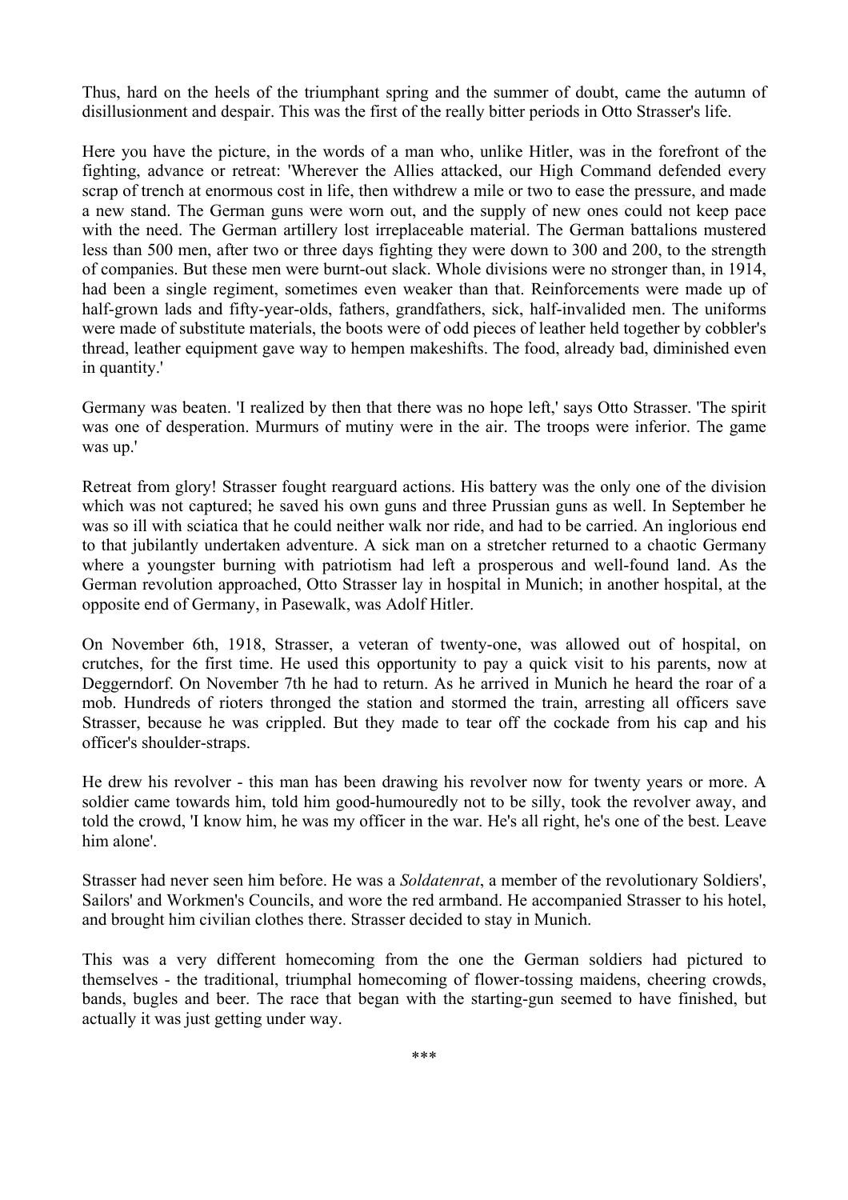Thus, hard on the heels of the triumphant spring and the summer of doubt, came the autumn of disillusionment and despair. This was the first of the really bitter periods in Otto Strasser's life.

Here you have the picture, in the words of a man who, unlike Hitler, was in the forefront of the fighting, advance or retreat: 'Wherever the Allies attacked, our High Command defended every scrap of trench at enormous cost in life, then withdrew a mile or two to ease the pressure, and made a new stand. The German guns were worn out, and the supply of new ones could not keep pace with the need. The German artillery lost irreplaceable material. The German battalions mustered less than 500 men, after two or three days fighting they were down to 300 and 200, to the strength of companies. But these men were burnt-out slack. Whole divisions were no stronger than, in 1914, had been a single regiment, sometimes even weaker than that. Reinforcements were made up of half-grown lads and fifty-year-olds, fathers, grandfathers, sick, half-invalided men. The uniforms were made of substitute materials, the boots were of odd pieces of leather held together by cobbler's thread, leather equipment gave way to hempen makeshifts. The food, already bad, diminished even in quantity.'

Germany was beaten. 'I realized by then that there was no hope left,' says Otto Strasser. 'The spirit was one of desperation. Murmurs of mutiny were in the air. The troops were inferior. The game was up.'

Retreat from glory! Strasser fought rearguard actions. His battery was the only one of the division which was not captured; he saved his own guns and three Prussian guns as well. In September he was so ill with sciatica that he could neither walk nor ride, and had to be carried. An inglorious end to that jubilantly undertaken adventure. A sick man on a stretcher returned to a chaotic Germany where a youngster burning with patriotism had left a prosperous and well-found land. As the German revolution approached, Otto Strasser lay in hospital in Munich; in another hospital, at the opposite end of Germany, in Pasewalk, was Adolf Hitler.

On November 6th, 1918, Strasser, a veteran of twenty-one, was allowed out of hospital, on crutches, for the first time. He used this opportunity to pay a quick visit to his parents, now at Deggerndorf. On November 7th he had to return. As he arrived in Munich he heard the roar of a mob. Hundreds of rioters thronged the station and stormed the train, arresting all officers save Strasser, because he was crippled. But they made to tear off the cockade from his cap and his officer's shoulder-straps.

He drew his revolver - this man has been drawing his revolver now for twenty years or more. A soldier came towards him, told him good-humouredly not to be silly, took the revolver away, and told the crowd, 'I know him, he was my officer in the war. He's all right, he's one of the best. Leave him alone'.

Strasser had never seen him before. He was a *Soldatenrat*, a member of the revolutionary Soldiers', Sailors' and Workmen's Councils, and wore the red armband. He accompanied Strasser to his hotel, and brought him civilian clothes there. Strasser decided to stay in Munich.

This was a very different homecoming from the one the German soldiers had pictured to themselves - the traditional, triumphal homecoming of flower-tossing maidens, cheering crowds, bands, bugles and beer. The race that began with the starting-gun seemed to have finished, but actually it was just getting under way.

\*\*\*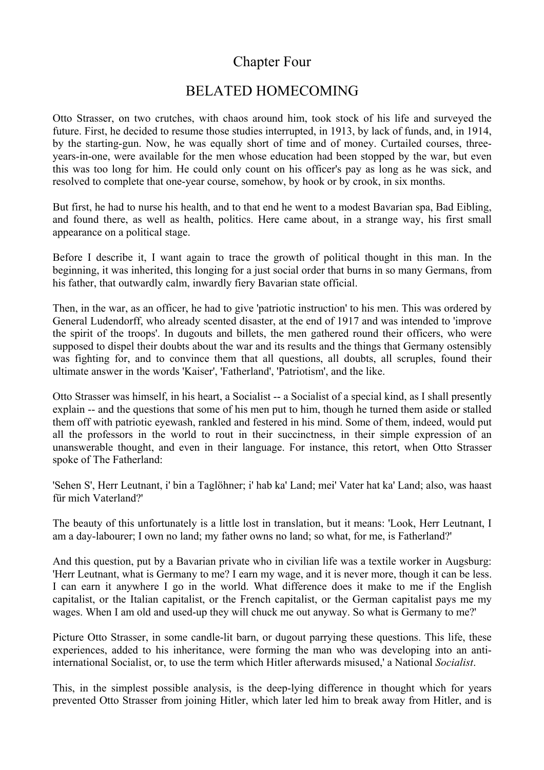## Chapter Four

## BELATED HOMECOMING

Otto Strasser, on two crutches, with chaos around him, took stock of his life and surveyed the future. First, he decided to resume those studies interrupted, in 1913, by lack of funds, and, in 1914, by the starting-gun. Now, he was equally short of time and of money. Curtailed courses, three-years-in-one, were available for the men whose education had been stopped by the war, but even this was too long for him. He could only count on his officer's pay as long as he was sick, and resolved to complete that one-year course, somehow, by hook or by crook, in six months.

But first, he had to nurse his health, and to that end he went to a modest Bavarian spa, Bad Eibling, and found there, as well as health, politics. Here came about, in a strange way, his first small appearance on a political stage.

Before I describe it, I want again to trace the growth of political thought in this man. In the beginning, it was inherited, this longing for a just social order that burns in so many Germans, from his father, that outwardly calm, inwardly fiery Bavarian state official.

Then, in the war, as an officer, he had to give 'patriotic instruction' to his men. This was ordered by General Ludendorff, who already scented disaster, at the end of 1917 and was intended to 'improve the spirit of the troops'. In dugouts and billets, the men gathered round their officers, who were supposed to dispel their doubts about the war and its results and the things that Germany ostensibly was fighting for, and to convince them that all questions, all doubts, all scruples, found their ultimate answer in the words 'Kaiser', 'Fatherland', 'Patriotism', and the like.

Otto Strasser was himself, in his heart, a Socialist -- a Socialist of a special kind, as I shall presently explain -- and the questions that some of his men put to him, though he turned them aside or stalled them off with patriotic eyewash, rankled and festered in his mind. Some of them, indeed, would put all the professors in the world to rout in their succinctness, in their simple expression of an unanswerable thought, and even in their language. For instance, this retort, when Otto Strasser spoke of The Fatherland:

'Sehen S', Herr Leutnant, i' bin a Taglöhner; i' hab ka' Land; mei' Vater hat ka' Land; also, was haast für mich Vaterland?'

The beauty of this unfortunately is a little lost in translation, but it means: 'Look, Herr Leutnant, I am a day-labourer; I own no land; my father owns no land; so what, for me, is Fatherland?'

And this question, put by a Bavarian private who in civilian life was a textile worker in Augsburg: 'Herr Leutnant, what is Germany to me? I earn my wage, and it is never more, though it can be less. I can earn it anywhere I go in the world. What difference does it make to me if the English capitalist, or the Italian capitalist, or the French capitalist, or the German capitalist pays me my wages. When I am old and used-up they will chuck me out anyway. So what is Germany to me?'

Picture Otto Strasser, in some candle-lit barn, or dugout parrying these questions. This life, these experiences, added to his inheritance, were forming the man who was developing into an anti-international Socialist, or, to use the term which Hitler afterwards misused,' a National *Socialist*.

This, in the simplest possible analysis, is the deep-lying difference in thought which for years prevented Otto Strasser from joining Hitler, which later led him to break away from Hitler, and is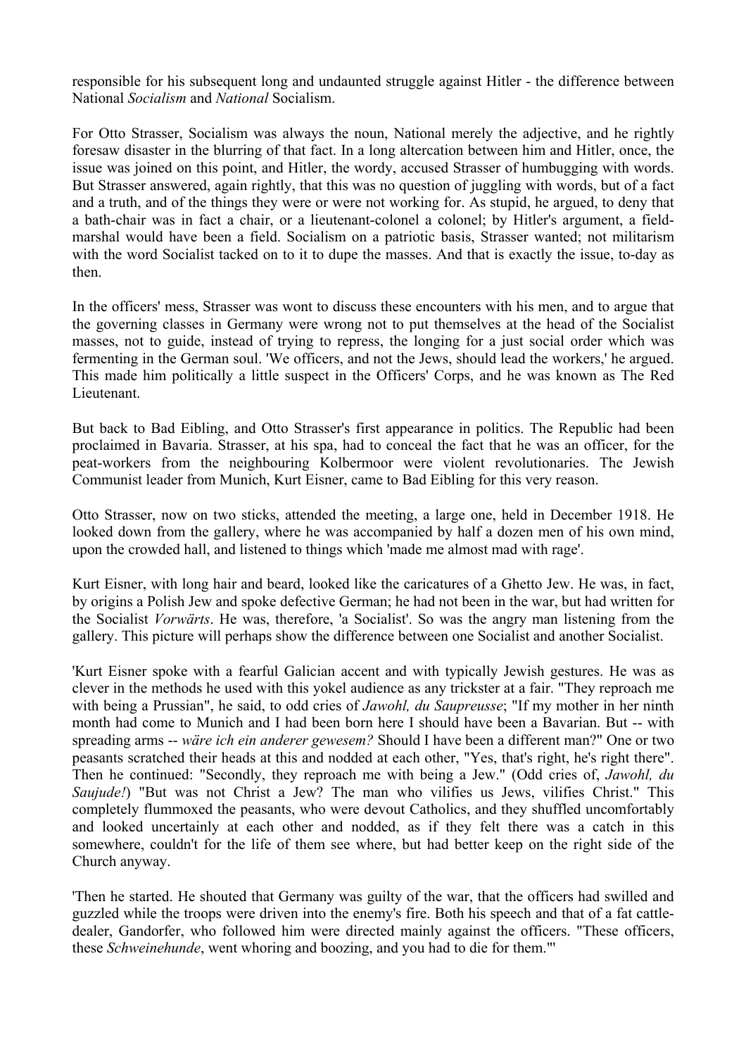responsible for his subsequent long and undaunted struggle against Hitler - the difference between National *Socialism* and *National* Socialism.

For Otto Strasser, Socialism was always the noun, National merely the adjective, and he rightly foresaw disaster in the blurring of that fact. In a long altercation between him and Hitler, once, the issue was joined on this point, and Hitler, the wordy, accused Strasser of humbugging with words. But Strasser answered, again rightly, that this was no question of juggling with words, but of a fact and a truth, and of the things they were or were not working for. As stupid, he argued, to deny that a bath-chair was in fact a chair, or a lieutenant-colonel a colonel; by Hitler's argument, a field-marshal would have been a field. Socialism on a patriotic basis, Strasser wanted; not militarism with the word Socialist tacked on to it to dupe the masses. And that is exactly the issue, to-day as then.

In the officers' mess, Strasser was wont to discuss these encounters with his men, and to argue that the governing classes in Germany were wrong not to put themselves at the head of the Socialist masses, not to guide, instead of trying to repress, the longing for a just social order which was fermenting in the German soul. 'We officers, and not the Jews, should lead the workers,' he argued. This made him politically a little suspect in the Officers' Corps, and he was known as The Red Lieutenant.

But back to Bad Eibling, and Otto Strasser's first appearance in politics. The Republic had been proclaimed in Bavaria. Strasser, at his spa, had to conceal the fact that he was an officer, for the peat-workers from the neighbouring Kolbermoor were violent revolutionaries. The Jewish Communist leader from Munich, Kurt Eisner, came to Bad Eibling for this very reason.

Otto Strasser, now on two sticks, attended the meeting, a large one, held in December 1918. He looked down from the gallery, where he was accompanied by half a dozen men of his own mind, upon the crowded hall, and listened to things which 'made me almost mad with rage'.

Kurt Eisner, with long hair and beard, looked like the caricatures of a Ghetto Jew. He was, in fact, by origins a Polish Jew and spoke defective German; he had not been in the war, but had written for the Socialist *Vorwärts*. He was, therefore, 'a Socialist'. So was the angry man listening from the gallery. This picture will perhaps show the difference between one Socialist and another Socialist.

'Kurt Eisner spoke with a fearful Galician accent and with typically Jewish gestures. He was as clever in the methods he used with this yokel audience as any trickster at a fair. "They reproach me with being a Prussian", he said, to odd cries of *Jawohl, du Saupreusse*; "If my mother in her ninth month had come to Munich and I had been born here I should have been a Bavarian. But -- with spreading arms -- *wäre ich ein anderer gewesem?* Should I have been a different man?" One or two peasants scratched their heads at this and nodded at each other, "Yes, that's right, he's right there". Then he continued: "Secondly, they reproach me with being a Jew." (Odd cries of, *Jawohl, du Saujude!*) "But was not Christ a Jew? The man who vilifies us Jews, vilifies Christ." This completely flummoxed the peasants, who were devout Catholics, and they shuffled uncomfortably and looked uncertainly at each other and nodded, as if they felt there was a catch in this somewhere, couldn't for the life of them see where, but had better keep on the right side of the Church anyway.

'Then he started. He shouted that Germany was guilty of the war, that the officers had swilled and guzzled while the troops were driven into the enemy's fire. Both his speech and that of a fat cattle-dealer, Gandorfer, who followed him were directed mainly against the officers. "These officers, these *Schweinehunde*, went whoring and boozing, and you had to die for them."'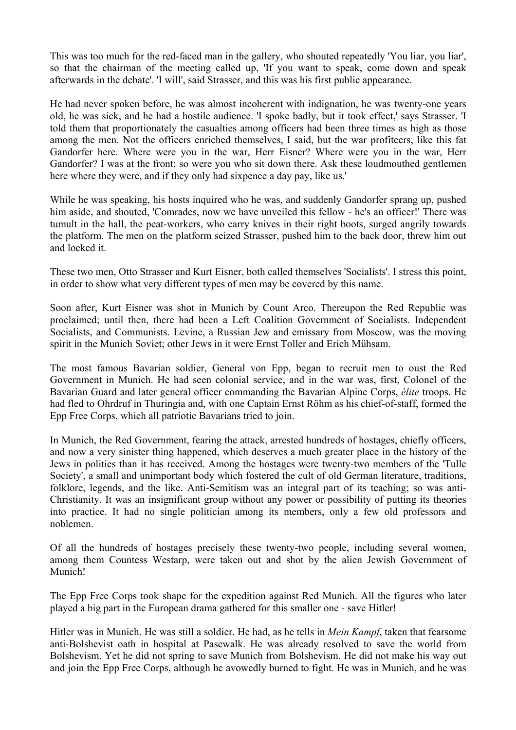This was too much for the red-faced man in the gallery, who shouted repeatedly 'You liar, you liar', so that the chairman of the meeting called up, 'If you want to speak, come down and speak afterwards in the debate'. 'I will', said Strasser, and this was his first public appearance.

He had never spoken before, he was almost incoherent with indignation, he was twenty-one years old, he was sick, and he had a hostile audience. 'I spoke badly, but it took effect,' says Strasser. 'I told them that proportionately the casualties among officers had been three times as high as those among the men. Not the officers enriched themselves, I said, but the war profiteers, like this fat Gandorfer here. Where were you in the war, Herr Eisner? Where were you in the war, Herr Gandorfer? I was at the front; so were you who sit down there. Ask these loudmouthed gentlemen here where they were, and if they only had sixpence a day pay, like us.'

While he was speaking, his hosts inquired who he was, and suddenly Gandorfer sprang up, pushed him aside, and shouted, 'Comrades, now we have unveiled this fellow - he's an officer!' There was tumult in the hall, the peat-workers, who carry knives in their right boots, surged angrily towards the platform. The men on the platform seized Strasser, pushed him to the back door, threw him out and locked it.

These two men, Otto Strasser and Kurt Eisner, both called themselves 'Socialists'. I stress this point, in order to show what very different types of men may be covered by this name.

Soon after, Kurt Eisner was shot in Munich by Count Arco. Thereupon the Red Republic was proclaimed; until then, there had been a Left Coalition Government of Socialists. Independent Socialists, and Communists. Levine, a Russian Jew and emissary from Moscow, was the moving spirit in the Munich Soviet; other Jews in it were Ernst Toller and Erich Mühsam.

The most famous Bavarian soldier, General von Epp, began to recruit men to oust the Red Government in Munich. He had seen colonial service, and in the war was, first, Colonel of the Bavarian Guard and later general officer commanding the Bavarian Alpine Corps, *élite* troops. He had fled to Ohrdruf in Thuringia and, with one Captain Ernst Röhm as his chief-of-staff, formed the Epp Free Corps, which all patriotic Bavarians tried to join.

In Munich, the Red Government, fearing the attack, arrested hundreds of hostages, chiefly officers, and now a very sinister thing happened, which deserves a much greater place in the history of the Jews in politics than it has received. Among the hostages were twenty-two members of the 'Tulle Society', a small and unimportant body which fostered the cult of old German literature, traditions, folklore, legends, and the like. Anti-Semitism was an integral part of its teaching; so was anti-Christianity. It was an insignificant group without any power or possibility of putting its theories into practice. It had no single politician among its members, only a few old professors and noblemen.

Of all the hundreds of hostages precisely these twenty-two people, including several women, among them Countess Westarp, were taken out and shot by the alien Jewish Government of Munich!

The Epp Free Corps took shape for the expedition against Red Munich. All the figures who later played a big part in the European drama gathered for this smaller one - save Hitler!

Hitler was in Munich. He was still a soldier. He had, as he tells in *Mein Kampf*, taken that fearsome anti-Bolshevist oath in hospital at Pasewalk. He was already resolved to save the world from Bolshevism. Yet he did not spring to save Munich from Bolshevism. He did not make his way out and join the Epp Free Corps, although he avowedly burned to fight. He was in Munich, and he was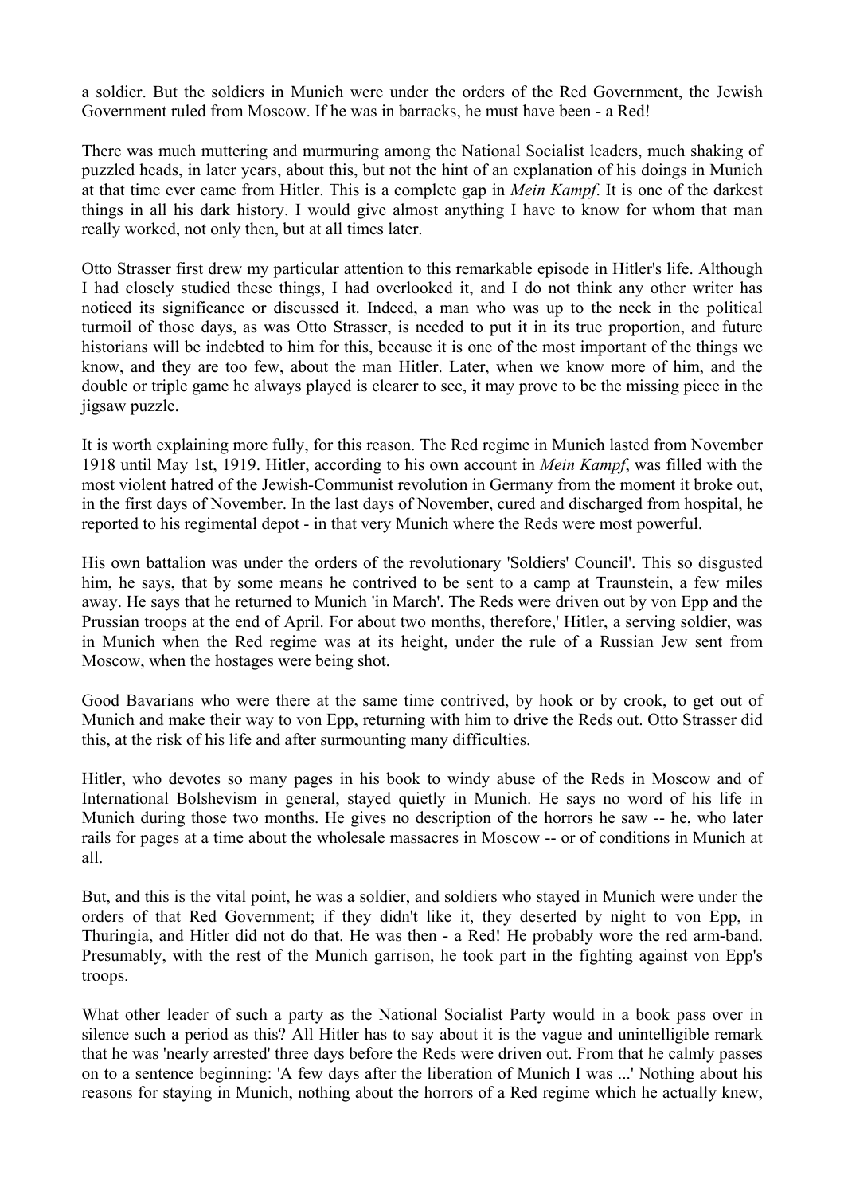a soldier. But the soldiers in Munich were under the orders of the Red Government, the Jewish Government ruled from Moscow. If he was in barracks, he must have been - a Red!

There was much muttering and murmuring among the National Socialist leaders, much shaking of puzzled heads, in later years, about this, but not the hint of an explanation of his doings in Munich at that time ever came from Hitler. This is a complete gap in *Mein Kampf*. It is one of the darkest things in all his dark history. I would give almost anything I have to know for whom that man really worked, not only then, but at all times later.

Otto Strasser first drew my particular attention to this remarkable episode in Hitler's life. Although I had closely studied these things, I had overlooked it, and I do not think any other writer has noticed its significance or discussed it. Indeed, a man who was up to the neck in the political turmoil of those days, as was Otto Strasser, is needed to put it in its true proportion, and future historians will be indebted to him for this, because it is one of the most important of the things we know, and they are too few, about the man Hitler. Later, when we know more of him, and the double or triple game he always played is clearer to see, it may prove to be the missing piece in the jigsaw puzzle.

It is worth explaining more fully, for this reason. The Red regime in Munich lasted from November 1918 until May 1st, 1919. Hitler, according to his own account in *Mein Kampf*, was filled with the most violent hatred of the Jewish-Communist revolution in Germany from the moment it broke out, in the first days of November. In the last days of November, cured and discharged from hospital, he reported to his regimental depot - in that very Munich where the Reds were most powerful.

His own battalion was under the orders of the revolutionary 'Soldiers' Council'. This so disgusted him, he says, that by some means he contrived to be sent to a camp at Traunstein, a few miles away. He says that he returned to Munich 'in March'. The Reds were driven out by von Epp and the Prussian troops at the end of April. For about two months, therefore,' Hitler, a serving soldier, was in Munich when the Red regime was at its height, under the rule of a Russian Jew sent from Moscow, when the hostages were being shot.

Good Bavarians who were there at the same time contrived, by hook or by crook, to get out of Munich and make their way to von Epp, returning with him to drive the Reds out. Otto Strasser did this, at the risk of his life and after surmounting many difficulties.

Hitler, who devotes so many pages in his book to windy abuse of the Reds in Moscow and of International Bolshevism in general, stayed quietly in Munich. He says no word of his life in Munich during those two months. He gives no description of the horrors he saw -- he, who later rails for pages at a time about the wholesale massacres in Moscow -- or of conditions in Munich at all.

But, and this is the vital point, he was a soldier, and soldiers who stayed in Munich were under the orders of that Red Government; if they didn't like it, they deserted by night to von Epp, in Thuringia, and Hitler did not do that. He was then - a Red! He probably wore the red arm-band. Presumably, with the rest of the Munich garrison, he took part in the fighting against von Epp's troops.

What other leader of such a party as the National Socialist Party would in a book pass over in silence such a period as this? All Hitler has to say about it is the vague and unintelligible remark that he was 'nearly arrested' three days before the Reds were driven out. From that he calmly passes on to a sentence beginning: 'A few days after the liberation of Munich I was ...' Nothing about his reasons for staying in Munich, nothing about the horrors of a Red regime which he actually knew,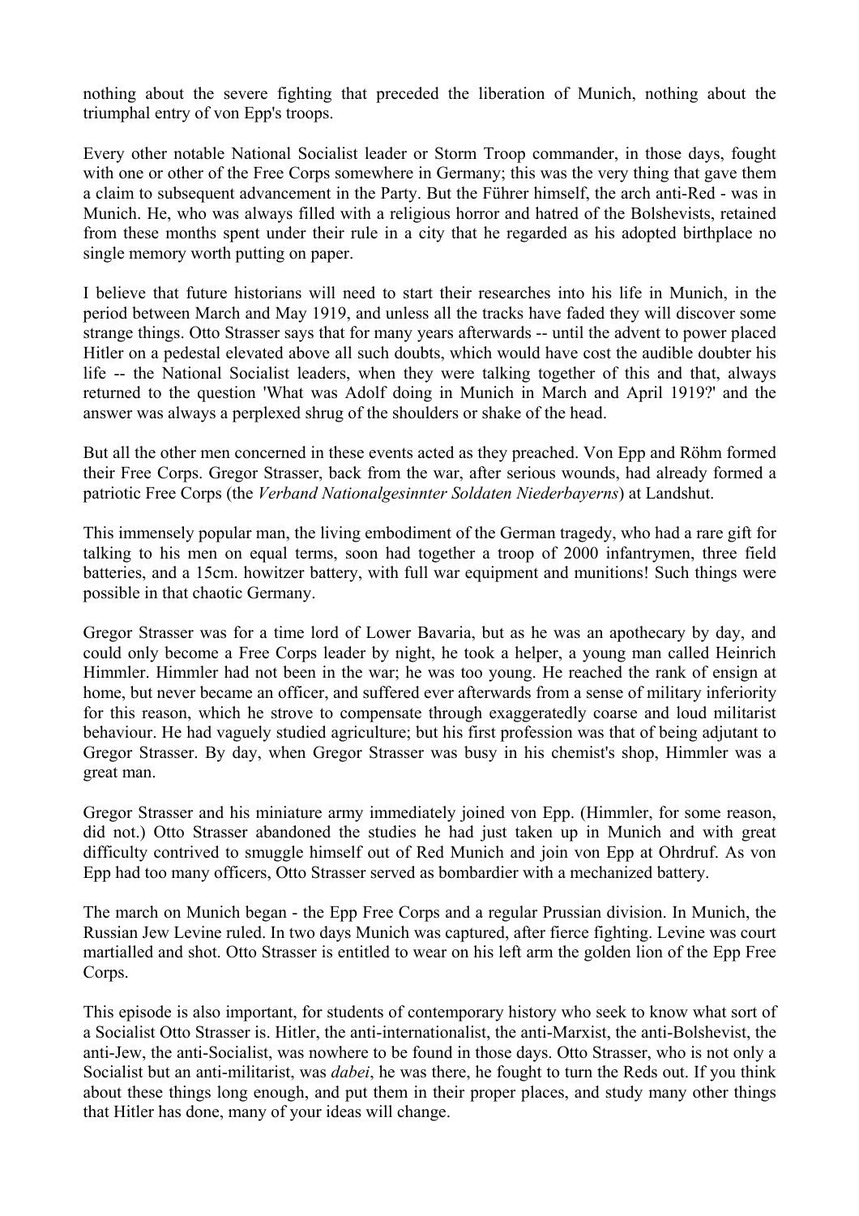nothing about the severe fighting that preceded the liberation of Munich, nothing about the triumphal entry of von Epp's troops.

Every other notable National Socialist leader or Storm Troop commander, in those days, fought with one or other of the Free Corps somewhere in Germany; this was the very thing that gave them a claim to subsequent advancement in the Party. But the Führer himself, the arch anti-Red - was in Munich. He, who was always filled with a religious horror and hatred of the Bolshevists, retained from these months spent under their rule in a city that he regarded as his adopted birthplace no single memory worth putting on paper.

I believe that future historians will need to start their researches into his life in Munich, in the period between March and May 1919, and unless all the tracks have faded they will discover some strange things. Otto Strasser says that for many years afterwards -- until the advent to power placed Hitler on a pedestal elevated above all such doubts, which would have cost the audible doubter his life -- the National Socialist leaders, when they were talking together of this and that, always returned to the question 'What was Adolf doing in Munich in March and April 1919?' and the answer was always a perplexed shrug of the shoulders or shake of the head.

But all the other men concerned in these events acted as they preached. Von Epp and Röhm formed their Free Corps. Gregor Strasser, back from the war, after serious wounds, had already formed a patriotic Free Corps (the *Verband Nationalgesinnter Soldaten Niederbayerns*) at Landshut.

This immensely popular man, the living embodiment of the German tragedy, who had a rare gift for talking to his men on equal terms, soon had together a troop of 2000 infantrymen, three field batteries, and a 15cm. howitzer battery, with full war equipment and munitions! Such things were possible in that chaotic Germany.

Gregor Strasser was for a time lord of Lower Bavaria, but as he was an apothecary by day, and could only become a Free Corps leader by night, he took a helper, a young man called Heinrich Himmler. Himmler had not been in the war; he was too young. He reached the rank of ensign at home, but never became an officer, and suffered ever afterwards from a sense of military inferiority for this reason, which he strove to compensate through exaggeratedly coarse and loud militarist behaviour. He had vaguely studied agriculture; but his first profession was that of being adjutant to Gregor Strasser. By day, when Gregor Strasser was busy in his chemist's shop, Himmler was a great man.

Gregor Strasser and his miniature army immediately joined von Epp. (Himmler, for some reason, did not.) Otto Strasser abandoned the studies he had just taken up in Munich and with great difficulty contrived to smuggle himself out of Red Munich and join von Epp at Ohrdruf. As von Epp had too many officers, Otto Strasser served as bombardier with a mechanized battery.

The march on Munich began - the Epp Free Corps and a regular Prussian division. In Munich, the Russian Jew Levine ruled. In two days Munich was captured, after fierce fighting. Levine was court martialled and shot. Otto Strasser is entitled to wear on his left arm the golden lion of the Epp Free Corps.

This episode is also important, for students of contemporary history who seek to know what sort of a Socialist Otto Strasser is. Hitler, the anti-internationalist, the anti-Marxist, the anti-Bolshevist, the anti-Jew, the anti-Socialist, was nowhere to be found in those days. Otto Strasser, who is not only a Socialist but an anti-militarist, was *dabei*, he was there, he fought to turn the Reds out. If you think about these things long enough, and put them in their proper places, and study many other things that Hitler has done, many of your ideas will change.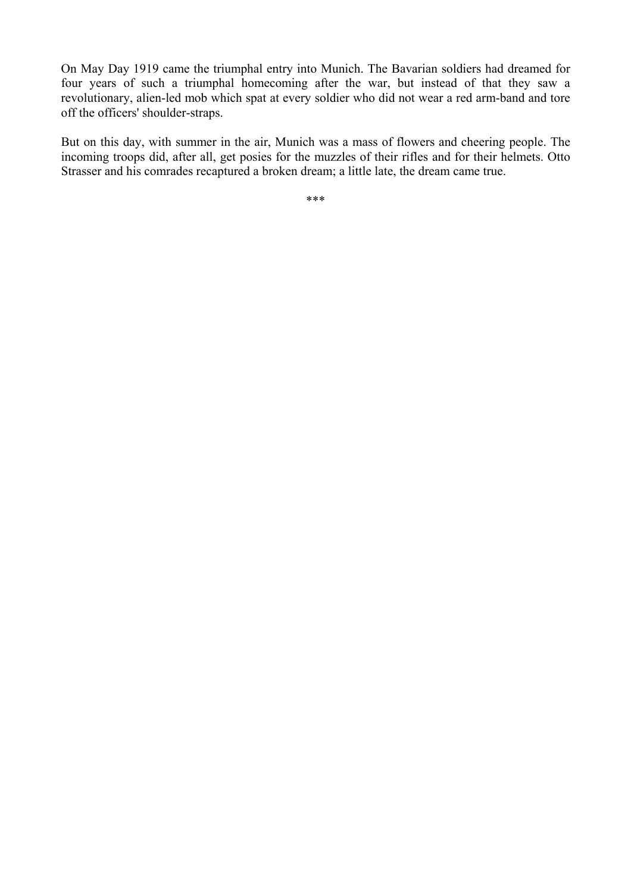On May Day 1919 came the triumphal entry into Munich. The Bavarian soldiers had dreamed for four years of such a triumphal homecoming after the war, but instead of that they saw a revolutionary, alien-led mob which spat at every soldier who did not wear a red arm-band and tore off the officers' shoulder-straps.

But on this day, with summer in the air, Munich was a mass of flowers and cheering people. The incoming troops did, after all, get posies for the muzzles of their rifles and for their helmets. Otto Strasser and his comrades recaptured a broken dream; a little late, the dream came true.

***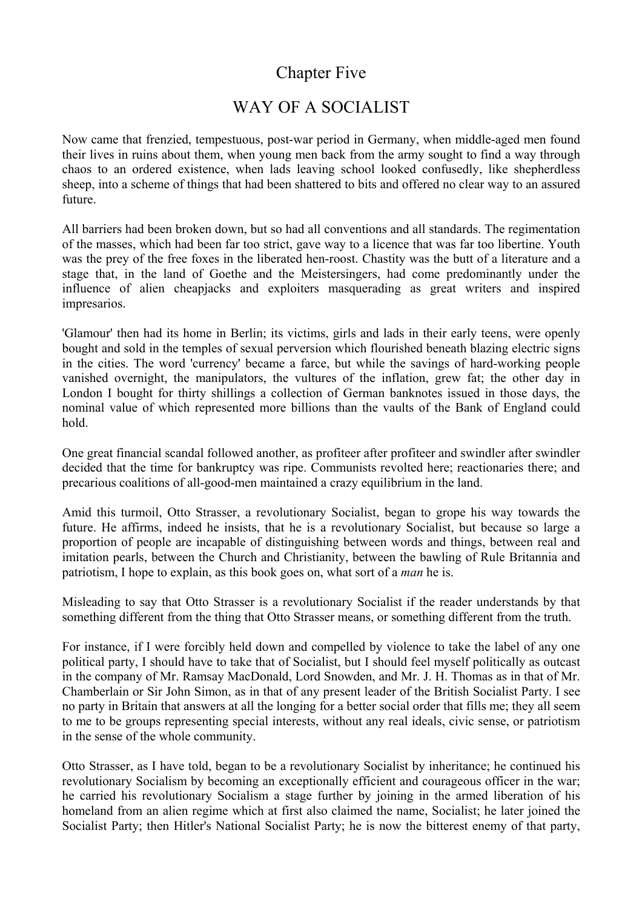# Chapter Five

## WAY OF A SOCIALIST

Now came that frenzied, tempestuous, post-war period in Germany, when middle-aged men found their lives in ruins about them, when young men back from the army sought to find a way through chaos to an ordered existence, when lads leaving school looked confusedly, like shepherdless sheep, into a scheme of things that had been shattered to bits and offered no clear way to an assured future.

All barriers had been broken down, but so had all conventions and all standards. The regimentation of the masses, which had been far too strict, gave way to a licence that was far too libertine. Youth was the prey of the free foxes in the liberated hen-roost. Chastity was the butt of a literature and a stage that, in the land of Goethe and the Meistersingers, had come predominantly under the influence of alien cheapjacks and exploiters masquerading as great writers and inspired impresarios.

'Glamour' then had its home in Berlin; its victims, girls and lads in their early teens, were openly bought and sold in the temples of sexual perversion which flourished beneath blazing electric signs in the cities. The word 'currency' became a farce, but while the savings of hard-working people vanished overnight, the manipulators, the vultures of the inflation, grew fat; the other day in London I bought for thirty shillings a collection of German banknotes issued in those days, the nominal value of which represented more billions than the vaults of the Bank of England could hold.

One great financial scandal followed another, as profiteer after profiteer and swindler after swindler decided that the time for bankruptcy was ripe. Communists revolted here; reactionaries there; and precarious coalitions of all-good-men maintained a crazy equilibrium in the land.

Amid this turmoil, Otto Strasser, a revolutionary Socialist, began to grope his way towards the future. He affirms, indeed he insists, that he is a revolutionary Socialist, but because so large a proportion of people are incapable of distinguishing between words and things, between real and imitation pearls, between the Church and Christianity, between the bawling of Rule Britannia and patriotism, I hope to explain, as this book goes on, what sort of a *man* he is.

Misleading to say that Otto Strasser is a revolutionary Socialist if the reader understands by that something different from the thing that Otto Strasser means, or something different from the truth.

For instance, if I were forcibly held down and compelled by violence to take the label of any one political party, I should have to take that of Socialist, but I should feel myself politically as outcast in the company of Mr. Ramsay MacDonald, Lord Snowden, and Mr. J. H. Thomas as in that of Mr. Chamberlain or Sir John Simon, as in that of any present leader of the British Socialist Party. I see no party in Britain that answers at all the longing for a better social order that fills me; they all seem to me to be groups representing special interests, without any real ideals, civic sense, or patriotism in the sense of the whole community.

Otto Strasser, as I have told, began to be a revolutionary Socialist by inheritance; he continued his revolutionary Socialism by becoming an exceptionally efficient and courageous officer in the war; he carried his revolutionary Socialism a stage further by joining in the armed liberation of his homeland from an alien regime which at first also claimed the name, Socialist; he later joined the Socialist Party; then Hitler's National Socialist Party; he is now the bitterest enemy of that party,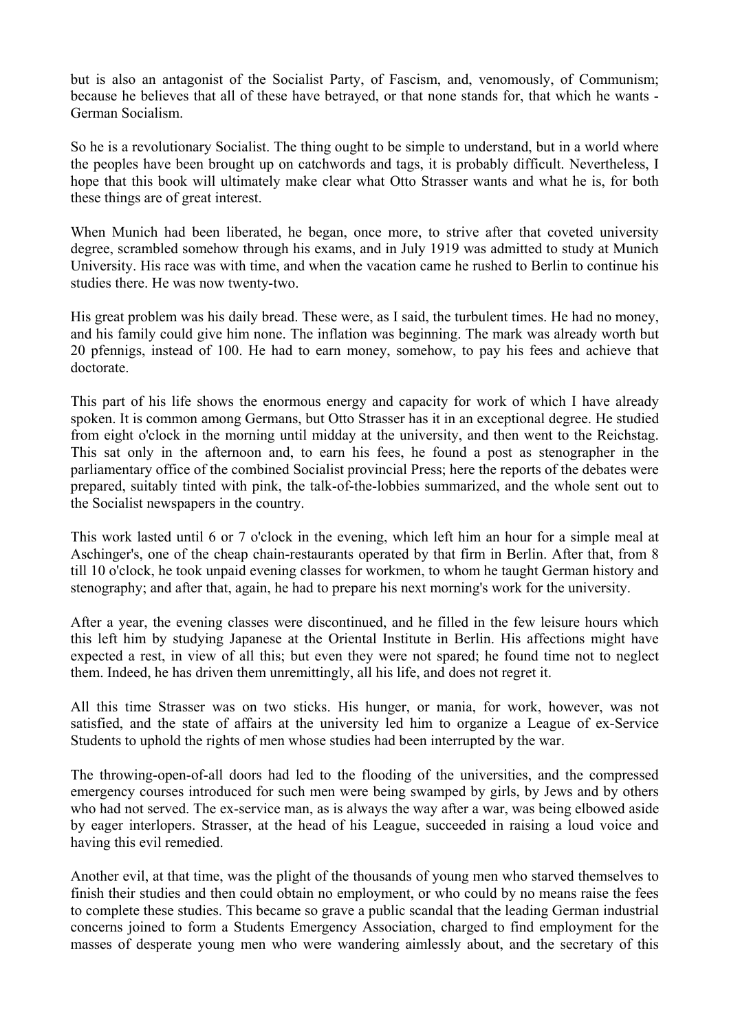but is also an antagonist of the Socialist Party, of Fascism, and, venomously, of Communism; because he believes that all of these have betrayed, or that none stands for, that which he wants - German Socialism.

So he is a revolutionary Socialist. The thing ought to be simple to understand, but in a world where the peoples have been brought up on catchwords and tags, it is probably difficult. Nevertheless, I hope that this book will ultimately make clear what Otto Strasser wants and what he is, for both these things are of great interest.

When Munich had been liberated, he began, once more, to strive after that coveted university degree, scrambled somehow through his exams, and in July 1919 was admitted to study at Munich University. His race was with time, and when the vacation came he rushed to Berlin to continue his studies there. He was now twenty-two.

His great problem was his daily bread. These were, as I said, the turbulent times. He had no money, and his family could give him none. The inflation was beginning. The mark was already worth but 20 pfennigs, instead of 100. He had to earn money, somehow, to pay his fees and achieve that doctorate.

This part of his life shows the enormous energy and capacity for work of which I have already spoken. It is common among Germans, but Otto Strasser has it in an exceptional degree. He studied from eight o'clock in the morning until midday at the university, and then went to the Reichstag. This sat only in the afternoon and, to earn his fees, he found a post as stenographer in the parliamentary office of the combined Socialist provincial Press; here the reports of the debates were prepared, suitably tinted with pink, the talk-of-the-lobbies summarized, and the whole sent out to the Socialist newspapers in the country.

This work lasted until 6 or 7 o'clock in the evening, which left him an hour for a simple meal at Aschinger's, one of the cheap chain-restaurants operated by that firm in Berlin. After that, from 8 till 10 o'clock, he took unpaid evening classes for workmen, to whom he taught German history and stenography; and after that, again, he had to prepare his next morning's work for the university.

After a year, the evening classes were discontinued, and he filled in the few leisure hours which this left him by studying Japanese at the Oriental Institute in Berlin. His affections might have expected a rest, in view of all this; but even they were not spared; he found time not to neglect them. Indeed, he has driven them unremittingly, all his life, and does not regret it.

All this time Strasser was on two sticks. His hunger, or mania, for work, however, was not satisfied, and the state of affairs at the university led him to organize a League of ex-Service Students to uphold the rights of men whose studies had been interrupted by the war.

The throwing-open-of-all doors had led to the flooding of the universities, and the compressed emergency courses introduced for such men were being swamped by girls, by Jews and by others who had not served. The ex-service man, as is always the way after a war, was being elbowed aside by eager interlopers. Strasser, at the head of his League, succeeded in raising a loud voice and having this evil remedied.

Another evil, at that time, was the plight of the thousands of young men who starved themselves to finish their studies and then could obtain no employment, or who could by no means raise the fees to complete these studies. This became so grave a public scandal that the leading German industrial concerns joined to form a Students Emergency Association, charged to find employment for the masses of desperate young men who were wandering aimlessly about, and the secretary of this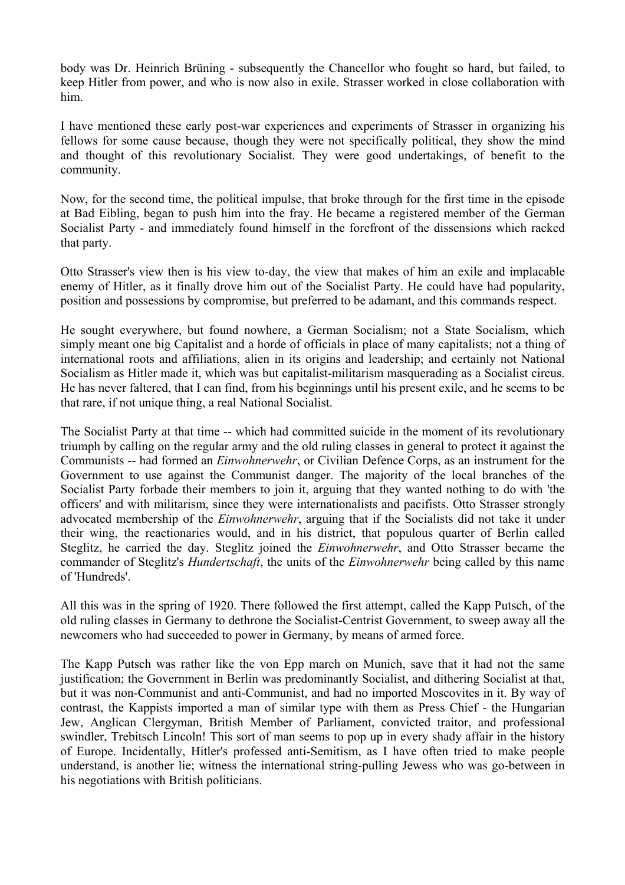body was Dr. Heinrich Brüning - subsequently the Chancellor who fought so hard, but failed, to keep Hitler from power, and who is now also in exile. Strasser worked in close collaboration with him.

I have mentioned these early post-war experiences and experiments of Strasser in organizing his fellows for some cause because, though they were not specifically political, they show the mind and thought of this revolutionary Socialist. They were good undertakings, of benefit to the community.

Now, for the second time, the political impulse, that broke through for the first time in the episode at Bad Eibling, began to push him into the fray. He became a registered member of the German Socialist Party - and immediately found himself in the forefront of the dissensions which racked that party.

Otto Strasser's view then is his view to-day, the view that makes of him an exile and implacable enemy of Hitler, as it finally drove him out of the Socialist Party. He could have had popularity, position and possessions by compromise, but preferred to be adamant, and this commands respect.

He sought everywhere, but found nowhere, a German Socialism; not a State Socialism, which simply meant one big Capitalist and a horde of officials in place of many capitalists; not a thing of international roots and affiliations, alien in its origins and leadership; and certainly not National Socialism as Hitler made it, which was but capitalist-militarism masquerading as a Socialist circus. He has never faltered, that I can find, from his beginnings until his present exile, and he seems to be that rare, if not unique thing, a real National Socialist.

The Socialist Party at that time -- which had committed suicide in the moment of its revolutionary triumph by calling on the regular army and the old ruling classes in general to protect it against the Communists -- had formed an *Einwohnerwehr*, or Civilian Defence Corps, as an instrument for the Government to use against the Communist danger. The majority of the local branches of the Socialist Party forbade their members to join it, arguing that they wanted nothing to do with 'the officers' and with militarism, since they were internationalists and pacifists. Otto Strasser strongly advocated membership of the *Einwohnerwehr*, arguing that if the Socialists did not take it under their wing, the reactionaries would, and in his district, that populous quarter of Berlin called Steglitz, he carried the day. Steglitz joined the *Einwohnerwehr*, and Otto Strasser became the commander of Steglitz's *Hundertschaft*, the units of the *Einwohnerwehr* being called by this name of 'Hundreds'.

All this was in the spring of 1920. There followed the first attempt, called the Kapp Putsch, of the old ruling classes in Germany to dethrone the Socialist-Centrist Government, to sweep away all the newcomers who had succeeded to power in Germany, by means of armed force.

The Kapp Putsch was rather like the von Epp march on Munich, save that it had not the same justification; the Government in Berlin was predominantly Socialist, and dithering Socialist at that, but it was non-Communist and anti-Communist, and had no imported Moscovites in it. By way of contrast, the Kappists imported a man of similar type with them as Press Chief - the Hungarian Jew, Anglican Clergyman, British Member of Parliament, convicted traitor, and professional swindler, Trebitsch Lincoln! This sort of man seems to pop up in every shady affair in the history of Europe. Incidentally, Hitler's professed anti-Semitism, as I have often tried to make people understand, is another lie; witness the international string-pulling Jewess who was go-between in his negotiations with British politicians.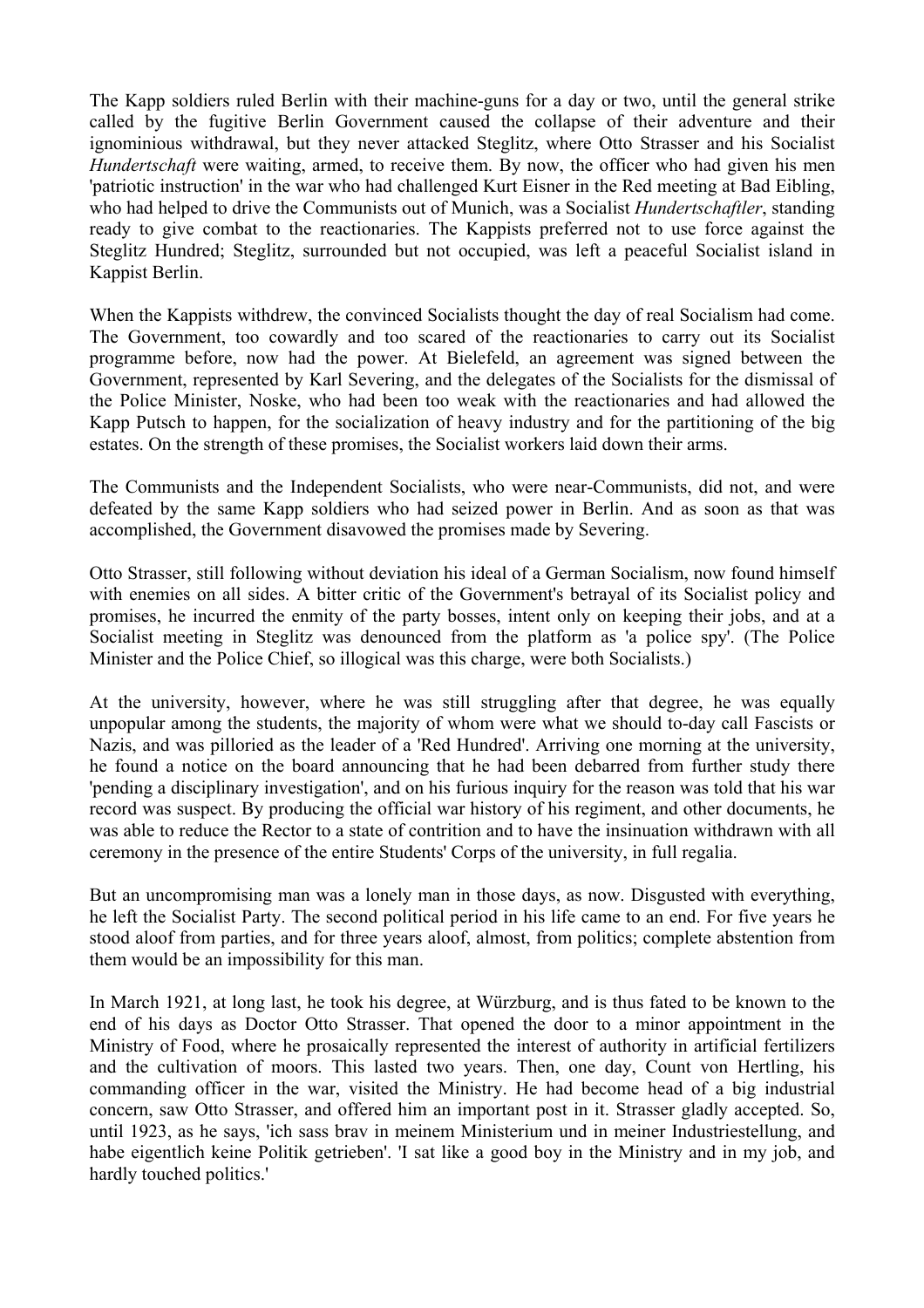The Kapp soldiers ruled Berlin with their machine-guns for a day or two, until the general strike called by the fugitive Berlin Government caused the collapse of their adventure and their ignominious withdrawal, but they never attacked Steglitz, where Otto Strasser and his Socialist *Hundertschaft* were waiting, armed, to receive them. By now, the officer who had given his men 'patriotic instruction' in the war who had challenged Kurt Eisner in the Red meeting at Bad Eibling, who had helped to drive the Communists out of Munich, was a Socialist *Hundertschaftler*, standing ready to give combat to the reactionaries. The Kappists preferred not to use force against the Steglitz Hundred; Steglitz, surrounded but not occupied, was left a peaceful Socialist island in Kappist Berlin.

When the Kappists withdrew, the convinced Socialists thought the day of real Socialism had come. The Government, too cowardly and too scared of the reactionaries to carry out its Socialist programme before, now had the power. At Bielefeld, an agreement was signed between the Government, represented by Karl Severing, and the delegates of the Socialists for the dismissal of the Police Minister, Noske, who had been too weak with the reactionaries and had allowed the Kapp Putsch to happen, for the socialization of heavy industry and for the partitioning of the big estates. On the strength of these promises, the Socialist workers laid down their arms.

The Communists and the Independent Socialists, who were near-Communists, did not, and were defeated by the same Kapp soldiers who had seized power in Berlin. And as soon as that was accomplished, the Government disavowed the promises made by Severing.

Otto Strasser, still following without deviation his ideal of a German Socialism, now found himself with enemies on all sides. A bitter critic of the Government's betrayal of its Socialist policy and promises, he incurred the enmity of the party bosses, intent only on keeping their jobs, and at a Socialist meeting in Steglitz was denounced from the platform as 'a police spy'. (The Police Minister and the Police Chief, so illogical was this charge, were both Socialists.)

At the university, however, where he was still struggling after that degree, he was equally unpopular among the students, the majority of whom were what we should to-day call Fascists or Nazis, and was pilloried as the leader of a 'Red Hundred'. Arriving one morning at the university, he found a notice on the board announcing that he had been debarred from further study there 'pending a disciplinary investigation', and on his furious inquiry for the reason was told that his war record was suspect. By producing the official war history of his regiment, and other documents, he was able to reduce the Rector to a state of contrition and to have the insinuation withdrawn with all ceremony in the presence of the entire Students' Corps of the university, in full regalia.

But an uncompromising man was a lonely man in those days, as now. Disgusted with everything, he left the Socialist Party. The second political period in his life came to an end. For five years he stood aloof from parties, and for three years aloof, almost, from politics; complete abstention from them would be an impossibility for this man.

In March 1921, at long last, he took his degree, at Würzburg, and is thus fated to be known to the end of his days as Doctor Otto Strasser. That opened the door to a minor appointment in the Ministry of Food, where he prosaically represented the interest of authority in artificial fertilizers and the cultivation of moors. This lasted two years. Then, one day, Count von Hertling, his commanding officer in the war, visited the Ministry. He had become head of a big industrial concern, saw Otto Strasser, and offered him an important post in it. Strasser gladly accepted. So, until 1923, as he says, 'ich sass brav in meinem Ministerium und in meiner Industriestellung, and habe eigentlich keine Politik getrieben'. 'I sat like a good boy in the Ministry and in my job, and hardly touched politics.'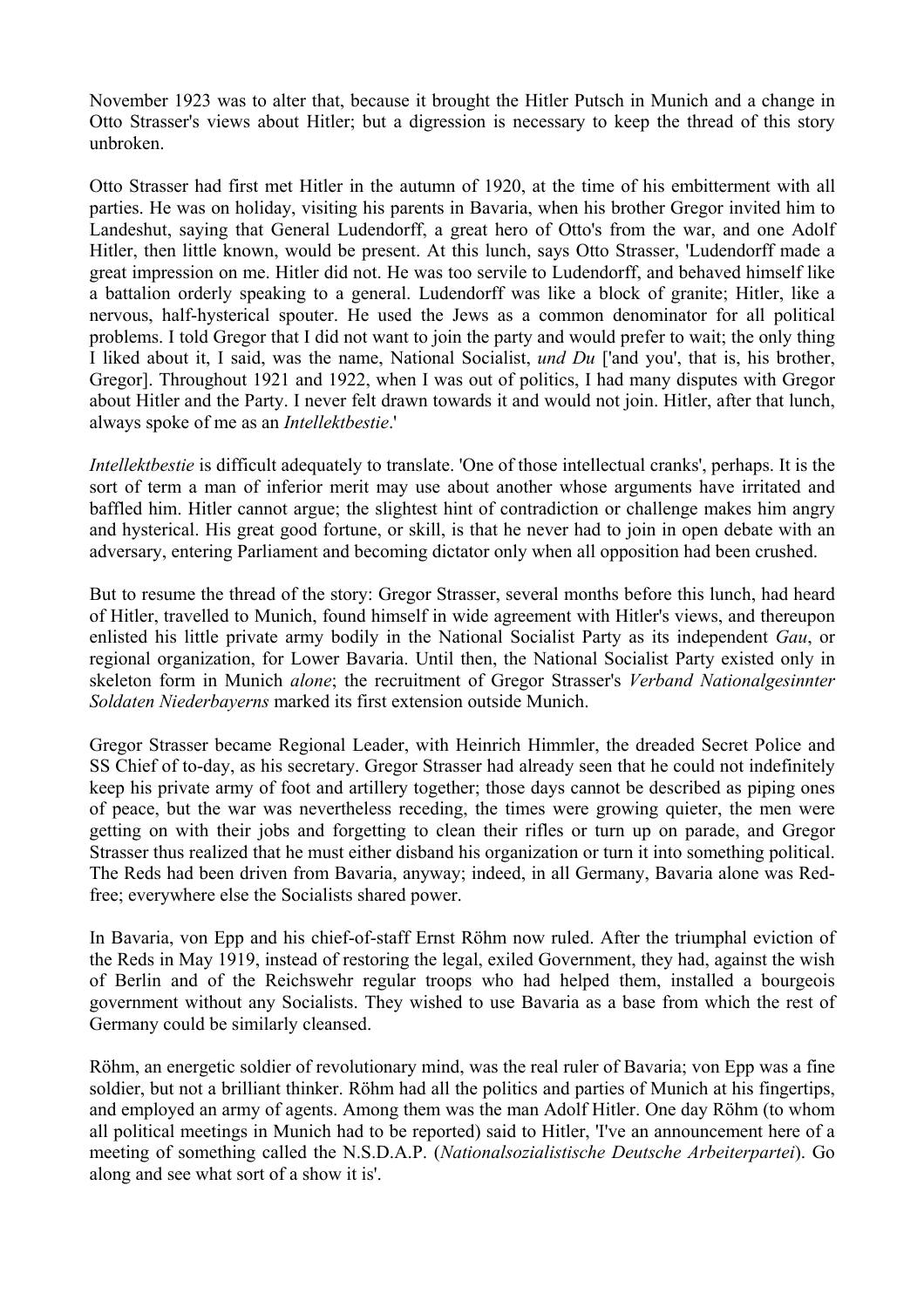November 1923 was to alter that, because it brought the Hitler Putsch in Munich and a change in Otto Strasser's views about Hitler; but a digression is necessary to keep the thread of this story unbroken.

Otto Strasser had first met Hitler in the autumn of 1920, at the time of his embitterment with all parties. He was on holiday, visiting his parents in Bavaria, when his brother Gregor invited him to Landeshut, saying that General Ludendorff, a great hero of Otto's from the war, and one Adolf Hitler, then little known, would be present. At this lunch, says Otto Strasser, 'Ludendorff made a great impression on me. Hitler did not. He was too servile to Ludendorff, and behaved himself like a battalion orderly speaking to a general. Ludendorff was like a block of granite; Hitler, like a nervous, half-hysterical spouter. He used the Jews as a common denominator for all political problems. I told Gregor that I did not want to join the party and would prefer to wait; the only thing I liked about it, I said, was the name, National Socialist, *und Du* ['and you', that is, his brother, Gregor]. Throughout 1921 and 1922, when I was out of politics, I had many disputes with Gregor about Hitler and the Party. I never felt drawn towards it and would not join. Hitler, after that lunch, always spoke of me as an *Intellektbestie*.'

*Intellektbestie* is difficult adequately to translate. 'One of those intellectual cranks', perhaps. It is the sort of term a man of inferior merit may use about another whose arguments have irritated and baffled him. Hitler cannot argue; the slightest hint of contradiction or challenge makes him angry and hysterical. His great good fortune, or skill, is that he never had to join in open debate with an adversary, entering Parliament and becoming dictator only when all opposition had been crushed.

But to resume the thread of the story: Gregor Strasser, several months before this lunch, had heard of Hitler, travelled to Munich, found himself in wide agreement with Hitler's views, and thereupon enlisted his little private army bodily in the National Socialist Party as its independent *Gau*, or regional organization, for Lower Bavaria. Until then, the National Socialist Party existed only in skeleton form in Munich *alone*; the recruitment of Gregor Strasser's *Verband Nationalgesinnter Soldaten Niederbayerns* marked its first extension outside Munich.

Gregor Strasser became Regional Leader, with Heinrich Himmler, the dreaded Secret Police and SS Chief of to-day, as his secretary. Gregor Strasser had already seen that he could not indefinitely keep his private army of foot and artillery together; those days cannot be described as piping ones of peace, but the war was nevertheless receding, the times were growing quieter, the men were getting on with their jobs and forgetting to clean their rifles or turn up on parade, and Gregor Strasser thus realized that he must either disband his organization or turn it into something political. The Reds had been driven from Bavaria, anyway; indeed, in all Germany, Bavaria alone was Red-free; everywhere else the Socialists shared power.

In Bavaria, von Epp and his chief-of-staff Ernst Röhm now ruled. After the triumphal eviction of the Reds in May 1919, instead of restoring the legal, exiled Government, they had, against the wish of Berlin and of the Reichswehr regular troops who had helped them, installed a bourgeois government without any Socialists. They wished to use Bavaria as a base from which the rest of Germany could be similarly cleansed.

Röhm, an energetic soldier of revolutionary mind, was the real ruler of Bavaria; von Epp was a fine soldier, but not a brilliant thinker. Röhm had all the politics and parties of Munich at his fingertips, and employed an army of agents. Among them was the man Adolf Hitler. One day Röhm (to whom all political meetings in Munich had to be reported) said to Hitler, 'I've an announcement here of a meeting of something called the N.S.D.A.P. (*Nationalsozialistische Deutsche Arbeiterpartei*). Go along and see what sort of a show it is'.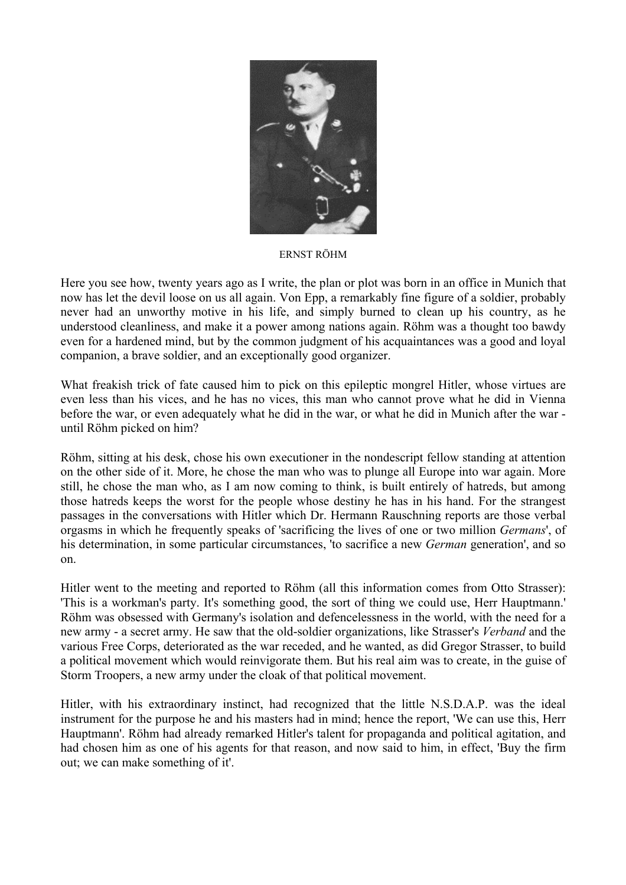ERNST RÖHM

Here you see how, twenty years ago as I write, the plan or plot was born in an office in Munich that now has let the devil loose on us all again. Von Epp, a remarkably fine figure of a soldier, probably never had an unworthy motive in his life, and simply burned to clean up his country, as he understood cleanliness, and make it a power among nations again. Röhm was a thought too bawdy even for a hardened mind, but by the common judgment of his acquaintances was a good and loyal companion, a brave soldier, and an exceptionally good organizer.

What freakish trick of fate caused him to pick on this epileptic mongrel Hitler, whose virtues are even less than his vices, and he has no vices, this man who cannot prove what he did in Vienna before the war, or even adequately what he did in the war, or what he did in Munich after the war - until Röhm picked on him?

Röhm, sitting at his desk, chose his own executioner in the nondescript fellow standing at attention on the other side of it. More, he chose the man who was to plunge all Europe into war again. More still, he chose the man who, as I am now coming to think, is built entirely of hatreds, but among those hatreds keeps the worst for the people whose destiny he has in his hand. For the strangest passages in the conversations with Hitler which Dr. Hermann Rauschning reports are those verbal orgasms in which he frequently speaks of 'sacrificing the lives of one or two million *Germans*', of his determination, in some particular circumstances, 'to sacrifice a new *German* generation', and so on.

Hitler went to the meeting and reported to Röhm (all this information comes from Otto Strasser): 'This is a workman's party. It's something good, the sort of thing we could use, Herr Hauptmann.' Röhm was obsessed with Germany's isolation and defencelessness in the world, with the need for a new army - a secret army. He saw that the old-soldier organizations, like Strasser's *Verband* and the various Free Corps, deteriorated as the war receded, and he wanted, as did Gregor Strasser, to build a political movement which would reinvigorate them. But his real aim was to create, in the guise of Storm Troopers, a new army under the cloak of that political movement.

Hitler, with his extraordinary instinct, had recognized that the little N.S.D.A.P. was the ideal instrument for the purpose he and his masters had in mind; hence the report, 'We can use this, Herr Hauptmann'. Röhm had already remarked Hitler's talent for propaganda and political agitation, and had chosen him as one of his agents for that reason, and now said to him, in effect, 'Buy the firm out; we can make something of it'.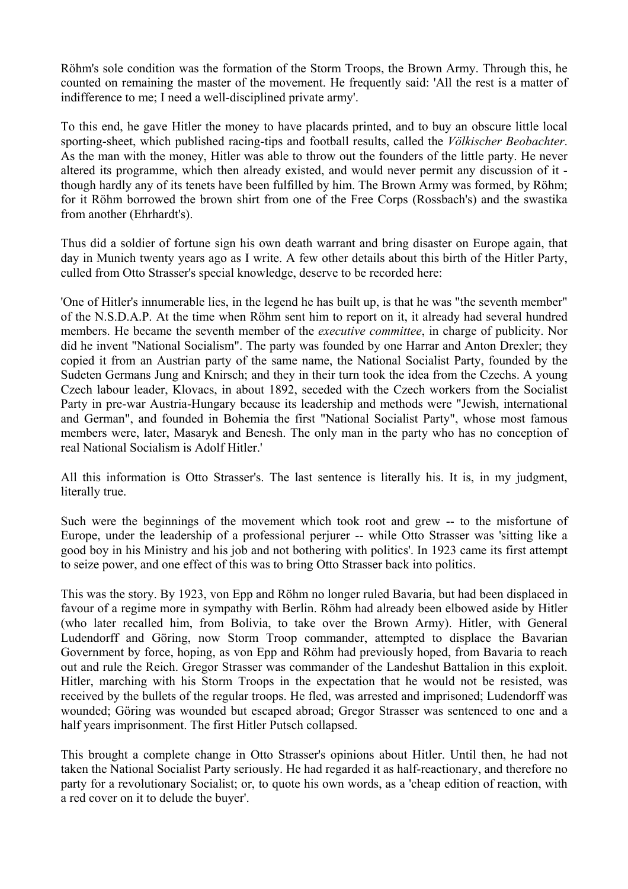Röhm's sole condition was the formation of the Storm Troops, the Brown Army. Through this, he counted on remaining the master of the movement. He frequently said: 'All the rest is a matter of indifference to me; I need a well-disciplined private army'.

To this end, he gave Hitler the money to have placards printed, and to buy an obscure little local sporting-sheet, which published racing-tips and football results, called the *Völkischer Beobachter*. As the man with the money, Hitler was able to throw out the founders of the little party. He never altered its programme, which then already existed, and would never permit any discussion of it - though hardly any of its tenets have been fulfilled by him. The Brown Army was formed, by Röhm; for it Röhm borrowed the brown shirt from one of the Free Corps (Rossbach's) and the swastika from another (Ehrhardt's).

Thus did a soldier of fortune sign his own death warrant and bring disaster on Europe again, that day in Munich twenty years ago as I write. A few other details about this birth of the Hitler Party, culled from Otto Strasser's special knowledge, deserve to be recorded here:

'One of Hitler's innumerable lies, in the legend he has built up, is that he was "the seventh member" of the N.S.D.A.P. At the time when Röhm sent him to report on it, it already had several hundred members. He became the seventh member of the *executive committee*, in charge of publicity. Nor did he invent "National Socialism". The party was founded by one Harrar and Anton Drexler; they copied it from an Austrian party of the same name, the National Socialist Party, founded by the Sudeten Germans Jung and Knirsch; and they in their turn took the idea from the Czechs. A young Czech labour leader, Klovacs, in about 1892, seceded with the Czech workers from the Socialist Party in pre-war Austria-Hungary because its leadership and methods were "Jewish, international and German", and founded in Bohemia the first "National Socialist Party", whose most famous members were, later, Masaryk and Benesh. The only man in the party who has no conception of real National Socialism is Adolf Hitler.'

All this information is Otto Strasser's. The last sentence is literally his. It is, in my judgment, literally true.

Such were the beginnings of the movement which took root and grew -- to the misfortune of Europe, under the leadership of a professional perjurer -- while Otto Strasser was 'sitting like a good boy in his Ministry and his job and not bothering with politics'. In 1923 came its first attempt to seize power, and one effect of this was to bring Otto Strasser back into politics.

This was the story. By 1923, von Epp and Röhm no longer ruled Bavaria, but had been displaced in favour of a regime more in sympathy with Berlin. Röhm had already been elbowed aside by Hitler (who later recalled him, from Bolivia, to take over the Brown Army). Hitler, with General Ludendorff and Göring, now Storm Troop commander, attempted to displace the Bavarian Government by force, hoping, as von Epp and Röhm had previously hoped, from Bavaria to reach out and rule the Reich. Gregor Strasser was commander of the Landeshut Battalion in this exploit. Hitler, marching with his Storm Troops in the expectation that he would not be resisted, was received by the bullets of the regular troops. He fled, was arrested and imprisoned; Ludendorff was wounded; Göring was wounded but escaped abroad; Gregor Strasser was sentenced to one and a half years imprisonment. The first Hitler Putsch collapsed.

This brought a complete change in Otto Strasser's opinions about Hitler. Until then, he had not taken the National Socialist Party seriously. He had regarded it as half-reactionary, and therefore no party for a revolutionary Socialist; or, to quote his own words, as a 'cheap edition of reaction, with a red cover on it to delude the buyer'.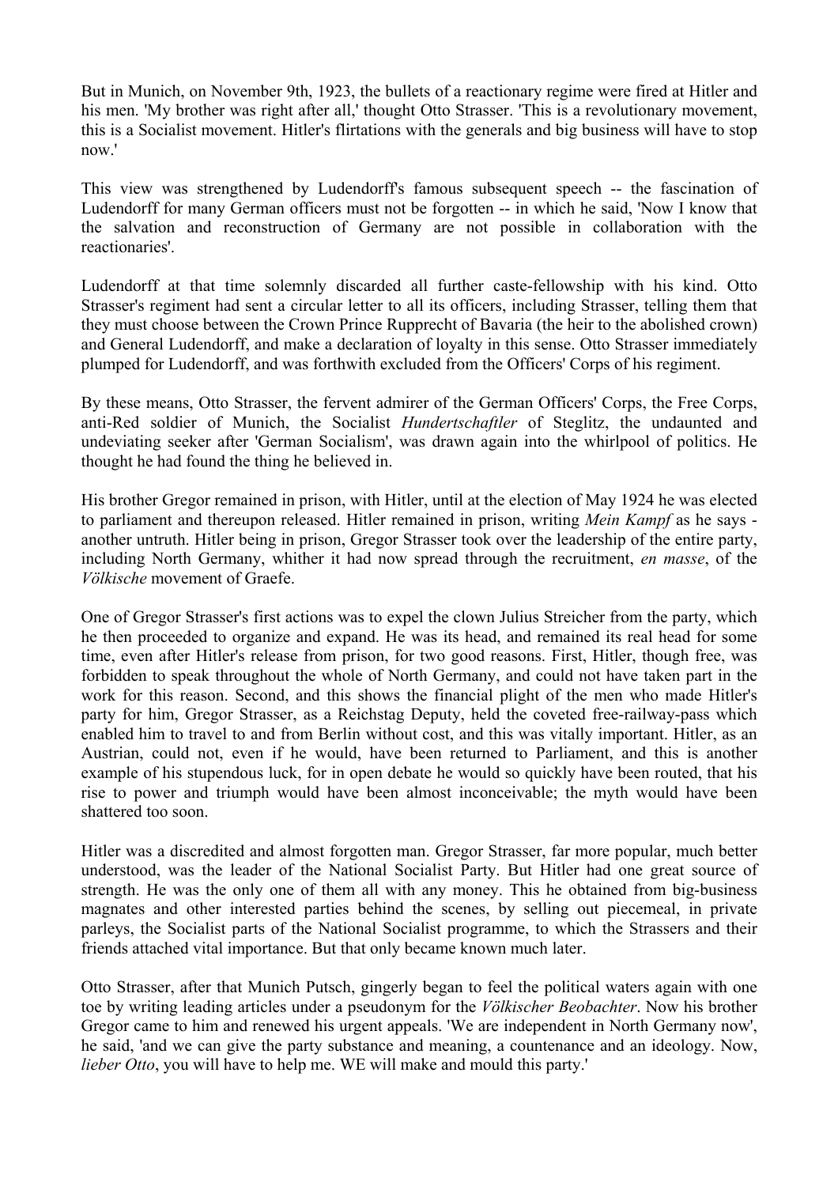But in Munich, on November 9th, 1923, the bullets of a reactionary regime were fired at Hitler and his men. 'My brother was right after all,' thought Otto Strasser. 'This is a revolutionary movement, this is a Socialist movement. Hitler's flirtations with the generals and big business will have to stop now.'

This view was strengthened by Ludendorff's famous subsequent speech -- the fascination of Ludendorff for many German officers must not be forgotten -- in which he said, 'Now I know that the salvation and reconstruction of Germany are not possible in collaboration with the reactionaries'.

Ludendorff at that time solemnly discarded all further caste-fellowship with his kind. Otto Strasser's regiment had sent a circular letter to all its officers, including Strasser, telling them that they must choose between the Crown Prince Rupprecht of Bavaria (the heir to the abolished crown) and General Ludendorff, and make a declaration of loyalty in this sense. Otto Strasser immediately plumped for Ludendorff, and was forthwith excluded from the Officers' Corps of his regiment.

By these means, Otto Strasser, the fervent admirer of the German Officers' Corps, the Free Corps, anti-Red soldier of Munich, the Socialist *Hundertschaftler* of Steglitz, the undaunted and undeviating seeker after 'German Socialism', was drawn again into the whirlpool of politics. He thought he had found the thing he believed in.

His brother Gregor remained in prison, with Hitler, until at the election of May 1924 he was elected to parliament and thereupon released. Hitler remained in prison, writing *Mein Kampf* as he says - another untruth. Hitler being in prison, Gregor Strasser took over the leadership of the entire party, including North Germany, whither it had now spread through the recruitment, *en masse*, of the *Völkische* movement of Graefe.

One of Gregor Strasser's first actions was to expel the clown Julius Streicher from the party, which he then proceeded to organize and expand. He was its head, and remained its real head for some time, even after Hitler's release from prison, for two good reasons. First, Hitler, though free, was forbidden to speak throughout the whole of North Germany, and could not have taken part in the work for this reason. Second, and this shows the financial plight of the men who made Hitler's party for him, Gregor Strasser, as a Reichstag Deputy, held the coveted free-railway-pass which enabled him to travel to and from Berlin without cost, and this was vitally important. Hitler, as an Austrian, could not, even if he would, have been returned to Parliament, and this is another example of his stupendous luck, for in open debate he would so quickly have been routed, that his rise to power and triumph would have been almost inconceivable; the myth would have been shattered too soon.

Hitler was a discredited and almost forgotten man. Gregor Strasser, far more popular, much better understood, was the leader of the National Socialist Party. But Hitler had one great source of strength. He was the only one of them all with any money. This he obtained from big-business magnates and other interested parties behind the scenes, by selling out piecemeal, in private parleys, the Socialist parts of the National Socialist programme, to which the Strassers and their friends attached vital importance. But that only became known much later.

Otto Strasser, after that Munich Putsch, gingerly began to feel the political waters again with one toe by writing leading articles under a pseudonym for the *Völkischer Beobachter*. Now his brother Gregor came to him and renewed his urgent appeals. 'We are independent in North Germany now', he said, 'and we can give the party substance and meaning, a countenance and an ideology. Now, *lieber Otto*, you will have to help me. WE will make and mould this party.'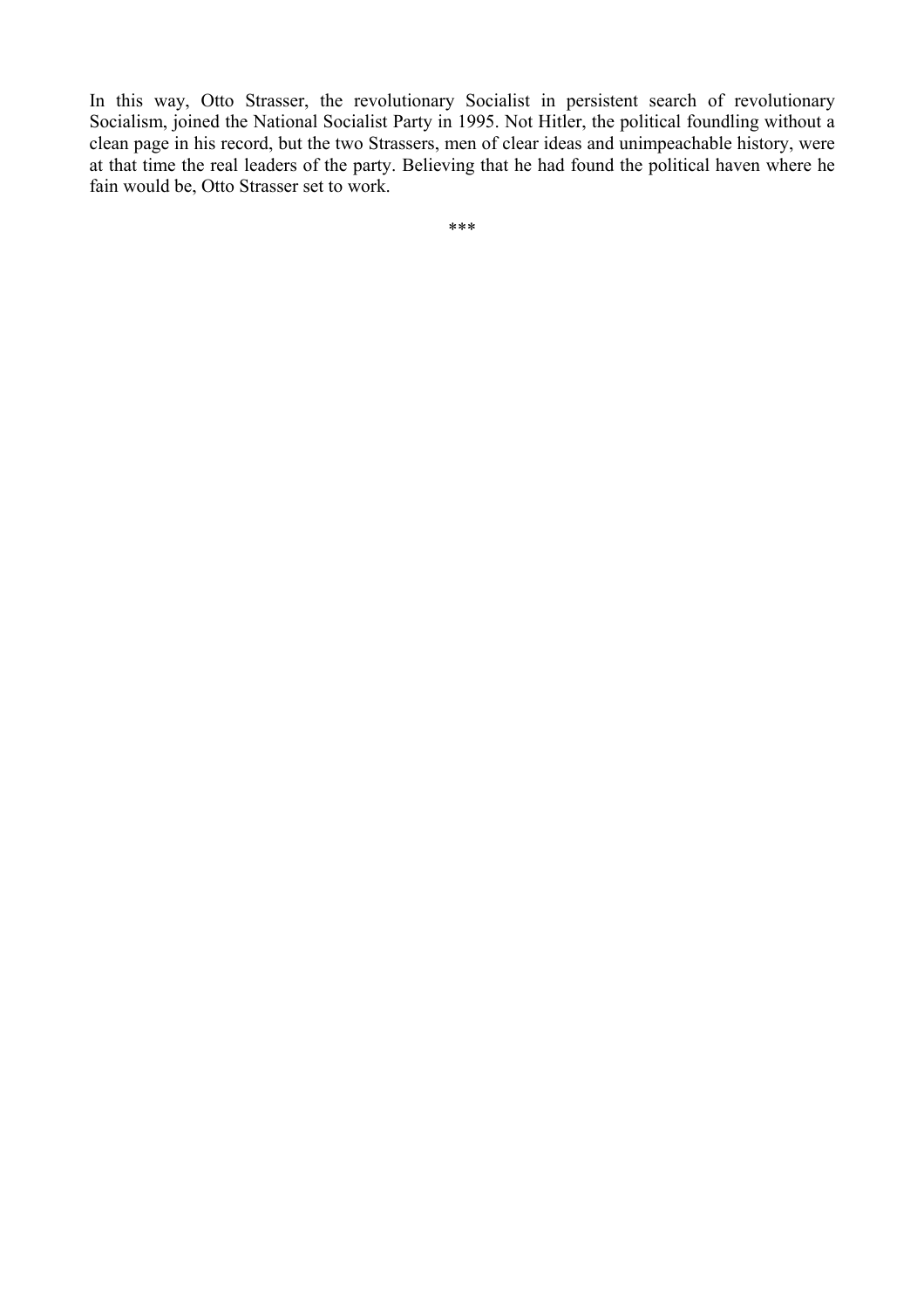In this way, Otto Strasser, the revolutionary Socialist in persistent search of revolutionary Socialism, joined the National Socialist Party in 1995. Not Hitler, the political foundling without a clean page in his record, but the two Strassers, men of clear ideas and unimpeachable history, were at that time the real leaders of the party. Believing that he had found the political haven where he fain would be, Otto Strasser set to work.

***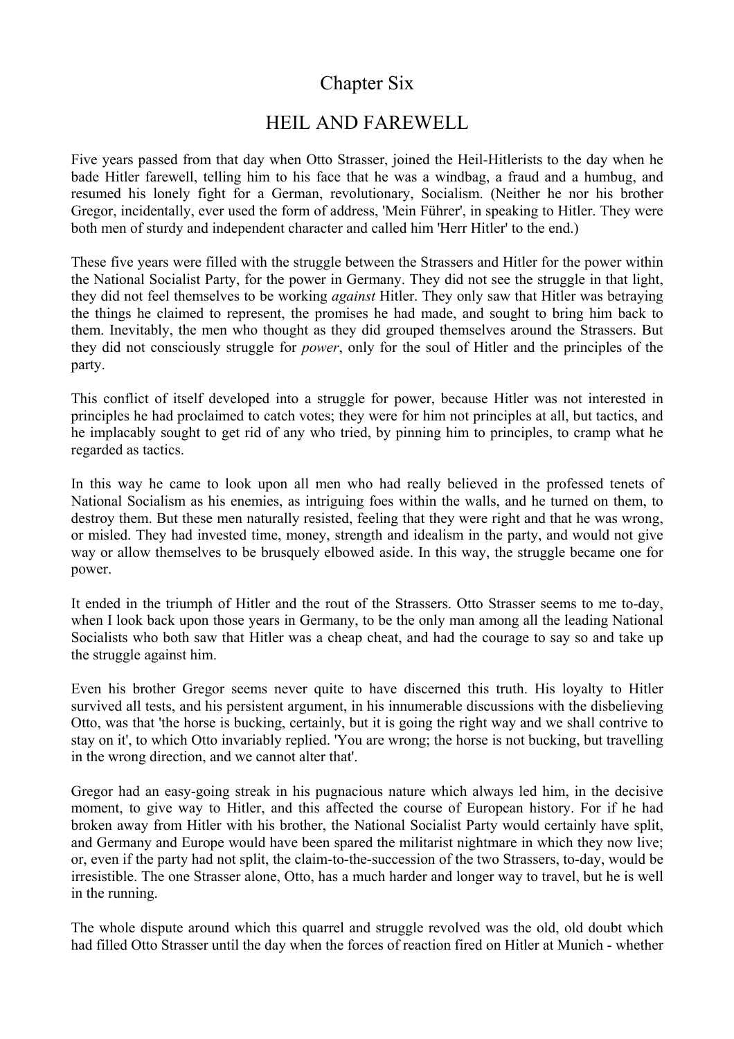# Chapter Six

## HEIL AND FAREWELL

Five years passed from that day when Otto Strasser, joined the Heil-Hitlerists to the day when he bade Hitler farewell, telling him to his face that he was a windbag, a fraud and a humbug, and resumed his lonely fight for a German, revolutionary, Socialism. (Neither he nor his brother Gregor, incidentally, ever used the form of address, 'Mein Führer', in speaking to Hitler. They were both men of sturdy and independent character and called him 'Herr Hitler' to the end.)

These five years were filled with the struggle between the Strassers and Hitler for the power within the National Socialist Party, for the power in Germany. They did not see the struggle in that light, they did not feel themselves to be working *against* Hitler. They only saw that Hitler was betraying the things he claimed to represent, the promises he had made, and sought to bring him back to them. Inevitably, the men who thought as they did grouped themselves around the Strassers. But they did not consciously struggle for *power*, only for the soul of Hitler and the principles of the party.

This conflict of itself developed into a struggle for power, because Hitler was not interested in principles he had proclaimed to catch votes; they were for him not principles at all, but tactics, and he implacably sought to get rid of any who tried, by pinning him to principles, to cramp what he regarded as tactics.

In this way he came to look upon all men who had really believed in the professed tenets of National Socialism as his enemies, as intriguing foes within the walls, and he turned on them, to destroy them. But these men naturally resisted, feeling that they were right and that he was wrong, or misled. They had invested time, money, strength and idealism in the party, and would not give way or allow themselves to be brusquely elbowed aside. In this way, the struggle became one for power.

It ended in the triumph of Hitler and the rout of the Strassers. Otto Strasser seems to me to-day, when I look back upon those years in Germany, to be the only man among all the leading National Socialists who both saw that Hitler was a cheap cheat, and had the courage to say so and take up the struggle against him.

Even his brother Gregor seems never quite to have discerned this truth. His loyalty to Hitler survived all tests, and his persistent argument, in his innumerable discussions with the disbelieving Otto, was that 'the horse is bucking, certainly, but it is going the right way and we shall contrive to stay on it', to which Otto invariably replied. 'You are wrong; the horse is not bucking, but travelling in the wrong direction, and we cannot alter that'.

Gregor had an easy-going streak in his pugnacious nature which always led him, in the decisive moment, to give way to Hitler, and this affected the course of European history. For if he had broken away from Hitler with his brother, the National Socialist Party would certainly have split, and Germany and Europe would have been spared the militarist nightmare in which they now live; or, even if the party had not split, the claim-to-the-succession of the two Strassers, to-day, would be irresistible. The one Strasser alone, Otto, has a much harder and longer way to travel, but he is well in the running.

The whole dispute around which this quarrel and struggle revolved was the old, old doubt which had filled Otto Strasser until the day when the forces of reaction fired on Hitler at Munich - whether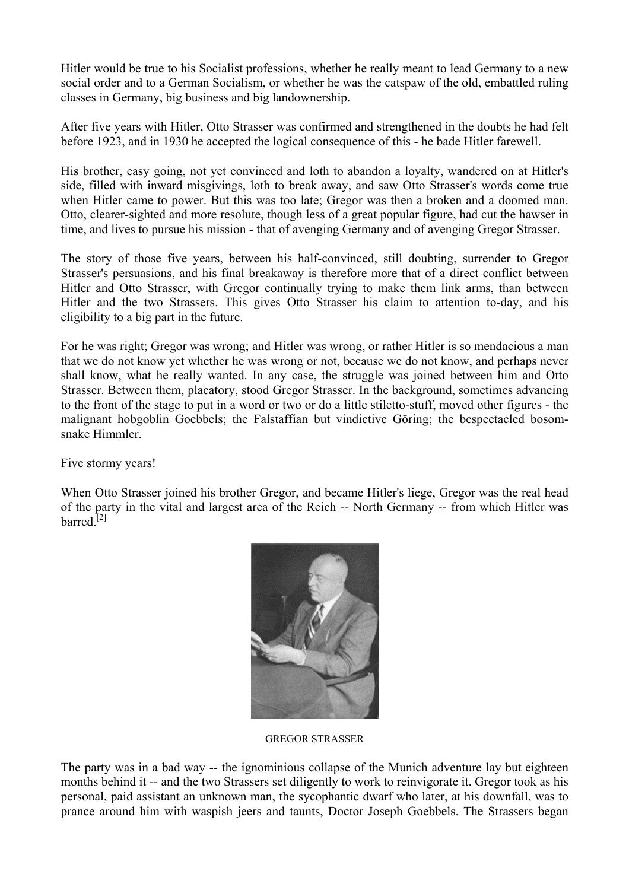Hitler would be true to his Socialist professions, whether he really meant to lead Germany to a new social order and to a German Socialism, or whether he was the catspaw of the old, embattled ruling classes in Germany, big business and big landownership.

After five years with Hitler, Otto Strasser was confirmed and strengthened in the doubts he had felt before 1923, and in 1930 he accepted the logical consequence of this - he bade Hitler farewell.

His brother, easy going, not yet convinced and loth to abandon a loyalty, wandered on at Hitler's side, filled with inward misgivings, loth to break away, and saw Otto Strasser's words come true when Hitler came to power. But this was too late; Gregor was then a broken and a doomed man. Otto, clearer-sighted and more resolute, though less of a great popular figure, had cut the hawser in time, and lives to pursue his mission - that of avenging Germany and of avenging Gregor Strasser.

The story of those five years, between his half-convinced, still doubting, surrender to Gregor Strasser's persuasions, and his final breakaway is therefore more that of a direct conflict between Hitler and Otto Strasser, with Gregor continually trying to make them link arms, than between Hitler and the two Strassers. This gives Otto Strasser his claim to attention to-day, and his eligibility to a big part in the future.

For he was right; Gregor was wrong; and Hitler was wrong, or rather Hitler is so mendacious a man that we do not know yet whether he was wrong or not, because we do not know, and perhaps never shall know, what he really wanted. In any case, the struggle was joined between him and Otto Strasser. Between them, placatory, stood Gregor Strasser. In the background, sometimes advancing to the front of the stage to put in a word or two or do a little stiletto-stuff, moved other figures - the malignant hobgoblin Goebbels; the Falstaffian but vindictive Göring; the bespectacled bosom-snake Himmler.

Five stormy years!

When Otto Strasser joined his brother Gregor, and became Hitler's liege, Gregor was the real head of the party in the vital and largest area of the Reich -- North Germany -- from which Hitler was barred.[2]

GREGOR STRASSER

The party was in a bad way -- the ignominious collapse of the Munich adventure lay but eighteen months behind it -- and the two Strassers set diligently to work to reinvigorate it. Gregor took as his personal, paid assistant an unknown man, the sycophantic dwarf who later, at his downfall, was to prance around him with waspish jeers and taunts, Doctor Joseph Goebbels. The Strassers began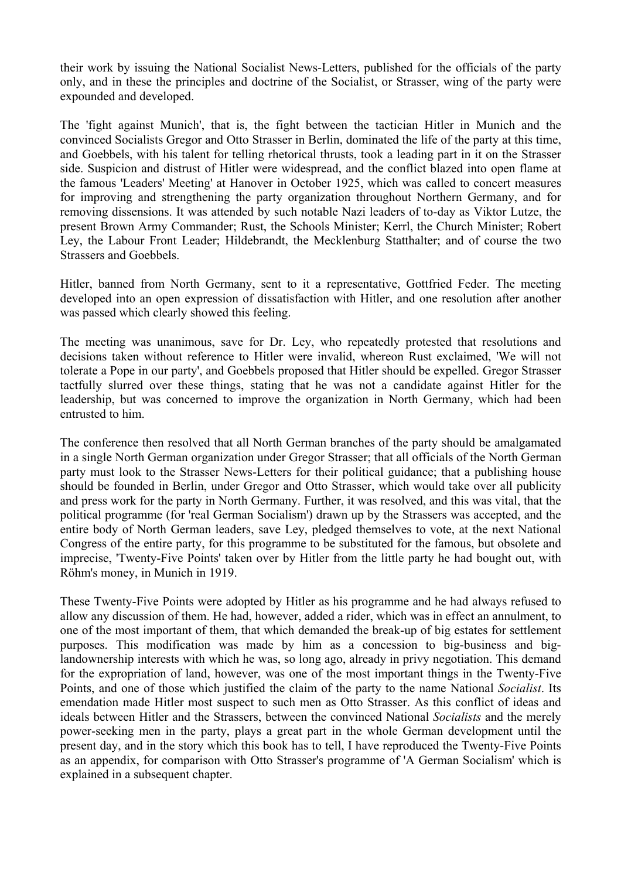their work by issuing the National Socialist News-Letters, published for the officials of the party only, and in these the principles and doctrine of the Socialist, or Strasser, wing of the party were expounded and developed.

The 'fight against Munich', that is, the fight between the tactician Hitler in Munich and the convinced Socialists Gregor and Otto Strasser in Berlin, dominated the life of the party at this time, and Goebbels, with his talent for telling rhetorical thrusts, took a leading part in it on the Strasser side. Suspicion and distrust of Hitler were widespread, and the conflict blazed into open flame at the famous 'Leaders' Meeting' at Hanover in October 1925, which was called to concert measures for improving and strengthening the party organization throughout Northern Germany, and for removing dissensions. It was attended by such notable Nazi leaders of to-day as Viktor Lutze, the present Brown Army Commander; Rust, the Schools Minister; Kerrl, the Church Minister; Robert Ley, the Labour Front Leader; Hildebrandt, the Mecklenburg Statthalter; and of course the two Strassers and Goebbels.

Hitler, banned from North Germany, sent to it a representative, Gottfried Feder. The meeting developed into an open expression of dissatisfaction with Hitler, and one resolution after another was passed which clearly showed this feeling.

The meeting was unanimous, save for Dr. Ley, who repeatedly protested that resolutions and decisions taken without reference to Hitler were invalid, whereon Rust exclaimed, 'We will not tolerate a Pope in our party', and Goebbels proposed that Hitler should be expelled. Gregor Strasser tactfully slurred over these things, stating that he was not a candidate against Hitler for the leadership, but was concerned to improve the organization in North Germany, which had been entrusted to him.

The conference then resolved that all North German branches of the party should be amalgamated in a single North German organization under Gregor Strasser; that all officials of the North German party must look to the Strasser News-Letters for their political guidance; that a publishing house should be founded in Berlin, under Gregor and Otto Strasser, which would take over all publicity and press work for the party in North Germany. Further, it was resolved, and this was vital, that the political programme (for 'real German Socialism') drawn up by the Strassers was accepted, and the entire body of North German leaders, save Ley, pledged themselves to vote, at the next National Congress of the entire party, for this programme to be substituted for the famous, but obsolete and imprecise, 'Twenty-Five Points' taken over by Hitler from the little party he had bought out, with Röhm's money, in Munich in 1919.

These Twenty-Five Points were adopted by Hitler as his programme and he had always refused to allow any discussion of them. He had, however, added a rider, which was in effect an annulment, to one of the most important of them, that which demanded the break-up of big estates for settlement purposes. This modification was made by him as a concession to big-business and big-landownership interests with which he was, so long ago, already in privy negotiation. This demand for the expropriation of land, however, was one of the most important things in the Twenty-Five Points, and one of those which justified the claim of the party to the name National *Socialist*. Its emendation made Hitler most suspect to such men as Otto Strasser. As this conflict of ideas and ideals between Hitler and the Strassers, between the convinced National *Socialists* and the merely power-seeking men in the party, plays a great part in the whole German development until the present day, and in the story which this book has to tell, I have reproduced the Twenty-Five Points as an appendix, for comparison with Otto Strasser's programme of 'A German Socialism' which is explained in a subsequent chapter.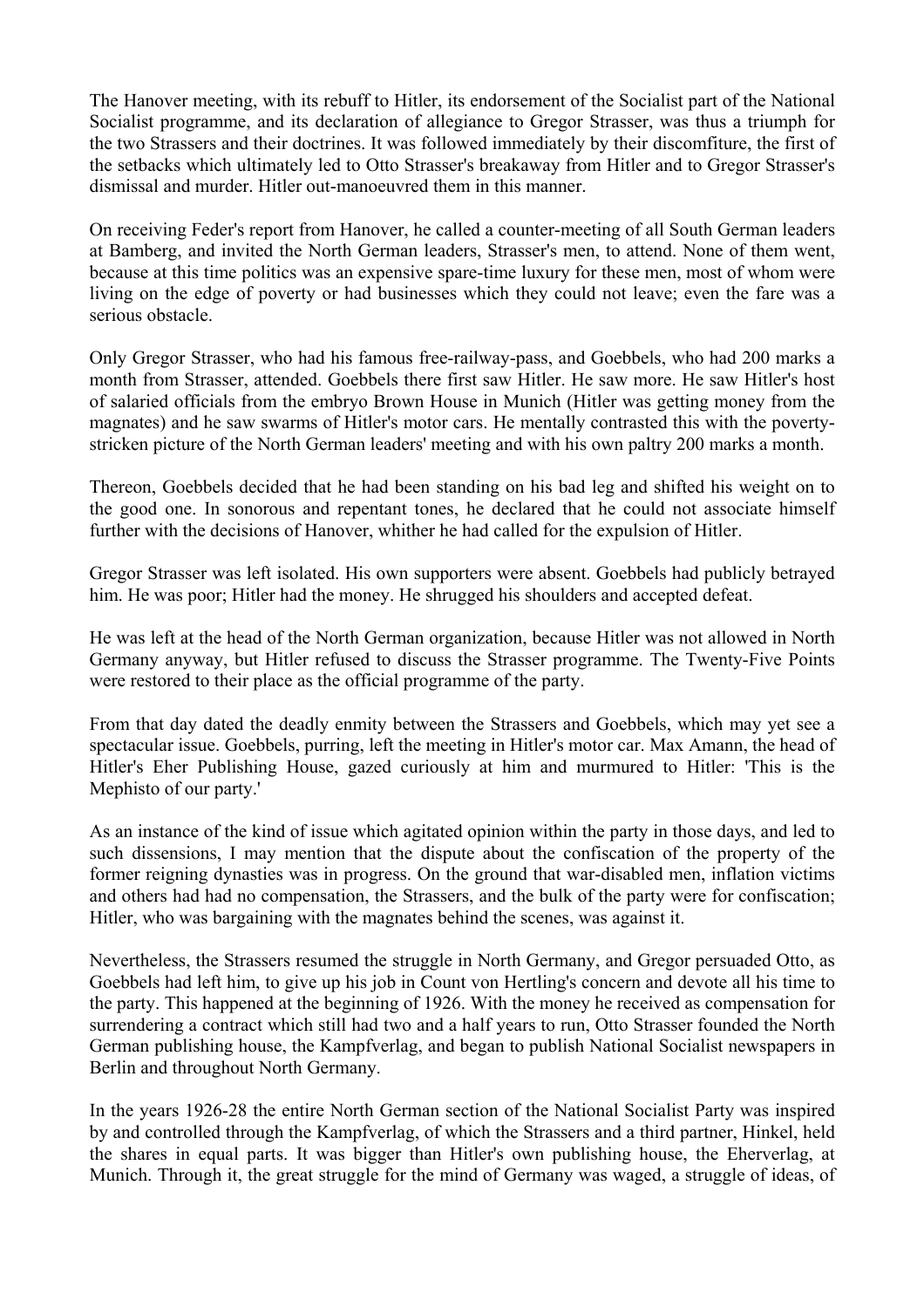The Hanover meeting, with its rebuff to Hitler, its endorsement of the Socialist part of the National Socialist programme, and its declaration of allegiance to Gregor Strasser, was thus a triumph for the two Strassers and their doctrines. It was followed immediately by their discomfiture, the first of the setbacks which ultimately led to Otto Strasser's breakaway from Hitler and to Gregor Strasser's dismissal and murder. Hitler out-manoeuvred them in this manner.

On receiving Feder's report from Hanover, he called a counter-meeting of all South German leaders at Bamberg, and invited the North German leaders, Strasser's men, to attend. None of them went, because at this time politics was an expensive spare-time luxury for these men, most of whom were living on the edge of poverty or had businesses which they could not leave; even the fare was a serious obstacle.

Only Gregor Strasser, who had his famous free-railway-pass, and Goebbels, who had 200 marks a month from Strasser, attended. Goebbels there first saw Hitler. He saw more. He saw Hitler's host of salaried officials from the embryo Brown House in Munich (Hitler was getting money from the magnates) and he saw swarms of Hitler's motor cars. He mentally contrasted this with the poverty-stricken picture of the North German leaders' meeting and with his own paltry 200 marks a month.

Thereon, Goebbels decided that he had been standing on his bad leg and shifted his weight on to the good one. In sonorous and repentant tones, he declared that he could not associate himself further with the decisions of Hanover, whither he had called for the expulsion of Hitler.

Gregor Strasser was left isolated. His own supporters were absent. Goebbels had publicly betrayed him. He was poor; Hitler had the money. He shrugged his shoulders and accepted defeat.

He was left at the head of the North German organization, because Hitler was not allowed in North Germany anyway, but Hitler refused to discuss the Strasser programme. The Twenty-Five Points were restored to their place as the official programme of the party.

From that day dated the deadly enmity between the Strassers and Goebbels, which may yet see a spectacular issue. Goebbels, purring, left the meeting in Hitler's motor car. Max Amann, the head of Hitler's Eher Publishing House, gazed curiously at him and murmured to Hitler: 'This is the Mephisto of our party.'

As an instance of the kind of issue which agitated opinion within the party in those days, and led to such dissensions, I may mention that the dispute about the confiscation of the property of the former reigning dynasties was in progress. On the ground that war-disabled men, inflation victims and others had had no compensation, the Strassers, and the bulk of the party were for confiscation; Hitler, who was bargaining with the magnates behind the scenes, was against it.

Nevertheless, the Strassers resumed the struggle in North Germany, and Gregor persuaded Otto, as Goebbels had left him, to give up his job in Count von Hertling's concern and devote all his time to the party. This happened at the beginning of 1926. With the money he received as compensation for surrendering a contract which still had two and a half years to run, Otto Strasser founded the North German publishing house, the Kampfverlag, and began to publish National Socialist newspapers in Berlin and throughout North Germany.

In the years 1926-28 the entire North German section of the National Socialist Party was inspired by and controlled through the Kampfverlag, of which the Strassers and a third partner, Hinkel, held the shares in equal parts. It was bigger than Hitler's own publishing house, the Eherverlag, at Munich. Through it, the great struggle for the mind of Germany was waged, a struggle of ideas, of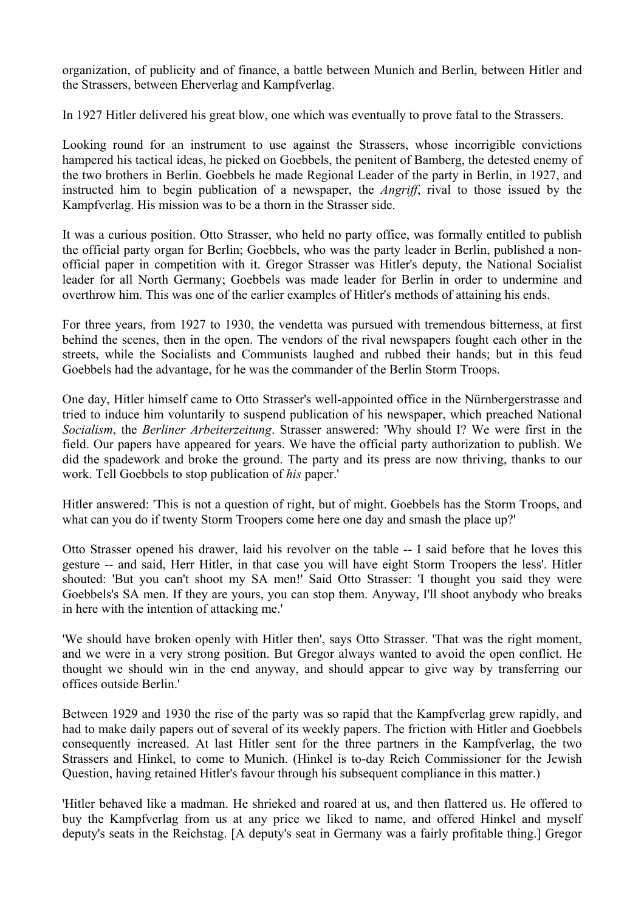organization, of publicity and of finance, a battle between Munich and Berlin, between Hitler and the Strassers, between Eherverlag and Kampfverlag.

In 1927 Hitler delivered his great blow, one which was eventually to prove fatal to the Strassers.

Looking round for an instrument to use against the Strassers, whose incorrigible convictions hampered his tactical ideas, he picked on Goebbels, the penitent of Bamberg, the detested enemy of the two brothers in Berlin. Goebbels he made Regional Leader of the party in Berlin, in 1927, and instructed him to begin publication of a newspaper, the *Angriff*, rival to those issued by the Kampfverlag. His mission was to be a thorn in the Strasser side.

It was a curious position. Otto Strasser, who held no party office, was formally entitled to publish the official party organ for Berlin; Goebbels, who was the party leader in Berlin, published a non-official paper in competition with it. Gregor Strasser was Hitler's deputy, the National Socialist leader for all North Germany; Goebbels was made leader for Berlin in order to undermine and overthrow him. This was one of the earlier examples of Hitler's methods of attaining his ends.

For three years, from 1927 to 1930, the vendetta was pursued with tremendous bitterness, at first behind the scenes, then in the open. The vendors of the rival newspapers fought each other in the streets, while the Socialists and Communists laughed and rubbed their hands; but in this feud Goebbels had the advantage, for he was the commander of the Berlin Storm Troops.

One day, Hitler himself came to Otto Strasser's well-appointed office in the Nürnbergerstrasse and tried to induce him voluntarily to suspend publication of his newspaper, which preached National *Socialism*, the *Berliner Arbeiterzeitung*. Strasser answered: 'Why should I? We were first in the field. Our papers have appeared for years. We have the official party authorization to publish. We did the spadework and broke the ground. The party and its press are now thriving, thanks to our work. Tell Goebbels to stop publication of *his* paper.'

Hitler answered: 'This is not a question of right, but of might. Goebbels has the Storm Troops, and what can you do if twenty Storm Troopers come here one day and smash the place up?'

Otto Strasser opened his drawer, laid his revolver on the table -- I said before that he loves this gesture -- and said, Herr Hitler, in that case you will have eight Storm Troopers the less'. Hitler shouted: 'But you can't shoot my SA men!' Said Otto Strasser: 'I thought you said they were Goebbels's SA men. If they are yours, you can stop them. Anyway, I'll shoot anybody who breaks in here with the intention of attacking me.'

'We should have broken openly with Hitler then', says Otto Strasser. 'That was the right moment, and we were in a very strong position. But Gregor always wanted to avoid the open conflict. He thought we should win in the end anyway, and should appear to give way by transferring our offices outside Berlin.'

Between 1929 and 1930 the rise of the party was so rapid that the Kampfverlag grew rapidly, and had to make daily papers out of several of its weekly papers. The friction with Hitler and Goebbels consequently increased. At last Hitler sent for the three partners in the Kampfverlag, the two Strassers and Hinkel, to come to Munich. (Hinkel is to-day Reich Commissioner for the Jewish Question, having retained Hitler's favour through his subsequent compliance in this matter.)

'Hitler behaved like a madman. He shrieked and roared at us, and then flattered us. He offered to buy the Kampfverlag from us at any price we liked to name, and offered Hinkel and myself deputy's seats in the Reichstag. [A deputy's seat in Germany was a fairly profitable thing.] Gregor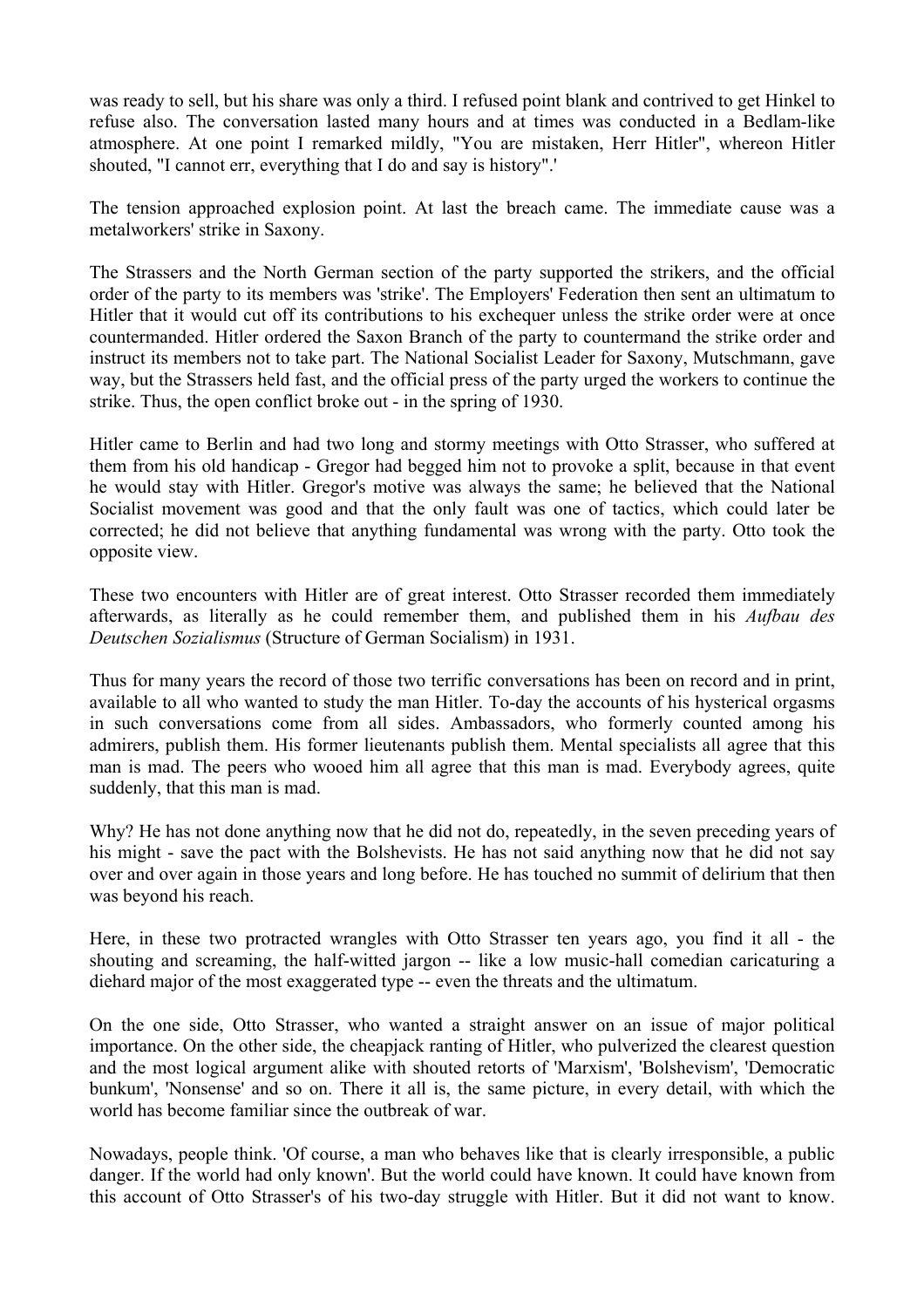was ready to sell, but his share was only a third. I refused point blank and contrived to get Hinkel to refuse also. The conversation lasted many hours and at times was conducted in a Bedlam-like atmosphere. At one point I remarked mildly, "You are mistaken, Herr Hitler", whereon Hitler shouted, "I cannot err, everything that I do and say is history".'

The tension approached explosion point. At last the breach came. The immediate cause was a metalworkers' strike in Saxony.

The Strassers and the North German section of the party supported the strikers, and the official order of the party to its members was 'strike'. The Employers' Federation then sent an ultimatum to Hitler that it would cut off its contributions to his exchequer unless the strike order were at once countermanded. Hitler ordered the Saxon Branch of the party to countermand the strike order and instruct its members not to take part. The National Socialist Leader for Saxony, Mutschmann, gave way, but the Strassers held fast, and the official press of the party urged the workers to continue the strike. Thus, the open conflict broke out - in the spring of 1930.

Hitler came to Berlin and had two long and stormy meetings with Otto Strasser, who suffered at them from his old handicap - Gregor had begged him not to provoke a split, because in that event he would stay with Hitler. Gregor's motive was always the same; he believed that the National Socialist movement was good and that the only fault was one of tactics, which could later be corrected; he did not believe that anything fundamental was wrong with the party. Otto took the opposite view.

These two encounters with Hitler are of great interest. Otto Strasser recorded them immediately afterwards, as literally as he could remember them, and published them in his *Aufbau des Deutschen Sozialismus* (Structure of German Socialism) in 1931.

Thus for many years the record of those two terrific conversations has been on record and in print, available to all who wanted to study the man Hitler. To-day the accounts of his hysterical orgasms in such conversations come from all sides. Ambassadors, who formerly counted among his admirers, publish them. His former lieutenants publish them. Mental specialists all agree that this man is mad. The peers who wooed him all agree that this man is mad. Everybody agrees, quite suddenly, that this man is mad.

Why? He has not done anything now that he did not do, repeatedly, in the seven preceding years of his might - save the pact with the Bolshevists. He has not said anything now that he did not say over and over again in those years and long before. He has touched no summit of delirium that then was beyond his reach.

Here, in these two protracted wrangles with Otto Strasser ten years ago, you find it all - the shouting and screaming, the half-witted jargon -- like a low music-hall comedian caricaturing a diehard major of the most exaggerated type -- even the threats and the ultimatum.

On the one side, Otto Strasser, who wanted a straight answer on an issue of major political importance. On the other side, the cheapjack ranting of Hitler, who pulverized the clearest question and the most logical argument alike with shouted retorts of 'Marxism', 'Bolshevism', 'Democratic bunkum', 'Nonsense' and so on. There it all is, the same picture, in every detail, with which the world has become familiar since the outbreak of war.

Nowadays, people think. 'Of course, a man who behaves like that is clearly irresponsible, a public danger. If the world had only known'. But the world could have known. It could have known from this account of Otto Strasser's of his two-day struggle with Hitler. But it did not want to know.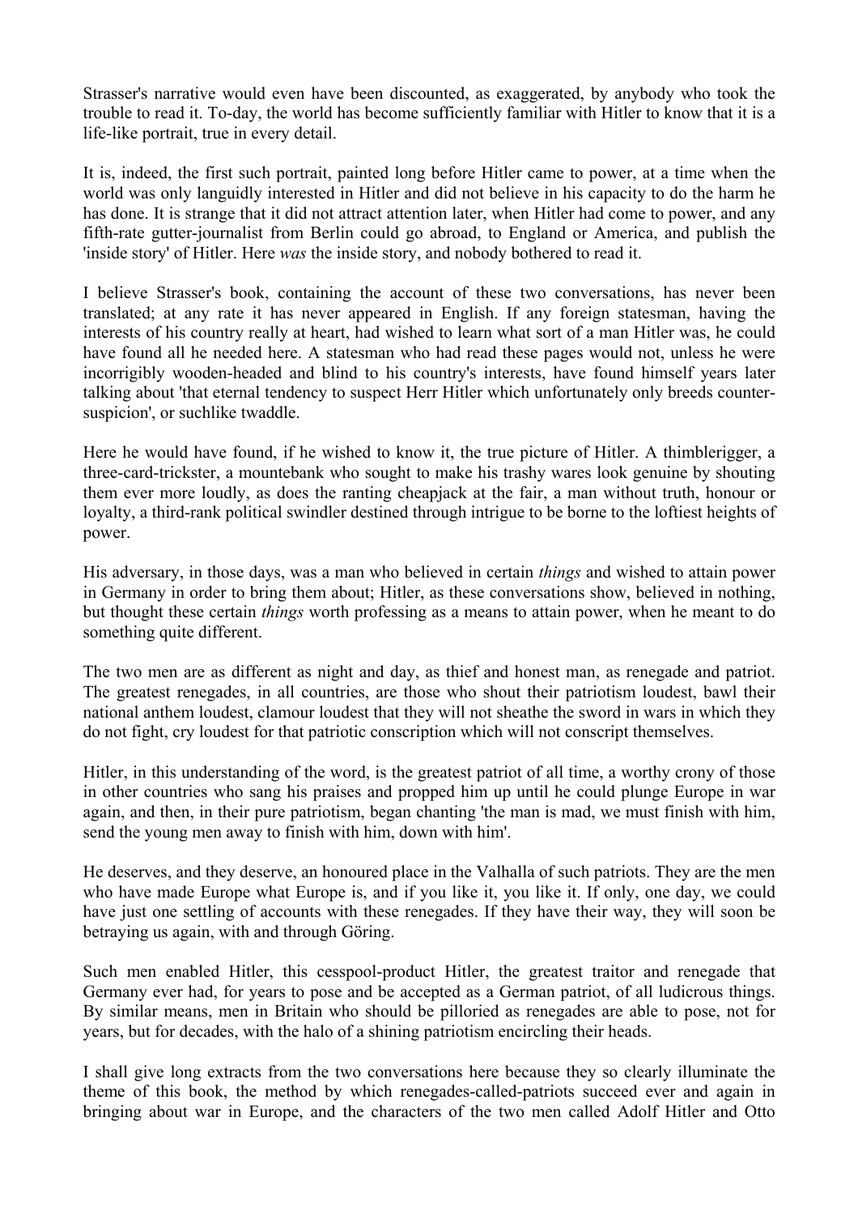Strasser's narrative would even have been discounted, as exaggerated, by anybody who took the trouble to read it. To-day, the world has become sufficiently familiar with Hitler to know that it is a life-like portrait, true in every detail.

It is, indeed, the first such portrait, painted long before Hitler came to power, at a time when the world was only languidly interested in Hitler and did not believe in his capacity to do the harm he has done. It is strange that it did not attract attention later, when Hitler had come to power, and any fifth-rate gutter-journalist from Berlin could go abroad, to England or America, and publish the 'inside story' of Hitler. Here *was* the inside story, and nobody bothered to read it.

I believe Strasser's book, containing the account of these two conversations, has never been translated; at any rate it has never appeared in English. If any foreign statesman, having the interests of his country really at heart, had wished to learn what sort of a man Hitler was, he could have found all he needed here. A statesman who had read these pages would not, unless he were incorrigibly wooden-headed and blind to his country's interests, have found himself years later talking about 'that eternal tendency to suspect Herr Hitler which unfortunately only breeds counter-suspicion', or suchlike twaddle.

Here he would have found, if he wished to know it, the true picture of Hitler. A thimblerigger, a three-card-trickster, a mountebank who sought to make his trashy wares look genuine by shouting them ever more loudly, as does the ranting cheapjack at the fair, a man without truth, honour or loyalty, a third-rank political swindler destined through intrigue to be borne to the loftiest heights of power.

His adversary, in those days, was a man who believed in certain *things* and wished to attain power in Germany in order to bring them about; Hitler, as these conversations show, believed in nothing, but thought these certain *things* worth professing as a means to attain power, when he meant to do something quite different.

The two men are as different as night and day, as thief and honest man, as renegade and patriot. The greatest renegades, in all countries, are those who shout their patriotism loudest, bawl their national anthem loudest, clamour loudest that they will not sheathe the sword in wars in which they do not fight, cry loudest for that patriotic conscription which will not conscript themselves.

Hitler, in this understanding of the word, is the greatest patriot of all time, a worthy crony of those in other countries who sang his praises and propped him up until he could plunge Europe in war again, and then, in their pure patriotism, began chanting 'the man is mad, we must finish with him, send the young men away to finish with him, down with him'.

He deserves, and they deserve, an honoured place in the Valhalla of such patriots. They are the men who have made Europe what Europe is, and if you like it, you like it. If only, one day, we could have just one settling of accounts with these renegades. If they have their way, they will soon be betraying us again, with and through Göring.

Such men enabled Hitler, this cesspool-product Hitler, the greatest traitor and renegade that Germany ever had, for years to pose and be accepted as a German patriot, of all ludicrous things. By similar means, men in Britain who should be pilloried as renegades are able to pose, not for years, but for decades, with the halo of a shining patriotism encircling their heads.

I shall give long extracts from the two conversations here because they so clearly illuminate the theme of this book, the method by which renegades-called-patriots succeed ever and again in bringing about war in Europe, and the characters of the two men called Adolf Hitler and Otto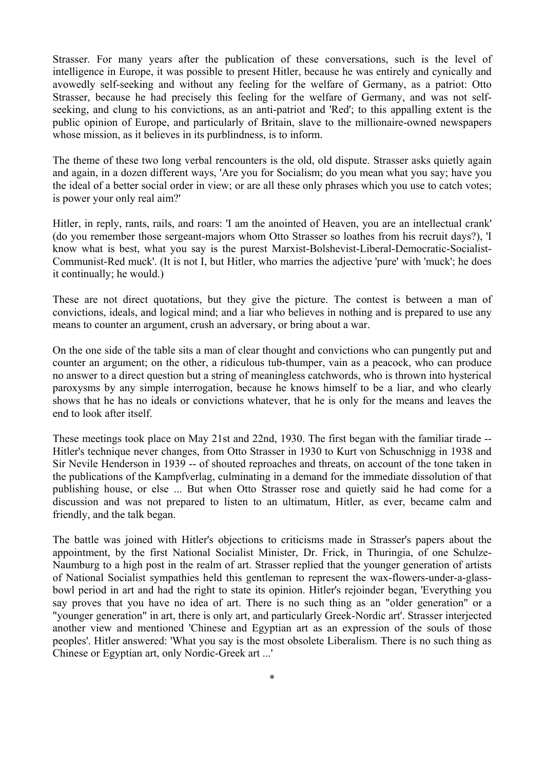Strasser. For many years after the publication of these conversations, such is the level of intelligence in Europe, it was possible to present Hitler, because he was entirely and cynically and avowedly self-seeking and without any feeling for the welfare of Germany, as a patriot: Otto Strasser, because he had precisely this feeling for the welfare of Germany, and was not self-seeking, and clung to his convictions, as an anti-patriot and 'Red'; to this appalling extent is the public opinion of Europe, and particularly of Britain, slave to the millionaire-owned newspapers whose mission, as it believes in its purblindness, is to inform.

The theme of these two long verbal rencounters is the old, old dispute. Strasser asks quietly again and again, in a dozen different ways, 'Are you for Socialism; do you mean what you say; have you the ideal of a better social order in view; or are all these only phrases which you use to catch votes; is power your only real aim?'

Hitler, in reply, rants, rails, and roars: 'I am the anointed of Heaven, you are an intellectual crank' (do you remember those sergeant-majors whom Otto Strasser so loathes from his recruit days?), 'I know what is best, what you say is the purest Marxist-Bolshevist-Liberal-Democratic-Socialist-Communist-Red muck'. (It is not I, but Hitler, who marries the adjective 'pure' with 'muck'; he does it continually; he would.)

These are not direct quotations, but they give the picture. The contest is between a man of convictions, ideals, and logical mind; and a liar who believes in nothing and is prepared to use any means to counter an argument, crush an adversary, or bring about a war.

On the one side of the table sits a man of clear thought and convictions who can pungently put and counter an argument; on the other, a ridiculous tub-thumper, vain as a peacock, who can produce no answer to a direct question but a string of meaningless catchwords, who is thrown into hysterical paroxysms by any simple interrogation, because he knows himself to be a liar, and who clearly shows that he has no ideals or convictions whatever, that he is only for the means and leaves the end to look after itself.

These meetings took place on May 21st and 22nd, 1930. The first began with the familiar tirade -- Hitler's technique never changes, from Otto Strasser in 1930 to Kurt von Schuschnigg in 1938 and Sir Nevile Henderson in 1939 -- of shouted reproaches and threats, on account of the tone taken in the publications of the Kampfverlag, culminating in a demand for the immediate dissolution of that publishing house, or else ... But when Otto Strasser rose and quietly said he had come for a discussion and was not prepared to listen to an ultimatum, Hitler, as ever, became calm and friendly, and the talk began.

The battle was joined with Hitler's objections to criticisms made in Strasser's papers about the appointment, by the first National Socialist Minister, Dr. Frick, in Thuringia, of one Schulze-Naumburg to a high post in the realm of art. Strasser replied that the younger generation of artists of National Socialist sympathies held this gentleman to represent the wax-flowers-under-a-glass-bowl period in art and had the right to state its opinion. Hitler's rejoinder began, 'Everything you say proves that you have no idea of art. There is no such thing as an "older generation" or a "younger generation" in art, there is only art, and particularly Greek-Nordic art'. Strasser interjected another view and mentioned 'Chinese and Egyptian art as an expression of the souls of those peoples'. Hitler answered: 'What you say is the most obsolete Liberalism. There is no such thing as Chinese or Egyptian art, only Nordic-Greek art ...'

*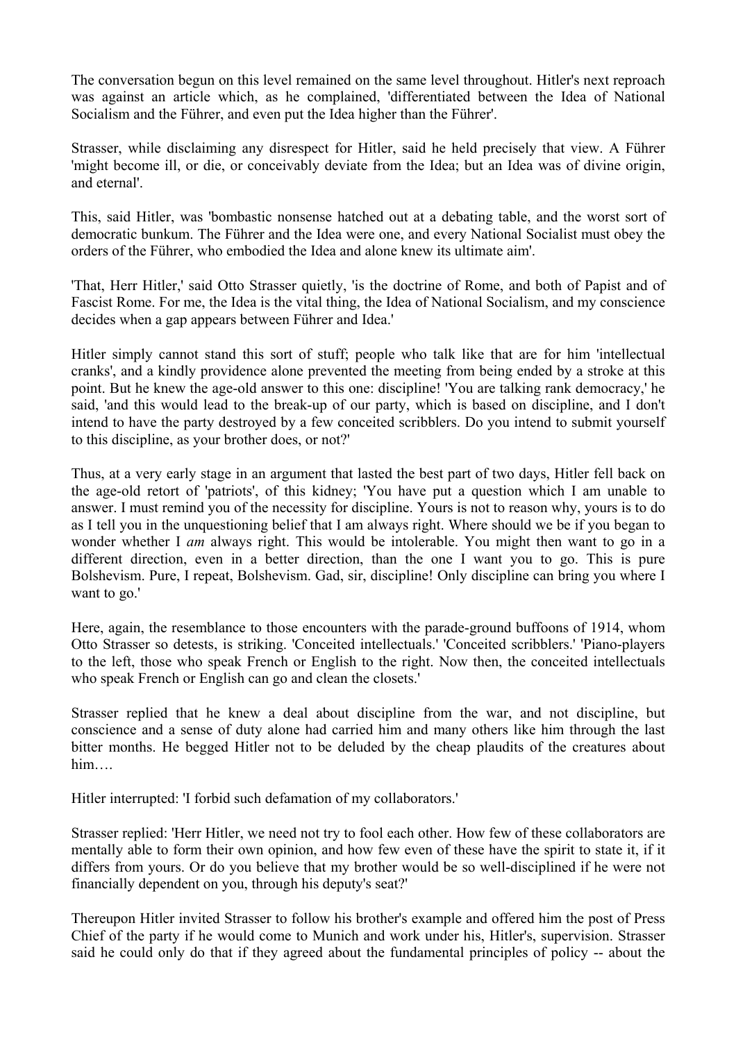The conversation begun on this level remained on the same level throughout. Hitler's next reproach was against an article which, as he complained, 'differentiated between the Idea of National Socialism and the Führer, and even put the Idea higher than the Führer'.

Strasser, while disclaiming any disrespect for Hitler, said he held precisely that view. A Führer 'might become ill, or die, or conceivably deviate from the Idea; but an Idea was of divine origin, and eternal'.

This, said Hitler, was 'bombastic nonsense hatched out at a debating table, and the worst sort of democratic bunkum. The Führer and the Idea were one, and every National Socialist must obey the orders of the Führer, who embodied the Idea and alone knew its ultimate aim'.

'That, Herr Hitler,' said Otto Strasser quietly, 'is the doctrine of Rome, and both of Papist and of Fascist Rome. For me, the Idea is the vital thing, the Idea of National Socialism, and my conscience decides when a gap appears between Führer and Idea.'

Hitler simply cannot stand this sort of stuff; people who talk like that are for him 'intellectual cranks', and a kindly providence alone prevented the meeting from being ended by a stroke at this point. But he knew the age-old answer to this one: discipline! 'You are talking rank democracy,' he said, 'and this would lead to the break-up of our party, which is based on discipline, and I don't intend to have the party destroyed by a few conceited scribblers. Do you intend to submit yourself to this discipline, as your brother does, or not?'

Thus, at a very early stage in an argument that lasted the best part of two days, Hitler fell back on the age-old retort of 'patriots', of this kidney; 'You have put a question which I am unable to answer. I must remind you of the necessity for discipline. Yours is not to reason why, yours is to do as I tell you in the unquestioning belief that I am always right. Where should we be if you began to wonder whether I *am* always right. This would be intolerable. You might then want to go in a different direction, even in a better direction, than the one I want you to go. This is pure Bolshevism. Pure, I repeat, Bolshevism. Gad, sir, discipline! Only discipline can bring you where I want to go.'

Here, again, the resemblance to those encounters with the parade-ground buffoons of 1914, whom Otto Strasser so detests, is striking. 'Conceited intellectuals.' 'Conceited scribblers.' 'Piano-players to the left, those who speak French or English to the right. Now then, the conceited intellectuals who speak French or English can go and clean the closets.'

Strasser replied that he knew a deal about discipline from the war, and not discipline, but conscience and a sense of duty alone had carried him and many others like him through the last bitter months. He begged Hitler not to be deluded by the cheap plaudits of the creatures about him….

Hitler interrupted: 'I forbid such defamation of my collaborators.'

Strasser replied: 'Herr Hitler, we need not try to fool each other. How few of these collaborators are mentally able to form their own opinion, and how few even of these have the spirit to state it, if it differs from yours. Or do you believe that my brother would be so well-disciplined if he were not financially dependent on you, through his deputy's seat?'

Thereupon Hitler invited Strasser to follow his brother's example and offered him the post of Press Chief of the party if he would come to Munich and work under his, Hitler's, supervision. Strasser said he could only do that if they agreed about the fundamental principles of policy -- about the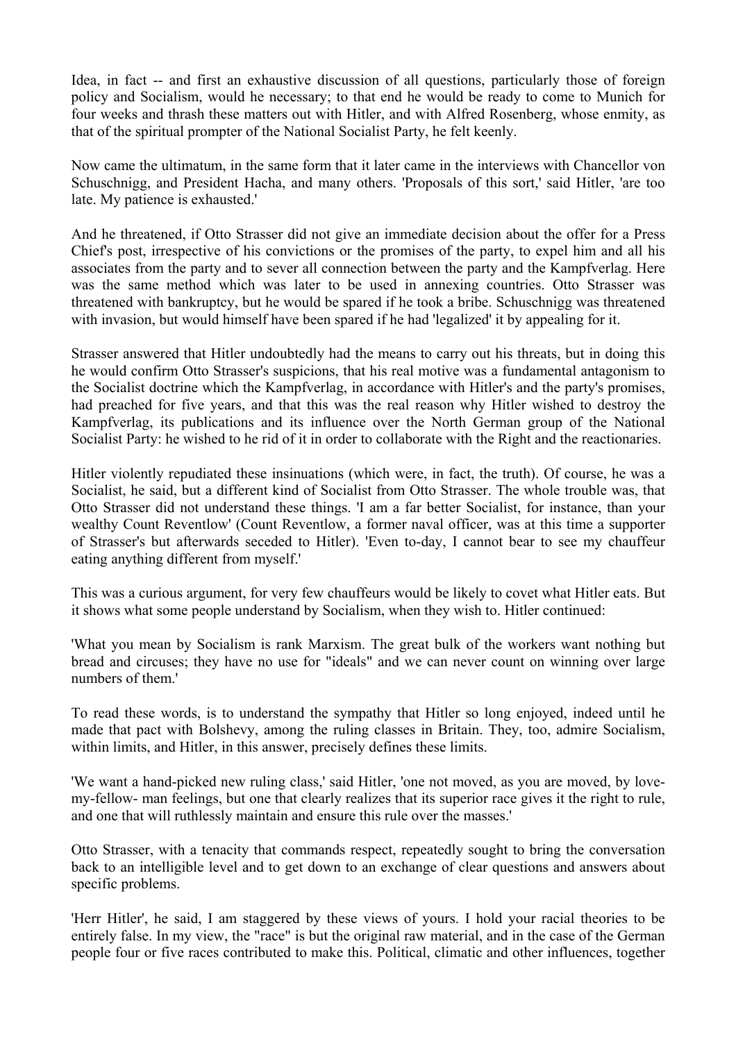Idea, in fact -- and first an exhaustive discussion of all questions, particularly those of foreign policy and Socialism, would he necessary; to that end he would be ready to come to Munich for four weeks and thrash these matters out with Hitler, and with Alfred Rosenberg, whose enmity, as that of the spiritual prompter of the National Socialist Party, he felt keenly.

Now came the ultimatum, in the same form that it later came in the interviews with Chancellor von Schuschnigg, and President Hacha, and many others. 'Proposals of this sort,' said Hitler, 'are too late. My patience is exhausted.'

And he threatened, if Otto Strasser did not give an immediate decision about the offer for a Press Chief's post, irrespective of his convictions or the promises of the party, to expel him and all his associates from the party and to sever all connection between the party and the Kampfverlag. Here was the same method which was later to be used in annexing countries. Otto Strasser was threatened with bankruptcy, but he would be spared if he took a bribe. Schuschnigg was threatened with invasion, but would himself have been spared if he had 'legalized' it by appealing for it.

Strasser answered that Hitler undoubtedly had the means to carry out his threats, but in doing this he would confirm Otto Strasser's suspicions, that his real motive was a fundamental antagonism to the Socialist doctrine which the Kampfverlag, in accordance with Hitler's and the party's promises, had preached for five years, and that this was the real reason why Hitler wished to destroy the Kampfverlag, its publications and its influence over the North German group of the National Socialist Party: he wished to he rid of it in order to collaborate with the Right and the reactionaries.

Hitler violently repudiated these insinuations (which were, in fact, the truth). Of course, he was a Socialist, he said, but a different kind of Socialist from Otto Strasser. The whole trouble was, that Otto Strasser did not understand these things. 'I am a far better Socialist, for instance, than your wealthy Count Reventlow' (Count Reventlow, a former naval officer, was at this time a supporter of Strasser's but afterwards seceded to Hitler). 'Even to-day, I cannot bear to see my chauffeur eating anything different from myself.'

This was a curious argument, for very few chauffeurs would be likely to covet what Hitler eats. But it shows what some people understand by Socialism, when they wish to. Hitler continued:

'What you mean by Socialism is rank Marxism. The great bulk of the workers want nothing but bread and circuses; they have no use for "ideals" and we can never count on winning over large numbers of them.'

To read these words, is to understand the sympathy that Hitler so long enjoyed, indeed until he made that pact with Bolshevy, among the ruling classes in Britain. They, too, admire Socialism, within limits, and Hitler, in this answer, precisely defines these limits.

'We want a hand-picked new ruling class,' said Hitler, 'one not moved, as you are moved, by love-my-fellow- man feelings, but one that clearly realizes that its superior race gives it the right to rule, and one that will ruthlessly maintain and ensure this rule over the masses.'

Otto Strasser, with a tenacity that commands respect, repeatedly sought to bring the conversation back to an intelligible level and to get down to an exchange of clear questions and answers about specific problems.

'Herr Hitler', he said, I am staggered by these views of yours. I hold your racial theories to be entirely false. In my view, the "race" is but the original raw material, and in the case of the German people four or five races contributed to make this. Political, climatic and other influences, together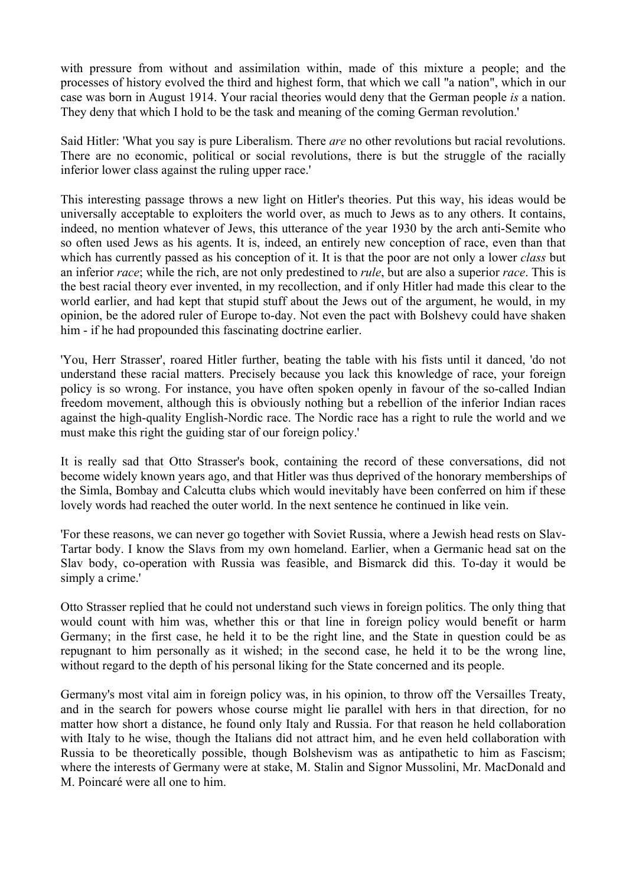with pressure from without and assimilation within, made of this mixture a people; and the processes of history evolved the third and highest form, that which we call "a nation", which in our case was born in August 1914. Your racial theories would deny that the German people *is* a nation. They deny that which I hold to be the task and meaning of the coming German revolution.'

Said Hitler: 'What you say is pure Liberalism. There *are* no other revolutions but racial revolutions. There are no economic, political or social revolutions, there is but the struggle of the racially inferior lower class against the ruling upper race.'

This interesting passage throws a new light on Hitler's theories. Put this way, his ideas would be universally acceptable to exploiters the world over, as much to Jews as to any others. It contains, indeed, no mention whatever of Jews, this utterance of the year 1930 by the arch anti-Semite who so often used Jews as his agents. It is, indeed, an entirely new conception of race, even than that which has currently passed as his conception of it. It is that the poor are not only a lower *class* but an inferior *race*; while the rich, are not only predestined to *rule*, but are also a superior *race*. This is the best racial theory ever invented, in my recollection, and if only Hitler had made this clear to the world earlier, and had kept that stupid stuff about the Jews out of the argument, he would, in my opinion, be the adored ruler of Europe to-day. Not even the pact with Bolshevy could have shaken him - if he had propounded this fascinating doctrine earlier.

'You, Herr Strasser', roared Hitler further, beating the table with his fists until it danced, 'do not understand these racial matters. Precisely because you lack this knowledge of race, your foreign policy is so wrong. For instance, you have often spoken openly in favour of the so-called Indian freedom movement, although this is obviously nothing but a rebellion of the inferior Indian races against the high-quality English-Nordic race. The Nordic race has a right to rule the world and we must make this right the guiding star of our foreign policy.'

It is really sad that Otto Strasser's book, containing the record of these conversations, did not become widely known years ago, and that Hitler was thus deprived of the honorary memberships of the Simla, Bombay and Calcutta clubs which would inevitably have been conferred on him if these lovely words had reached the outer world. In the next sentence he continued in like vein.

'For these reasons, we can never go together with Soviet Russia, where a Jewish head rests on Slav-Tartar body. I know the Slavs from my own homeland. Earlier, when a Germanic head sat on the Slav body, co-operation with Russia was feasible, and Bismarck did this. To-day it would be simply a crime.'

Otto Strasser replied that he could not understand such views in foreign politics. The only thing that would count with him was, whether this or that line in foreign policy would benefit or harm Germany; in the first case, he held it to be the right line, and the State in question could be as repugnant to him personally as it wished; in the second case, he held it to be the wrong line, without regard to the depth of his personal liking for the State concerned and its people.

Germany's most vital aim in foreign policy was, in his opinion, to throw off the Versailles Treaty, and in the search for powers whose course might lie parallel with hers in that direction, for no matter how short a distance, he found only Italy and Russia. For that reason he held collaboration with Italy to he wise, though the Italians did not attract him, and he even held collaboration with Russia to be theoretically possible, though Bolshevism was as antipathetic to him as Fascism; where the interests of Germany were at stake, M. Stalin and Signor Mussolini, Mr. MacDonald and M. Poincaré were all one to him.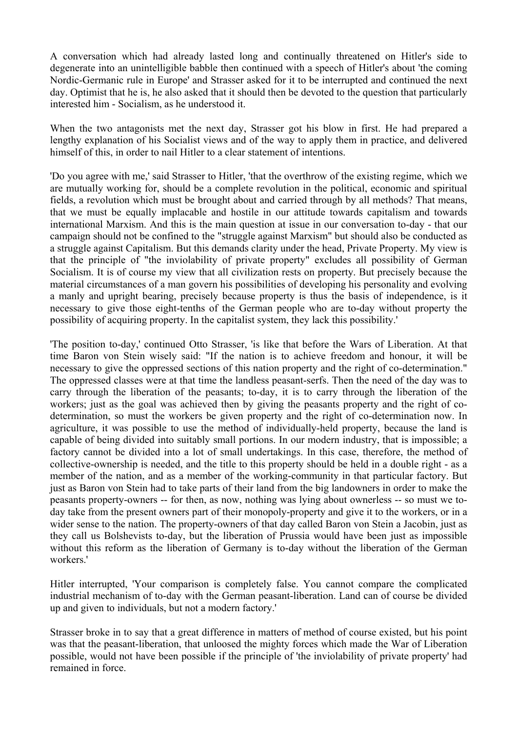A conversation which had already lasted long and continually threatened on Hitler's side to degenerate into an unintelligible babble then continued with a speech of Hitler's about 'the coming Nordic-Germanic rule in Europe' and Strasser asked for it to be interrupted and continued the next day. Optimist that he is, he also asked that it should then be devoted to the question that particularly interested him - Socialism, as he understood it.

When the two antagonists met the next day, Strasser got his blow in first. He had prepared a lengthy explanation of his Socialist views and of the way to apply them in practice, and delivered himself of this, in order to nail Hitler to a clear statement of intentions.

'Do you agree with me,' said Strasser to Hitler, 'that the overthrow of the existing regime, which we are mutually working for, should be a complete revolution in the political, economic and spiritual fields, a revolution which must be brought about and carried through by all methods? That means, that we must be equally implacable and hostile in our attitude towards capitalism and towards international Marxism. And this is the main question at issue in our conversation to-day - that our campaign should not be confined to the "struggle against Marxism" but should also be conducted as a struggle against Capitalism. But this demands clarity under the head, Private Property. My view is that the principle of "the inviolability of private property" excludes all possibility of German Socialism. It is of course my view that all civilization rests on property. But precisely because the material circumstances of a man govern his possibilities of developing his personality and evolving a manly and upright bearing, precisely because property is thus the basis of independence, is it necessary to give those eight-tenths of the German people who are to-day without property the possibility of acquiring property. In the capitalist system, they lack this possibility.'

'The position to-day,' continued Otto Strasser, 'is like that before the Wars of Liberation. At that time Baron von Stein wisely said: "If the nation is to achieve freedom and honour, it will be necessary to give the oppressed sections of this nation property and the right of co-determination." The oppressed classes were at that time the landless peasant-serfs. Then the need of the day was to carry through the liberation of the peasants; to-day, it is to carry through the liberation of the workers; just as the goal was achieved then by giving the peasants property and the right of co-determination, so must the workers be given property and the right of co-determination now. In agriculture, it was possible to use the method of individually-held property, because the land is capable of being divided into suitably small portions. In our modern industry, that is impossible; a factory cannot be divided into a lot of small undertakings. In this case, therefore, the method of collective-ownership is needed, and the title to this property should be held in a double right - as a member of the nation, and as a member of the working-community in that particular factory. But just as Baron von Stein had to take parts of their land from the big landowners in order to make the peasants property-owners -- for then, as now, nothing was lying about ownerless -- so must we to-day take from the present owners part of their monopoly-property and give it to the workers, or in a wider sense to the nation. The property-owners of that day called Baron von Stein a Jacobin, just as they call us Bolshevists to-day, but the liberation of Prussia would have been just as impossible without this reform as the liberation of Germany is to-day without the liberation of the German workers.'

Hitler interrupted, 'Your comparison is completely false. You cannot compare the complicated industrial mechanism of to-day with the German peasant-liberation. Land can of course be divided up and given to individuals, but not a modern factory.'

Strasser broke in to say that a great difference in matters of method of course existed, but his point was that the peasant-liberation, that unloosed the mighty forces which made the War of Liberation possible, would not have been possible if the principle of 'the inviolability of private property' had remained in force.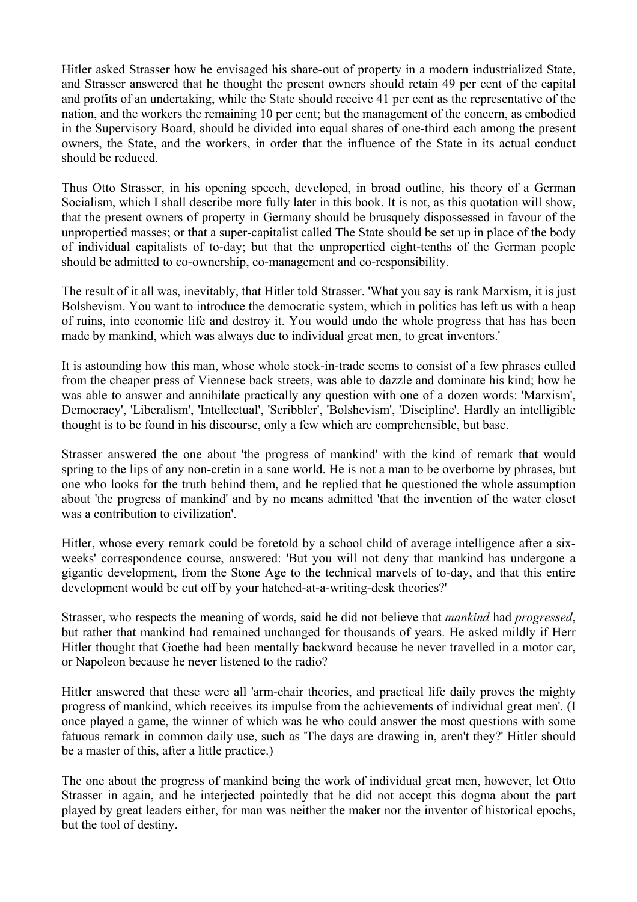Hitler asked Strasser how he envisaged his share-out of property in a modern industrialized State, and Strasser answered that he thought the present owners should retain 49 per cent of the capital and profits of an undertaking, while the State should receive 41 per cent as the representative of the nation, and the workers the remaining 10 per cent; but the management of the concern, as embodied in the Supervisory Board, should be divided into equal shares of one-third each among the present owners, the State, and the workers, in order that the influence of the State in its actual conduct should be reduced.

Thus Otto Strasser, in his opening speech, developed, in broad outline, his theory of a German Socialism, which I shall describe more fully later in this book. It is not, as this quotation will show, that the present owners of property in Germany should be brusquely dispossessed in favour of the unpropertied masses; or that a super-capitalist called The State should be set up in place of the body of individual capitalists of to-day; but that the unpropertied eight-tenths of the German people should be admitted to co-ownership, co-management and co-responsibility.

The result of it all was, inevitably, that Hitler told Strasser. 'What you say is rank Marxism, it is just Bolshevism. You want to introduce the democratic system, which in politics has left us with a heap of ruins, into economic life and destroy it. You would undo the whole progress that has has been made by mankind, which was always due to individual great men, to great inventors.'

It is astounding how this man, whose whole stock-in-trade seems to consist of a few phrases culled from the cheaper press of Viennese back streets, was able to dazzle and dominate his kind; how he was able to answer and annihilate practically any question with one of a dozen words: 'Marxism', Democracy', 'Liberalism', 'Intellectual', 'Scribbler', 'Bolshevism', 'Discipline'. Hardly an intelligible thought is to be found in his discourse, only a few which are comprehensible, but base.

Strasser answered the one about 'the progress of mankind' with the kind of remark that would spring to the lips of any non-cretin in a sane world. He is not a man to be overborne by phrases, but one who looks for the truth behind them, and he replied that he questioned the whole assumption about 'the progress of mankind' and by no means admitted 'that the invention of the water closet was a contribution to civilization'.

Hitler, whose every remark could be foretold by a school child of average intelligence after a six-weeks' correspondence course, answered: 'But you will not deny that mankind has undergone a gigantic development, from the Stone Age to the technical marvels of to-day, and that this entire development would be cut off by your hatched-at-a-writing-desk theories?'

Strasser, who respects the meaning of words, said he did not believe that *mankind* had *progressed*, but rather that mankind had remained unchanged for thousands of years. He asked mildly if Herr Hitler thought that Goethe had been mentally backward because he never travelled in a motor car, or Napoleon because he never listened to the radio?

Hitler answered that these were all 'arm-chair theories, and practical life daily proves the mighty progress of mankind, which receives its impulse from the achievements of individual great men'. (I once played a game, the winner of which was he who could answer the most questions with some fatuous remark in common daily use, such as 'The days are drawing in, aren't they?' Hitler should be a master of this, after a little practice.)

The one about the progress of mankind being the work of individual great men, however, let Otto Strasser in again, and he interjected pointedly that he did not accept this dogma about the part played by great leaders either, for man was neither the maker nor the inventor of historical epochs, but the tool of destiny.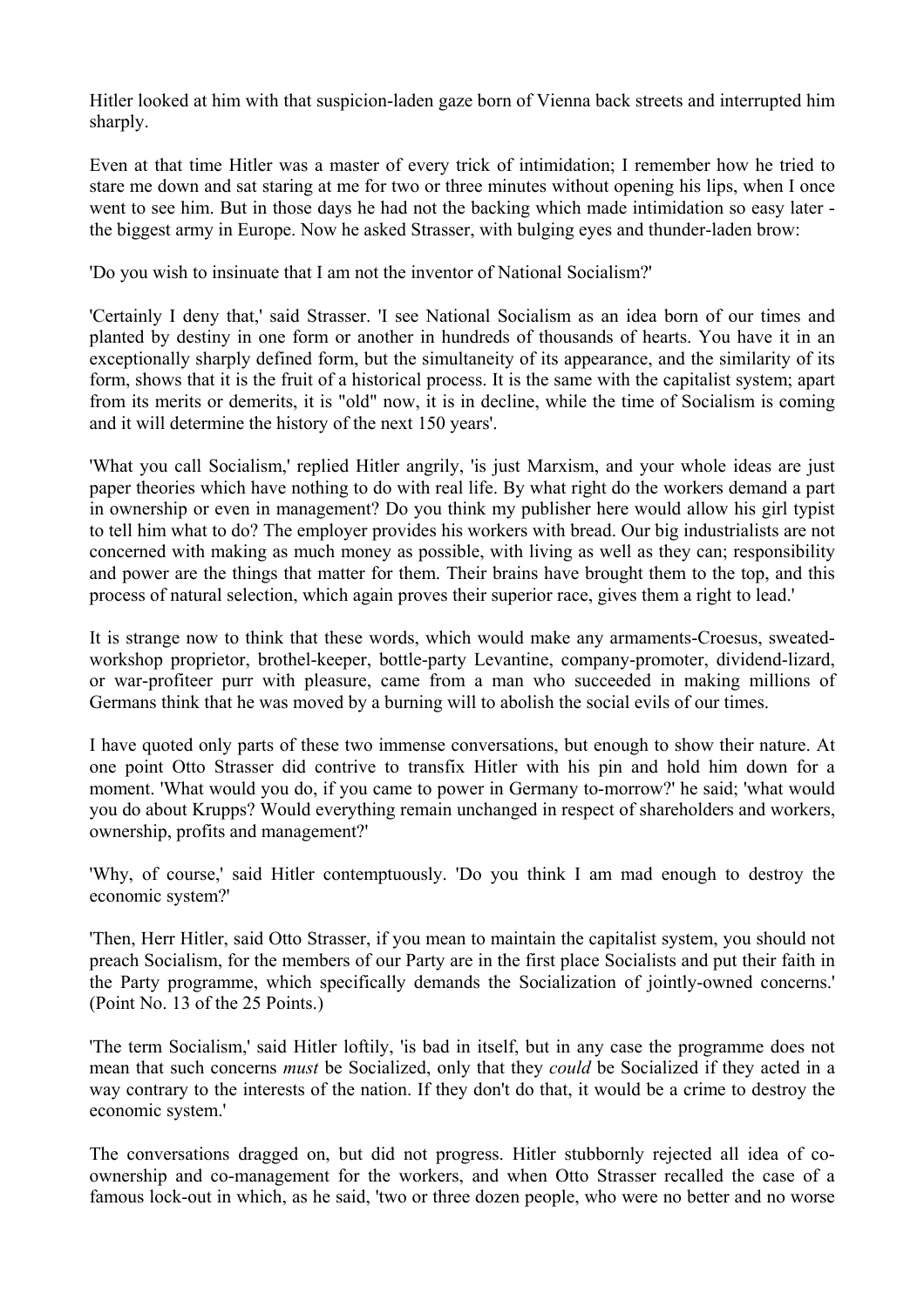Hitler looked at him with that suspicion-laden gaze born of Vienna back streets and interrupted him sharply.

Even at that time Hitler was a master of every trick of intimidation; I remember how he tried to stare me down and sat staring at me for two or three minutes without opening his lips, when I once went to see him. But in those days he had not the backing which made intimidation so easy later - the biggest army in Europe. Now he asked Strasser, with bulging eyes and thunder-laden brow:

'Do you wish to insinuate that I am not the inventor of National Socialism?'

'Certainly I deny that,' said Strasser. 'I see National Socialism as an idea born of our times and planted by destiny in one form or another in hundreds of thousands of hearts. You have it in an exceptionally sharply defined form, but the simultaneity of its appearance, and the similarity of its form, shows that it is the fruit of a historical process. It is the same with the capitalist system; apart from its merits or demerits, it is "old" now, it is in decline, while the time of Socialism is coming and it will determine the history of the next 150 years'.

'What you call Socialism,' replied Hitler angrily, 'is just Marxism, and your whole ideas are just paper theories which have nothing to do with real life. By what right do the workers demand a part in ownership or even in management? Do you think my publisher here would allow his girl typist to tell him what to do? The employer provides his workers with bread. Our big industrialists are not concerned with making as much money as possible, with living as well as they can; responsibility and power are the things that matter for them. Their brains have brought them to the top, and this process of natural selection, which again proves their superior race, gives them a right to lead.'

It is strange now to think that these words, which would make any armaments-Croesus, sweated-workshop proprietor, brothel-keeper, bottle-party Levantine, company-promoter, dividend-lizard, or war-profiteer purr with pleasure, came from a man who succeeded in making millions of Germans think that he was moved by a burning will to abolish the social evils of our times.

I have quoted only parts of these two immense conversations, but enough to show their nature. At one point Otto Strasser did contrive to transfix Hitler with his pin and hold him down for a moment. 'What would you do, if you came to power in Germany to-morrow?' he said; 'what would you do about Krupps? Would everything remain unchanged in respect of shareholders and workers, ownership, profits and management?'

'Why, of course,' said Hitler contemptuously. 'Do you think I am mad enough to destroy the economic system?'

'Then, Herr Hitler, said Otto Strasser, if you mean to maintain the capitalist system, you should not preach Socialism, for the members of our Party are in the first place Socialists and put their faith in the Party programme, which specifically demands the Socialization of jointly-owned concerns.' (Point No. 13 of the 25 Points.)

'The term Socialism,' said Hitler loftily, 'is bad in itself, but in any case the programme does not mean that such concerns *must* be Socialized, only that they *could* be Socialized if they acted in a way contrary to the interests of the nation. If they don't do that, it would be a crime to destroy the economic system.'

The conversations dragged on, but did not progress. Hitler stubbornly rejected all idea of co-ownership and co-management for the workers, and when Otto Strasser recalled the case of a famous lock-out in which, as he said, 'two or three dozen people, who were no better and no worse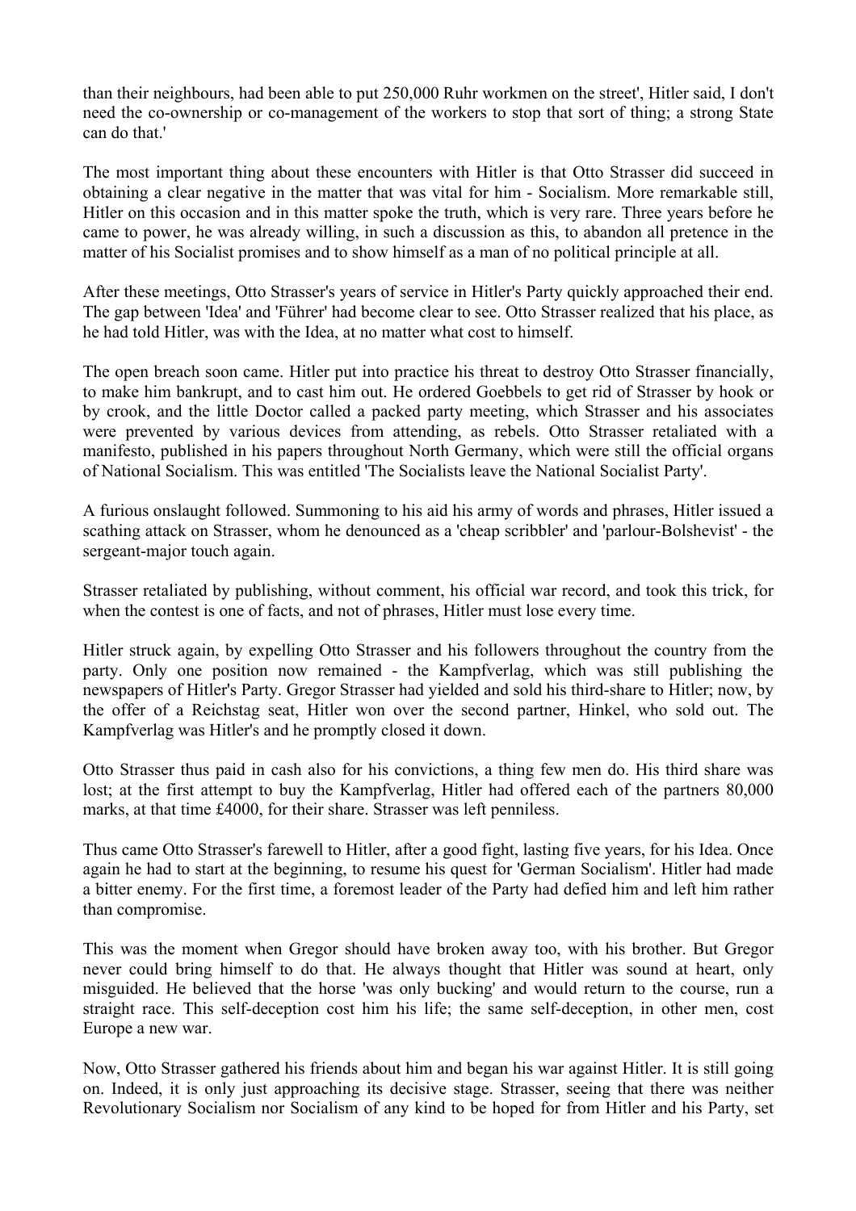than their neighbours, had been able to put 250,000 Ruhr workmen on the street', Hitler said, I don't need the co-ownership or co-management of the workers to stop that sort of thing; a strong State can do that.'

The most important thing about these encounters with Hitler is that Otto Strasser did succeed in obtaining a clear negative in the matter that was vital for him - Socialism. More remarkable still, Hitler on this occasion and in this matter spoke the truth, which is very rare. Three years before he came to power, he was already willing, in such a discussion as this, to abandon all pretence in the matter of his Socialist promises and to show himself as a man of no political principle at all.

After these meetings, Otto Strasser's years of service in Hitler's Party quickly approached their end. The gap between 'Idea' and 'Führer' had become clear to see. Otto Strasser realized that his place, as he had told Hitler, was with the Idea, at no matter what cost to himself.

The open breach soon came. Hitler put into practice his threat to destroy Otto Strasser financially, to make him bankrupt, and to cast him out. He ordered Goebbels to get rid of Strasser by hook or by crook, and the little Doctor called a packed party meeting, which Strasser and his associates were prevented by various devices from attending, as rebels. Otto Strasser retaliated with a manifesto, published in his papers throughout North Germany, which were still the official organs of National Socialism. This was entitled 'The Socialists leave the National Socialist Party'.

A furious onslaught followed. Summoning to his aid his army of words and phrases, Hitler issued a scathing attack on Strasser, whom he denounced as a 'cheap scribbler' and 'parlour-Bolshevist' - the sergeant-major touch again.

Strasser retaliated by publishing, without comment, his official war record, and took this trick, for when the contest is one of facts, and not of phrases, Hitler must lose every time.

Hitler struck again, by expelling Otto Strasser and his followers throughout the country from the party. Only one position now remained - the Kampfverlag, which was still publishing the newspapers of Hitler's Party. Gregor Strasser had yielded and sold his third-share to Hitler; now, by the offer of a Reichstag seat, Hitler won over the second partner, Hinkel, who sold out. The Kampfverlag was Hitler's and he promptly closed it down.

Otto Strasser thus paid in cash also for his convictions, a thing few men do. His third share was lost; at the first attempt to buy the Kampfverlag, Hitler had offered each of the partners 80,000 marks, at that time £4000, for their share. Strasser was left penniless.

Thus came Otto Strasser's farewell to Hitler, after a good fight, lasting five years, for his Idea. Once again he had to start at the beginning, to resume his quest for 'German Socialism'. Hitler had made a bitter enemy. For the first time, a foremost leader of the Party had defied him and left him rather than compromise.

This was the moment when Gregor should have broken away too, with his brother. But Gregor never could bring himself to do that. He always thought that Hitler was sound at heart, only misguided. He believed that the horse 'was only bucking' and would return to the course, run a straight race. This self-deception cost him his life; the same self-deception, in other men, cost Europe a new war.

Now, Otto Strasser gathered his friends about him and began his war against Hitler. It is still going on. Indeed, it is only just approaching its decisive stage. Strasser, seeing that there was neither Revolutionary Socialism nor Socialism of any kind to be hoped for from Hitler and his Party, set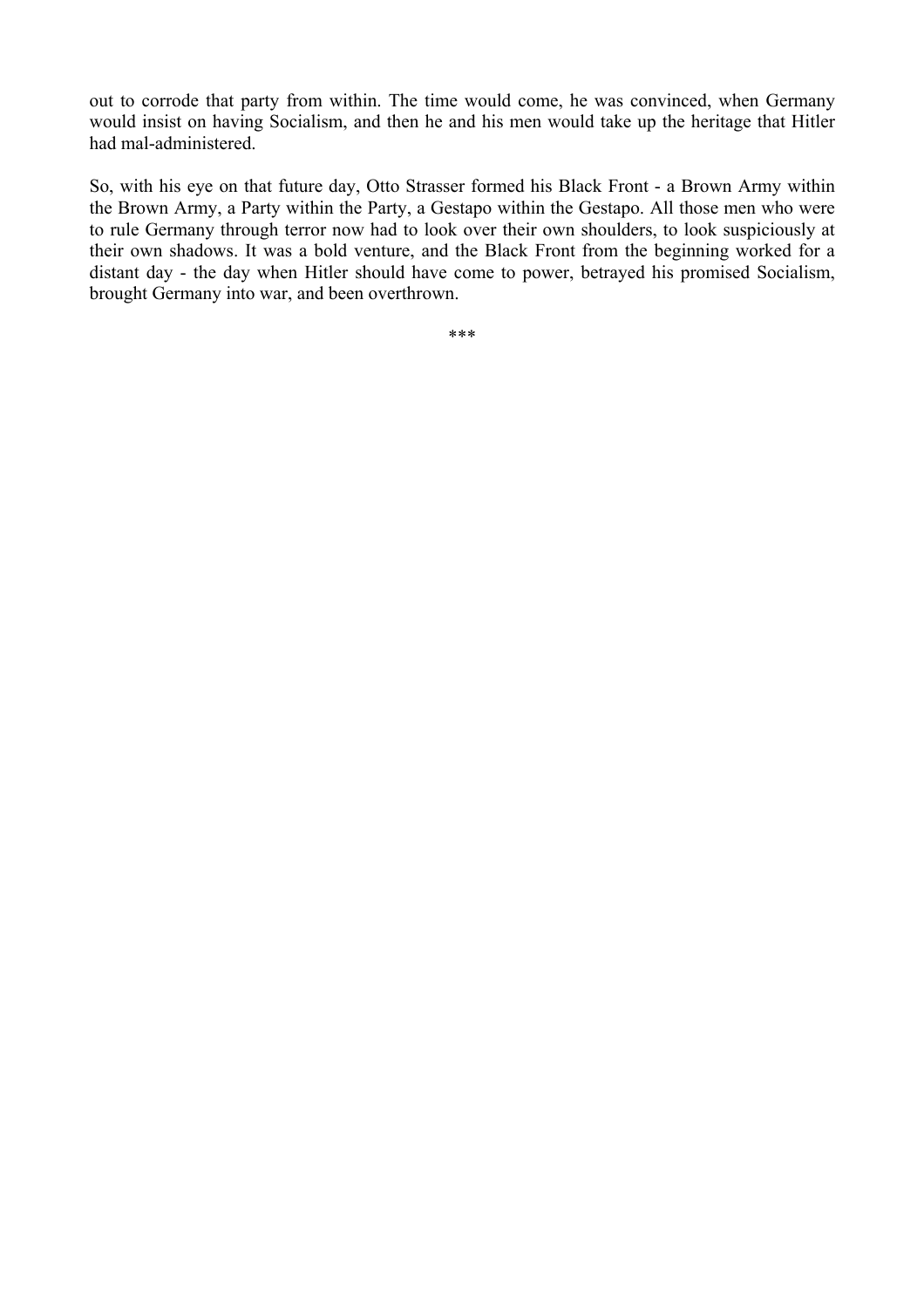out to corrode that party from within. The time would come, he was convinced, when Germany would insist on having Socialism, and then he and his men would take up the heritage that Hitler had mal-administered.

So, with his eye on that future day, Otto Strasser formed his Black Front - a Brown Army within the Brown Army, a Party within the Party, a Gestapo within the Gestapo. All those men who were to rule Germany through terror now had to look over their own shoulders, to look suspiciously at their own shadows. It was a bold venture, and the Black Front from the beginning worked for a distant day - the day when Hitler should have come to power, betrayed his promised Socialism, brought Germany into war, and been overthrown.

***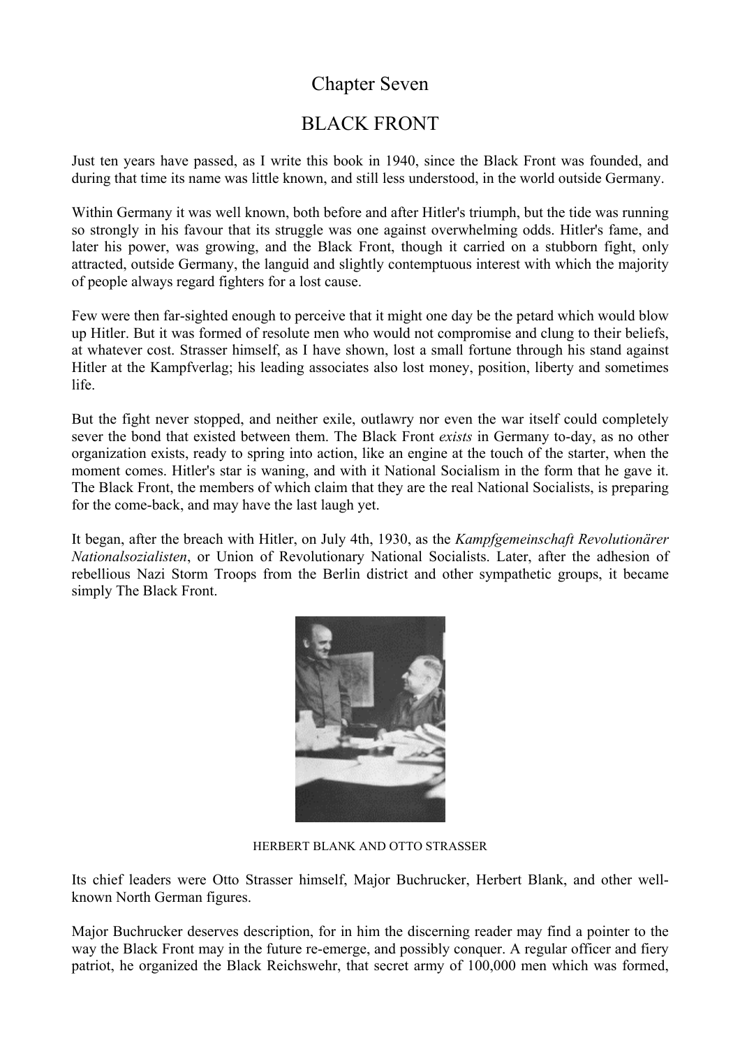# Chapter Seven

## BLACK FRONT

Just ten years have passed, as I write this book in 1940, since the Black Front was founded, and during that time its name was little known, and still less understood, in the world outside Germany.

Within Germany it was well known, both before and after Hitler's triumph, but the tide was running so strongly in his favour that its struggle was one against overwhelming odds. Hitler's fame, and later his power, was growing, and the Black Front, though it carried on a stubborn fight, only attracted, outside Germany, the languid and slightly contemptuous interest with which the majority of people always regard fighters for a lost cause.

Few were then far-sighted enough to perceive that it might one day be the petard which would blow up Hitler. But it was formed of resolute men who would not compromise and clung to their beliefs, at whatever cost. Strasser himself, as I have shown, lost a small fortune through his stand against Hitler at the Kampfverlag; his leading associates also lost money, position, liberty and sometimes life.

But the fight never stopped, and neither exile, outlawry nor even the war itself could completely sever the bond that existed between them. The Black Front *exists* in Germany to-day, as no other organization exists, ready to spring into action, like an engine at the touch of the starter, when the moment comes. Hitler's star is waning, and with it National Socialism in the form that he gave it. The Black Front, the members of which claim that they are the real National Socialists, is preparing for the come-back, and may have the last laugh yet.

It began, after the breach with Hitler, on July 4th, 1930, as the *Kampfgemeinschaft Revolutionärer Nationalsozialisten*, or Union of Revolutionary National Socialists. Later, after the adhesion of rebellious Nazi Storm Troops from the Berlin district and other sympathetic groups, it became simply The Black Front.

HERBERT BLANK AND OTTO STRASSER

Its chief leaders were Otto Strasser himself, Major Buchrucker, Herbert Blank, and other well-known North German figures.

Major Buchrucker deserves description, for in him the discerning reader may find a pointer to the way the Black Front may in the future re-emerge, and possibly conquer. A regular officer and fiery patriot, he organized the Black Reichswehr, that secret army of 100,000 men which was formed,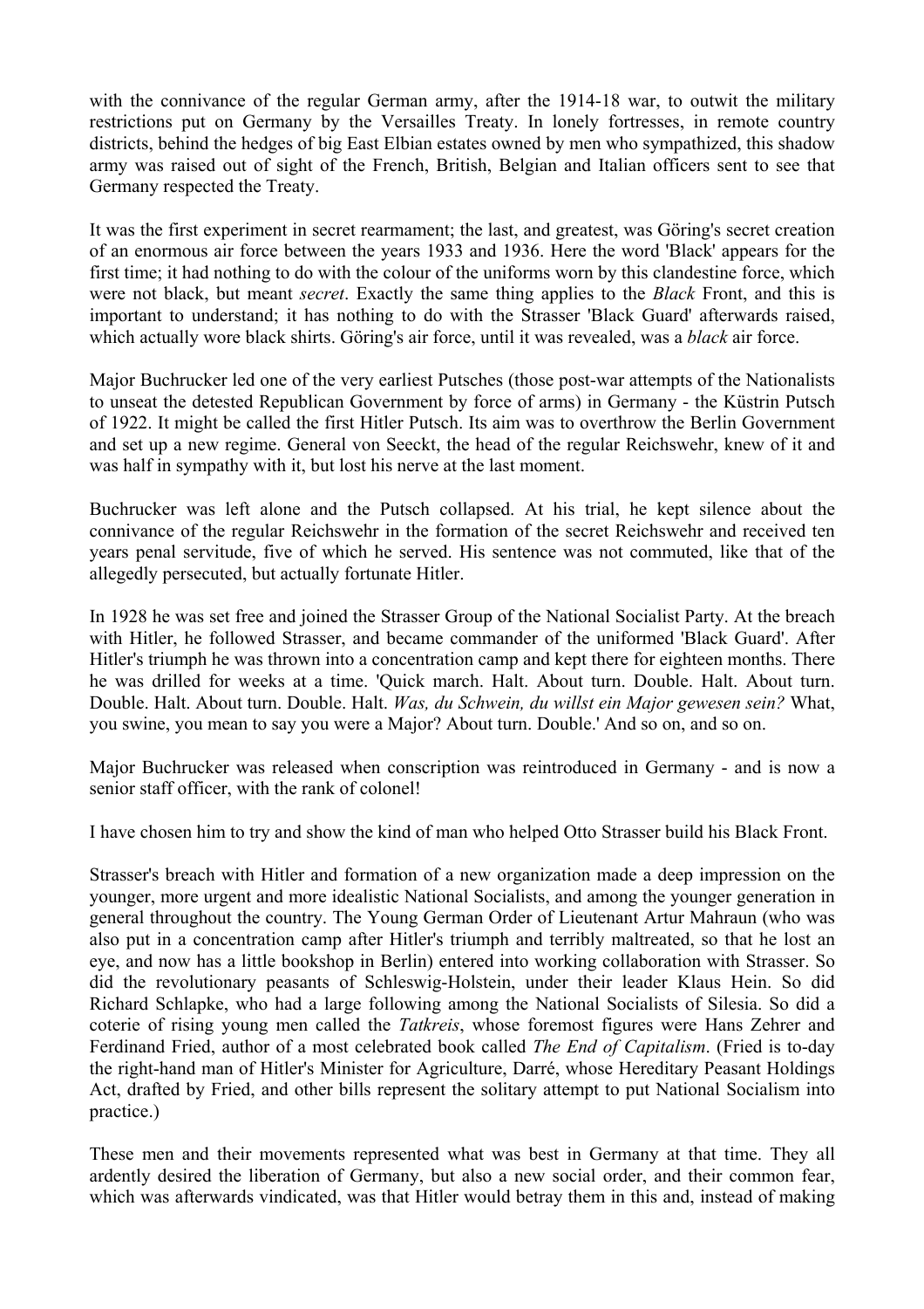with the connivance of the regular German army, after the 1914-18 war, to outwit the military restrictions put on Germany by the Versailles Treaty. In lonely fortresses, in remote country districts, behind the hedges of big East Elbian estates owned by men who sympathized, this shadow army was raised out of sight of the French, British, Belgian and Italian officers sent to see that Germany respected the Treaty.

It was the first experiment in secret rearmament; the last, and greatest, was Göring's secret creation of an enormous air force between the years 1933 and 1936. Here the word 'Black' appears for the first time; it had nothing to do with the colour of the uniforms worn by this clandestine force, which were not black, but meant *secret*. Exactly the same thing applies to the *Black* Front, and this is important to understand; it has nothing to do with the Strasser 'Black Guard' afterwards raised, which actually wore black shirts. Göring's air force, until it was revealed, was a *black* air force.

Major Buchrucker led one of the very earliest Putsches (those post-war attempts of the Nationalists to unseat the detested Republican Government by force of arms) in Germany - the Küstrin Putsch of 1922. It might be called the first Hitler Putsch. Its aim was to overthrow the Berlin Government and set up a new regime. General von Seeckt, the head of the regular Reichswehr, knew of it and was half in sympathy with it, but lost his nerve at the last moment.

Buchrucker was left alone and the Putsch collapsed. At his trial, he kept silence about the connivance of the regular Reichswehr in the formation of the secret Reichswehr and received ten years penal servitude, five of which he served. His sentence was not commuted, like that of the allegedly persecuted, but actually fortunate Hitler.

In 1928 he was set free and joined the Strasser Group of the National Socialist Party. At the breach with Hitler, he followed Strasser, and became commander of the uniformed 'Black Guard'. After Hitler's triumph he was thrown into a concentration camp and kept there for eighteen months. There he was drilled for weeks at a time. 'Quick march. Halt. About turn. Double. Halt. About turn. Double. Halt. About turn. Double. Halt. *Was, du Schwein, du willst ein Major gewesen sein?* What, you swine, you mean to say you were a Major? About turn. Double.' And so on, and so on.

Major Buchrucker was released when conscription was reintroduced in Germany - and is now a senior staff officer, with the rank of colonel!

I have chosen him to try and show the kind of man who helped Otto Strasser build his Black Front.

Strasser's breach with Hitler and formation of a new organization made a deep impression on the younger, more urgent and more idealistic National Socialists, and among the younger generation in general throughout the country. The Young German Order of Lieutenant Artur Mahraun (who was also put in a concentration camp after Hitler's triumph and terribly maltreated, so that he lost an eye, and now has a little bookshop in Berlin) entered into working collaboration with Strasser. So did the revolutionary peasants of Schleswig-Holstein, under their leader Klaus Hein. So did Richard Schlapke, who had a large following among the National Socialists of Silesia. So did a coterie of rising young men called the *Tatkreis*, whose foremost figures were Hans Zehrer and Ferdinand Fried, author of a most celebrated book called *The End of Capitalism*. (Fried is to-day the right-hand man of Hitler's Minister for Agriculture, Darré, whose Hereditary Peasant Holdings Act, drafted by Fried, and other bills represent the solitary attempt to put National Socialism into practice.)

These men and their movements represented what was best in Germany at that time. They all ardently desired the liberation of Germany, but also a new social order, and their common fear, which was afterwards vindicated, was that Hitler would betray them in this and, instead of making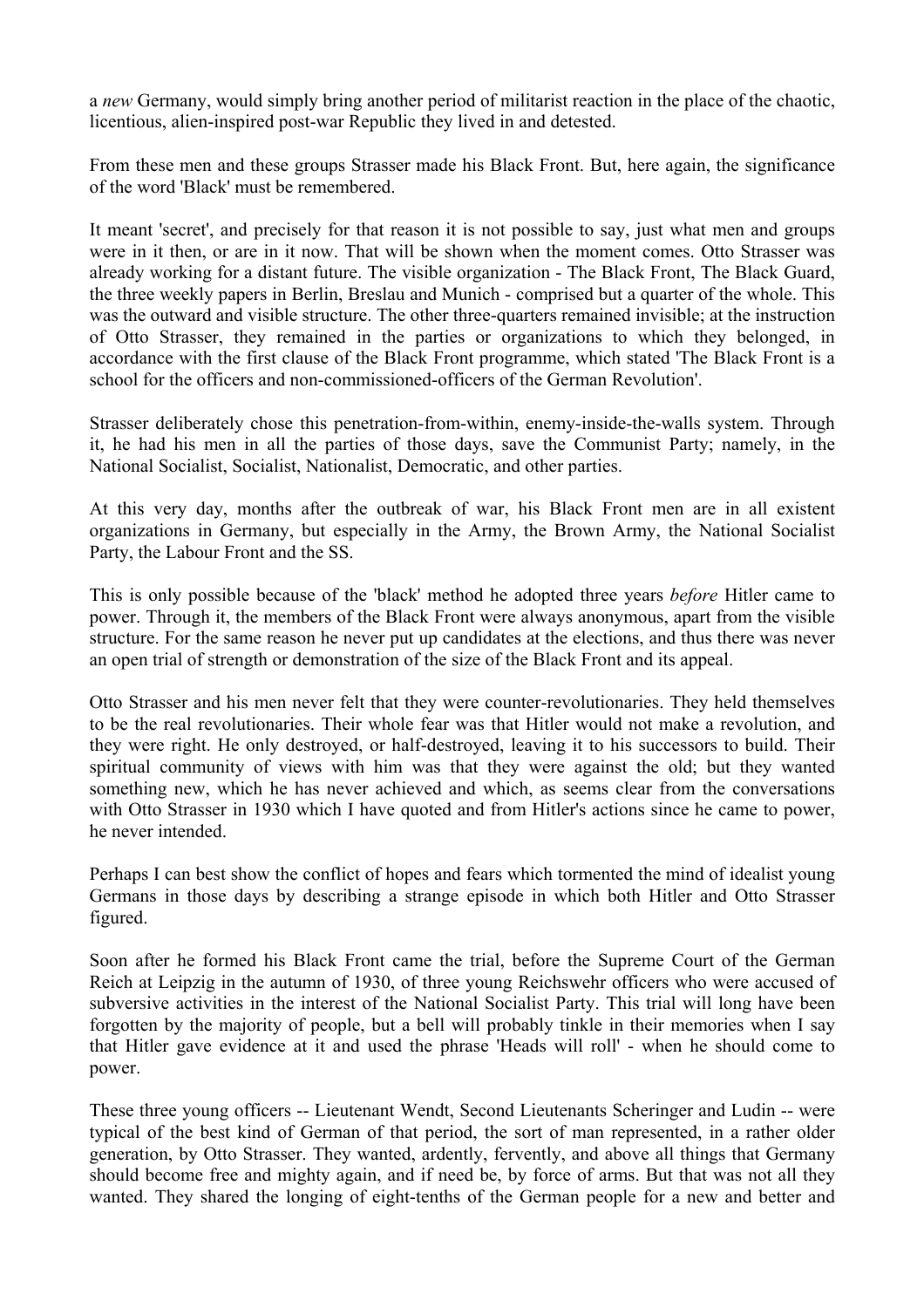a *new* Germany, would simply bring another period of militarist reaction in the place of the chaotic, licentious, alien-inspired post-war Republic they lived in and detested.

From these men and these groups Strasser made his Black Front. But, here again, the significance of the word 'Black' must be remembered.

It meant 'secret', and precisely for that reason it is not possible to say, just what men and groups were in it then, or are in it now. That will be shown when the moment comes. Otto Strasser was already working for a distant future. The visible organization - The Black Front, The Black Guard, the three weekly papers in Berlin, Breslau and Munich - comprised but a quarter of the whole. This was the outward and visible structure. The other three-quarters remained invisible; at the instruction of Otto Strasser, they remained in the parties or organizations to which they belonged, in accordance with the first clause of the Black Front programme, which stated 'The Black Front is a school for the officers and non-commissioned-officers of the German Revolution'.

Strasser deliberately chose this penetration-from-within, enemy-inside-the-walls system. Through it, he had his men in all the parties of those days, save the Communist Party; namely, in the National Socialist, Socialist, Nationalist, Democratic, and other parties.

At this very day, months after the outbreak of war, his Black Front men are in all existent organizations in Germany, but especially in the Army, the Brown Army, the National Socialist Party, the Labour Front and the SS.

This is only possible because of the 'black' method he adopted three years *before* Hitler came to power. Through it, the members of the Black Front were always anonymous, apart from the visible structure. For the same reason he never put up candidates at the elections, and thus there was never an open trial of strength or demonstration of the size of the Black Front and its appeal.

Otto Strasser and his men never felt that they were counter-revolutionaries. They held themselves to be the real revolutionaries. Their whole fear was that Hitler would not make a revolution, and they were right. He only destroyed, or half-destroyed, leaving it to his successors to build. Their spiritual community of views with him was that they were against the old; but they wanted something new, which he has never achieved and which, as seems clear from the conversations with Otto Strasser in 1930 which I have quoted and from Hitler's actions since he came to power, he never intended.

Perhaps I can best show the conflict of hopes and fears which tormented the mind of idealist young Germans in those days by describing a strange episode in which both Hitler and Otto Strasser figured.

Soon after he formed his Black Front came the trial, before the Supreme Court of the German Reich at Leipzig in the autumn of 1930, of three young Reichswehr officers who were accused of subversive activities in the interest of the National Socialist Party. This trial will long have been forgotten by the majority of people, but a bell will probably tinkle in their memories when I say that Hitler gave evidence at it and used the phrase 'Heads will roll' - when he should come to power.

These three young officers -- Lieutenant Wendt, Second Lieutenants Scheringer and Ludin -- were typical of the best kind of German of that period, the sort of man represented, in a rather older generation, by Otto Strasser. They wanted, ardently, fervently, and above all things that Germany should become free and mighty again, and if need be, by force of arms. But that was not all they wanted. They shared the longing of eight-tenths of the German people for a new and better and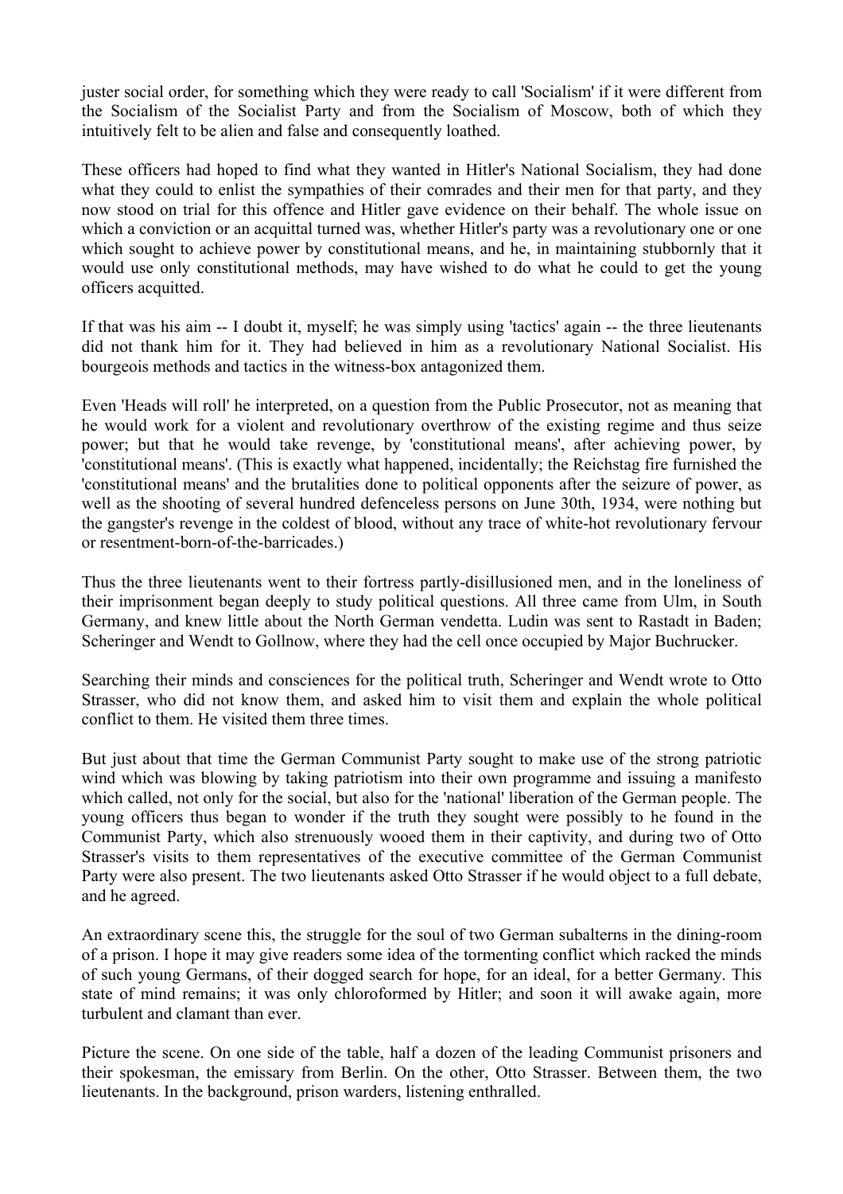juster social order, for something which they were ready to call 'Socialism' if it were different from the Socialism of the Socialist Party and from the Socialism of Moscow, both of which they intuitively felt to be alien and false and consequently loathed.

These officers had hoped to find what they wanted in Hitler's National Socialism, they had done what they could to enlist the sympathies of their comrades and their men for that party, and they now stood on trial for this offence and Hitler gave evidence on their behalf. The whole issue on which a conviction or an acquittal turned was, whether Hitler's party was a revolutionary one or one which sought to achieve power by constitutional means, and he, in maintaining stubbornly that it would use only constitutional methods, may have wished to do what he could to get the young officers acquitted.

If that was his aim -- I doubt it, myself; he was simply using 'tactics' again -- the three lieutenants did not thank him for it. They had believed in him as a revolutionary National Socialist. His bourgeois methods and tactics in the witness-box antagonized them.

Even 'Heads will roll' he interpreted, on a question from the Public Prosecutor, not as meaning that he would work for a violent and revolutionary overthrow of the existing regime and thus seize power; but that he would take revenge, by 'constitutional means', after achieving power, by 'constitutional means'. (This is exactly what happened, incidentally; the Reichstag fire furnished the 'constitutional means' and the brutalities done to political opponents after the seizure of power, as well as the shooting of several hundred defenceless persons on June 30th, 1934, were nothing but the gangster's revenge in the coldest of blood, without any trace of white-hot revolutionary fervour or resentment-born-of-the-barricades.)

Thus the three lieutenants went to their fortress partly-disillusioned men, and in the loneliness of their imprisonment began deeply to study political questions. All three came from Ulm, in South Germany, and knew little about the North German vendetta. Ludin was sent to Rastadt in Baden; Scheringer and Wendt to Gollnow, where they had the cell once occupied by Major Buchrucker.

Searching their minds and consciences for the political truth, Scheringer and Wendt wrote to Otto Strasser, who did not know them, and asked him to visit them and explain the whole political conflict to them. He visited them three times.

But just about that time the German Communist Party sought to make use of the strong patriotic wind which was blowing by taking patriotism into their own programme and issuing a manifesto which called, not only for the social, but also for the 'national' liberation of the German people. The young officers thus began to wonder if the truth they sought were possibly to he found in the Communist Party, which also strenuously wooed them in their captivity, and during two of Otto Strasser's visits to them representatives of the executive committee of the German Communist Party were also present. The two lieutenants asked Otto Strasser if he would object to a full debate, and he agreed.

An extraordinary scene this, the struggle for the soul of two German subalterns in the dining-room of a prison. I hope it may give readers some idea of the tormenting conflict which racked the minds of such young Germans, of their dogged search for hope, for an ideal, for a better Germany. This state of mind remains; it was only chloroformed by Hitler; and soon it will awake again, more turbulent and clamant than ever.

Picture the scene. On one side of the table, half a dozen of the leading Communist prisoners and their spokesman, the emissary from Berlin. On the other, Otto Strasser. Between them, the two lieutenants. In the background, prison warders, listening enthralled.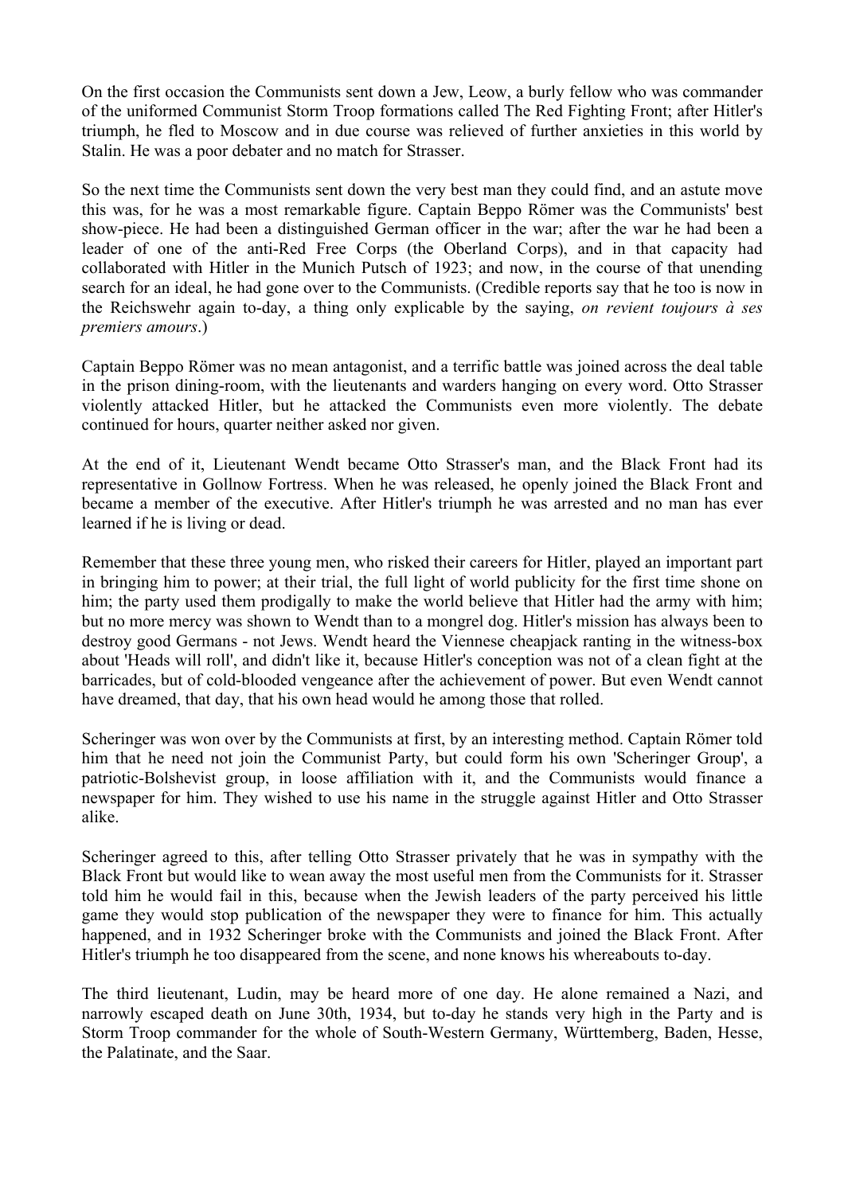On the first occasion the Communists sent down a Jew, Leow, a burly fellow who was commander of the uniformed Communist Storm Troop formations called The Red Fighting Front; after Hitler's triumph, he fled to Moscow and in due course was relieved of further anxieties in this world by Stalin. He was a poor debater and no match for Strasser.

So the next time the Communists sent down the very best man they could find, and an astute move this was, for he was a most remarkable figure. Captain Beppo Römer was the Communists' best show-piece. He had been a distinguished German officer in the war; after the war he had been a leader of one of the anti-Red Free Corps (the Oberland Corps), and in that capacity had collaborated with Hitler in the Munich Putsch of 1923; and now, in the course of that unending search for an ideal, he had gone over to the Communists. (Credible reports say that he too is now in the Reichswehr again to-day, a thing only explicable by the saying, *on revient toujours à ses premiers amours*.)

Captain Beppo Römer was no mean antagonist, and a terrific battle was joined across the deal table in the prison dining-room, with the lieutenants and warders hanging on every word. Otto Strasser violently attacked Hitler, but he attacked the Communists even more violently. The debate continued for hours, quarter neither asked nor given.

At the end of it, Lieutenant Wendt became Otto Strasser's man, and the Black Front had its representative in Gollnow Fortress. When he was released, he openly joined the Black Front and became a member of the executive. After Hitler's triumph he was arrested and no man has ever learned if he is living or dead.

Remember that these three young men, who risked their careers for Hitler, played an important part in bringing him to power; at their trial, the full light of world publicity for the first time shone on him; the party used them prodigally to make the world believe that Hitler had the army with him; but no more mercy was shown to Wendt than to a mongrel dog. Hitler's mission has always been to destroy good Germans - not Jews. Wendt heard the Viennese cheapjack ranting in the witness-box about 'Heads will roll', and didn't like it, because Hitler's conception was not of a clean fight at the barricades, but of cold-blooded vengeance after the achievement of power. But even Wendt cannot have dreamed, that day, that his own head would he among those that rolled.

Scheringer was won over by the Communists at first, by an interesting method. Captain Römer told him that he need not join the Communist Party, but could form his own 'Scheringer Group', a patriotic-Bolshevist group, in loose affiliation with it, and the Communists would finance a newspaper for him. They wished to use his name in the struggle against Hitler and Otto Strasser alike.

Scheringer agreed to this, after telling Otto Strasser privately that he was in sympathy with the Black Front but would like to wean away the most useful men from the Communists for it. Strasser told him he would fail in this, because when the Jewish leaders of the party perceived his little game they would stop publication of the newspaper they were to finance for him. This actually happened, and in 1932 Scheringer broke with the Communists and joined the Black Front. After Hitler's triumph he too disappeared from the scene, and none knows his whereabouts to-day.

The third lieutenant, Ludin, may be heard more of one day. He alone remained a Nazi, and narrowly escaped death on June 30th, 1934, but to-day he stands very high in the Party and is Storm Troop commander for the whole of South-Western Germany, Württemberg, Baden, Hesse, the Palatinate, and the Saar.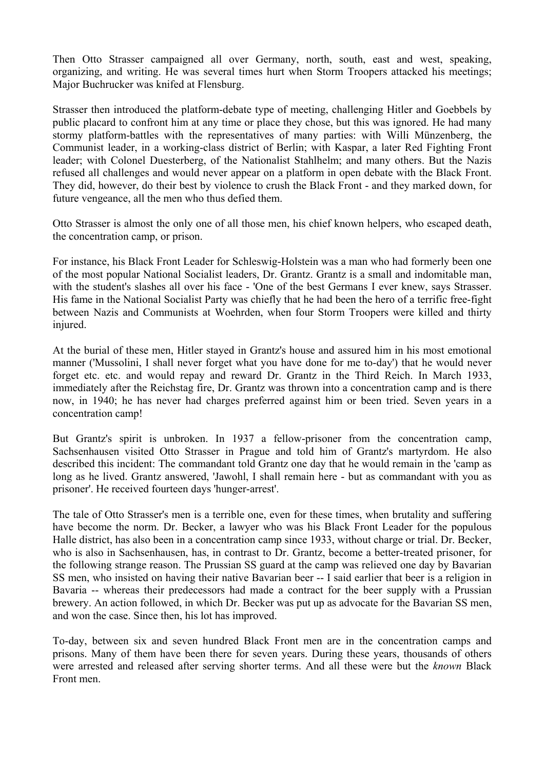Then Otto Strasser campaigned all over Germany, north, south, east and west, speaking, organizing, and writing. He was several times hurt when Storm Troopers attacked his meetings; Major Buchrucker was knifed at Flensburg.

Strasser then introduced the platform-debate type of meeting, challenging Hitler and Goebbels by public placard to confront him at any time or place they chose, but this was ignored. He had many stormy platform-battles with the representatives of many parties: with Willi Münzenberg, the Communist leader, in a working-class district of Berlin; with Kaspar, a later Red Fighting Front leader; with Colonel Duesterberg, of the Nationalist Stahlhelm; and many others. But the Nazis refused all challenges and would never appear on a platform in open debate with the Black Front. They did, however, do their best by violence to crush the Black Front - and they marked down, for future vengeance, all the men who thus defied them.

Otto Strasser is almost the only one of all those men, his chief known helpers, who escaped death, the concentration camp, or prison.

For instance, his Black Front Leader for Schleswig-Holstein was a man who had formerly been one of the most popular National Socialist leaders, Dr. Grantz. Grantz is a small and indomitable man, with the student's slashes all over his face - 'One of the best Germans I ever knew, says Strasser. His fame in the National Socialist Party was chiefly that he had been the hero of a terrific free-fight between Nazis and Communists at Woehrden, when four Storm Troopers were killed and thirty injured.

At the burial of these men, Hitler stayed in Grantz's house and assured him in his most emotional manner ('Mussolini, I shall never forget what you have done for me to-day') that he would never forget etc. etc. and would repay and reward Dr. Grantz in the Third Reich. In March 1933, immediately after the Reichstag fire, Dr. Grantz was thrown into a concentration camp and is there now, in 1940; he has never had charges preferred against him or been tried. Seven years in a concentration camp!

But Grantz's spirit is unbroken. In 1937 a fellow-prisoner from the concentration camp, Sachsenhausen visited Otto Strasser in Prague and told him of Grantz's martyrdom. He also described this incident: The commandant told Grantz one day that he would remain in the 'camp as long as he lived. Grantz answered, 'Jawohl, I shall remain here - but as commandant with you as prisoner'. He received fourteen days 'hunger-arrest'.

The tale of Otto Strasser's men is a terrible one, even for these times, when brutality and suffering have become the norm. Dr. Becker, a lawyer who was his Black Front Leader for the populous Halle district, has also been in a concentration camp since 1933, without charge or trial. Dr. Becker, who is also in Sachsenhausen, has, in contrast to Dr. Grantz, become a better-treated prisoner, for the following strange reason. The Prussian SS guard at the camp was relieved one day by Bavarian SS men, who insisted on having their native Bavarian beer -- I said earlier that beer is a religion in Bavaria -- whereas their predecessors had made a contract for the beer supply with a Prussian brewery. An action followed, in which Dr. Becker was put up as advocate for the Bavarian SS men, and won the case. Since then, his lot has improved.

To-day, between six and seven hundred Black Front men are in the concentration camps and prisons. Many of them have been there for seven years. During these years, thousands of others were arrested and released after serving shorter terms. And all these were but the *known* Black Front men.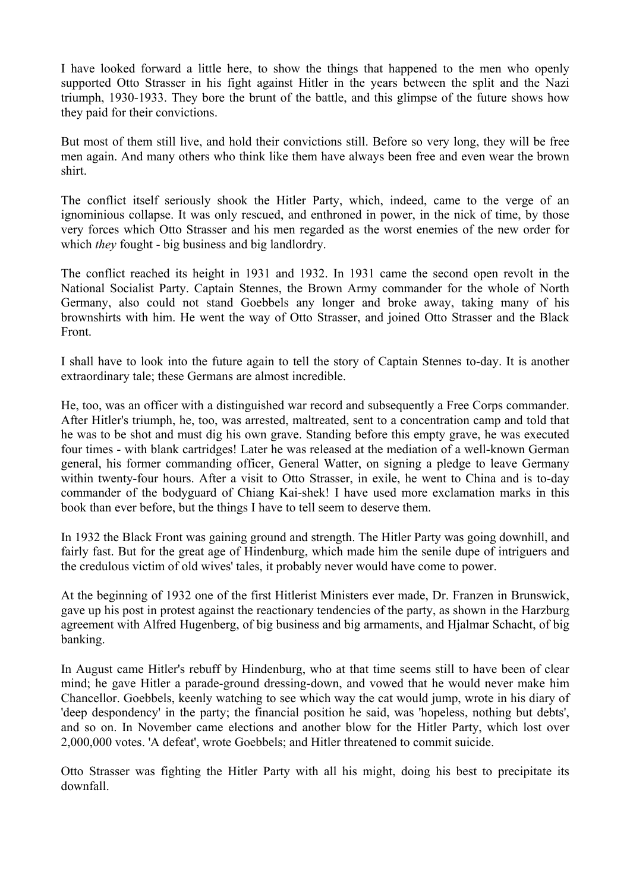I have looked forward a little here, to show the things that happened to the men who openly supported Otto Strasser in his fight against Hitler in the years between the split and the Nazi triumph, 1930-1933. They bore the brunt of the battle, and this glimpse of the future shows how they paid for their convictions.

But most of them still live, and hold their convictions still. Before so very long, they will be free men again. And many others who think like them have always been free and even wear the brown shirt.

The conflict itself seriously shook the Hitler Party, which, indeed, came to the verge of an ignominious collapse. It was only rescued, and enthroned in power, in the nick of time, by those very forces which Otto Strasser and his men regarded as the worst enemies of the new order for which *they* fought - big business and big landlordry.

The conflict reached its height in 1931 and 1932. In 1931 came the second open revolt in the National Socialist Party. Captain Stennes, the Brown Army commander for the whole of North Germany, also could not stand Goebbels any longer and broke away, taking many of his brownshirts with him. He went the way of Otto Strasser, and joined Otto Strasser and the Black Front.

I shall have to look into the future again to tell the story of Captain Stennes to-day. It is another extraordinary tale; these Germans are almost incredible.

He, too, was an officer with a distinguished war record and subsequently a Free Corps commander. After Hitler's triumph, he, too, was arrested, maltreated, sent to a concentration camp and told that he was to be shot and must dig his own grave. Standing before this empty grave, he was executed four times - with blank cartridges! Later he was released at the mediation of a well-known German general, his former commanding officer, General Watter, on signing a pledge to leave Germany within twenty-four hours. After a visit to Otto Strasser, in exile, he went to China and is to-day commander of the bodyguard of Chiang Kai-shek! I have used more exclamation marks in this book than ever before, but the things I have to tell seem to deserve them.

In 1932 the Black Front was gaining ground and strength. The Hitler Party was going downhill, and fairly fast. But for the great age of Hindenburg, which made him the senile dupe of intriguers and the credulous victim of old wives' tales, it probably never would have come to power.

At the beginning of 1932 one of the first Hitlerist Ministers ever made, Dr. Franzen in Brunswick, gave up his post in protest against the reactionary tendencies of the party, as shown in the Harzburg agreement with Alfred Hugenberg, of big business and big armaments, and Hjalmar Schacht, of big banking.

In August came Hitler's rebuff by Hindenburg, who at that time seems still to have been of clear mind; he gave Hitler a parade-ground dressing-down, and vowed that he would never make him Chancellor. Goebbels, keenly watching to see which way the cat would jump, wrote in his diary of 'deep despondency' in the party; the financial position he said, was 'hopeless, nothing but debts', and so on. In November came elections and another blow for the Hitler Party, which lost over 2,000,000 votes. 'A defeat', wrote Goebbels; and Hitler threatened to commit suicide.

Otto Strasser was fighting the Hitler Party with all his might, doing his best to precipitate its downfall.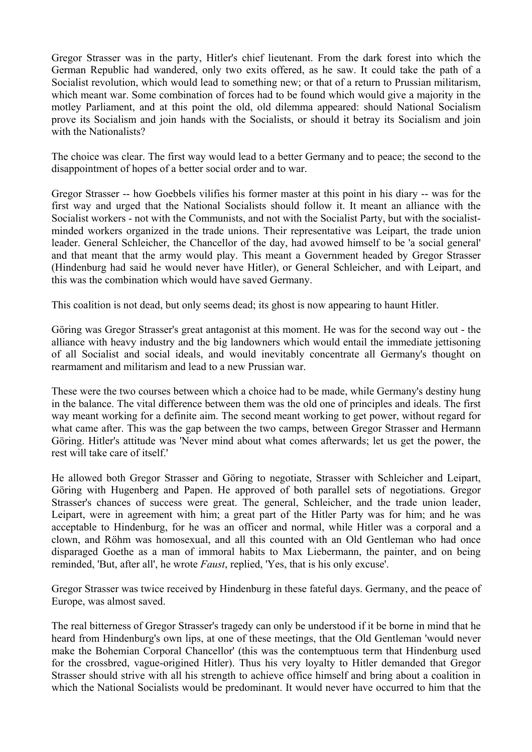Gregor Strasser was in the party, Hitler's chief lieutenant. From the dark forest into which the German Republic had wandered, only two exits offered, as he saw. It could take the path of a Socialist revolution, which would lead to something new; or that of a return to Prussian militarism, which meant war. Some combination of forces had to be found which would give a majority in the motley Parliament, and at this point the old, old dilemma appeared: should National Socialism prove its Socialism and join hands with the Socialists, or should it betray its Socialism and join with the Nationalists?

The choice was clear. The first way would lead to a better Germany and to peace; the second to the disappointment of hopes of a better social order and to war.

Gregor Strasser -- how Goebbels vilifies his former master at this point in his diary -- was for the first way and urged that the National Socialists should follow it. It meant an alliance with the Socialist workers - not with the Communists, and not with the Socialist Party, but with the socialist-minded workers organized in the trade unions. Their representative was Leipart, the trade union leader. General Schleicher, the Chancellor of the day, had avowed himself to be 'a social general' and that meant that the army would play. This meant a Government headed by Gregor Strasser (Hindenburg had said he would never have Hitler), or General Schleicher, and with Leipart, and this was the combination which would have saved Germany.

This coalition is not dead, but only seems dead; its ghost is now appearing to haunt Hitler.

Göring was Gregor Strasser's great antagonist at this moment. He was for the second way out - the alliance with heavy industry and the big landowners which would entail the immediate jettisoning of all Socialist and social ideals, and would inevitably concentrate all Germany's thought on rearmament and militarism and lead to a new Prussian war.

These were the two courses between which a choice had to be made, while Germany's destiny hung in the balance. The vital difference between them was the old one of principles and ideals. The first way meant working for a definite aim. The second meant working to get power, without regard for what came after. This was the gap between the two camps, between Gregor Strasser and Hermann Göring. Hitler's attitude was 'Never mind about what comes afterwards; let us get the power, the rest will take care of itself.'

He allowed both Gregor Strasser and Göring to negotiate, Strasser with Schleicher and Leipart, Göring with Hugenberg and Papen. He approved of both parallel sets of negotiations. Gregor Strasser's chances of success were great. The general, Schleicher, and the trade union leader, Leipart, were in agreement with him; a great part of the Hitler Party was for him; and he was acceptable to Hindenburg, for he was an officer and normal, while Hitler was a corporal and a clown, and Röhm was homosexual, and all this counted with an Old Gentleman who had once disparaged Goethe as a man of immoral habits to Max Liebermann, the painter, and on being reminded, 'But, after all', he wrote *Faust*, replied, 'Yes, that is his only excuse'.

Gregor Strasser was twice received by Hindenburg in these fateful days. Germany, and the peace of Europe, was almost saved.

The real bitterness of Gregor Strasser's tragedy can only be understood if it be borne in mind that he heard from Hindenburg's own lips, at one of these meetings, that the Old Gentleman 'would never make the Bohemian Corporal Chancellor' (this was the contemptuous term that Hindenburg used for the crossbred, vague-origined Hitler). Thus his very loyalty to Hitler demanded that Gregor Strasser should strive with all his strength to achieve office himself and bring about a coalition in which the National Socialists would be predominant. It would never have occurred to him that the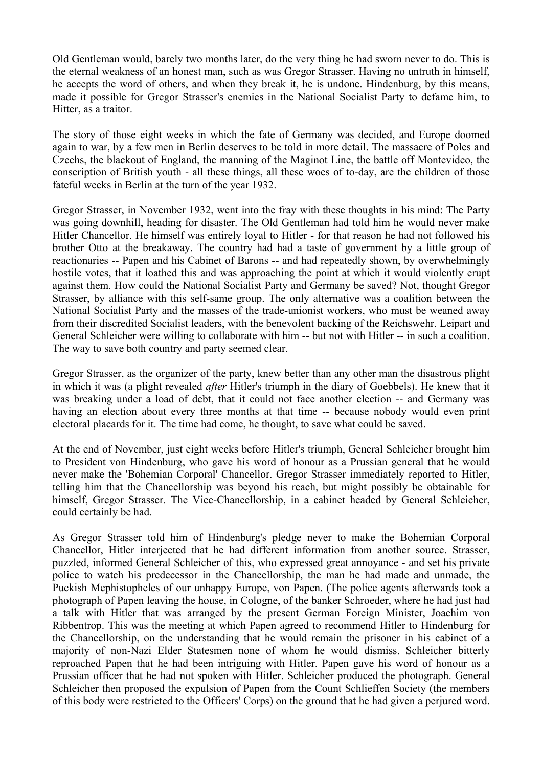Old Gentleman would, barely two months later, do the very thing he had sworn never to do. This is the eternal weakness of an honest man, such as was Gregor Strasser. Having no untruth in himself, he accepts the word of others, and when they break it, he is undone. Hindenburg, by this means, made it possible for Gregor Strasser's enemies in the National Socialist Party to defame him, to Hitter, as a traitor.

The story of those eight weeks in which the fate of Germany was decided, and Europe doomed again to war, by a few men in Berlin deserves to be told in more detail. The massacre of Poles and Czechs, the blackout of England, the manning of the Maginot Line, the battle off Montevideo, the conscription of British youth - all these things, all these woes of to-day, are the children of those fateful weeks in Berlin at the turn of the year 1932.

Gregor Strasser, in November 1932, went into the fray with these thoughts in his mind: The Party was going downhill, heading for disaster. The Old Gentleman had told him he would never make Hitler Chancellor. He himself was entirely loyal to Hitler - for that reason he had not followed his brother Otto at the breakaway. The country had had a taste of government by a little group of reactionaries -- Papen and his Cabinet of Barons -- and had repeatedly shown, by overwhelmingly hostile votes, that it loathed this and was approaching the point at which it would violently erupt against them. How could the National Socialist Party and Germany be saved? Not, thought Gregor Strasser, by alliance with this self-same group. The only alternative was a coalition between the National Socialist Party and the masses of the trade-unionist workers, who must be weaned away from their discredited Socialist leaders, with the benevolent backing of the Reichswehr. Leipart and General Schleicher were willing to collaborate with him -- but not with Hitler -- in such a coalition. The way to save both country and party seemed clear.

Gregor Strasser, as the organizer of the party, knew better than any other man the disastrous plight in which it was (a plight revealed *after* Hitler's triumph in the diary of Goebbels). He knew that it was breaking under a load of debt, that it could not face another election -- and Germany was having an election about every three months at that time -- because nobody would even print electoral placards for it. The time had come, he thought, to save what could be saved.

At the end of November, just eight weeks before Hitler's triumph, General Schleicher brought him to President von Hindenburg, who gave his word of honour as a Prussian general that he would never make the 'Bohemian Corporal' Chancellor. Gregor Strasser immediately reported to Hitler, telling him that the Chancellorship was beyond his reach, but might possibly be obtainable for himself, Gregor Strasser. The Vice-Chancellorship, in a cabinet headed by General Schleicher, could certainly be had.

As Gregor Strasser told him of Hindenburg's pledge never to make the Bohemian Corporal Chancellor, Hitler interjected that he had different information from another source. Strasser, puzzled, informed General Schleicher of this, who expressed great annoyance - and set his private police to watch his predecessor in the Chancellorship, the man he had made and unmade, the Puckish Mephistopheles of our unhappy Europe, von Papen. (The police agents afterwards took a photograph of Papen leaving the house, in Cologne, of the banker Schroeder, where he had just had a talk with Hitler that was arranged by the present German Foreign Minister, Joachim von Ribbentrop. This was the meeting at which Papen agreed to recommend Hitler to Hindenburg for the Chancellorship, on the understanding that he would remain the prisoner in his cabinet of a majority of non-Nazi Elder Statesmen none of whom he would dismiss. Schleicher bitterly reproached Papen that he had been intriguing with Hitler. Papen gave his word of honour as a Prussian officer that he had not spoken with Hitler. Schleicher produced the photograph. General Schleicher then proposed the expulsion of Papen from the Count Schlieffen Society (the members of this body were restricted to the Officers' Corps) on the ground that he had given a perjured word.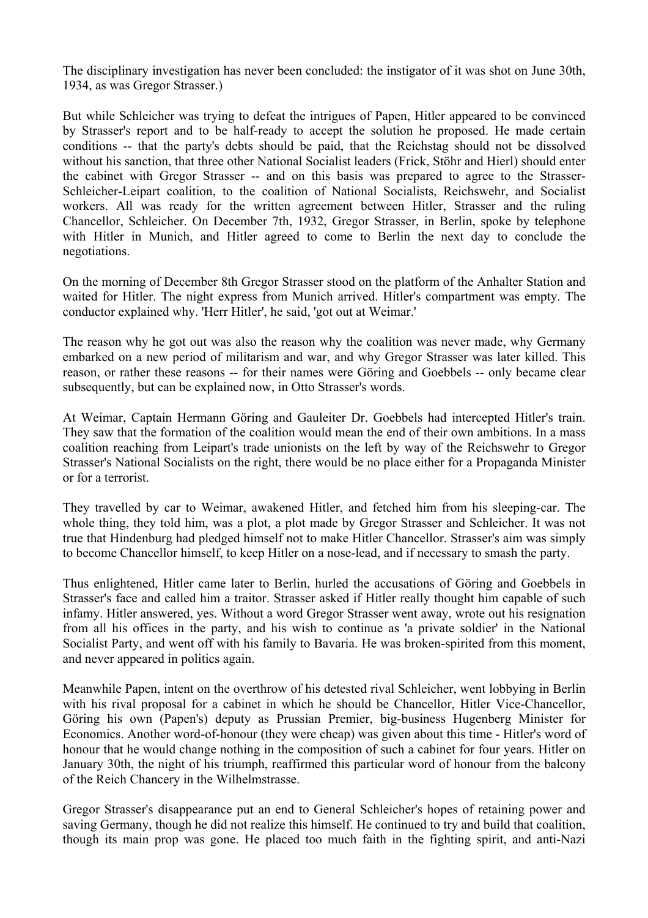The disciplinary investigation has never been concluded: the instigator of it was shot on June 30th, 1934, as was Gregor Strasser.)

But while Schleicher was trying to defeat the intrigues of Papen, Hitler appeared to be convinced by Strasser's report and to be half-ready to accept the solution he proposed. He made certain conditions -- that the party's debts should be paid, that the Reichstag should not be dissolved without his sanction, that three other National Socialist leaders (Frick, Stöhr and Hierl) should enter the cabinet with Gregor Strasser -- and on this basis was prepared to agree to the Strasser-Schleicher-Leipart coalition, to the coalition of National Socialists, Reichswehr, and Socialist workers. All was ready for the written agreement between Hitler, Strasser and the ruling Chancellor, Schleicher. On December 7th, 1932, Gregor Strasser, in Berlin, spoke by telephone with Hitler in Munich, and Hitler agreed to come to Berlin the next day to conclude the negotiations.

On the morning of December 8th Gregor Strasser stood on the platform of the Anhalter Station and waited for Hitler. The night express from Munich arrived. Hitler's compartment was empty. The conductor explained why. 'Herr Hitler', he said, 'got out at Weimar.'

The reason why he got out was also the reason why the coalition was never made, why Germany embarked on a new period of militarism and war, and why Gregor Strasser was later killed. This reason, or rather these reasons -- for their names were Göring and Goebbels -- only became clear subsequently, but can be explained now, in Otto Strasser's words.

At Weimar, Captain Hermann Göring and Gauleiter Dr. Goebbels had intercepted Hitler's train. They saw that the formation of the coalition would mean the end of their own ambitions. In a mass coalition reaching from Leipart's trade unionists on the left by way of the Reichswehr to Gregor Strasser's National Socialists on the right, there would be no place either for a Propaganda Minister or for a terrorist.

They travelled by car to Weimar, awakened Hitler, and fetched him from his sleeping-car. The whole thing, they told him, was a plot, a plot made by Gregor Strasser and Schleicher. It was not true that Hindenburg had pledged himself not to make Hitler Chancellor. Strasser's aim was simply to become Chancellor himself, to keep Hitler on a nose-lead, and if necessary to smash the party.

Thus enlightened, Hitler came later to Berlin, hurled the accusations of Göring and Goebbels in Strasser's face and called him a traitor. Strasser asked if Hitler really thought him capable of such infamy. Hitler answered, yes. Without a word Gregor Strasser went away, wrote out his resignation from all his offices in the party, and his wish to continue as 'a private soldier' in the National Socialist Party, and went off with his family to Bavaria. He was broken-spirited from this moment, and never appeared in politics again.

Meanwhile Papen, intent on the overthrow of his detested rival Schleicher, went lobbying in Berlin with his rival proposal for a cabinet in which he should be Chancellor, Hitler Vice-Chancellor, Göring his own (Papen's) deputy as Prussian Premier, big-business Hugenberg Minister for Economics. Another word-of-honour (they were cheap) was given about this time - Hitler's word of honour that he would change nothing in the composition of such a cabinet for four years. Hitler on January 30th, the night of his triumph, reaffirmed this particular word of honour from the balcony of the Reich Chancery in the Wilhelmstrasse.

Gregor Strasser's disappearance put an end to General Schleicher's hopes of retaining power and saving Germany, though he did not realize this himself. He continued to try and build that coalition, though its main prop was gone. He placed too much faith in the fighting spirit, and anti-Nazi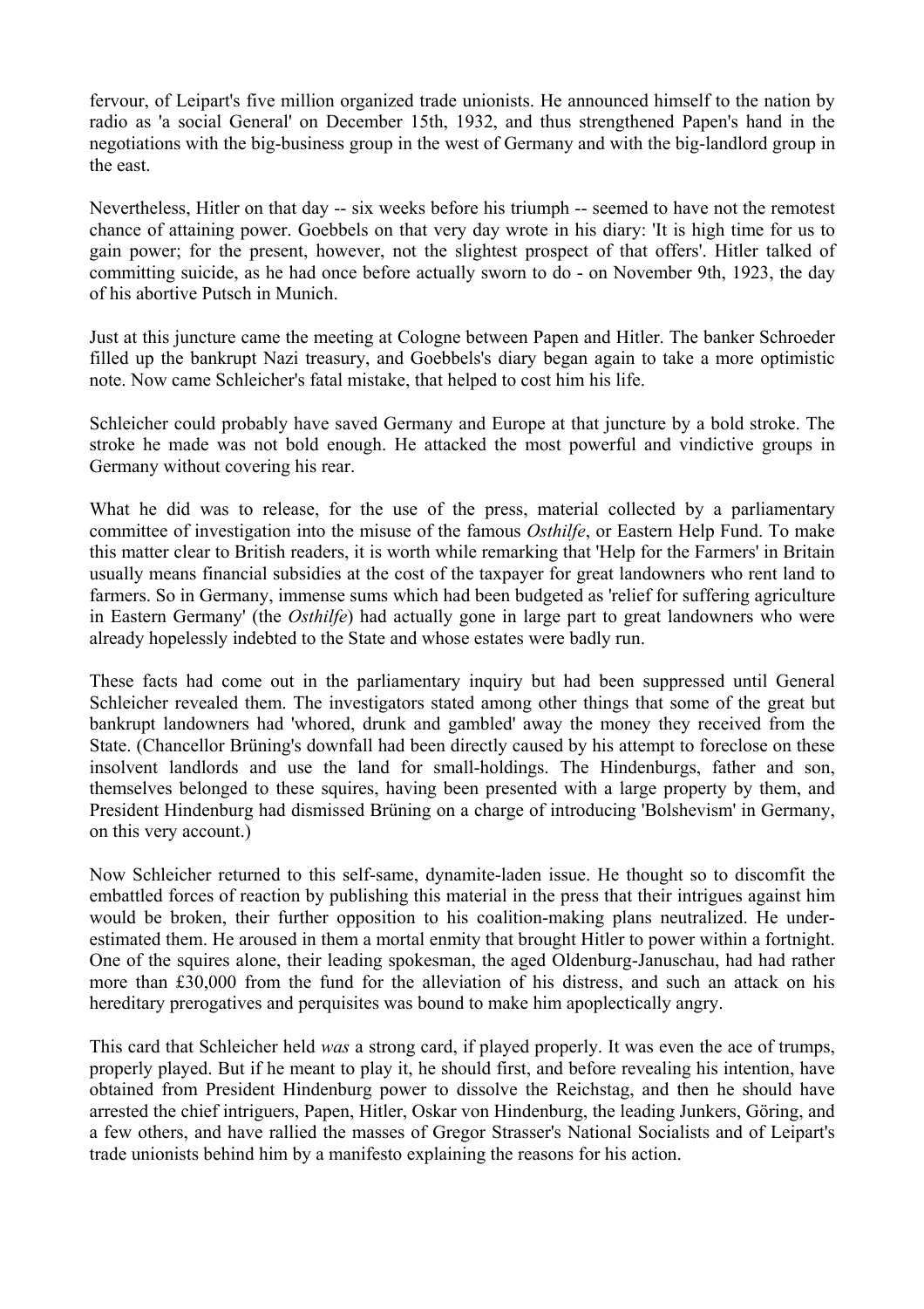fervour, of Leipart's five million organized trade unionists. He announced himself to the nation by radio as 'a social General' on December 15th, 1932, and thus strengthened Papen's hand in the negotiations with the big-business group in the west of Germany and with the big-landlord group in the east.

Nevertheless, Hitler on that day -- six weeks before his triumph -- seemed to have not the remotest chance of attaining power. Goebbels on that very day wrote in his diary: 'It is high time for us to gain power; for the present, however, not the slightest prospect of that offers'. Hitler talked of committing suicide, as he had once before actually sworn to do - on November 9th, 1923, the day of his abortive Putsch in Munich.

Just at this juncture came the meeting at Cologne between Papen and Hitler. The banker Schroeder filled up the bankrupt Nazi treasury, and Goebbels's diary began again to take a more optimistic note. Now came Schleicher's fatal mistake, that helped to cost him his life.

Schleicher could probably have saved Germany and Europe at that juncture by a bold stroke. The stroke he made was not bold enough. He attacked the most powerful and vindictive groups in Germany without covering his rear.

What he did was to release, for the use of the press, material collected by a parliamentary committee of investigation into the misuse of the famous *Osthilfe*, or Eastern Help Fund. To make this matter clear to British readers, it is worth while remarking that 'Help for the Farmers' in Britain usually means financial subsidies at the cost of the taxpayer for great landowners who rent land to farmers. So in Germany, immense sums which had been budgeted as 'relief for suffering agriculture in Eastern Germany' (the *Osthilfe*) had actually gone in large part to great landowners who were already hopelessly indebted to the State and whose estates were badly run.

These facts had come out in the parliamentary inquiry but had been suppressed until General Schleicher revealed them. The investigators stated among other things that some of the great but bankrupt landowners had 'whored, drunk and gambled' away the money they received from the State. (Chancellor Brüning's downfall had been directly caused by his attempt to foreclose on these insolvent landlords and use the land for small-holdings. The Hindenburgs, father and son, themselves belonged to these squires, having been presented with a large property by them, and President Hindenburg had dismissed Brüning on a charge of introducing 'Bolshevism' in Germany, on this very account.)

Now Schleicher returned to this self-same, dynamite-laden issue. He thought so to discomfit the embattled forces of reaction by publishing this material in the press that their intrigues against him would be broken, their further opposition to his coalition-making plans neutralized. He under-estimated them. He aroused in them a mortal enmity that brought Hitler to power within a fortnight. One of the squires alone, their leading spokesman, the aged Oldenburg-Januschau, had had rather more than £30,000 from the fund for the alleviation of his distress, and such an attack on his hereditary prerogatives and perquisites was bound to make him apoplectically angry.

This card that Schleicher held *was* a strong card, if played properly. It was even the ace of trumps, properly played. But if he meant to play it, he should first, and before revealing his intention, have obtained from President Hindenburg power to dissolve the Reichstag, and then he should have arrested the chief intriguers, Papen, Hitler, Oskar von Hindenburg, the leading Junkers, Göring, and a few others, and have rallied the masses of Gregor Strasser's National Socialists and of Leipart's trade unionists behind him by a manifesto explaining the reasons for his action.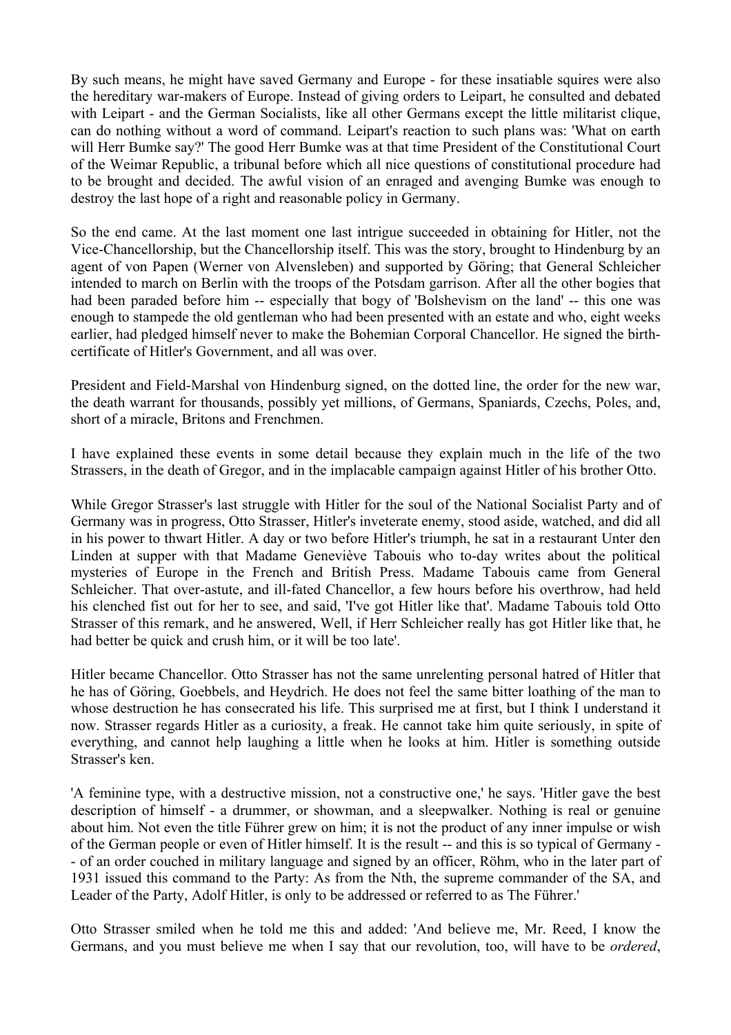By such means, he might have saved Germany and Europe - for these insatiable squires were also the hereditary war-makers of Europe. Instead of giving orders to Leipart, he consulted and debated with Leipart - and the German Socialists, like all other Germans except the little militarist clique, can do nothing without a word of command. Leipart's reaction to such plans was: 'What on earth will Herr Bumke say?' The good Herr Bumke was at that time President of the Constitutional Court of the Weimar Republic, a tribunal before which all nice questions of constitutional procedure had to be brought and decided. The awful vision of an enraged and avenging Bumke was enough to destroy the last hope of a right and reasonable policy in Germany.

So the end came. At the last moment one last intrigue succeeded in obtaining for Hitler, not the Vice-Chancellorship, but the Chancellorship itself. This was the story, brought to Hindenburg by an agent of von Papen (Werner von Alvensleben) and supported by Göring; that General Schleicher intended to march on Berlin with the troops of the Potsdam garrison. After all the other bogies that had been paraded before him -- especially that bogy of 'Bolshevism on the land' -- this one was enough to stampede the old gentleman who had been presented with an estate and who, eight weeks earlier, had pledged himself never to make the Bohemian Corporal Chancellor. He signed the birth-certificate of Hitler's Government, and all was over.

President and Field-Marshal von Hindenburg signed, on the dotted line, the order for the new war, the death warrant for thousands, possibly yet millions, of Germans, Spaniards, Czechs, Poles, and, short of a miracle, Britons and Frenchmen.

I have explained these events in some detail because they explain much in the life of the two Strassers, in the death of Gregor, and in the implacable campaign against Hitler of his brother Otto.

While Gregor Strasser's last struggle with Hitler for the soul of the National Socialist Party and of Germany was in progress, Otto Strasser, Hitler's inveterate enemy, stood aside, watched, and did all in his power to thwart Hitler. A day or two before Hitler's triumph, he sat in a restaurant Unter den Linden at supper with that Madame Geneviève Tabouis who to-day writes about the political mysteries of Europe in the French and British Press. Madame Tabouis came from General Schleicher. That over-astute, and ill-fated Chancellor, a few hours before his overthrow, had held his clenched fist out for her to see, and said, 'I've got Hitler like that'. Madame Tabouis told Otto Strasser of this remark, and he answered, Well, if Herr Schleicher really has got Hitler like that, he had better be quick and crush him, or it will be too late'.

Hitler became Chancellor. Otto Strasser has not the same unrelenting personal hatred of Hitler that he has of Göring, Goebbels, and Heydrich. He does not feel the same bitter loathing of the man to whose destruction he has consecrated his life. This surprised me at first, but I think I understand it now. Strasser regards Hitler as a curiosity, a freak. He cannot take him quite seriously, in spite of everything, and cannot help laughing a little when he looks at him. Hitler is something outside Strasser's ken.

'A feminine type, with a destructive mission, not a constructive one,' he says. 'Hitler gave the best description of himself - a drummer, or showman, and a sleepwalker. Nothing is real or genuine about him. Not even the title Führer grew on him; it is not the product of any inner impulse or wish of the German people or even of Hitler himself. It is the result -- and this is so typical of Germany -- of an order couched in military language and signed by an officer, Röhm, who in the later part of 1931 issued this command to the Party: As from the Nth, the supreme commander of the SA, and Leader of the Party, Adolf Hitler, is only to be addressed or referred to as The Führer.'

Otto Strasser smiled when he told me this and added: 'And believe me, Mr. Reed, I know the Germans, and you must believe me when I say that our revolution, too, will have to be *ordered*,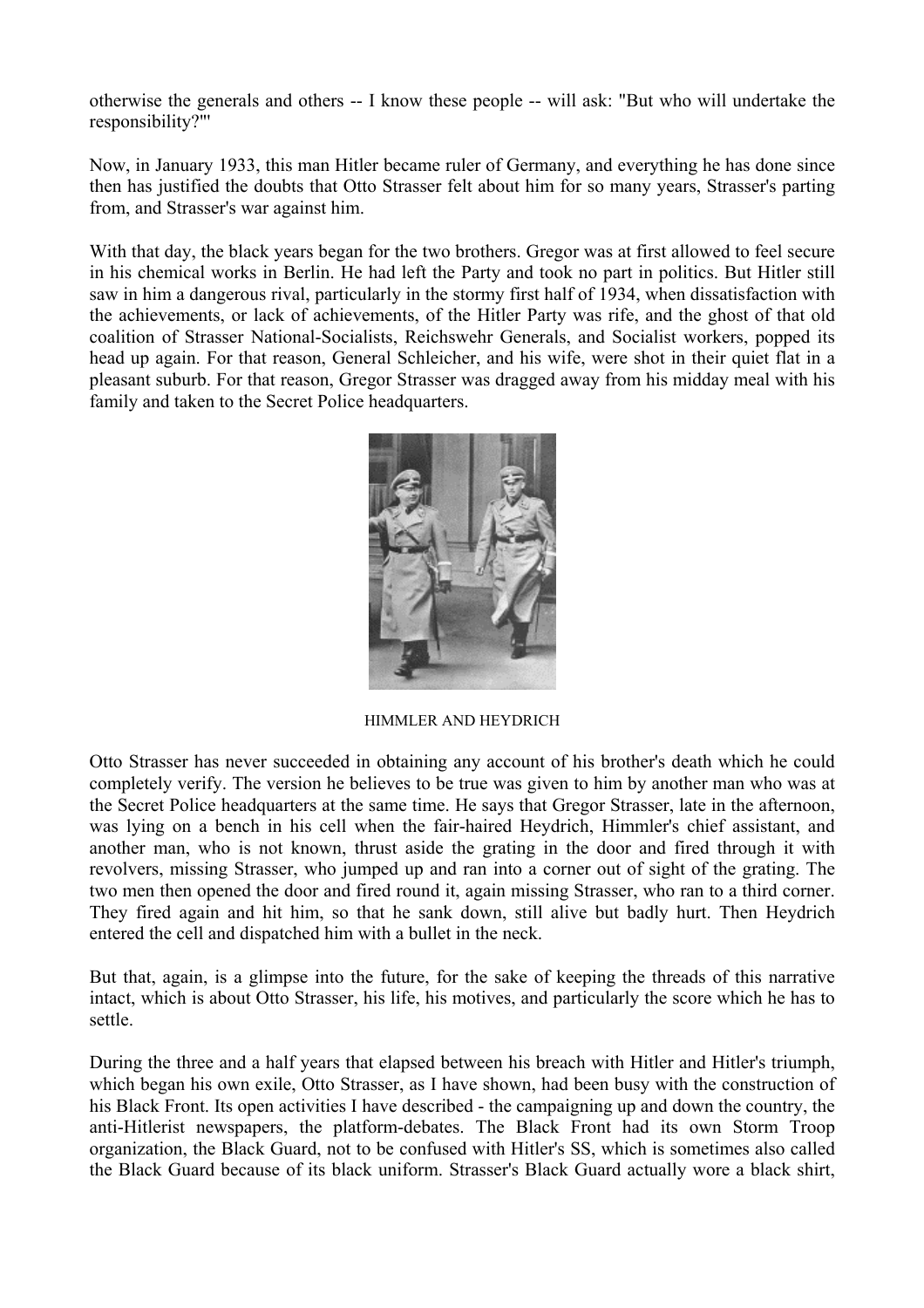otherwise the generals and others -- I know these people -- will ask: "But who will undertake the responsibility?"'

Now, in January 1933, this man Hitler became ruler of Germany, and everything he has done since then has justified the doubts that Otto Strasser felt about him for so many years, Strasser's parting from, and Strasser's war against him.

With that day, the black years began for the two brothers. Gregor was at first allowed to feel secure in his chemical works in Berlin. He had left the Party and took no part in politics. But Hitler still saw in him a dangerous rival, particularly in the stormy first half of 1934, when dissatisfaction with the achievements, or lack of achievements, of the Hitler Party was rife, and the ghost of that old coalition of Strasser National-Socialists, Reichswehr Generals, and Socialist workers, popped its head up again. For that reason, General Schleicher, and his wife, were shot in their quiet flat in a pleasant suburb. For that reason, Gregor Strasser was dragged away from his midday meal with his family and taken to the Secret Police headquarters.

HIMMLER AND HEYDRICH

Otto Strasser has never succeeded in obtaining any account of his brother's death which he could completely verify. The version he believes to be true was given to him by another man who was at the Secret Police headquarters at the same time. He says that Gregor Strasser, late in the afternoon, was lying on a bench in his cell when the fair-haired Heydrich, Himmler's chief assistant, and another man, who is not known, thrust aside the grating in the door and fired through it with revolvers, missing Strasser, who jumped up and ran into a corner out of sight of the grating. The two men then opened the door and fired round it, again missing Strasser, who ran to a third corner. They fired again and hit him, so that he sank down, still alive but badly hurt. Then Heydrich entered the cell and dispatched him with a bullet in the neck.

But that, again, is a glimpse into the future, for the sake of keeping the threads of this narrative intact, which is about Otto Strasser, his life, his motives, and particularly the score which he has to settle.

During the three and a half years that elapsed between his breach with Hitler and Hitler's triumph, which began his own exile, Otto Strasser, as I have shown, had been busy with the construction of his Black Front. Its open activities I have described - the campaigning up and down the country, the anti-Hitlerist newspapers, the platform-debates. The Black Front had its own Storm Troop organization, the Black Guard, not to be confused with Hitler's SS, which is sometimes also called the Black Guard because of its black uniform. Strasser's Black Guard actually wore a black shirt,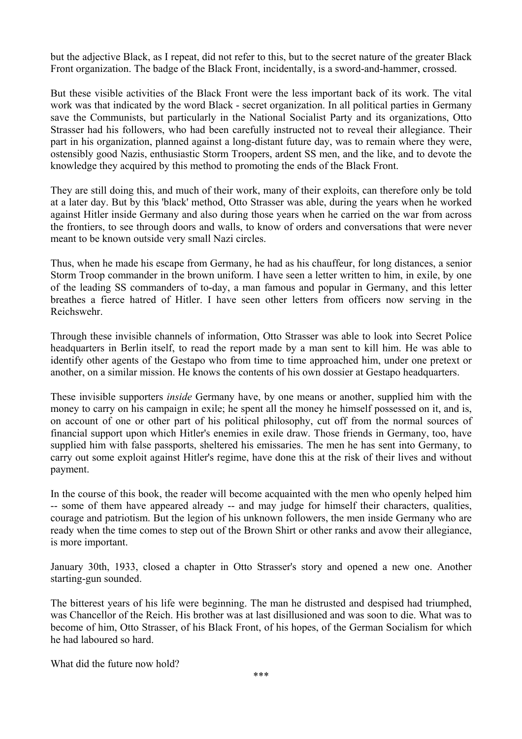but the adjective Black, as I repeat, did not refer to this, but to the secret nature of the greater Black Front organization. The badge of the Black Front, incidentally, is a sword-and-hammer, crossed.

But these visible activities of the Black Front were the less important back of its work. The vital work was that indicated by the word Black - secret organization. In all political parties in Germany save the Communists, but particularly in the National Socialist Party and its organizations, Otto Strasser had his followers, who had been carefully instructed not to reveal their allegiance. Their part in his organization, planned against a long-distant future day, was to remain where they were, ostensibly good Nazis, enthusiastic Storm Troopers, ardent SS men, and the like, and to devote the knowledge they acquired by this method to promoting the ends of the Black Front.

They are still doing this, and much of their work, many of their exploits, can therefore only be told at a later day. But by this 'black' method, Otto Strasser was able, during the years when he worked against Hitler inside Germany and also during those years when he carried on the war from across the frontiers, to see through doors and walls, to know of orders and conversations that were never meant to be known outside very small Nazi circles.

Thus, when he made his escape from Germany, he had as his chauffeur, for long distances, a senior Storm Troop commander in the brown uniform. I have seen a letter written to him, in exile, by one of the leading SS commanders of to-day, a man famous and popular in Germany, and this letter breathes a fierce hatred of Hitler. I have seen other letters from officers now serving in the Reichswehr.

Through these invisible channels of information, Otto Strasser was able to look into Secret Police headquarters in Berlin itself, to read the report made by a man sent to kill him. He was able to identify other agents of the Gestapo who from time to time approached him, under one pretext or another, on a similar mission. He knows the contents of his own dossier at Gestapo headquarters.

These invisible supporters *inside* Germany have, by one means or another, supplied him with the money to carry on his campaign in exile; he spent all the money he himself possessed on it, and is, on account of one or other part of his political philosophy, cut off from the normal sources of financial support upon which Hitler's enemies in exile draw. Those friends in Germany, too, have supplied him with false passports, sheltered his emissaries. The men he has sent into Germany, to carry out some exploit against Hitler's regime, have done this at the risk of their lives and without payment.

In the course of this book, the reader will become acquainted with the men who openly helped him -- some of them have appeared already -- and may judge for himself their characters, qualities, courage and patriotism. But the legion of his unknown followers, the men inside Germany who are ready when the time comes to step out of the Brown Shirt or other ranks and avow their allegiance, is more important.

January 30th, 1933, closed a chapter in Otto Strasser's story and opened a new one. Another starting-gun sounded.

The bitterest years of his life were beginning. The man he distrusted and despised had triumphed, was Chancellor of the Reich. His brother was at last disillusioned and was soon to die. What was to become of him, Otto Strasser, of his Black Front, of his hopes, of the German Socialism for which he had laboured so hard.

What did the future now hold?

\*\*\*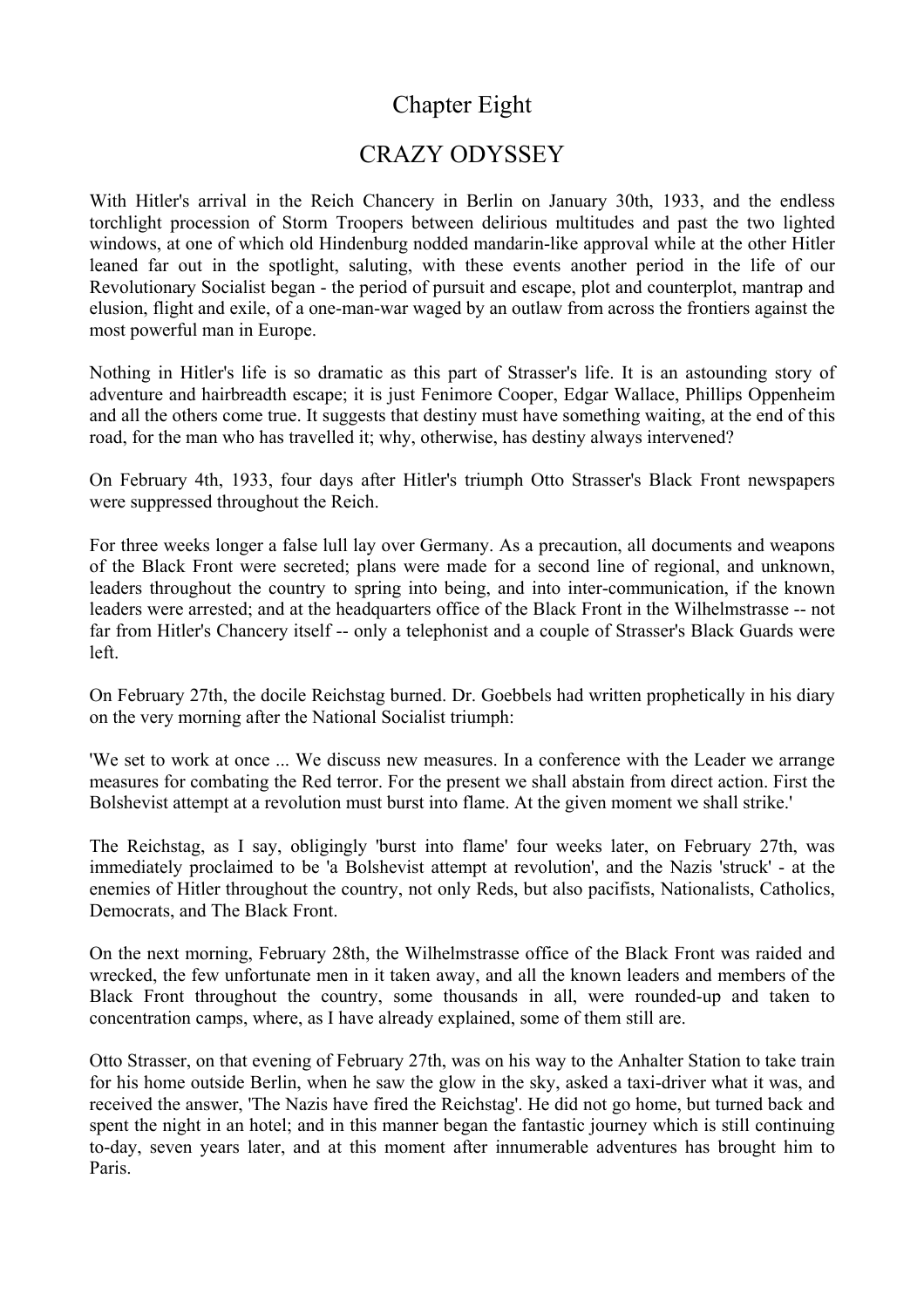# Chapter Eight

## CRAZY ODYSSEY

With Hitler's arrival in the Reich Chancery in Berlin on January 30th, 1933, and the endless torchlight procession of Storm Troopers between delirious multitudes and past the two lighted windows, at one of which old Hindenburg nodded mandarin-like approval while at the other Hitler leaned far out in the spotlight, saluting, with these events another period in the life of our Revolutionary Socialist began - the period of pursuit and escape, plot and counterplot, mantrap and elusion, flight and exile, of a one-man-war waged by an outlaw from across the frontiers against the most powerful man in Europe.

Nothing in Hitler's life is so dramatic as this part of Strasser's life. It is an astounding story of adventure and hairbreadth escape; it is just Fenimore Cooper, Edgar Wallace, Phillips Oppenheim and all the others come true. It suggests that destiny must have something waiting, at the end of this road, for the man who has travelled it; why, otherwise, has destiny always intervened?

On February 4th, 1933, four days after Hitler's triumph Otto Strasser's Black Front newspapers were suppressed throughout the Reich.

For three weeks longer a false lull lay over Germany. As a precaution, all documents and weapons of the Black Front were secreted; plans were made for a second line of regional, and unknown, leaders throughout the country to spring into being, and into inter-communication, if the known leaders were arrested; and at the headquarters office of the Black Front in the Wilhelmstrasse -- not far from Hitler's Chancery itself -- only a telephonist and a couple of Strasser's Black Guards were left.

On February 27th, the docile Reichstag burned. Dr. Goebbels had written prophetically in his diary on the very morning after the National Socialist triumph:

'We set to work at once ... We discuss new measures. In a conference with the Leader we arrange measures for combating the Red terror. For the present we shall abstain from direct action. First the Bolshevist attempt at a revolution must burst into flame. At the given moment we shall strike.'

The Reichstag, as I say, obligingly 'burst into flame' four weeks later, on February 27th, was immediately proclaimed to be 'a Bolshevist attempt at revolution', and the Nazis 'struck' - at the enemies of Hitler throughout the country, not only Reds, but also pacifists, Nationalists, Catholics, Democrats, and The Black Front.

On the next morning, February 28th, the Wilhelmstrasse office of the Black Front was raided and wrecked, the few unfortunate men in it taken away, and all the known leaders and members of the Black Front throughout the country, some thousands in all, were rounded-up and taken to concentration camps, where, as I have already explained, some of them still are.

Otto Strasser, on that evening of February 27th, was on his way to the Anhalter Station to take train for his home outside Berlin, when he saw the glow in the sky, asked a taxi-driver what it was, and received the answer, 'The Nazis have fired the Reichstag'. He did not go home, but turned back and spent the night in an hotel; and in this manner began the fantastic journey which is still continuing to-day, seven years later, and at this moment after innumerable adventures has brought him to Paris.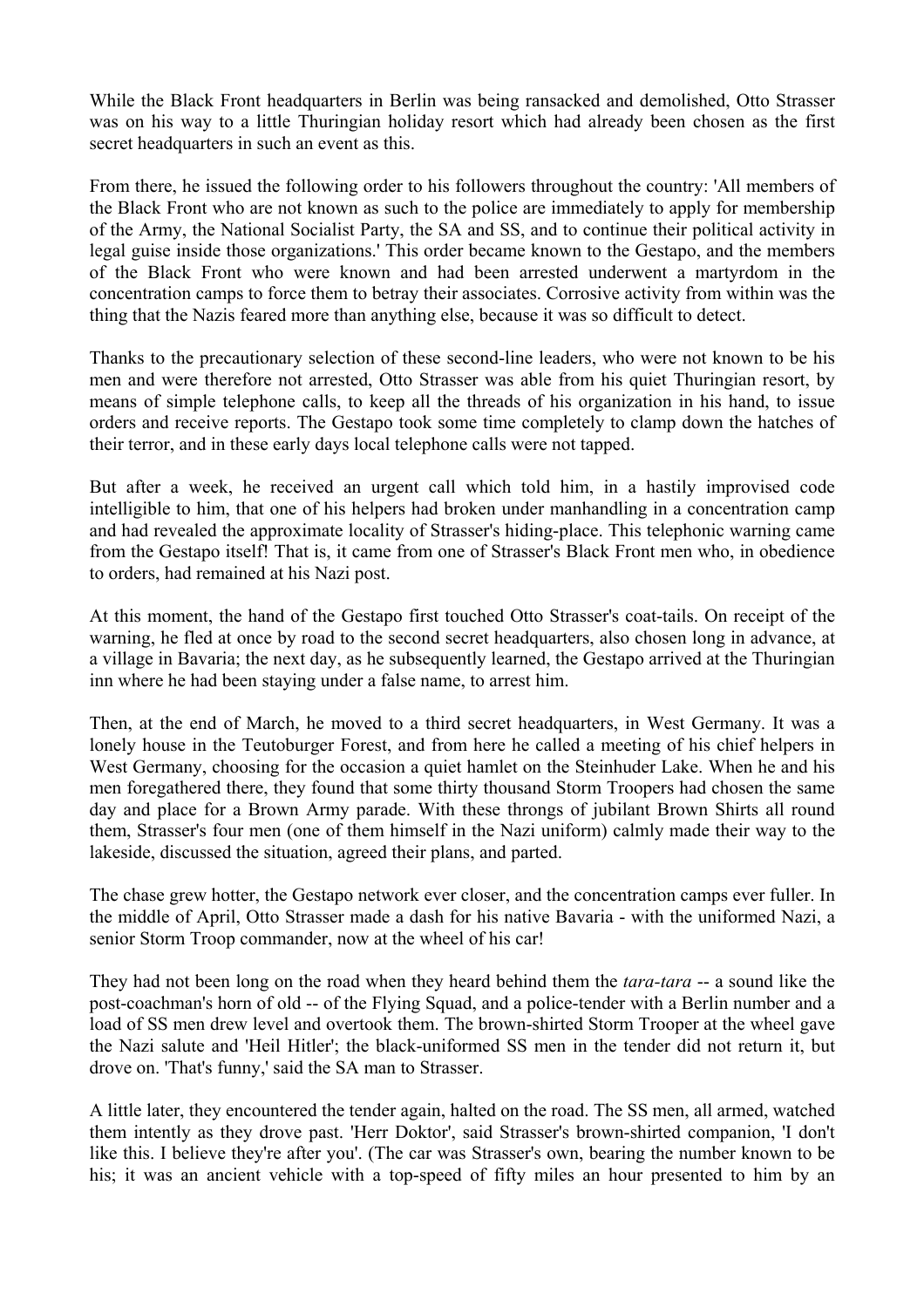While the Black Front headquarters in Berlin was being ransacked and demolished, Otto Strasser was on his way to a little Thuringian holiday resort which had already been chosen as the first secret headquarters in such an event as this.

From there, he issued the following order to his followers throughout the country: 'All members of the Black Front who are not known as such to the police are immediately to apply for membership of the Army, the National Socialist Party, the SA and SS, and to continue their political activity in legal guise inside those organizations.' This order became known to the Gestapo, and the members of the Black Front who were known and had been arrested underwent a martyrdom in the concentration camps to force them to betray their associates. Corrosive activity from within was the thing that the Nazis feared more than anything else, because it was so difficult to detect.

Thanks to the precautionary selection of these second-line leaders, who were not known to be his men and were therefore not arrested, Otto Strasser was able from his quiet Thuringian resort, by means of simple telephone calls, to keep all the threads of his organization in his hand, to issue orders and receive reports. The Gestapo took some time completely to clamp down the hatches of their terror, and in these early days local telephone calls were not tapped.

But after a week, he received an urgent call which told him, in a hastily improvised code intelligible to him, that one of his helpers had broken under manhandling in a concentration camp and had revealed the approximate locality of Strasser's hiding-place. This telephonic warning came from the Gestapo itself! That is, it came from one of Strasser's Black Front men who, in obedience to orders, had remained at his Nazi post.

At this moment, the hand of the Gestapo first touched Otto Strasser's coat-tails. On receipt of the warning, he fled at once by road to the second secret headquarters, also chosen long in advance, at a village in Bavaria; the next day, as he subsequently learned, the Gestapo arrived at the Thuringian inn where he had been staying under a false name, to arrest him.

Then, at the end of March, he moved to a third secret headquarters, in West Germany. It was a lonely house in the Teutoburger Forest, and from here he called a meeting of his chief helpers in West Germany, choosing for the occasion a quiet hamlet on the Steinhuder Lake. When he and his men foregathered there, they found that some thirty thousand Storm Troopers had chosen the same day and place for a Brown Army parade. With these throngs of jubilant Brown Shirts all round them, Strasser's four men (one of them himself in the Nazi uniform) calmly made their way to the lakeside, discussed the situation, agreed their plans, and parted.

The chase grew hotter, the Gestapo network ever closer, and the concentration camps ever fuller. In the middle of April, Otto Strasser made a dash for his native Bavaria - with the uniformed Nazi, a senior Storm Troop commander, now at the wheel of his car!

They had not been long on the road when they heard behind them the *tara-tara* -- a sound like the post-coachman's horn of old -- of the Flying Squad, and a police-tender with a Berlin number and a load of SS men drew level and overtook them. The brown-shirted Storm Trooper at the wheel gave the Nazi salute and 'Heil Hitler'; the black-uniformed SS men in the tender did not return it, but drove on. 'That's funny,' said the SA man to Strasser.

A little later, they encountered the tender again, halted on the road. The SS men, all armed, watched them intently as they drove past. 'Herr Doktor', said Strasser's brown-shirted companion, 'I don't like this. I believe they're after you'. (The car was Strasser's own, bearing the number known to be his; it was an ancient vehicle with a top-speed of fifty miles an hour presented to him by an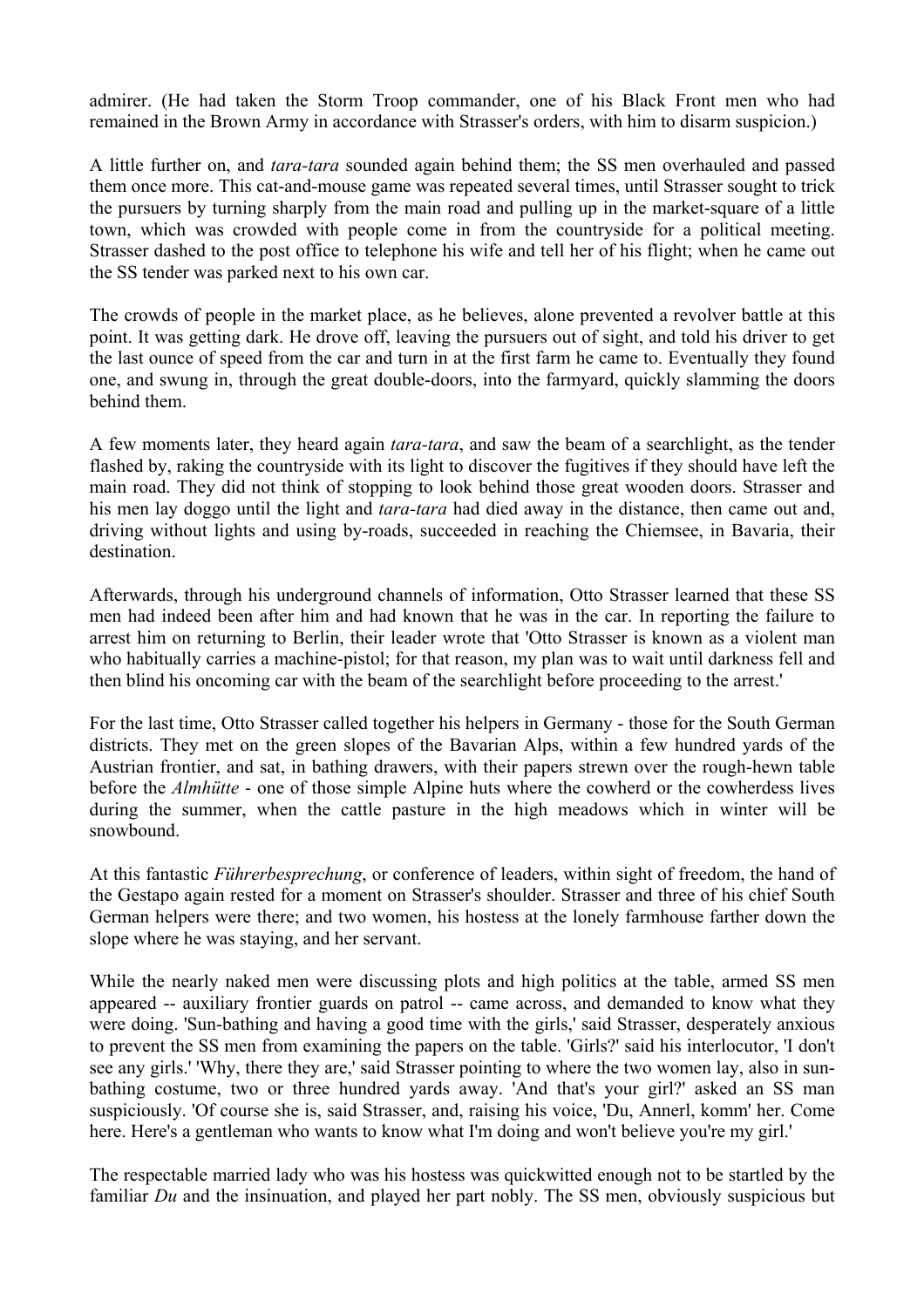admirer. (He had taken the Storm Troop commander, one of his Black Front men who had remained in the Brown Army in accordance with Strasser's orders, with him to disarm suspicion.)

A little further on, and *tara-tara* sounded again behind them; the SS men overhauled and passed them once more. This cat-and-mouse game was repeated several times, until Strasser sought to trick the pursuers by turning sharply from the main road and pulling up in the market-square of a little town, which was crowded with people come in from the countryside for a political meeting. Strasser dashed to the post office to telephone his wife and tell her of his flight; when he came out the SS tender was parked next to his own car.

The crowds of people in the market place, as he believes, alone prevented a revolver battle at this point. It was getting dark. He drove off, leaving the pursuers out of sight, and told his driver to get the last ounce of speed from the car and turn in at the first farm he came to. Eventually they found one, and swung in, through the great double-doors, into the farmyard, quickly slamming the doors behind them.

A few moments later, they heard again *tara-tara*, and saw the beam of a searchlight, as the tender flashed by, raking the countryside with its light to discover the fugitives if they should have left the main road. They did not think of stopping to look behind those great wooden doors. Strasser and his men lay doggo until the light and *tara-tara* had died away in the distance, then came out and, driving without lights and using by-roads, succeeded in reaching the Chiemsee, in Bavaria, their destination.

Afterwards, through his underground channels of information, Otto Strasser learned that these SS men had indeed been after him and had known that he was in the car. In reporting the failure to arrest him on returning to Berlin, their leader wrote that 'Otto Strasser is known as a violent man who habitually carries a machine-pistol; for that reason, my plan was to wait until darkness fell and then blind his oncoming car with the beam of the searchlight before proceeding to the arrest.'

For the last time, Otto Strasser called together his helpers in Germany - those for the South German districts. They met on the green slopes of the Bavarian Alps, within a few hundred yards of the Austrian frontier, and sat, in bathing drawers, with their papers strewn over the rough-hewn table before the *Almhütte* - one of those simple Alpine huts where the cowherd or the cowherdess lives during the summer, when the cattle pasture in the high meadows which in winter will be snowbound.

At this fantastic *Führerbesprechung*, or conference of leaders, within sight of freedom, the hand of the Gestapo again rested for a moment on Strasser's shoulder. Strasser and three of his chief South German helpers were there; and two women, his hostess at the lonely farmhouse farther down the slope where he was staying, and her servant.

While the nearly naked men were discussing plots and high politics at the table, armed SS men appeared -- auxiliary frontier guards on patrol -- came across, and demanded to know what they were doing. 'Sun-bathing and having a good time with the girls,' said Strasser, desperately anxious to prevent the SS men from examining the papers on the table. 'Girls?' said his interlocutor, 'I don't see any girls.' 'Why, there they are,' said Strasser pointing to where the two women lay, also in sun-bathing costume, two or three hundred yards away. 'And that's your girl?' asked an SS man suspiciously. 'Of course she is, said Strasser, and, raising his voice, 'Du, Annerl, komm' her. Come here. Here's a gentleman who wants to know what I'm doing and won't believe you're my girl.'

The respectable married lady who was his hostess was quickwitted enough not to be startled by the familiar *Du* and the insinuation, and played her part nobly. The SS men, obviously suspicious but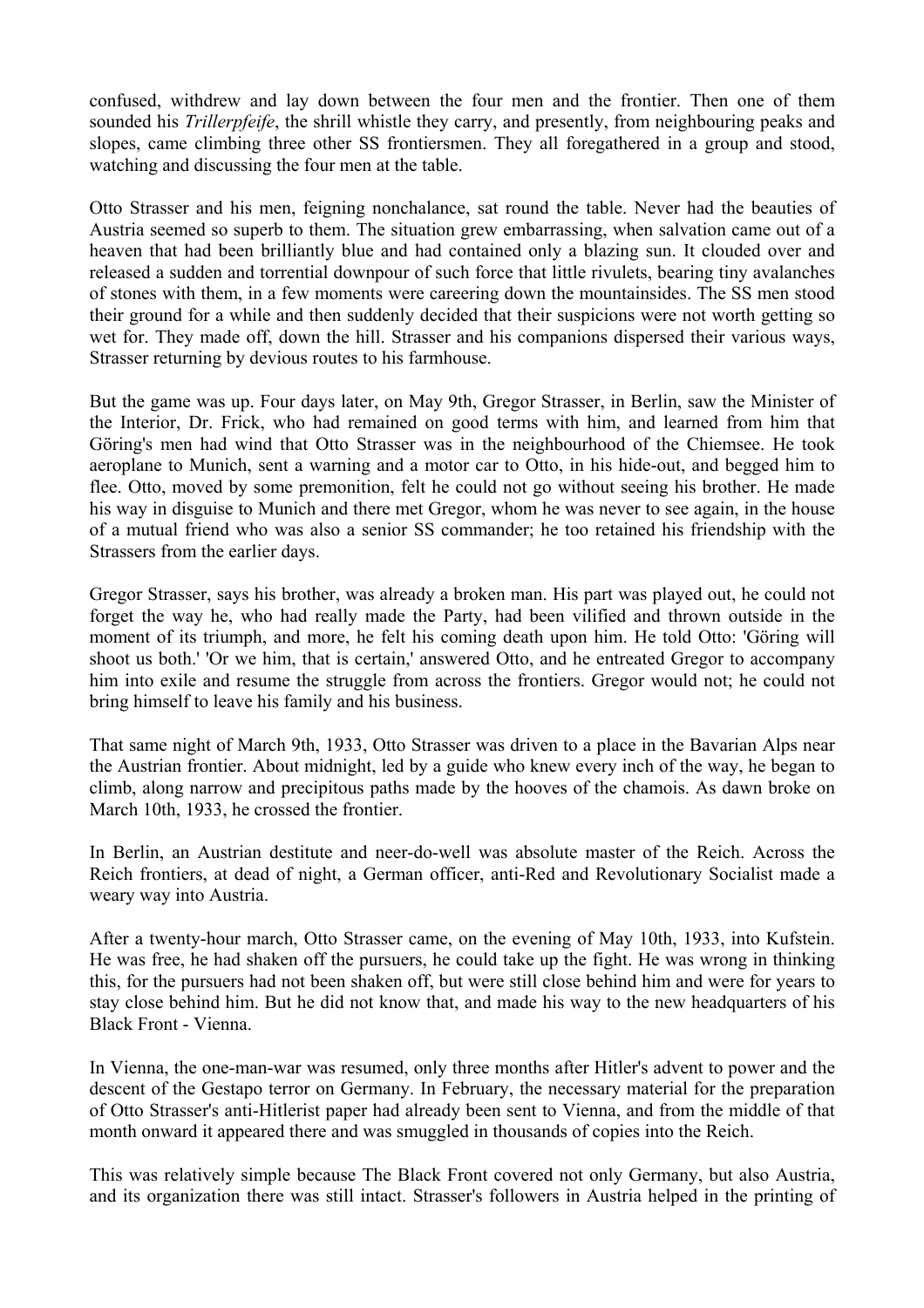confused, withdrew and lay down between the four men and the frontier. Then one of them sounded his *Trillerpfeife*, the shrill whistle they carry, and presently, from neighbouring peaks and slopes, came climbing three other SS frontiersmen. They all foregathered in a group and stood, watching and discussing the four men at the table.

Otto Strasser and his men, feigning nonchalance, sat round the table. Never had the beauties of Austria seemed so superb to them. The situation grew embarrassing, when salvation came out of a heaven that had been brilliantly blue and had contained only a blazing sun. It clouded over and released a sudden and torrential downpour of such force that little rivulets, bearing tiny avalanches of stones with them, in a few moments were careering down the mountainsides. The SS men stood their ground for a while and then suddenly decided that their suspicions were not worth getting so wet for. They made off, down the hill. Strasser and his companions dispersed their various ways, Strasser returning by devious routes to his farmhouse.

But the game was up. Four days later, on May 9th, Gregor Strasser, in Berlin, saw the Minister of the Interior, Dr. Frick, who had remained on good terms with him, and learned from him that Göring's men had wind that Otto Strasser was in the neighbourhood of the Chiemsee. He took aeroplane to Munich, sent a warning and a motor car to Otto, in his hide-out, and begged him to flee. Otto, moved by some premonition, felt he could not go without seeing his brother. He made his way in disguise to Munich and there met Gregor, whom he was never to see again, in the house of a mutual friend who was also a senior SS commander; he too retained his friendship with the Strassers from the earlier days.

Gregor Strasser, says his brother, was already a broken man. His part was played out, he could not forget the way he, who had really made the Party, had been vilified and thrown outside in the moment of its triumph, and more, he felt his coming death upon him. He told Otto: 'Göring will shoot us both.' 'Or we him, that is certain,' answered Otto, and he entreated Gregor to accompany him into exile and resume the struggle from across the frontiers. Gregor would not; he could not bring himself to leave his family and his business.

That same night of March 9th, 1933, Otto Strasser was driven to a place in the Bavarian Alps near the Austrian frontier. About midnight, led by a guide who knew every inch of the way, he began to climb, along narrow and precipitous paths made by the hooves of the chamois. As dawn broke on March 10th, 1933, he crossed the frontier.

In Berlin, an Austrian destitute and neer-do-well was absolute master of the Reich. Across the Reich frontiers, at dead of night, a German officer, anti-Red and Revolutionary Socialist made a weary way into Austria.

After a twenty-hour march, Otto Strasser came, on the evening of May 10th, 1933, into Kufstein. He was free, he had shaken off the pursuers, he could take up the fight. He was wrong in thinking this, for the pursuers had not been shaken off, but were still close behind him and were for years to stay close behind him. But he did not know that, and made his way to the new headquarters of his Black Front - Vienna.

In Vienna, the one-man-war was resumed, only three months after Hitler's advent to power and the descent of the Gestapo terror on Germany. In February, the necessary material for the preparation of Otto Strasser's anti-Hitlerist paper had already been sent to Vienna, and from the middle of that month onward it appeared there and was smuggled in thousands of copies into the Reich.

This was relatively simple because The Black Front covered not only Germany, but also Austria, and its organization there was still intact. Strasser's followers in Austria helped in the printing of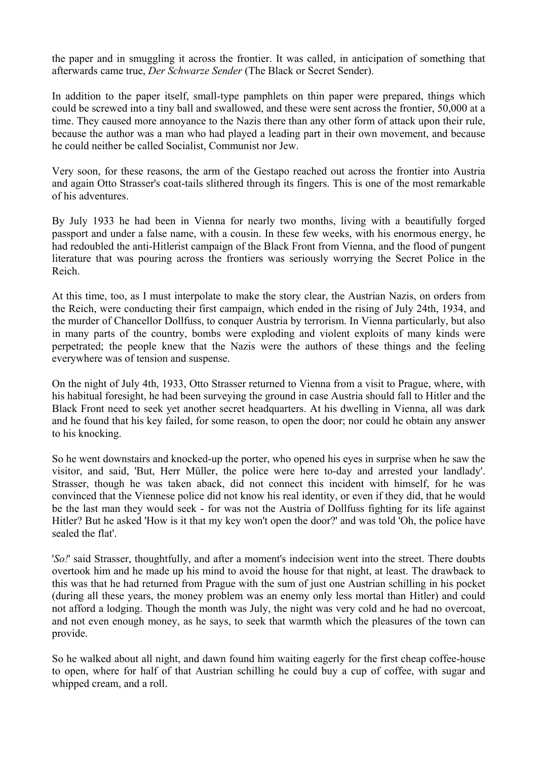the paper and in smuggling it across the frontier. It was called, in anticipation of something that afterwards came true, *Der Schwarze Sender* (The Black or Secret Sender).

In addition to the paper itself, small-type pamphlets on thin paper were prepared, things which could be screwed into a tiny ball and swallowed, and these were sent across the frontier, 50,000 at a time. They caused more annoyance to the Nazis there than any other form of attack upon their rule, because the author was a man who had played a leading part in their own movement, and because he could neither be called Socialist, Communist nor Jew.

Very soon, for these reasons, the arm of the Gestapo reached out across the frontier into Austria and again Otto Strasser's coat-tails slithered through its fingers. This is one of the most remarkable of his adventures.

By July 1933 he had been in Vienna for nearly two months, living with a beautifully forged passport and under a false name, with a cousin. In these few weeks, with his enormous energy, he had redoubled the anti-Hitlerist campaign of the Black Front from Vienna, and the flood of pungent literature that was pouring across the frontiers was seriously worrying the Secret Police in the Reich.

At this time, too, as I must interpolate to make the story clear, the Austrian Nazis, on orders from the Reich, were conducting their first campaign, which ended in the rising of July 24th, 1934, and the murder of Chancellor Dollfuss, to conquer Austria by terrorism. In Vienna particularly, but also in many parts of the country, bombs were exploding and violent exploits of many kinds were perpetrated; the people knew that the Nazis were the authors of these things and the feeling everywhere was of tension and suspense.

On the night of July 4th, 1933, Otto Strasser returned to Vienna from a visit to Prague, where, with his habitual foresight, he had been surveying the ground in case Austria should fall to Hitler and the Black Front need to seek yet another secret headquarters. At his dwelling in Vienna, all was dark and he found that his key failed, for some reason, to open the door; nor could he obtain any answer to his knocking.

So he went downstairs and knocked-up the porter, who opened his eyes in surprise when he saw the visitor, and said, 'But, Herr Müller, the police were here to-day and arrested your landlady'. Strasser, though he was taken aback, did not connect this incident with himself, for he was convinced that the Viennese police did not know his real identity, or even if they did, that he would be the last man they would seek - for was not the Austria of Dollfuss fighting for its life against Hitler? But he asked 'How is it that my key won't open the door?' and was told 'Oh, the police have sealed the flat'.

'*So!*' said Strasser, thoughtfully, and after a moment's indecision went into the street. There doubts overtook him and he made up his mind to avoid the house for that night, at least. The drawback to this was that he had returned from Prague with the sum of just one Austrian schilling in his pocket (during all these years, the money problem was an enemy only less mortal than Hitler) and could not afford a lodging. Though the month was July, the night was very cold and he had no overcoat, and not even enough money, as he says, to seek that warmth which the pleasures of the town can provide.

So he walked about all night, and dawn found him waiting eagerly for the first cheap coffee-house to open, where for half of that Austrian schilling he could buy a cup of coffee, with sugar and whipped cream, and a roll.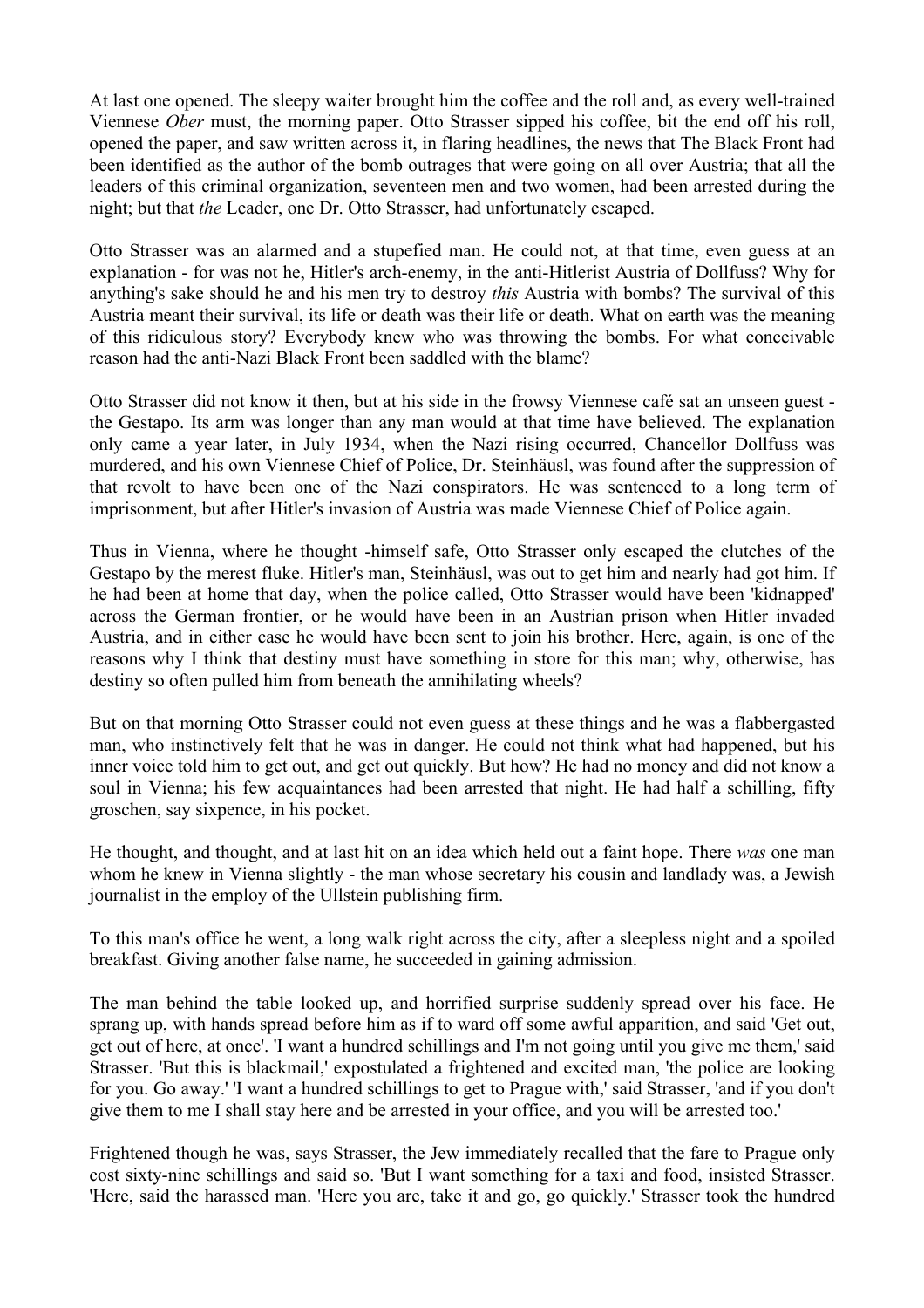At last one opened. The sleepy waiter brought him the coffee and the roll and, as every well-trained Viennese *Ober* must, the morning paper. Otto Strasser sipped his coffee, bit the end off his roll, opened the paper, and saw written across it, in flaring headlines, the news that The Black Front had been identified as the author of the bomb outrages that were going on all over Austria; that all the leaders of this criminal organization, seventeen men and two women, had been arrested during the night; but that *the* Leader, one Dr. Otto Strasser, had unfortunately escaped.

Otto Strasser was an alarmed and a stupefied man. He could not, at that time, even guess at an explanation - for was not he, Hitler's arch-enemy, in the anti-Hitlerist Austria of Dollfuss? Why for anything's sake should he and his men try to destroy *this* Austria with bombs? The survival of this Austria meant their survival, its life or death was their life or death. What on earth was the meaning of this ridiculous story? Everybody knew who was throwing the bombs. For what conceivable reason had the anti-Nazi Black Front been saddled with the blame?

Otto Strasser did not know it then, but at his side in the frowsy Viennese café sat an unseen guest - the Gestapo. Its arm was longer than any man would at that time have believed. The explanation only came a year later, in July 1934, when the Nazi rising occurred, Chancellor Dollfuss was murdered, and his own Viennese Chief of Police, Dr. Steinhäusl, was found after the suppression of that revolt to have been one of the Nazi conspirators. He was sentenced to a long term of imprisonment, but after Hitler's invasion of Austria was made Viennese Chief of Police again.

Thus in Vienna, where he thought -himself safe, Otto Strasser only escaped the clutches of the Gestapo by the merest fluke. Hitler's man, Steinhäusl, was out to get him and nearly had got him. If he had been at home that day, when the police called, Otto Strasser would have been 'kidnapped' across the German frontier, or he would have been in an Austrian prison when Hitler invaded Austria, and in either case he would have been sent to join his brother. Here, again, is one of the reasons why I think that destiny must have something in store for this man; why, otherwise, has destiny so often pulled him from beneath the annihilating wheels?

But on that morning Otto Strasser could not even guess at these things and he was a flabbergasted man, who instinctively felt that he was in danger. He could not think what had happened, but his inner voice told him to get out, and get out quickly. But how? He had no money and did not know a soul in Vienna; his few acquaintances had been arrested that night. He had half a schilling, fifty groschen, say sixpence, in his pocket.

He thought, and thought, and at last hit on an idea which held out a faint hope. There *was* one man whom he knew in Vienna slightly - the man whose secretary his cousin and landlady was, a Jewish journalist in the employ of the Ullstein publishing firm.

To this man's office he went, a long walk right across the city, after a sleepless night and a spoiled breakfast. Giving another false name, he succeeded in gaining admission.

The man behind the table looked up, and horrified surprise suddenly spread over his face. He sprang up, with hands spread before him as if to ward off some awful apparition, and said 'Get out, get out of here, at once'. 'I want a hundred schillings and I'm not going until you give me them,' said Strasser. 'But this is blackmail,' expostulated a frightened and excited man, 'the police are looking for you. Go away.' 'I want a hundred schillings to get to Prague with,' said Strasser, 'and if you don't give them to me I shall stay here and be arrested in your office, and you will be arrested too.'

Frightened though he was, says Strasser, the Jew immediately recalled that the fare to Prague only cost sixty-nine schillings and said so. 'But I want something for a taxi and food, insisted Strasser. 'Here, said the harassed man. 'Here you are, take it and go, go quickly.' Strasser took the hundred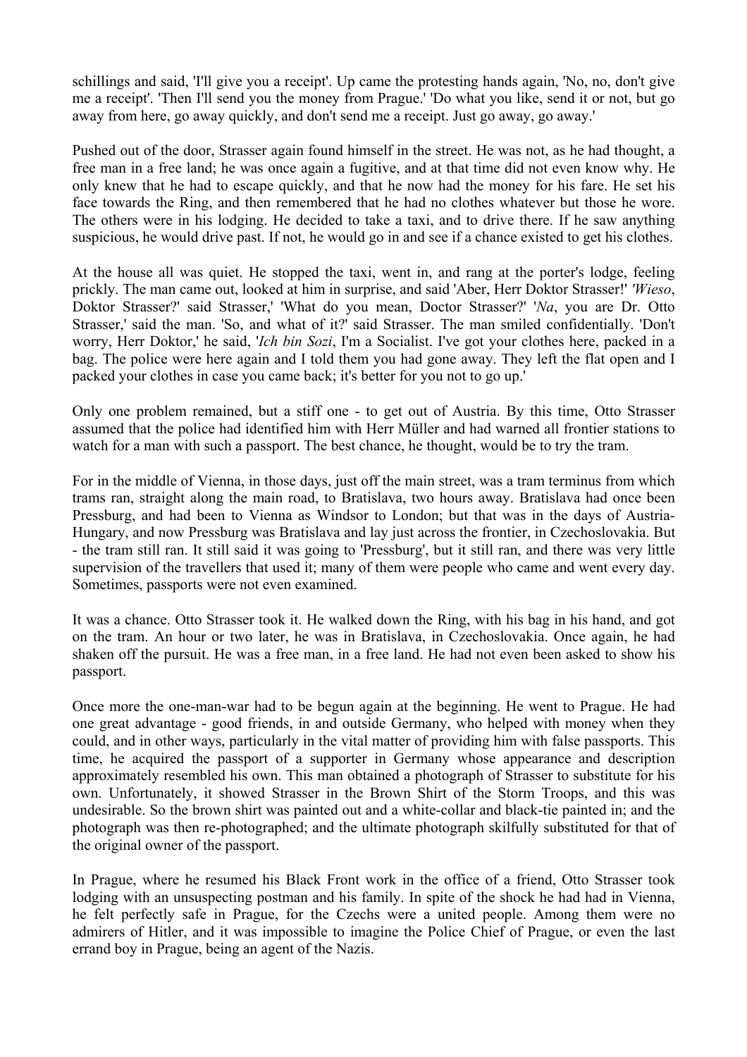schillings and said, 'I'll give you a receipt'. Up came the protesting hands again, 'No, no, don't give me a receipt'. 'Then I'll send you the money from Prague.' 'Do what you like, send it or not, but go away from here, go away quickly, and don't send me a receipt. Just go away, go away.'

Pushed out of the door, Strasser again found himself in the street. He was not, as he had thought, a free man in a free land; he was once again a fugitive, and at that time did not even know why. He only knew that he had to escape quickly, and that he now had the money for his fare. He set his face towards the Ring, and then remembered that he had no clothes whatever but those he wore. The others were in his lodging. He decided to take a taxi, and to drive there. If he saw anything suspicious, he would drive past. If not, he would go in and see if a chance existed to get his clothes.

At the house all was quiet. He stopped the taxi, went in, and rang at the porter's lodge, feeling prickly. The man came out, looked at him in surprise, and said 'Aber, Herr Doktor Strasser!' *'Wieso*, Doktor Strasser?' said Strasser,' 'What do you mean, Doctor Strasser?' '*Na*, you are Dr. Otto Strasser,' said the man. 'So, and what of it?' said Strasser. The man smiled confidentially. 'Don't worry, Herr Doktor,' he said, '*Ich bin Sozi*, I'm a Socialist. I've got your clothes here, packed in a bag. The police were here again and I told them you had gone away. They left the flat open and I packed your clothes in case you came back; it's better for you not to go up.'

Only one problem remained, but a stiff one - to get out of Austria. By this time, Otto Strasser assumed that the police had identified him with Herr Müller and had warned all frontier stations to watch for a man with such a passport. The best chance, he thought, would be to try the tram.

For in the middle of Vienna, in those days, just off the main street, was a tram terminus from which trams ran, straight along the main road, to Bratislava, two hours away. Bratislava had once been Pressburg, and had been to Vienna as Windsor to London; but that was in the days of Austria-Hungary, and now Pressburg was Bratislava and lay just across the frontier, in Czechoslovakia. But - the tram still ran. It still said it was going to 'Pressburg', but it still ran, and there was very little supervision of the travellers that used it; many of them were people who came and went every day. Sometimes, passports were not even examined.

It was a chance. Otto Strasser took it. He walked down the Ring, with his bag in his hand, and got on the tram. An hour or two later, he was in Bratislava, in Czechoslovakia. Once again, he had shaken off the pursuit. He was a free man, in a free land. He had not even been asked to show his passport.

Once more the one-man-war had to be begun again at the beginning. He went to Prague. He had one great advantage - good friends, in and outside Germany, who helped with money when they could, and in other ways, particularly in the vital matter of providing him with false passports. This time, he acquired the passport of a supporter in Germany whose appearance and description approximately resembled his own. This man obtained a photograph of Strasser to substitute for his own. Unfortunately, it showed Strasser in the Brown Shirt of the Storm Troops, and this was undesirable. So the brown shirt was painted out and a white-collar and black-tie painted in; and the photograph was then re-photographed; and the ultimate photograph skilfully substituted for that of the original owner of the passport.

In Prague, where he resumed his Black Front work in the office of a friend, Otto Strasser took lodging with an unsuspecting postman and his family. In spite of the shock he had had in Vienna, he felt perfectly safe in Prague, for the Czechs were a united people. Among them were no admirers of Hitler, and it was impossible to imagine the Police Chief of Prague, or even the last errand boy in Prague, being an agent of the Nazis.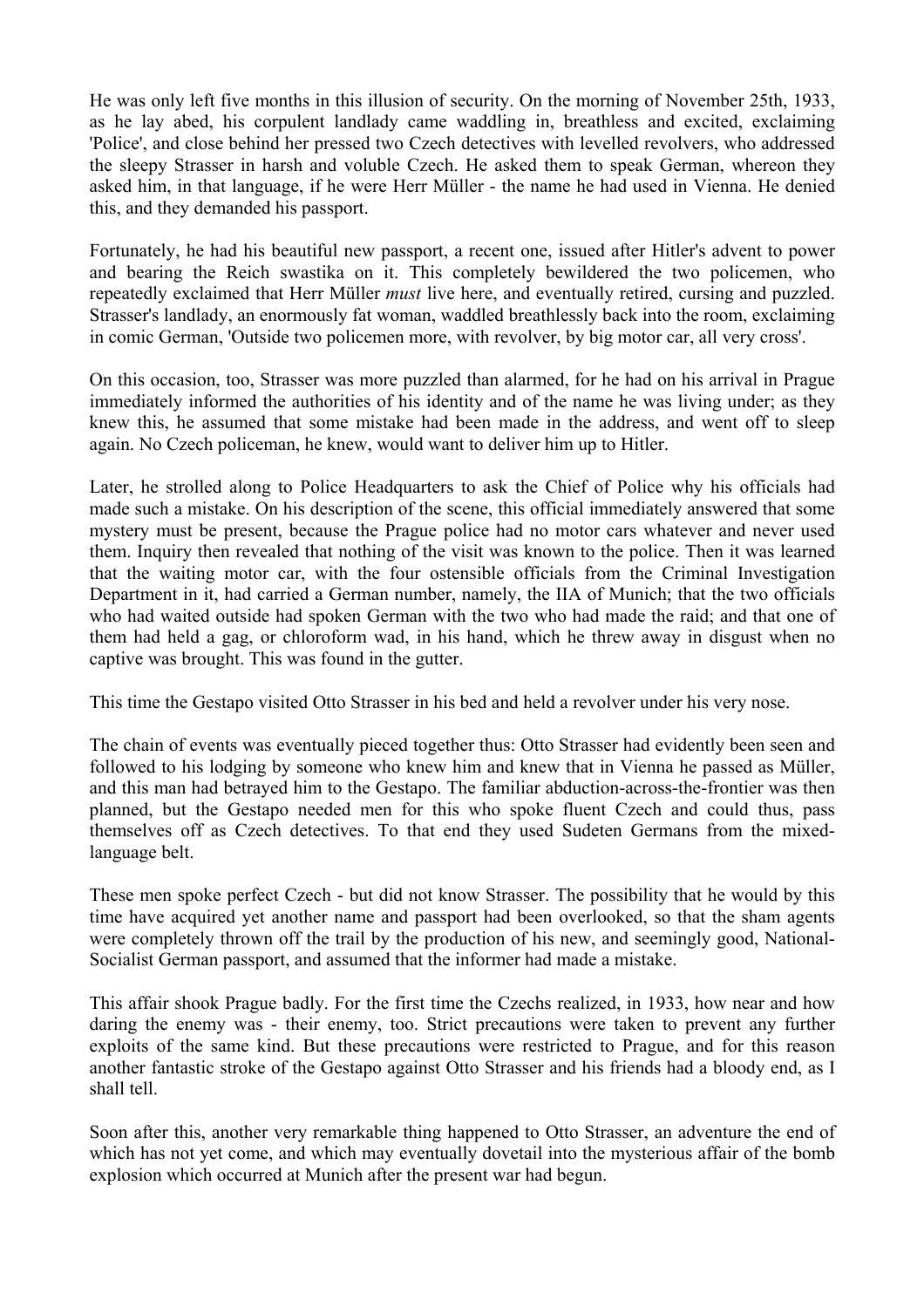He was only left five months in this illusion of security. On the morning of November 25th, 1933, as he lay abed, his corpulent landlady came waddling in, breathless and excited, exclaiming 'Police', and close behind her pressed two Czech detectives with levelled revolvers, who addressed the sleepy Strasser in harsh and voluble Czech. He asked them to speak German, whereon they asked him, in that language, if he were Herr Müller - the name he had used in Vienna. He denied this, and they demanded his passport.

Fortunately, he had his beautiful new passport, a recent one, issued after Hitler's advent to power and bearing the Reich swastika on it. This completely bewildered the two policemen, who repeatedly exclaimed that Herr Müller *must* live here, and eventually retired, cursing and puzzled. Strasser's landlady, an enormously fat woman, waddled breathlessly back into the room, exclaiming in comic German, 'Outside two policemen more, with revolver, by big motor car, all very cross'.

On this occasion, too, Strasser was more puzzled than alarmed, for he had on his arrival in Prague immediately informed the authorities of his identity and of the name he was living under; as they knew this, he assumed that some mistake had been made in the address, and went off to sleep again. No Czech policeman, he knew, would want to deliver him up to Hitler.

Later, he strolled along to Police Headquarters to ask the Chief of Police why his officials had made such a mistake. On his description of the scene, this official immediately answered that some mystery must be present, because the Prague police had no motor cars whatever and never used them. Inquiry then revealed that nothing of the visit was known to the police. Then it was learned that the waiting motor car, with the four ostensible officials from the Criminal Investigation Department in it, had carried a German number, namely, the IIA of Munich; that the two officials who had waited outside had spoken German with the two who had made the raid; and that one of them had held a gag, or chloroform wad, in his hand, which he threw away in disgust when no captive was brought. This was found in the gutter.

This time the Gestapo visited Otto Strasser in his bed and held a revolver under his very nose.

The chain of events was eventually pieced together thus: Otto Strasser had evidently been seen and followed to his lodging by someone who knew him and knew that in Vienna he passed as Müller, and this man had betrayed him to the Gestapo. The familiar abduction-across-the-frontier was then planned, but the Gestapo needed men for this who spoke fluent Czech and could thus, pass themselves off as Czech detectives. To that end they used Sudeten Germans from the mixed-language belt.

These men spoke perfect Czech - but did not know Strasser. The possibility that he would by this time have acquired yet another name and passport had been overlooked, so that the sham agents were completely thrown off the trail by the production of his new, and seemingly good, National-Socialist German passport, and assumed that the informer had made a mistake.

This affair shook Prague badly. For the first time the Czechs realized, in 1933, how near and how daring the enemy was - their enemy, too. Strict precautions were taken to prevent any further exploits of the same kind. But these precautions were restricted to Prague, and for this reason another fantastic stroke of the Gestapo against Otto Strasser and his friends had a bloody end, as I shall tell.

Soon after this, another very remarkable thing happened to Otto Strasser, an adventure the end of which has not yet come, and which may eventually dovetail into the mysterious affair of the bomb explosion which occurred at Munich after the present war had begun.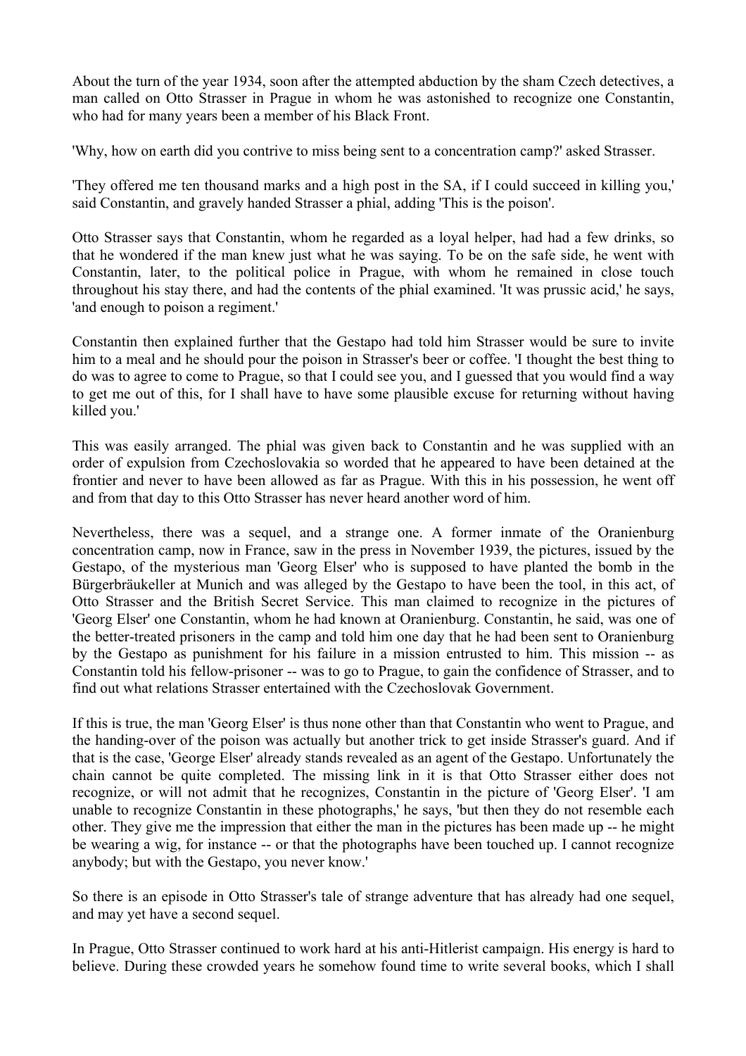About the turn of the year 1934, soon after the attempted abduction by the sham Czech detectives, a man called on Otto Strasser in Prague in whom he was astonished to recognize one Constantin, who had for many years been a member of his Black Front.

'Why, how on earth did you contrive to miss being sent to a concentration camp?' asked Strasser.

'They offered me ten thousand marks and a high post in the SA, if I could succeed in killing you,' said Constantin, and gravely handed Strasser a phial, adding 'This is the poison'.

Otto Strasser says that Constantin, whom he regarded as a loyal helper, had had a few drinks, so that he wondered if the man knew just what he was saying. To be on the safe side, he went with Constantin, later, to the political police in Prague, with whom he remained in close touch throughout his stay there, and had the contents of the phial examined. 'It was prussic acid,' he says, 'and enough to poison a regiment.'

Constantin then explained further that the Gestapo had told him Strasser would be sure to invite him to a meal and he should pour the poison in Strasser's beer or coffee. 'I thought the best thing to do was to agree to come to Prague, so that I could see you, and I guessed that you would find a way to get me out of this, for I shall have to have some plausible excuse for returning without having killed you.'

This was easily arranged. The phial was given back to Constantin and he was supplied with an order of expulsion from Czechoslovakia so worded that he appeared to have been detained at the frontier and never to have been allowed as far as Prague. With this in his possession, he went off and from that day to this Otto Strasser has never heard another word of him.

Nevertheless, there was a sequel, and a strange one. A former inmate of the Oranienburg concentration camp, now in France, saw in the press in November 1939, the pictures, issued by the Gestapo, of the mysterious man 'Georg Elser' who is supposed to have planted the bomb in the Bürgerbräukeller at Munich and was alleged by the Gestapo to have been the tool, in this act, of Otto Strasser and the British Secret Service. This man claimed to recognize in the pictures of 'Georg Elser' one Constantin, whom he had known at Oranienburg. Constantin, he said, was one of the better-treated prisoners in the camp and told him one day that he had been sent to Oranienburg by the Gestapo as punishment for his failure in a mission entrusted to him. This mission -- as Constantin told his fellow-prisoner -- was to go to Prague, to gain the confidence of Strasser, and to find out what relations Strasser entertained with the Czechoslovak Government.

If this is true, the man 'Georg Elser' is thus none other than that Constantin who went to Prague, and the handing-over of the poison was actually but another trick to get inside Strasser's guard. And if that is the case, 'George Elser' already stands revealed as an agent of the Gestapo. Unfortunately the chain cannot be quite completed. The missing link in it is that Otto Strasser either does not recognize, or will not admit that he recognizes, Constantin in the picture of 'Georg Elser'. 'I am unable to recognize Constantin in these photographs,' he says, 'but then they do not resemble each other. They give me the impression that either the man in the pictures has been made up -- he might be wearing a wig, for instance -- or that the photographs have been touched up. I cannot recognize anybody; but with the Gestapo, you never know.'

So there is an episode in Otto Strasser's tale of strange adventure that has already had one sequel, and may yet have a second sequel.

In Prague, Otto Strasser continued to work hard at his anti-Hitlerist campaign. His energy is hard to believe. During these crowded years he somehow found time to write several books, which I shall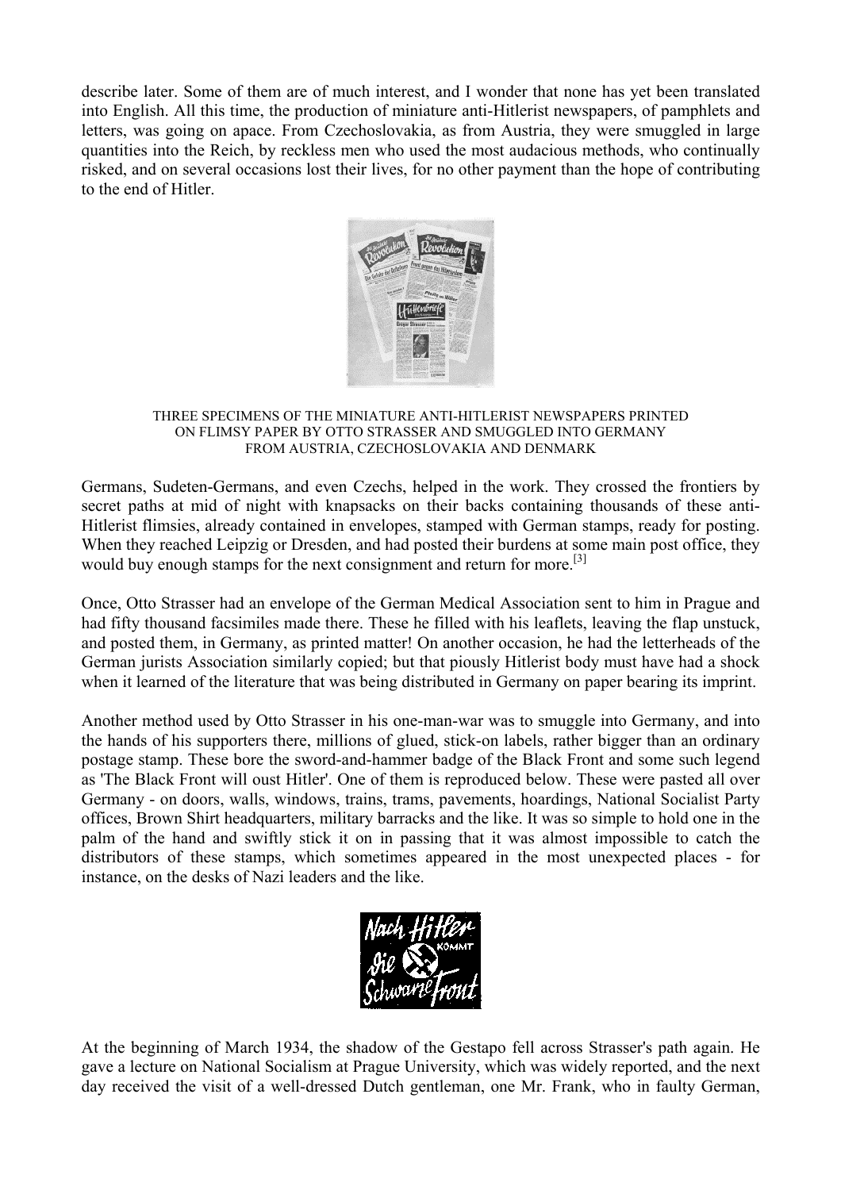describe later. Some of them are of much interest, and I wonder that none has yet been translated into English. All this time, the production of miniature anti-Hitlerist newspapers, of pamphlets and letters, was going on apace. From Czechoslovakia, as from Austria, they were smuggled in large quantities into the Reich, by reckless men who used the most audacious methods, who continually risked, and on several occasions lost their lives, for no other payment than the hope of contributing to the end of Hitler.

THREE SPECIMENS OF THE MINIATURE ANTI-HITLERIST NEWSPAPERS PRINTED ON FLIMSY PAPER BY OTTO STRASSER AND SMUGGLED INTO GERMANY FROM AUSTRIA, CZECHOSLOVAKIA AND DENMARK

Germans, Sudeten-Germans, and even Czechs, helped in the work. They crossed the frontiers by secret paths at mid of night with knapsacks on their backs containing thousands of these anti-Hitlerist flimsies, already contained in envelopes, stamped with German stamps, ready for posting. When they reached Leipzig or Dresden, and had posted their burdens at some main post office, they would buy enough stamps for the next consignment and return for more.[3]

Once, Otto Strasser had an envelope of the German Medical Association sent to him in Prague and had fifty thousand facsimiles made there. These he filled with his leaflets, leaving the flap unstuck, and posted them, in Germany, as printed matter! On another occasion, he had the letterheads of the German jurists Association similarly copied; but that piously Hitlerist body must have had a shock when it learned of the literature that was being distributed in Germany on paper bearing its imprint.

Another method used by Otto Strasser in his one-man-war was to smuggle into Germany, and into the hands of his supporters there, millions of glued, stick-on labels, rather bigger than an ordinary postage stamp. These bore the sword-and-hammer badge of the Black Front and some such legend as 'The Black Front will oust Hitler'. One of them is reproduced below. These were pasted all over Germany - on doors, walls, windows, trains, trams, pavements, hoardings, National Socialist Party offices, Brown Shirt headquarters, military barracks and the like. It was so simple to hold one in the palm of the hand and swiftly stick it on in passing that it was almost impossible to catch the distributors of these stamps, which sometimes appeared in the most unexpected places - for instance, on the desks of Nazi leaders and the like.

At the beginning of March 1934, the shadow of the Gestapo fell across Strasser's path again. He gave a lecture on National Socialism at Prague University, which was widely reported, and the next day received the visit of a well-dressed Dutch gentleman, one Mr. Frank, who in faulty German,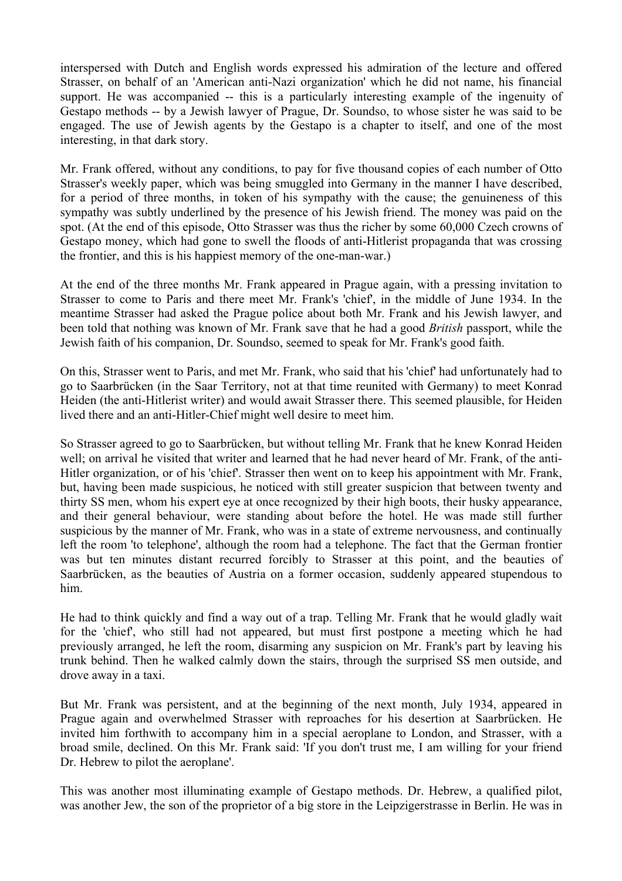interspersed with Dutch and English words expressed his admiration of the lecture and offered Strasser, on behalf of an 'American anti-Nazi organization' which he did not name, his financial support. He was accompanied -- this is a particularly interesting example of the ingenuity of Gestapo methods -- by a Jewish lawyer of Prague, Dr. Soundso, to whose sister he was said to be engaged. The use of Jewish agents by the Gestapo is a chapter to itself, and one of the most interesting, in that dark story.

Mr. Frank offered, without any conditions, to pay for five thousand copies of each number of Otto Strasser's weekly paper, which was being smuggled into Germany in the manner I have described, for a period of three months, in token of his sympathy with the cause; the genuineness of this sympathy was subtly underlined by the presence of his Jewish friend. The money was paid on the spot. (At the end of this episode, Otto Strasser was thus the richer by some 60,000 Czech crowns of Gestapo money, which had gone to swell the floods of anti-Hitlerist propaganda that was crossing the frontier, and this is his happiest memory of the one-man-war.)

At the end of the three months Mr. Frank appeared in Prague again, with a pressing invitation to Strasser to come to Paris and there meet Mr. Frank's 'chief', in the middle of June 1934. In the meantime Strasser had asked the Prague police about both Mr. Frank and his Jewish lawyer, and been told that nothing was known of Mr. Frank save that he had a good *British* passport, while the Jewish faith of his companion, Dr. Soundso, seemed to speak for Mr. Frank's good faith.

On this, Strasser went to Paris, and met Mr. Frank, who said that his 'chief' had unfortunately had to go to Saarbrücken (in the Saar Territory, not at that time reunited with Germany) to meet Konrad Heiden (the anti-Hitlerist writer) and would await Strasser there. This seemed plausible, for Heiden lived there and an anti-Hitler-Chief might well desire to meet him.

So Strasser agreed to go to Saarbrücken, but without telling Mr. Frank that he knew Konrad Heiden well; on arrival he visited that writer and learned that he had never heard of Mr. Frank, of the anti-Hitler organization, or of his 'chief'. Strasser then went on to keep his appointment with Mr. Frank, but, having been made suspicious, he noticed with still greater suspicion that between twenty and thirty SS men, whom his expert eye at once recognized by their high boots, their husky appearance, and their general behaviour, were standing about before the hotel. He was made still further suspicious by the manner of Mr. Frank, who was in a state of extreme nervousness, and continually left the room 'to telephone', although the room had a telephone. The fact that the German frontier was but ten minutes distant recurred forcibly to Strasser at this point, and the beauties of Saarbrücken, as the beauties of Austria on a former occasion, suddenly appeared stupendous to him.

He had to think quickly and find a way out of a trap. Telling Mr. Frank that he would gladly wait for the 'chief', who still had not appeared, but must first postpone a meeting which he had previously arranged, he left the room, disarming any suspicion on Mr. Frank's part by leaving his trunk behind. Then he walked calmly down the stairs, through the surprised SS men outside, and drove away in a taxi.

But Mr. Frank was persistent, and at the beginning of the next month, July 1934, appeared in Prague again and overwhelmed Strasser with reproaches for his desertion at Saarbrücken. He invited him forthwith to accompany him in a special aeroplane to London, and Strasser, with a broad smile, declined. On this Mr. Frank said: 'If you don't trust me, I am willing for your friend Dr. Hebrew to pilot the aeroplane'.

This was another most illuminating example of Gestapo methods. Dr. Hebrew, a qualified pilot, was another Jew, the son of the proprietor of a big store in the Leipzigerstrasse in Berlin. He was in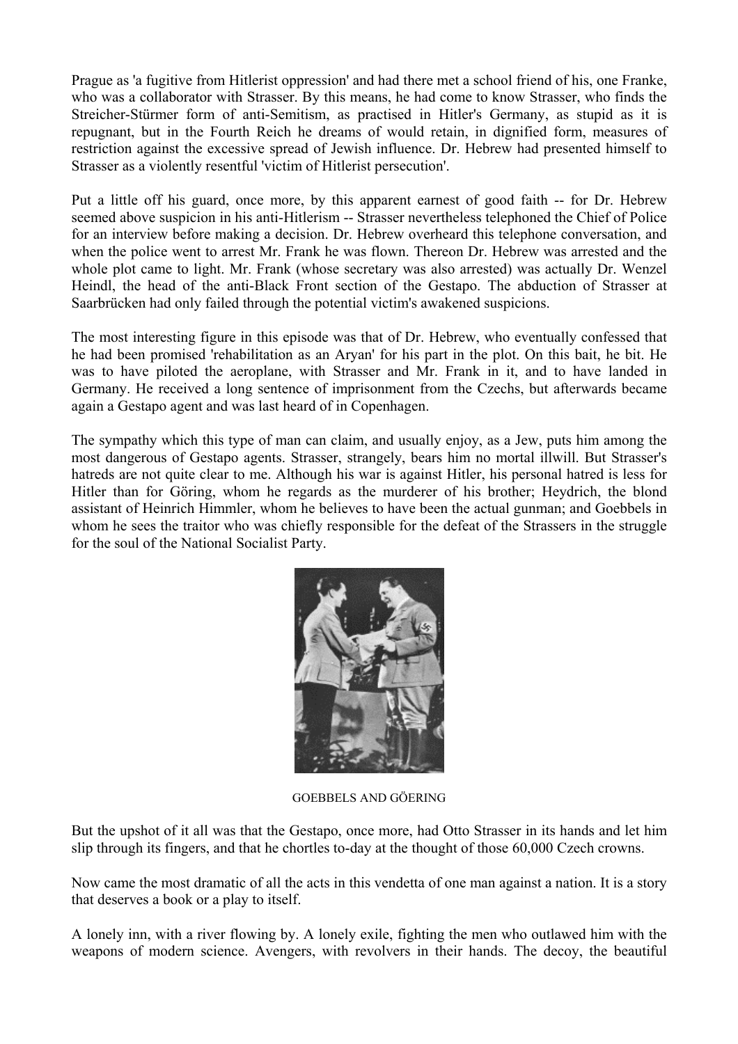Prague as 'a fugitive from Hitlerist oppression' and had there met a school friend of his, one Franke, who was a collaborator with Strasser. By this means, he had come to know Strasser, who finds the Streicher-Stürmer form of anti-Semitism, as practised in Hitler's Germany, as stupid as it is repugnant, but in the Fourth Reich he dreams of would retain, in dignified form, measures of restriction against the excessive spread of Jewish influence. Dr. Hebrew had presented himself to Strasser as a violently resentful 'victim of Hitlerist persecution'.

Put a little off his guard, once more, by this apparent earnest of good faith -- for Dr. Hebrew seemed above suspicion in his anti-Hitlerism -- Strasser nevertheless telephoned the Chief of Police for an interview before making a decision. Dr. Hebrew overheard this telephone conversation, and when the police went to arrest Mr. Frank he was flown. Thereon Dr. Hebrew was arrested and the whole plot came to light. Mr. Frank (whose secretary was also arrested) was actually Dr. Wenzel Heindl, the head of the anti-Black Front section of the Gestapo. The abduction of Strasser at Saarbrücken had only failed through the potential victim's awakened suspicions.

The most interesting figure in this episode was that of Dr. Hebrew, who eventually confessed that he had been promised 'rehabilitation as an Aryan' for his part in the plot. On this bait, he bit. He was to have piloted the aeroplane, with Strasser and Mr. Frank in it, and to have landed in Germany. He received a long sentence of imprisonment from the Czechs, but afterwards became again a Gestapo agent and was last heard of in Copenhagen.

The sympathy which this type of man can claim, and usually enjoy, as a Jew, puts him among the most dangerous of Gestapo agents. Strasser, strangely, bears him no mortal illwill. But Strasser's hatreds are not quite clear to me. Although his war is against Hitler, his personal hatred is less for Hitler than for Göring, whom he regards as the murderer of his brother; Heydrich, the blond assistant of Heinrich Himmler, whom he believes to have been the actual gunman; and Goebbels in whom he sees the traitor who was chiefly responsible for the defeat of the Strassers in the struggle for the soul of the National Socialist Party.

GOEBBELS AND GÖERING

But the upshot of it all was that the Gestapo, once more, had Otto Strasser in its hands and let him slip through its fingers, and that he chortles to-day at the thought of those 60,000 Czech crowns.

Now came the most dramatic of all the acts in this vendetta of one man against a nation. It is a story that deserves a book or a play to itself.

A lonely inn, with a river flowing by. A lonely exile, fighting the men who outlawed him with the weapons of modern science. Avengers, with revolvers in their hands. The decoy, the beautiful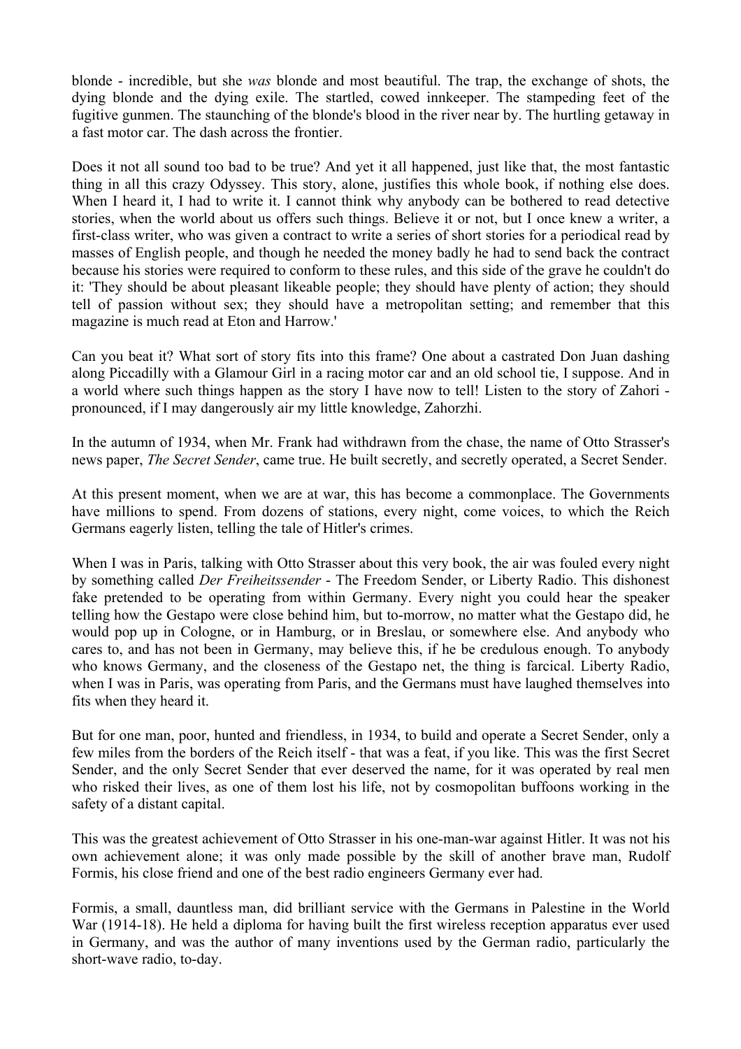blonde - incredible, but she *was* blonde and most beautiful. The trap, the exchange of shots, the dying blonde and the dying exile. The startled, cowed innkeeper. The stampeding feet of the fugitive gunmen. The staunching of the blonde's blood in the river near by. The hurtling getaway in a fast motor car. The dash across the frontier.

Does it not all sound too bad to be true? And yet it all happened, just like that, the most fantastic thing in all this crazy Odyssey. This story, alone, justifies this whole book, if nothing else does. When I heard it, I had to write it. I cannot think why anybody can be bothered to read detective stories, when the world about us offers such things. Believe it or not, but I once knew a writer, a first-class writer, who was given a contract to write a series of short stories for a periodical read by masses of English people, and though he needed the money badly he had to send back the contract because his stories were required to conform to these rules, and this side of the grave he couldn't do it: 'They should be about pleasant likeable people; they should have plenty of action; they should tell of passion without sex; they should have a metropolitan setting; and remember that this magazine is much read at Eton and Harrow.'

Can you beat it? What sort of story fits into this frame? One about a castrated Don Juan dashing along Piccadilly with a Glamour Girl in a racing motor car and an old school tie, I suppose. And in a world where such things happen as the story I have now to tell! Listen to the story of Zahori - pronounced, if I may dangerously air my little knowledge, Zahorzhi.

In the autumn of 1934, when Mr. Frank had withdrawn from the chase, the name of Otto Strasser's news paper, *The Secret Sender*, came true. He built secretly, and secretly operated, a Secret Sender.

At this present moment, when we are at war, this has become a commonplace. The Governments have millions to spend. From dozens of stations, every night, come voices, to which the Reich Germans eagerly listen, telling the tale of Hitler's crimes.

When I was in Paris, talking with Otto Strasser about this very book, the air was fouled every night by something called *Der Freiheitssender* - The Freedom Sender, or Liberty Radio. This dishonest fake pretended to be operating from within Germany. Every night you could hear the speaker telling how the Gestapo were close behind him, but to-morrow, no matter what the Gestapo did, he would pop up in Cologne, or in Hamburg, or in Breslau, or somewhere else. And anybody who cares to, and has not been in Germany, may believe this, if he be credulous enough. To anybody who knows Germany, and the closeness of the Gestapo net, the thing is farcical. Liberty Radio, when I was in Paris, was operating from Paris, and the Germans must have laughed themselves into fits when they heard it.

But for one man, poor, hunted and friendless, in 1934, to build and operate a Secret Sender, only a few miles from the borders of the Reich itself - that was a feat, if you like. This was the first Secret Sender, and the only Secret Sender that ever deserved the name, for it was operated by real men who risked their lives, as one of them lost his life, not by cosmopolitan buffoons working in the safety of a distant capital.

This was the greatest achievement of Otto Strasser in his one-man-war against Hitler. It was not his own achievement alone; it was only made possible by the skill of another brave man, Rudolf Formis, his close friend and one of the best radio engineers Germany ever had.

Formis, a small, dauntless man, did brilliant service with the Germans in Palestine in the World War (1914-18). He held a diploma for having built the first wireless reception apparatus ever used in Germany, and was the author of many inventions used by the German radio, particularly the short-wave radio, to-day.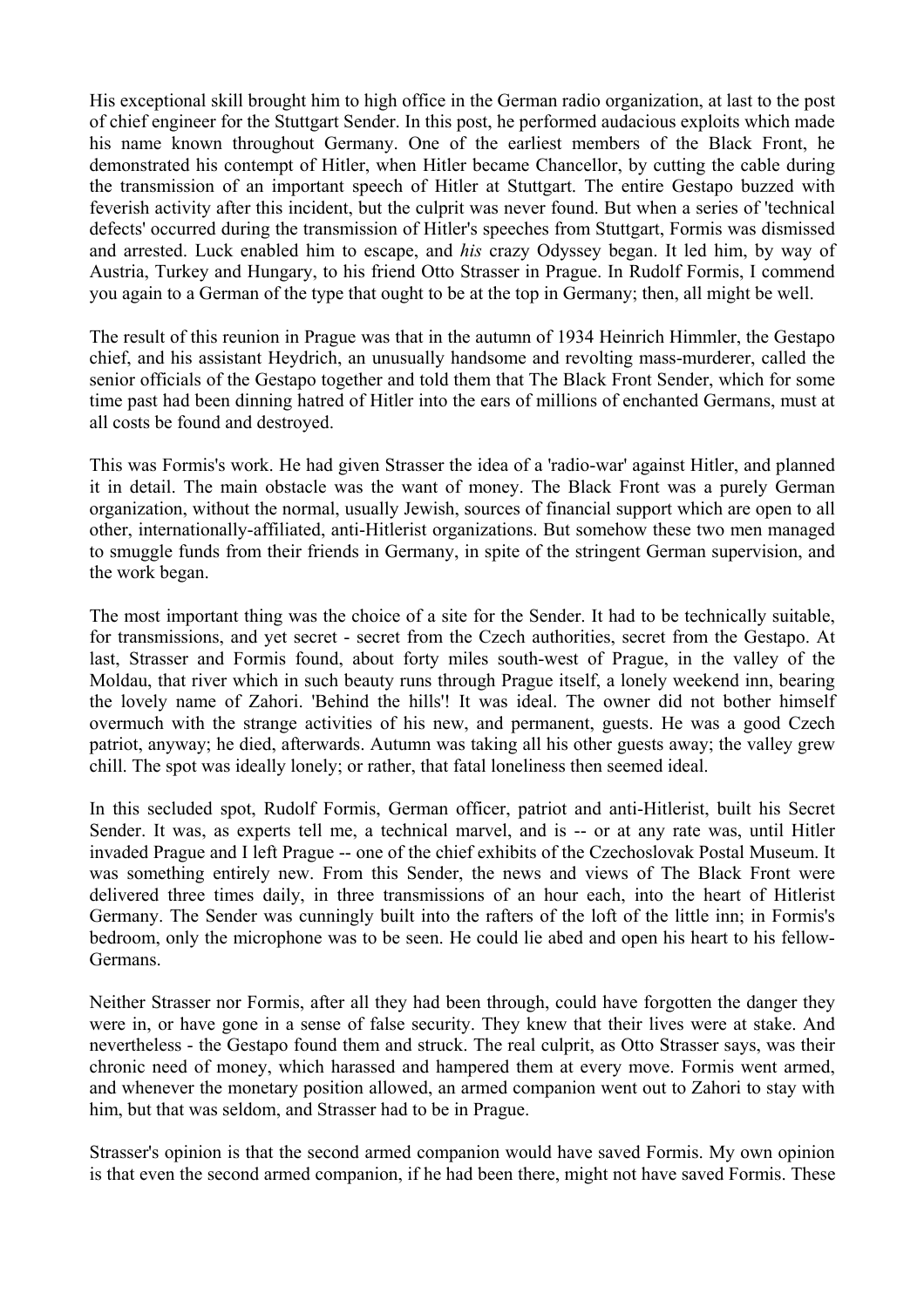His exceptional skill brought him to high office in the German radio organization, at last to the post of chief engineer for the Stuttgart Sender. In this post, he performed audacious exploits which made his name known throughout Germany. One of the earliest members of the Black Front, he demonstrated his contempt of Hitler, when Hitler became Chancellor, by cutting the cable during the transmission of an important speech of Hitler at Stuttgart. The entire Gestapo buzzed with feverish activity after this incident, but the culprit was never found. But when a series of 'technical defects' occurred during the transmission of Hitler's speeches from Stuttgart, Formis was dismissed and arrested. Luck enabled him to escape, and *his* crazy Odyssey began. It led him, by way of Austria, Turkey and Hungary, to his friend Otto Strasser in Prague. In Rudolf Formis, I commend you again to a German of the type that ought to be at the top in Germany; then, all might be well.

The result of this reunion in Prague was that in the autumn of 1934 Heinrich Himmler, the Gestapo chief, and his assistant Heydrich, an unusually handsome and revolting mass-murderer, called the senior officials of the Gestapo together and told them that The Black Front Sender, which for some time past had been dinning hatred of Hitler into the ears of millions of enchanted Germans, must at all costs be found and destroyed.

This was Formis's work. He had given Strasser the idea of a 'radio-war' against Hitler, and planned it in detail. The main obstacle was the want of money. The Black Front was a purely German organization, without the normal, usually Jewish, sources of financial support which are open to all other, internationally-affiliated, anti-Hitlerist organizations. But somehow these two men managed to smuggle funds from their friends in Germany, in spite of the stringent German supervision, and the work began.

The most important thing was the choice of a site for the Sender. It had to be technically suitable, for transmissions, and yet secret - secret from the Czech authorities, secret from the Gestapo. At last, Strasser and Formis found, about forty miles south-west of Prague, in the valley of the Moldau, that river which in such beauty runs through Prague itself, a lonely weekend inn, bearing the lovely name of Zahori. 'Behind the hills'! It was ideal. The owner did not bother himself overmuch with the strange activities of his new, and permanent, guests. He was a good Czech patriot, anyway; he died, afterwards. Autumn was taking all his other guests away; the valley grew chill. The spot was ideally lonely; or rather, that fatal loneliness then seemed ideal.

In this secluded spot, Rudolf Formis, German officer, patriot and anti-Hitlerist, built his Secret Sender. It was, as experts tell me, a technical marvel, and is -- or at any rate was, until Hitler invaded Prague and I left Prague -- one of the chief exhibits of the Czechoslovak Postal Museum. It was something entirely new. From this Sender, the news and views of The Black Front were delivered three times daily, in three transmissions of an hour each, into the heart of Hitlerist Germany. The Sender was cunningly built into the rafters of the loft of the little inn; in Formis's bedroom, only the microphone was to be seen. He could lie abed and open his heart to his fellow-Germans.

Neither Strasser nor Formis, after all they had been through, could have forgotten the danger they were in, or have gone in a sense of false security. They knew that their lives were at stake. And nevertheless - the Gestapo found them and struck. The real culprit, as Otto Strasser says, was their chronic need of money, which harassed and hampered them at every move. Formis went armed, and whenever the monetary position allowed, an armed companion went out to Zahori to stay with him, but that was seldom, and Strasser had to be in Prague.

Strasser's opinion is that the second armed companion would have saved Formis. My own opinion is that even the second armed companion, if he had been there, might not have saved Formis. These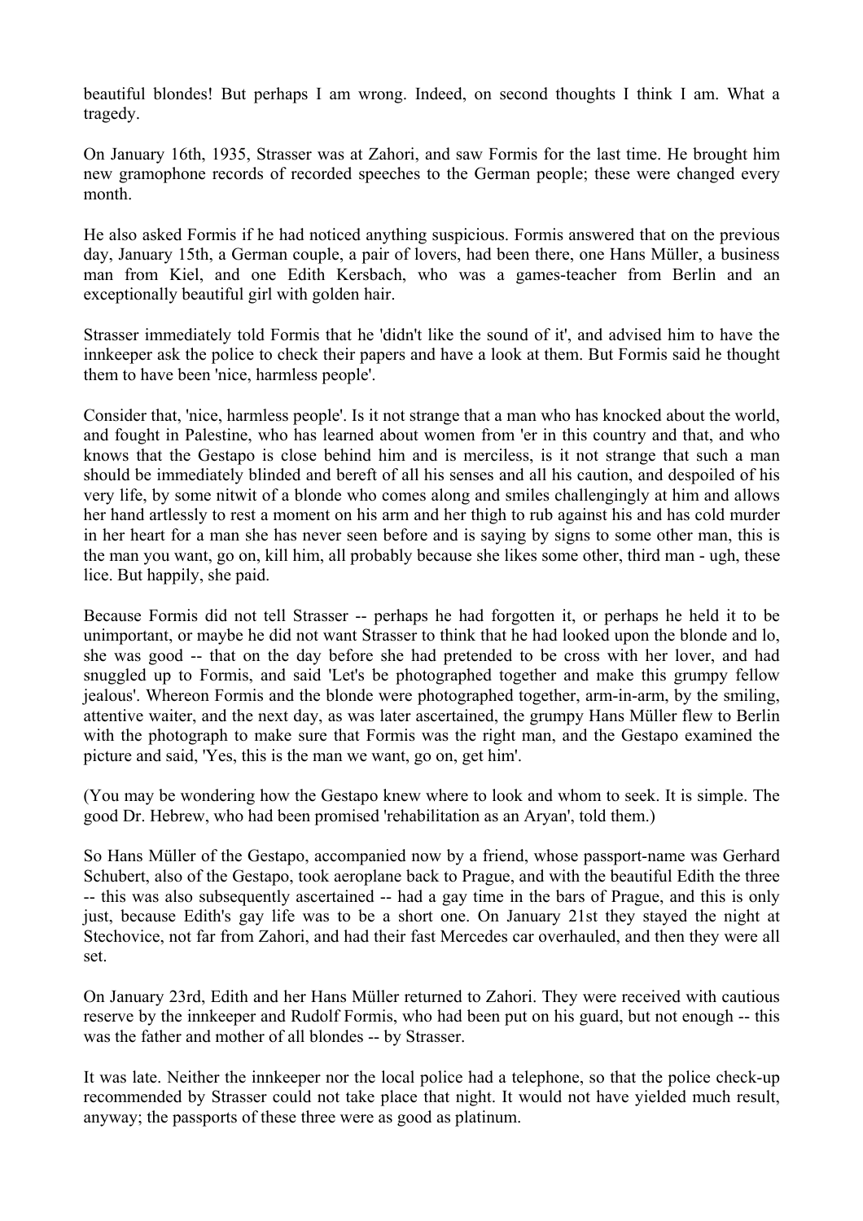beautiful blondes! But perhaps I am wrong. Indeed, on second thoughts I think I am. What a tragedy.

On January 16th, 1935, Strasser was at Zahori, and saw Formis for the last time. He brought him new gramophone records of recorded speeches to the German people; these were changed every month.

He also asked Formis if he had noticed anything suspicious. Formis answered that on the previous day, January 15th, a German couple, a pair of lovers, had been there, one Hans Müller, a business man from Kiel, and one Edith Kersbach, who was a games-teacher from Berlin and an exceptionally beautiful girl with golden hair.

Strasser immediately told Formis that he 'didn't like the sound of it', and advised him to have the innkeeper ask the police to check their papers and have a look at them. But Formis said he thought them to have been 'nice, harmless people'.

Consider that, 'nice, harmless people'. Is it not strange that a man who has knocked about the world, and fought in Palestine, who has learned about women from 'er in this country and that, and who knows that the Gestapo is close behind him and is merciless, is it not strange that such a man should be immediately blinded and bereft of all his senses and all his caution, and despoiled of his very life, by some nitwit of a blonde who comes along and smiles challengingly at him and allows her hand artlessly to rest a moment on his arm and her thigh to rub against his and has cold murder in her heart for a man she has never seen before and is saying by signs to some other man, this is the man you want, go on, kill him, all probably because she likes some other, third man - ugh, these lice. But happily, she paid.

Because Formis did not tell Strasser -- perhaps he had forgotten it, or perhaps he held it to be unimportant, or maybe he did not want Strasser to think that he had looked upon the blonde and lo, she was good -- that on the day before she had pretended to be cross with her lover, and had snuggled up to Formis, and said 'Let's be photographed together and make this grumpy fellow jealous'. Whereon Formis and the blonde were photographed together, arm-in-arm, by the smiling, attentive waiter, and the next day, as was later ascertained, the grumpy Hans Müller flew to Berlin with the photograph to make sure that Formis was the right man, and the Gestapo examined the picture and said, 'Yes, this is the man we want, go on, get him'.

(You may be wondering how the Gestapo knew where to look and whom to seek. It is simple. The good Dr. Hebrew, who had been promised 'rehabilitation as an Aryan', told them.)

So Hans Müller of the Gestapo, accompanied now by a friend, whose passport-name was Gerhard Schubert, also of the Gestapo, took aeroplane back to Prague, and with the beautiful Edith the three -- this was also subsequently ascertained -- had a gay time in the bars of Prague, and this is only just, because Edith's gay life was to be a short one. On January 21st they stayed the night at Stechovice, not far from Zahori, and had their fast Mercedes car overhauled, and then they were all set.

On January 23rd, Edith and her Hans Müller returned to Zahori. They were received with cautious reserve by the innkeeper and Rudolf Formis, who had been put on his guard, but not enough -- this was the father and mother of all blondes -- by Strasser.

It was late. Neither the innkeeper nor the local police had a telephone, so that the police check-up recommended by Strasser could not take place that night. It would not have yielded much result, anyway; the passports of these three were as good as platinum.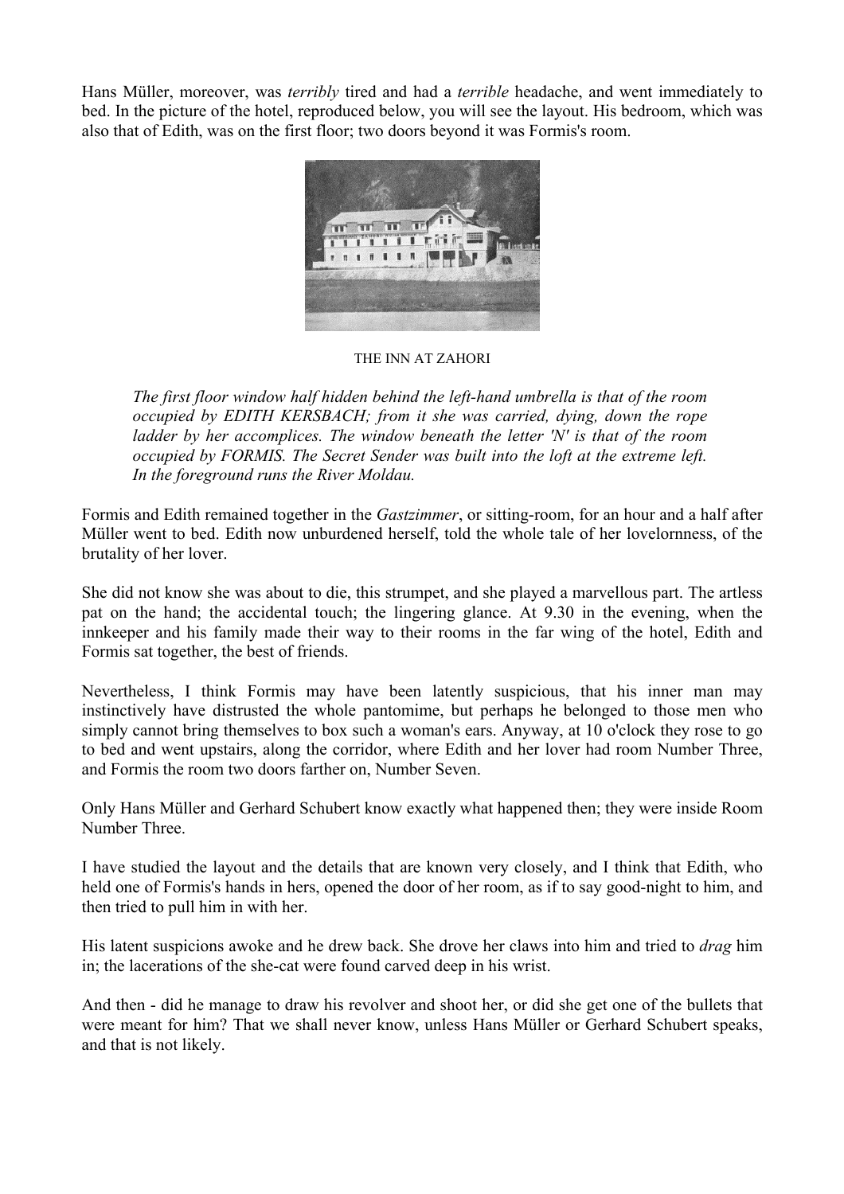Hans Müller, moreover, was *terribly* tired and had a *terrible* headache, and went immediately to bed. In the picture of the hotel, reproduced below, you will see the layout. His bedroom, which was also that of Edith, was on the first floor; two doors beyond it was Formis's room.

THE INN AT ZAHORI

> *The first floor window half hidden behind the left-hand umbrella is that of the room occupied by EDITH KERSBACH; from it she was carried, dying, down the rope ladder by her accomplices. The window beneath the letter 'N' is that of the room occupied by FORMIS. The Secret Sender was built into the loft at the extreme left. In the foreground runs the River Moldau.*

Formis and Edith remained together in the *Gastzimmer*, or sitting-room, for an hour and a half after Müller went to bed. Edith now unburdened herself, told the whole tale of her lovelornness, of the brutality of her lover.

She did not know she was about to die, this strumpet, and she played a marvellous part. The artless pat on the hand; the accidental touch; the lingering glance. At 9.30 in the evening, when the innkeeper and his family made their way to their rooms in the far wing of the hotel, Edith and Formis sat together, the best of friends.

Nevertheless, I think Formis may have been latently suspicious, that his inner man may instinctively have distrusted the whole pantomime, but perhaps he belonged to those men who simply cannot bring themselves to box such a woman's ears. Anyway, at 10 o'clock they rose to go to bed and went upstairs, along the corridor, where Edith and her lover had room Number Three, and Formis the room two doors farther on, Number Seven.

Only Hans Müller and Gerhard Schubert know exactly what happened then; they were inside Room Number Three.

I have studied the layout and the details that are known very closely, and I think that Edith, who held one of Formis's hands in hers, opened the door of her room, as if to say good-night to him, and then tried to pull him in with her.

His latent suspicions awoke and he drew back. She drove her claws into him and tried to *drag* him in; the lacerations of the she-cat were found carved deep in his wrist.

And then - did he manage to draw his revolver and shoot her, or did she get one of the bullets that were meant for him? That we shall never know, unless Hans Müller or Gerhard Schubert speaks, and that is not likely.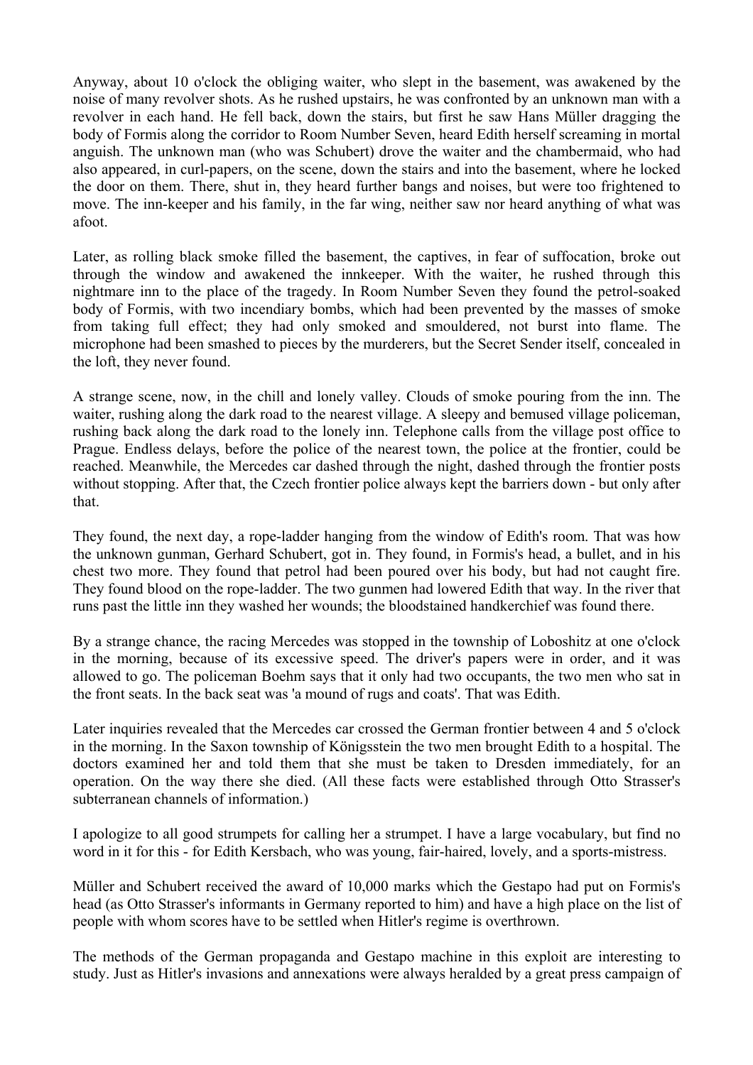Anyway, about 10 o'clock the obliging waiter, who slept in the basement, was awakened by the noise of many revolver shots. As he rushed upstairs, he was confronted by an unknown man with a revolver in each hand. He fell back, down the stairs, but first he saw Hans Müller dragging the body of Formis along the corridor to Room Number Seven, heard Edith herself screaming in mortal anguish. The unknown man (who was Schubert) drove the waiter and the chambermaid, who had also appeared, in curl-papers, on the scene, down the stairs and into the basement, where he locked the door on them. There, shut in, they heard further bangs and noises, but were too frightened to move. The inn-keeper and his family, in the far wing, neither saw nor heard anything of what was afoot.

Later, as rolling black smoke filled the basement, the captives, in fear of suffocation, broke out through the window and awakened the innkeeper. With the waiter, he rushed through this nightmare inn to the place of the tragedy. In Room Number Seven they found the petrol-soaked body of Formis, with two incendiary bombs, which had been prevented by the masses of smoke from taking full effect; they had only smoked and smouldered, not burst into flame. The microphone had been smashed to pieces by the murderers, but the Secret Sender itself, concealed in the loft, they never found.

A strange scene, now, in the chill and lonely valley. Clouds of smoke pouring from the inn. The waiter, rushing along the dark road to the nearest village. A sleepy and bemused village policeman, rushing back along the dark road to the lonely inn. Telephone calls from the village post office to Prague. Endless delays, before the police of the nearest town, the police at the frontier, could be reached. Meanwhile, the Mercedes car dashed through the night, dashed through the frontier posts without stopping. After that, the Czech frontier police always kept the barriers down - but only after that.

They found, the next day, a rope-ladder hanging from the window of Edith's room. That was how the unknown gunman, Gerhard Schubert, got in. They found, in Formis's head, a bullet, and in his chest two more. They found that petrol had been poured over his body, but had not caught fire. They found blood on the rope-ladder. The two gunmen had lowered Edith that way. In the river that runs past the little inn they washed her wounds; the bloodstained handkerchief was found there.

By a strange chance, the racing Mercedes was stopped in the township of Loboshitz at one o'clock in the morning, because of its excessive speed. The driver's papers were in order, and it was allowed to go. The policeman Boehm says that it only had two occupants, the two men who sat in the front seats. In the back seat was 'a mound of rugs and coats'. That was Edith.

Later inquiries revealed that the Mercedes car crossed the German frontier between 4 and 5 o'clock in the morning. In the Saxon township of Königsstein the two men brought Edith to a hospital. The doctors examined her and told them that she must be taken to Dresden immediately, for an operation. On the way there she died. (All these facts were established through Otto Strasser's subterranean channels of information.)

I apologize to all good strumpets for calling her a strumpet. I have a large vocabulary, but find no word in it for this - for Edith Kersbach, who was young, fair-haired, lovely, and a sports-mistress.

Müller and Schubert received the award of 10,000 marks which the Gestapo had put on Formis's head (as Otto Strasser's informants in Germany reported to him) and have a high place on the list of people with whom scores have to be settled when Hitler's regime is overthrown.

The methods of the German propaganda and Gestapo machine in this exploit are interesting to study. Just as Hitler's invasions and annexations were always heralded by a great press campaign of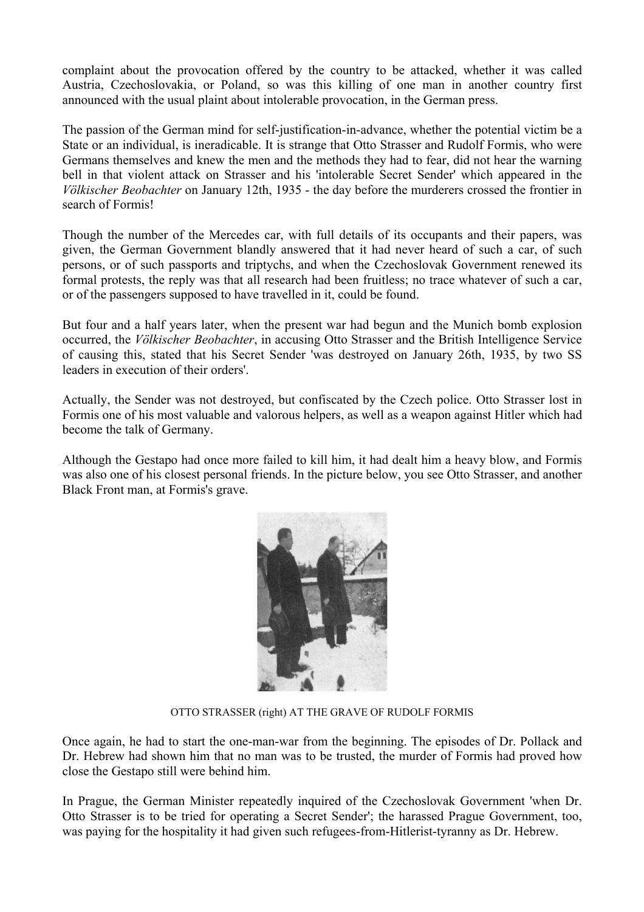complaint about the provocation offered by the country to be attacked, whether it was called Austria, Czechoslovakia, or Poland, so was this killing of one man in another country first announced with the usual plaint about intolerable provocation, in the German press.

The passion of the German mind for self-justification-in-advance, whether the potential victim be a State or an individual, is ineradicable. It is strange that Otto Strasser and Rudolf Formis, who were Germans themselves and knew the men and the methods they had to fear, did not hear the warning bell in that violent attack on Strasser and his 'intolerable Secret Sender' which appeared in the *Völkischer Beobachter* on January 12th, 1935 - the day before the murderers crossed the frontier in search of Formis!

Though the number of the Mercedes car, with full details of its occupants and their papers, was given, the German Government blandly answered that it had never heard of such a car, of such persons, or of such passports and triptychs, and when the Czechoslovak Government renewed its formal protests, the reply was that all research had been fruitless; no trace whatever of such a car, or of the passengers supposed to have travelled in it, could be found.

But four and a half years later, when the present war had begun and the Munich bomb explosion occurred, the *Völkischer Beobachter*, in accusing Otto Strasser and the British Intelligence Service of causing this, stated that his Secret Sender 'was destroyed on January 26th, 1935, by two SS leaders in execution of their orders'.

Actually, the Sender was not destroyed, but confiscated by the Czech police. Otto Strasser lost in Formis one of his most valuable and valorous helpers, as well as a weapon against Hitler which had become the talk of Germany.

Although the Gestapo had once more failed to kill him, it had dealt him a heavy blow, and Formis was also one of his closest personal friends. In the picture below, you see Otto Strasser, and another Black Front man, at Formis's grave.

OTTO STRASSER (right) AT THE GRAVE OF RUDOLF FORMIS

Once again, he had to start the one-man-war from the beginning. The episodes of Dr. Pollack and Dr. Hebrew had shown him that no man was to be trusted, the murder of Formis had proved how close the Gestapo still were behind him.

In Prague, the German Minister repeatedly inquired of the Czechoslovak Government 'when Dr. Otto Strasser is to be tried for operating a Secret Sender'; the harassed Prague Government, too, was paying for the hospitality it had given such refugees-from-Hitlerist-tyranny as Dr. Hebrew.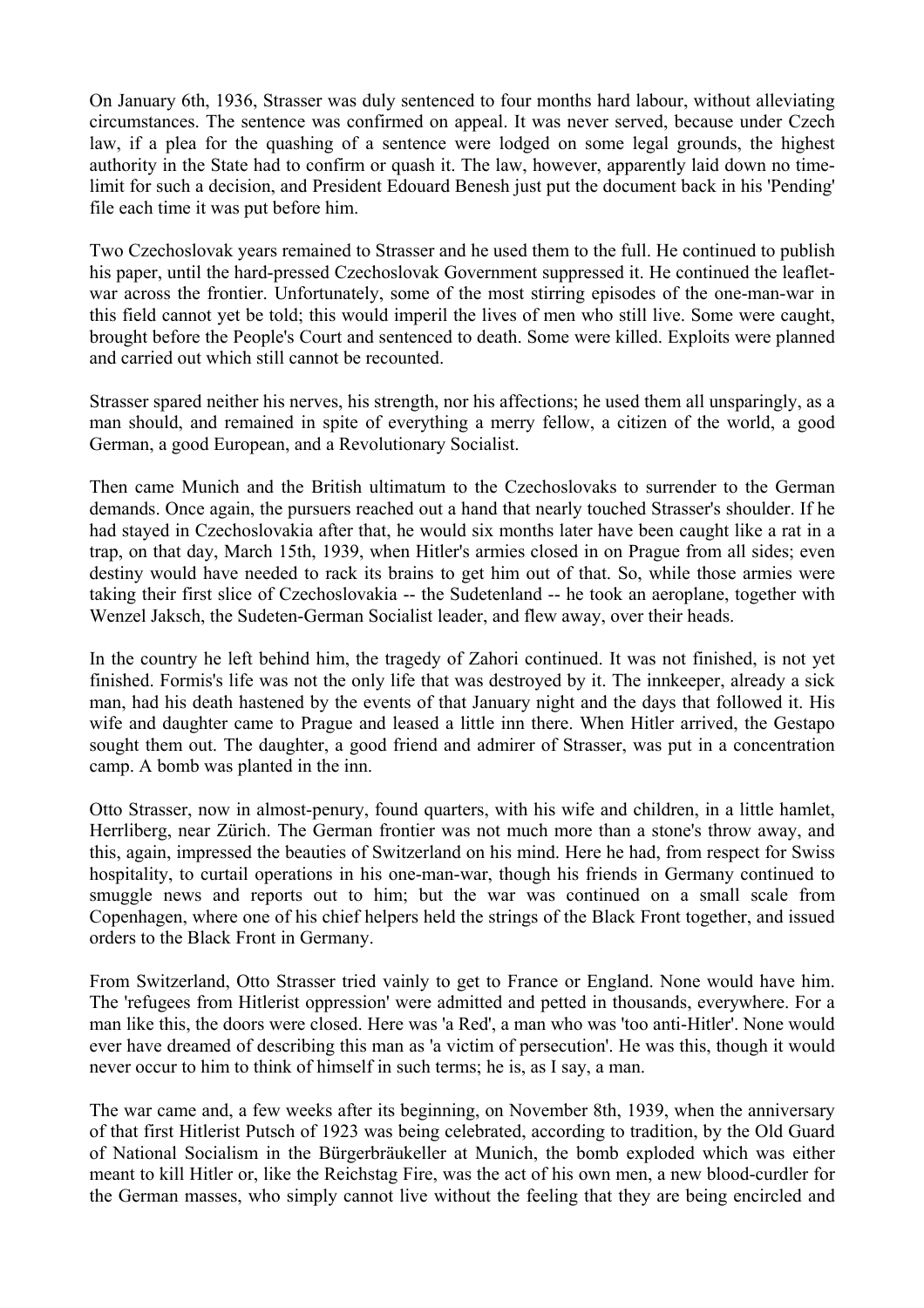On January 6th, 1936, Strasser was duly sentenced to four months hard labour, without alleviating circumstances. The sentence was confirmed on appeal. It was never served, because under Czech law, if a plea for the quashing of a sentence were lodged on some legal grounds, the highest authority in the State had to confirm or quash it. The law, however, apparently laid down no time-limit for such a decision, and President Edouard Benesh just put the document back in his 'Pending' file each time it was put before him.

Two Czechoslovak years remained to Strasser and he used them to the full. He continued to publish his paper, until the hard-pressed Czechoslovak Government suppressed it. He continued the leaflet-war across the frontier. Unfortunately, some of the most stirring episodes of the one-man-war in this field cannot yet be told; this would imperil the lives of men who still live. Some were caught, brought before the People's Court and sentenced to death. Some were killed. Exploits were planned and carried out which still cannot be recounted.

Strasser spared neither his nerves, his strength, nor his affections; he used them all unsparingly, as a man should, and remained in spite of everything a merry fellow, a citizen of the world, a good German, a good European, and a Revolutionary Socialist.

Then came Munich and the British ultimatum to the Czechoslovaks to surrender to the German demands. Once again, the pursuers reached out a hand that nearly touched Strasser's shoulder. If he had stayed in Czechoslovakia after that, he would six months later have been caught like a rat in a trap, on that day, March 15th, 1939, when Hitler's armies closed in on Prague from all sides; even destiny would have needed to rack its brains to get him out of that. So, while those armies were taking their first slice of Czechoslovakia -- the Sudetenland -- he took an aeroplane, together with Wenzel Jaksch, the Sudeten-German Socialist leader, and flew away, over their heads.

In the country he left behind him, the tragedy of Zahori continued. It was not finished, is not yet finished. Formis's life was not the only life that was destroyed by it. The innkeeper, already a sick man, had his death hastened by the events of that January night and the days that followed it. His wife and daughter came to Prague and leased a little inn there. When Hitler arrived, the Gestapo sought them out. The daughter, a good friend and admirer of Strasser, was put in a concentration camp. A bomb was planted in the inn.

Otto Strasser, now in almost-penury, found quarters, with his wife and children, in a little hamlet, Herrliberg, near Zürich. The German frontier was not much more than a stone's throw away, and this, again, impressed the beauties of Switzerland on his mind. Here he had, from respect for Swiss hospitality, to curtail operations in his one-man-war, though his friends in Germany continued to smuggle news and reports out to him; but the war was continued on a small scale from Copenhagen, where one of his chief helpers held the strings of the Black Front together, and issued orders to the Black Front in Germany.

From Switzerland, Otto Strasser tried vainly to get to France or England. None would have him. The 'refugees from Hitlerist oppression' were admitted and petted in thousands, everywhere. For a man like this, the doors were closed. Here was 'a Red', a man who was 'too anti-Hitler'. None would ever have dreamed of describing this man as 'a victim of persecution'. He was this, though it would never occur to him to think of himself in such terms; he is, as I say, a man.

The war came and, a few weeks after its beginning, on November 8th, 1939, when the anniversary of that first Hitlerist Putsch of 1923 was being celebrated, according to tradition, by the Old Guard of National Socialism in the Bürgerbräukeller at Munich, the bomb exploded which was either meant to kill Hitler or, like the Reichstag Fire, was the act of his own men, a new blood-curdler for the German masses, who simply cannot live without the feeling that they are being encircled and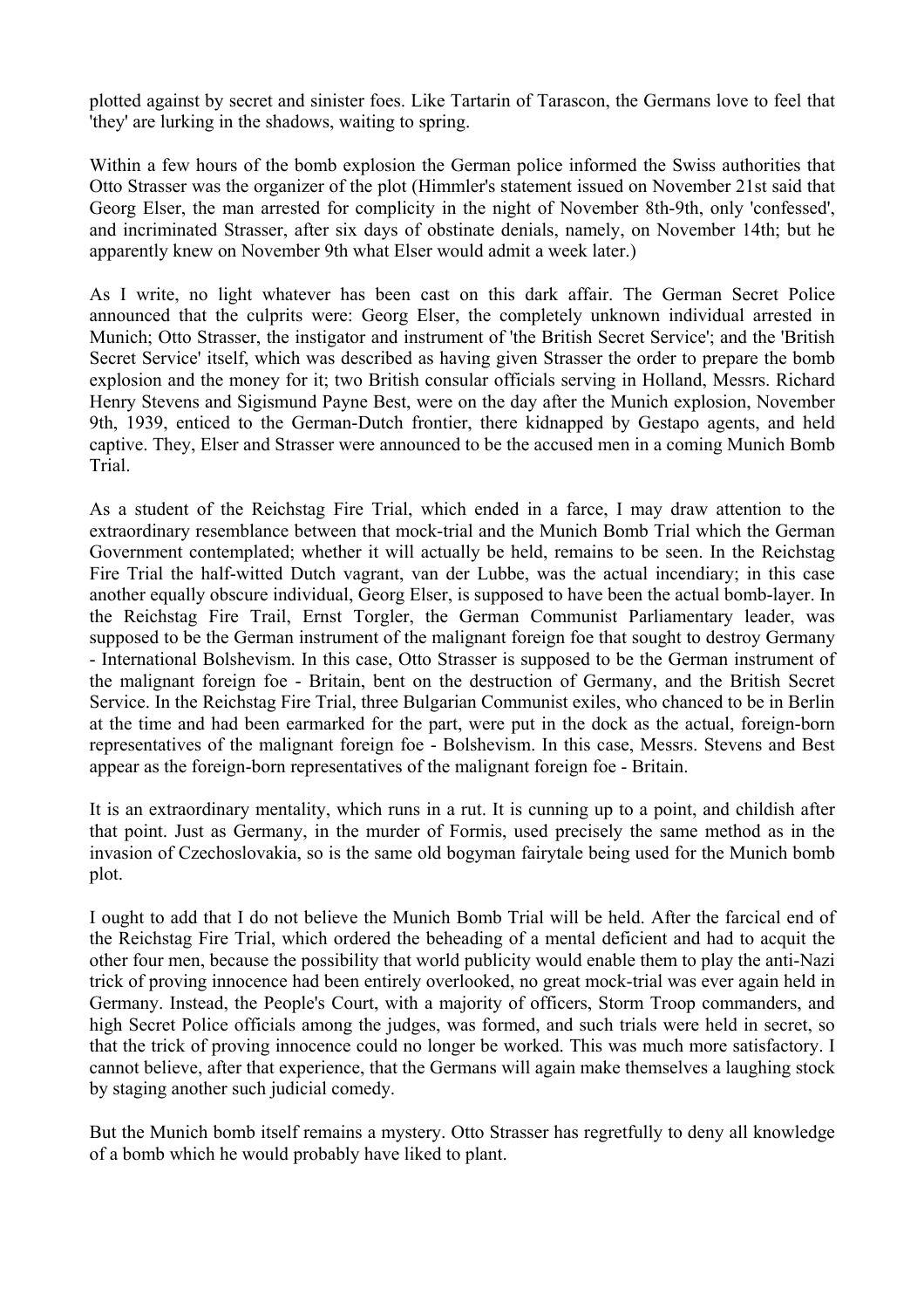plotted against by secret and sinister foes. Like Tartarin of Tarascon, the Germans love to feel that 'they' are lurking in the shadows, waiting to spring.

Within a few hours of the bomb explosion the German police informed the Swiss authorities that Otto Strasser was the organizer of the plot (Himmler's statement issued on November 21st said that Georg Elser, the man arrested for complicity in the night of November 8th-9th, only 'confessed', and incriminated Strasser, after six days of obstinate denials, namely, on November 14th; but he apparently knew on November 9th what Elser would admit a week later.)

As I write, no light whatever has been cast on this dark affair. The German Secret Police announced that the culprits were: Georg Elser, the completely unknown individual arrested in Munich; Otto Strasser, the instigator and instrument of 'the British Secret Service'; and the 'British Secret Service' itself, which was described as having given Strasser the order to prepare the bomb explosion and the money for it; two British consular officials serving in Holland, Messrs. Richard Henry Stevens and Sigismund Payne Best, were on the day after the Munich explosion, November 9th, 1939, enticed to the German-Dutch frontier, there kidnapped by Gestapo agents, and held captive. They, Elser and Strasser were announced to be the accused men in a coming Munich Bomb Trial.

As a student of the Reichstag Fire Trial, which ended in a farce, I may draw attention to the extraordinary resemblance between that mock-trial and the Munich Bomb Trial which the German Government contemplated; whether it will actually be held, remains to be seen. In the Reichstag Fire Trial the half-witted Dutch vagrant, van der Lubbe, was the actual incendiary; in this case another equally obscure individual, Georg Elser, is supposed to have been the actual bomb-layer. In the Reichstag Fire Trail, Ernst Torgler, the German Communist Parliamentary leader, was supposed to be the German instrument of the malignant foreign foe that sought to destroy Germany - International Bolshevism. In this case, Otto Strasser is supposed to be the German instrument of the malignant foreign foe - Britain, bent on the destruction of Germany, and the British Secret Service. In the Reichstag Fire Trial, three Bulgarian Communist exiles, who chanced to be in Berlin at the time and had been earmarked for the part, were put in the dock as the actual, foreign-born representatives of the malignant foreign foe - Bolshevism. In this case, Messrs. Stevens and Best appear as the foreign-born representatives of the malignant foreign foe - Britain.

It is an extraordinary mentality, which runs in a rut. It is cunning up to a point, and childish after that point. Just as Germany, in the murder of Formis, used precisely the same method as in the invasion of Czechoslovakia, so is the same old bogyman fairytale being used for the Munich bomb plot.

I ought to add that I do not believe the Munich Bomb Trial will be held. After the farcical end of the Reichstag Fire Trial, which ordered the beheading of a mental deficient and had to acquit the other four men, because the possibility that world publicity would enable them to play the anti-Nazi trick of proving innocence had been entirely overlooked, no great mock-trial was ever again held in Germany. Instead, the People's Court, with a majority of officers, Storm Troop commanders, and high Secret Police officials among the judges, was formed, and such trials were held in secret, so that the trick of proving innocence could no longer be worked. This was much more satisfactory. I cannot believe, after that experience, that the Germans will again make themselves a laughing stock by staging another such judicial comedy.

But the Munich bomb itself remains a mystery. Otto Strasser has regretfully to deny all knowledge of a bomb which he would probably have liked to plant.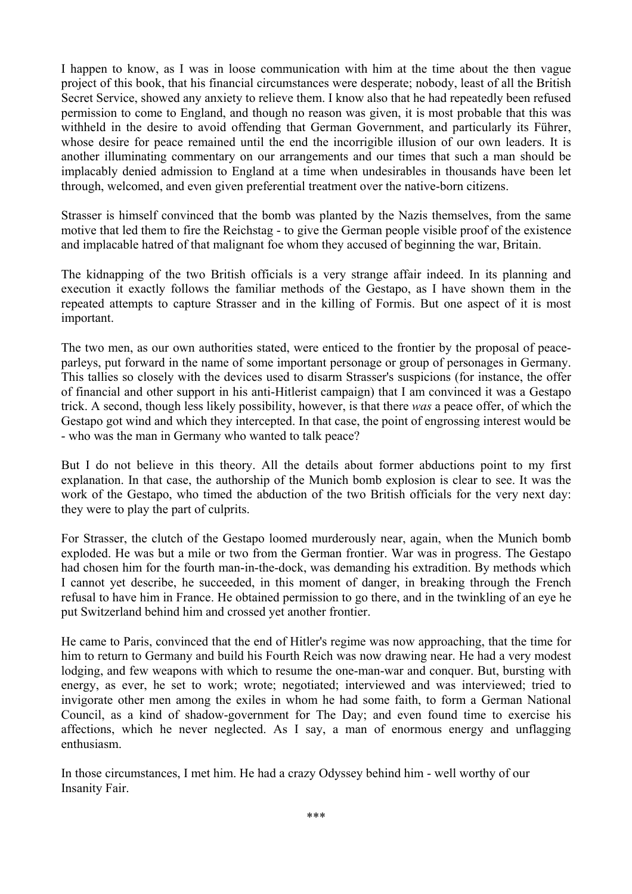I happen to know, as I was in loose communication with him at the time about the then vague project of this book, that his financial circumstances were desperate; nobody, least of all the British Secret Service, showed any anxiety to relieve them. I know also that he had repeatedly been refused permission to come to England, and though no reason was given, it is most probable that this was withheld in the desire to avoid offending that German Government, and particularly its Führer, whose desire for peace remained until the end the incorrigible illusion of our own leaders. It is another illuminating commentary on our arrangements and our times that such a man should be implacably denied admission to England at a time when undesirables in thousands have been let through, welcomed, and even given preferential treatment over the native-born citizens.

Strasser is himself convinced that the bomb was planted by the Nazis themselves, from the same motive that led them to fire the Reichstag - to give the German people visible proof of the existence and implacable hatred of that malignant foe whom they accused of beginning the war, Britain.

The kidnapping of the two British officials is a very strange affair indeed. In its planning and execution it exactly follows the familiar methods of the Gestapo, as I have shown them in the repeated attempts to capture Strasser and in the killing of Formis. But one aspect of it is most important.

The two men, as our own authorities stated, were enticed to the frontier by the proposal of peace-parleys, put forward in the name of some important personage or group of personages in Germany. This tallies so closely with the devices used to disarm Strasser's suspicions (for instance, the offer of financial and other support in his anti-Hitlerist campaign) that I am convinced it was a Gestapo trick. A second, though less likely possibility, however, is that there *was* a peace offer, of which the Gestapo got wind and which they intercepted. In that case, the point of engrossing interest would be - who was the man in Germany who wanted to talk peace?

But I do not believe in this theory. All the details about former abductions point to my first explanation. In that case, the authorship of the Munich bomb explosion is clear to see. It was the work of the Gestapo, who timed the abduction of the two British officials for the very next day: they were to play the part of culprits.

For Strasser, the clutch of the Gestapo loomed murderously near, again, when the Munich bomb exploded. He was but a mile or two from the German frontier. War was in progress. The Gestapo had chosen him for the fourth man-in-the-dock, was demanding his extradition. By methods which I cannot yet describe, he succeeded, in this moment of danger, in breaking through the French refusal to have him in France. He obtained permission to go there, and in the twinkling of an eye he put Switzerland behind him and crossed yet another frontier.

He came to Paris, convinced that the end of Hitler's regime was now approaching, that the time for him to return to Germany and build his Fourth Reich was now drawing near. He had a very modest lodging, and few weapons with which to resume the one-man-war and conquer. But, bursting with energy, as ever, he set to work; wrote; negotiated; interviewed and was interviewed; tried to invigorate other men among the exiles in whom he had some faith, to form a German National Council, as a kind of shadow-government for The Day; and even found time to exercise his affections, which he never neglected. As I say, a man of enormous energy and unflagging enthusiasm.

In those circumstances, I met him. He had a crazy Odyssey behind him - well worthy of our Insanity Fair.

***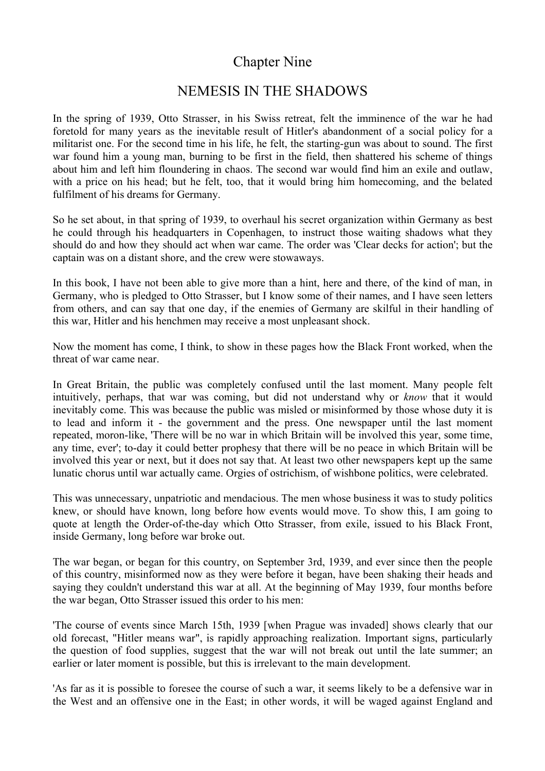# Chapter Nine

## NEMESIS IN THE SHADOWS

In the spring of 1939, Otto Strasser, in his Swiss retreat, felt the imminence of the war he had foretold for many years as the inevitable result of Hitler's abandonment of a social policy for a militarist one. For the second time in his life, he felt, the starting-gun was about to sound. The first war found him a young man, burning to be first in the field, then shattered his scheme of things about him and left him floundering in chaos. The second war would find him an exile and outlaw, with a price on his head; but he felt, too, that it would bring him homecoming, and the belated fulfilment of his dreams for Germany.

So he set about, in that spring of 1939, to overhaul his secret organization within Germany as best he could through his headquarters in Copenhagen, to instruct those waiting shadows what they should do and how they should act when war came. The order was 'Clear decks for action'; but the captain was on a distant shore, and the crew were stowaways.

In this book, I have not been able to give more than a hint, here and there, of the kind of man, in Germany, who is pledged to Otto Strasser, but I know some of their names, and I have seen letters from others, and can say that one day, if the enemies of Germany are skilful in their handling of this war, Hitler and his henchmen may receive a most unpleasant shock.

Now the moment has come, I think, to show in these pages how the Black Front worked, when the threat of war came near.

In Great Britain, the public was completely confused until the last moment. Many people felt intuitively, perhaps, that war was coming, but did not understand why or *know* that it would inevitably come. This was because the public was misled or misinformed by those whose duty it is to lead and inform it - the government and the press. One newspaper until the last moment repeated, moron-like, 'There will be no war in which Britain will be involved this year, some time, any time, ever'; to-day it could better prophesy that there will be no peace in which Britain will be involved this year or next, but it does not say that. At least two other newspapers kept up the same lunatic chorus until war actually came. Orgies of ostrichism, of wishbone politics, were celebrated.

This was unnecessary, unpatriotic and mendacious. The men whose business it was to study politics knew, or should have known, long before how events would move. To show this, I am going to quote at length the Order-of-the-day which Otto Strasser, from exile, issued to his Black Front, inside Germany, long before war broke out.

The war began, or began for this country, on September 3rd, 1939, and ever since then the people of this country, misinformed now as they were before it began, have been shaking their heads and saying they couldn't understand this war at all. At the beginning of May 1939, four months before the war began, Otto Strasser issued this order to his men:

'The course of events since March 15th, 1939 [when Prague was invaded] shows clearly that our old forecast, "Hitler means war", is rapidly approaching realization. Important signs, particularly the question of food supplies, suggest that the war will not break out until the late summer; an earlier or later moment is possible, but this is irrelevant to the main development.

'As far as it is possible to foresee the course of such a war, it seems likely to be a defensive war in the West and an offensive one in the East; in other words, it will be waged against England and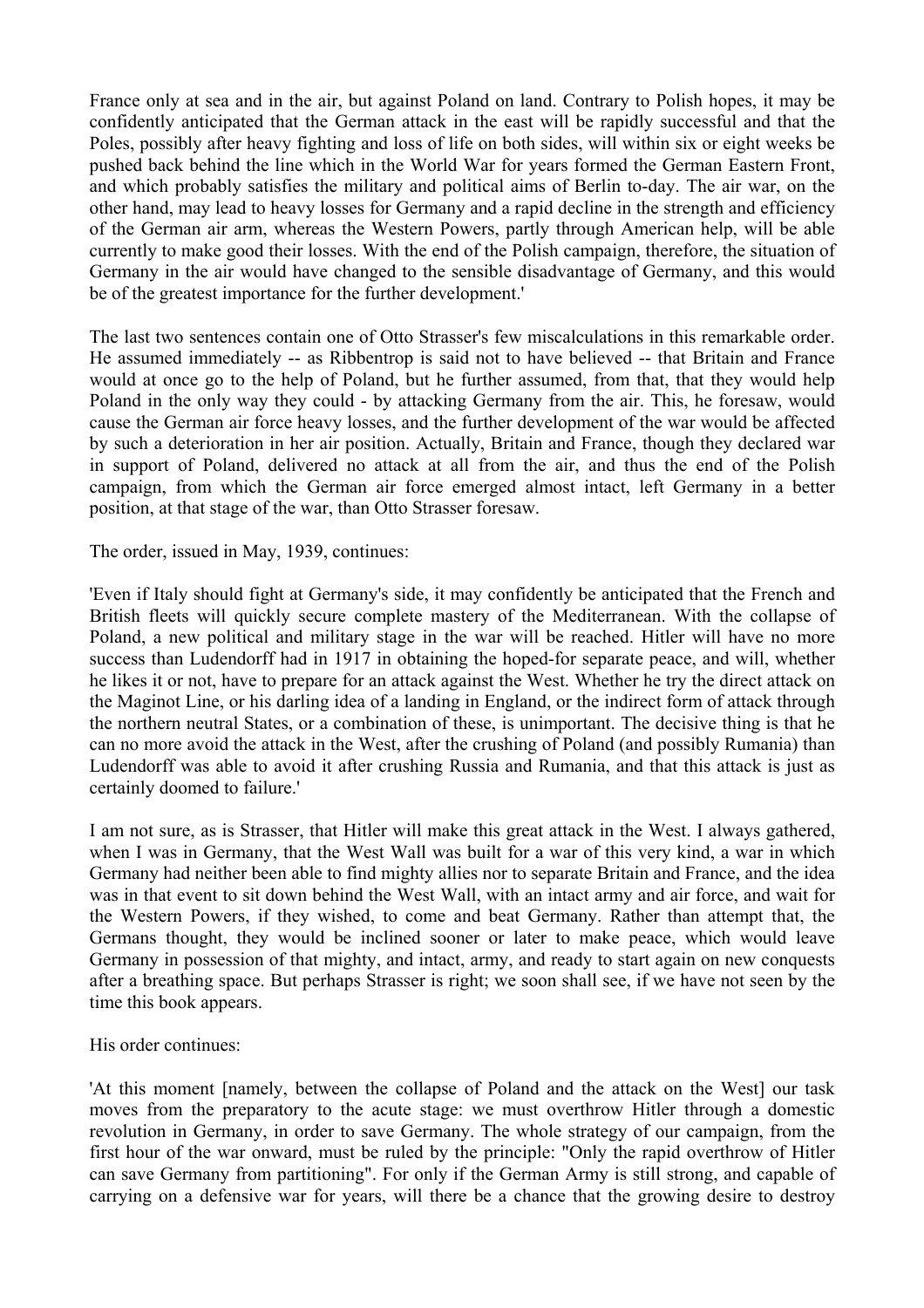France only at sea and in the air, but against Poland on land. Contrary to Polish hopes, it may be confidently anticipated that the German attack in the east will be rapidly successful and that the Poles, possibly after heavy fighting and loss of life on both sides, will within six or eight weeks be pushed back behind the line which in the World War for years formed the German Eastern Front, and which probably satisfies the military and political aims of Berlin to-day. The air war, on the other hand, may lead to heavy losses for Germany and a rapid decline in the strength and efficiency of the German air arm, whereas the Western Powers, partly through American help, will be able currently to make good their losses. With the end of the Polish campaign, therefore, the situation of Germany in the air would have changed to the sensible disadvantage of Germany, and this would be of the greatest importance for the further development.'

The last two sentences contain one of Otto Strasser's few miscalculations in this remarkable order. He assumed immediately -- as Ribbentrop is said not to have believed -- that Britain and France would at once go to the help of Poland, but he further assumed, from that, that they would help Poland in the only way they could - by attacking Germany from the air. This, he foresaw, would cause the German air force heavy losses, and the further development of the war would be affected by such a deterioration in her air position. Actually, Britain and France, though they declared war in support of Poland, delivered no attack at all from the air, and thus the end of the Polish campaign, from which the German air force emerged almost intact, left Germany in a better position, at that stage of the war, than Otto Strasser foresaw.

The order, issued in May, 1939, continues:

'Even if Italy should fight at Germany's side, it may confidently be anticipated that the French and British fleets will quickly secure complete mastery of the Mediterranean. With the collapse of Poland, a new political and military stage in the war will be reached. Hitler will have no more success than Ludendorff had in 1917 in obtaining the hoped-for separate peace, and will, whether he likes it or not, have to prepare for an attack against the West. Whether he try the direct attack on the Maginot Line, or his darling idea of a landing in England, or the indirect form of attack through the northern neutral States, or a combination of these, is unimportant. The decisive thing is that he can no more avoid the attack in the West, after the crushing of Poland (and possibly Rumania) than Ludendorff was able to avoid it after crushing Russia and Rumania, and that this attack is just as certainly doomed to failure.'

I am not sure, as is Strasser, that Hitler will make this great attack in the West. I always gathered, when I was in Germany, that the West Wall was built for a war of this very kind, a war in which Germany had neither been able to find mighty allies nor to separate Britain and France, and the idea was in that event to sit down behind the West Wall, with an intact army and air force, and wait for the Western Powers, if they wished, to come and beat Germany. Rather than attempt that, the Germans thought, they would be inclined sooner or later to make peace, which would leave Germany in possession of that mighty, and intact, army, and ready to start again on new conquests after a breathing space. But perhaps Strasser is right; we soon shall see, if we have not seen by the time this book appears.

His order continues:

'At this moment [namely, between the collapse of Poland and the attack on the West] our task moves from the preparatory to the acute stage: we must overthrow Hitler through a domestic revolution in Germany, in order to save Germany. The whole strategy of our campaign, from the first hour of the war onward, must be ruled by the principle: "Only the rapid overthrow of Hitler can save Germany from partitioning". For only if the German Army is still strong, and capable of carrying on a defensive war for years, will there be a chance that the growing desire to destroy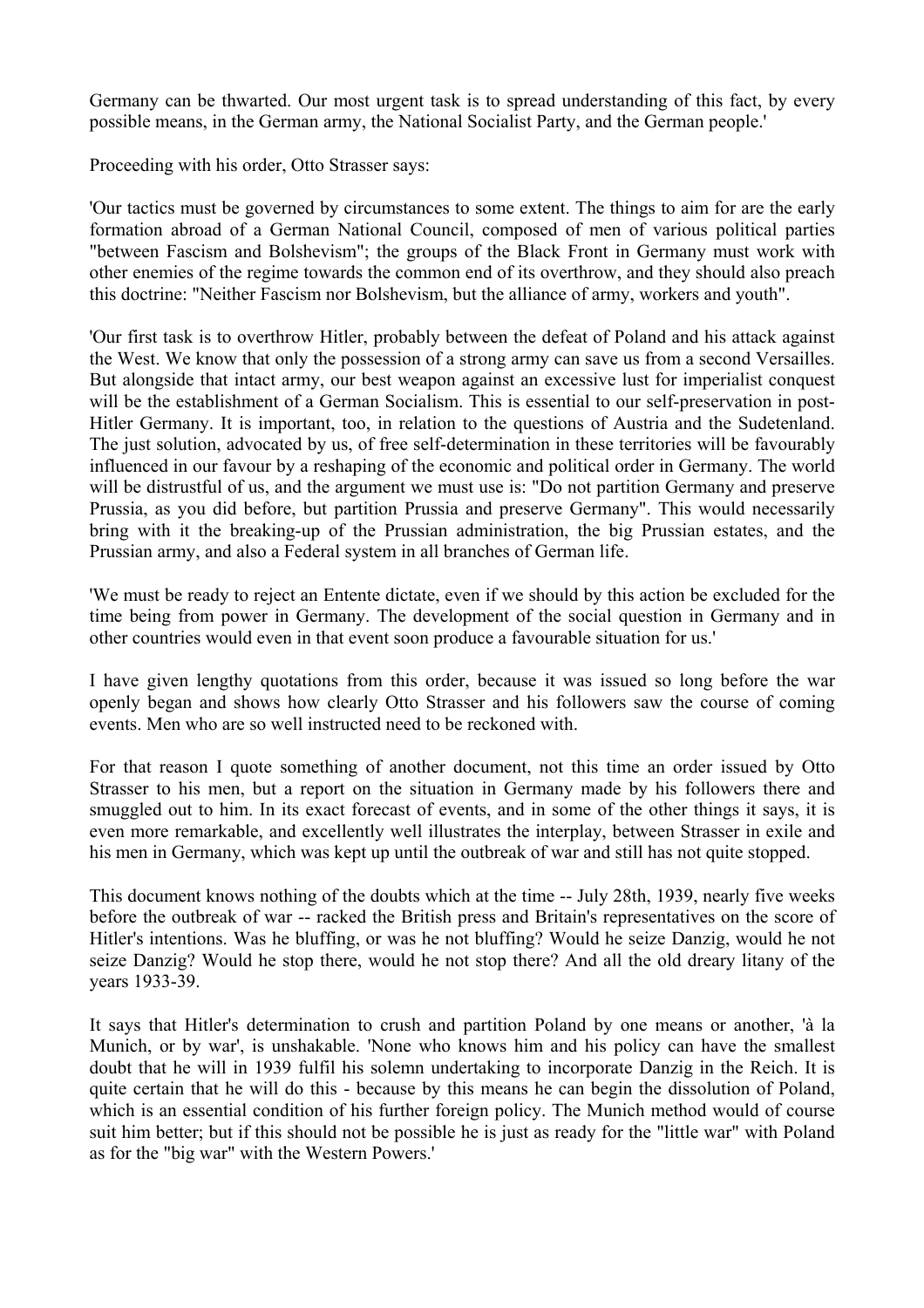Germany can be thwarted. Our most urgent task is to spread understanding of this fact, by every possible means, in the German army, the National Socialist Party, and the German people.'

Proceeding with his order, Otto Strasser says:

'Our tactics must be governed by circumstances to some extent. The things to aim for are the early formation abroad of a German National Council, composed of men of various political parties "between Fascism and Bolshevism"; the groups of the Black Front in Germany must work with other enemies of the regime towards the common end of its overthrow, and they should also preach this doctrine: "Neither Fascism nor Bolshevism, but the alliance of army, workers and youth".

'Our first task is to overthrow Hitler, probably between the defeat of Poland and his attack against the West. We know that only the possession of a strong army can save us from a second Versailles. But alongside that intact army, our best weapon against an excessive lust for imperialist conquest will be the establishment of a German Socialism. This is essential to our self-preservation in post-Hitler Germany. It is important, too, in relation to the questions of Austria and the Sudetenland. The just solution, advocated by us, of free self-determination in these territories will be favourably influenced in our favour by a reshaping of the economic and political order in Germany. The world will be distrustful of us, and the argument we must use is: "Do not partition Germany and preserve Prussia, as you did before, but partition Prussia and preserve Germany". This would necessarily bring with it the breaking-up of the Prussian administration, the big Prussian estates, and the Prussian army, and also a Federal system in all branches of German life.

'We must be ready to reject an Entente dictate, even if we should by this action be excluded for the time being from power in Germany. The development of the social question in Germany and in other countries would even in that event soon produce a favourable situation for us.'

I have given lengthy quotations from this order, because it was issued so long before the war openly began and shows how clearly Otto Strasser and his followers saw the course of coming events. Men who are so well instructed need to be reckoned with.

For that reason I quote something of another document, not this time an order issued by Otto Strasser to his men, but a report on the situation in Germany made by his followers there and smuggled out to him. In its exact forecast of events, and in some of the other things it says, it is even more remarkable, and excellently well illustrates the interplay, between Strasser in exile and his men in Germany, which was kept up until the outbreak of war and still has not quite stopped.

This document knows nothing of the doubts which at the time -- July 28th, 1939, nearly five weeks before the outbreak of war -- racked the British press and Britain's representatives on the score of Hitler's intentions. Was he bluffing, or was he not bluffing? Would he seize Danzig, would he not seize Danzig? Would he stop there, would he not stop there? And all the old dreary litany of the years 1933-39.

It says that Hitler's determination to crush and partition Poland by one means or another, 'à la Munich, or by war', is unshakable. 'None who knows him and his policy can have the smallest doubt that he will in 1939 fulfil his solemn undertaking to incorporate Danzig in the Reich. It is quite certain that he will do this - because by this means he can begin the dissolution of Poland, which is an essential condition of his further foreign policy. The Munich method would of course suit him better; but if this should not be possible he is just as ready for the "little war" with Poland as for the "big war" with the Western Powers.'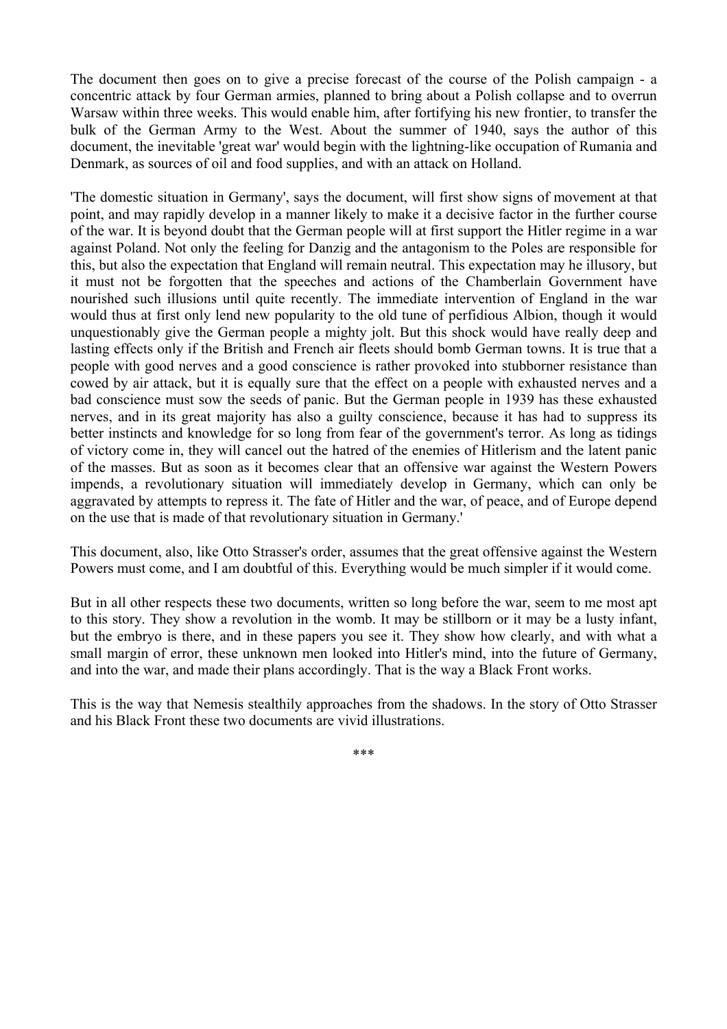The document then goes on to give a precise forecast of the course of the Polish campaign - a concentric attack by four German armies, planned to bring about a Polish collapse and to overrun Warsaw within three weeks. This would enable him, after fortifying his new frontier, to transfer the bulk of the German Army to the West. About the summer of 1940, says the author of this document, the inevitable 'great war' would begin with the lightning-like occupation of Rumania and Denmark, as sources of oil and food supplies, and with an attack on Holland.

'The domestic situation in Germany', says the document, will first show signs of movement at that point, and may rapidly develop in a manner likely to make it a decisive factor in the further course of the war. It is beyond doubt that the German people will at first support the Hitler regime in a war against Poland. Not only the feeling for Danzig and the antagonism to the Poles are responsible for this, but also the expectation that England will remain neutral. This expectation may he illusory, but it must not be forgotten that the speeches and actions of the Chamberlain Government have nourished such illusions until quite recently. The immediate intervention of England in the war would thus at first only lend new popularity to the old tune of perfidious Albion, though it would unquestionably give the German people a mighty jolt. But this shock would have really deep and lasting effects only if the British and French air fleets should bomb German towns. It is true that a people with good nerves and a good conscience is rather provoked into stubborner resistance than cowed by air attack, but it is equally sure that the effect on a people with exhausted nerves and a bad conscience must sow the seeds of panic. But the German people in 1939 has these exhausted nerves, and in its great majority has also a guilty conscience, because it has had to suppress its better instincts and knowledge for so long from fear of the government's terror. As long as tidings of victory come in, they will cancel out the hatred of the enemies of Hitlerism and the latent panic of the masses. But as soon as it becomes clear that an offensive war against the Western Powers impends, a revolutionary situation will immediately develop in Germany, which can only be aggravated by attempts to repress it. The fate of Hitler and the war, of peace, and of Europe depend on the use that is made of that revolutionary situation in Germany.'

This document, also, like Otto Strasser's order, assumes that the great offensive against the Western Powers must come, and I am doubtful of this. Everything would be much simpler if it would come.

But in all other respects these two documents, written so long before the war, seem to me most apt to this story. They show a revolution in the womb. It may be stillborn or it may be a lusty infant, but the embryo is there, and in these papers you see it. They show how clearly, and with what a small margin of error, these unknown men looked into Hitler's mind, into the future of Germany, and into the war, and made their plans accordingly. That is the way a Black Front works.

This is the way that Nemesis stealthily approaches from the shadows. In the story of Otto Strasser and his Black Front these two documents are vivid illustrations.

***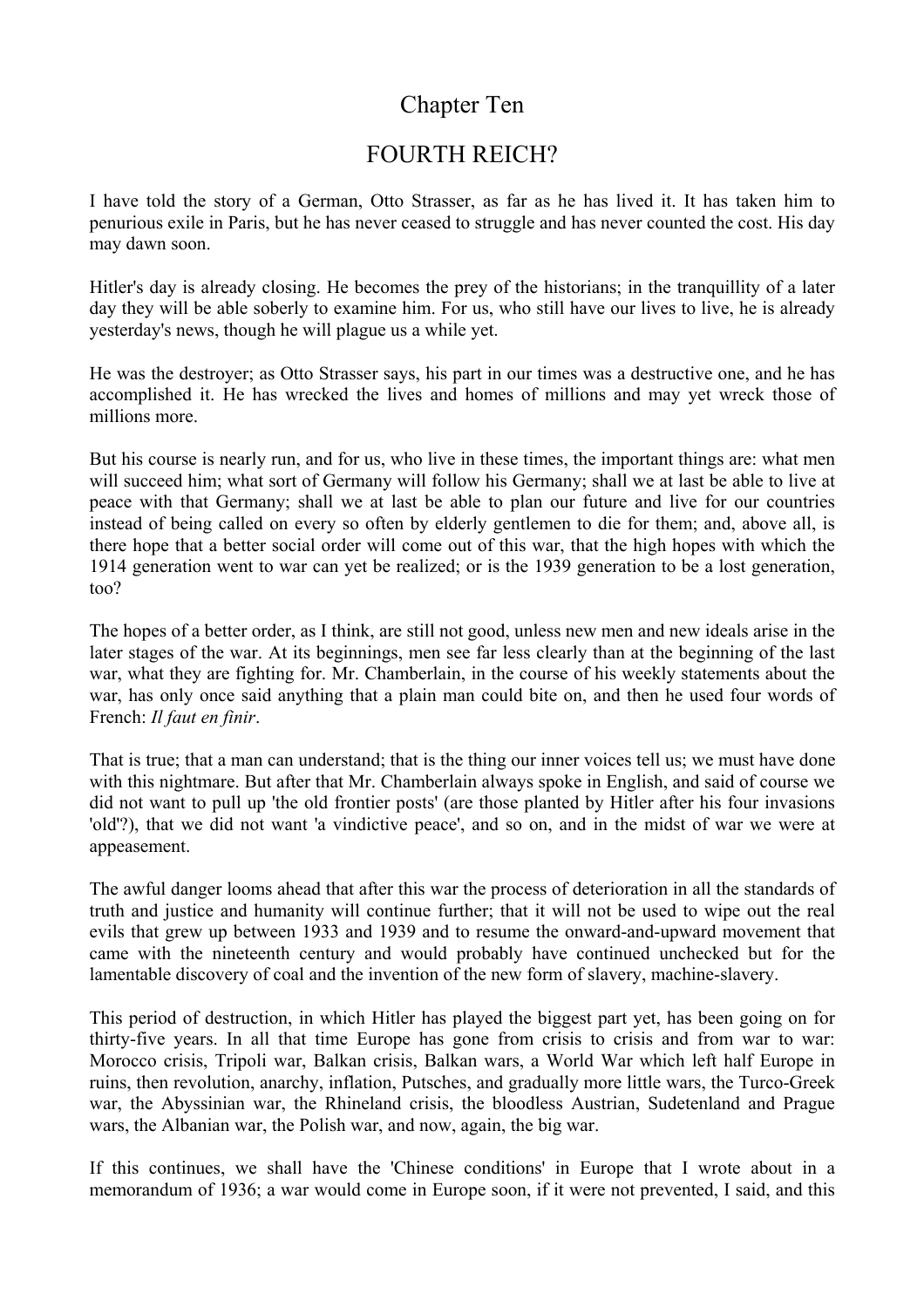# Chapter Ten

## FOURTH REICH?

I have told the story of a German, Otto Strasser, as far as he has lived it. It has taken him to penurious exile in Paris, but he has never ceased to struggle and has never counted the cost. His day may dawn soon.

Hitler's day is already closing. He becomes the prey of the historians; in the tranquillity of a later day they will be able soberly to examine him. For us, who still have our lives to live, he is already yesterday's news, though he will plague us a while yet.

He was the destroyer; as Otto Strasser says, his part in our times was a destructive one, and he has accomplished it. He has wrecked the lives and homes of millions and may yet wreck those of millions more.

But his course is nearly run, and for us, who live in these times, the important things are: what men will succeed him; what sort of Germany will follow his Germany; shall we at last be able to live at peace with that Germany; shall we at last be able to plan our future and live for our countries instead of being called on every so often by elderly gentlemen to die for them; and, above all, is there hope that a better social order will come out of this war, that the high hopes with which the 1914 generation went to war can yet be realized; or is the 1939 generation to be a lost generation, too?

The hopes of a better order, as I think, are still not good, unless new men and new ideals arise in the later stages of the war. At its beginnings, men see far less clearly than at the beginning of the last war, what they are fighting for. Mr. Chamberlain, in the course of his weekly statements about the war, has only once said anything that a plain man could bite on, and then he used four words of French: *Il faut en finir*.

That is true; that a man can understand; that is the thing our inner voices tell us; we must have done with this nightmare. But after that Mr. Chamberlain always spoke in English, and said of course we did not want to pull up 'the old frontier posts' (are those planted by Hitler after his four invasions 'old'?), that we did not want 'a vindictive peace', and so on, and in the midst of war we were at appeasement.

The awful danger looms ahead that after this war the process of deterioration in all the standards of truth and justice and humanity will continue further; that it will not be used to wipe out the real evils that grew up between 1933 and 1939 and to resume the onward-and-upward movement that came with the nineteenth century and would probably have continued unchecked but for the lamentable discovery of coal and the invention of the new form of slavery, machine-slavery.

This period of destruction, in which Hitler has played the biggest part yet, has been going on for thirty-five years. In all that time Europe has gone from crisis to crisis and from war to war: Morocco crisis, Tripoli war, Balkan crisis, Balkan wars, a World War which left half Europe in ruins, then revolution, anarchy, inflation, Putsches, and gradually more little wars, the Turco-Greek war, the Abyssinian war, the Rhineland crisis, the bloodless Austrian, Sudetenland and Prague wars, the Albanian war, the Polish war, and now, again, the big war.

If this continues, we shall have the 'Chinese conditions' in Europe that I wrote about in a memorandum of 1936; a war would come in Europe soon, if it were not prevented, I said, and this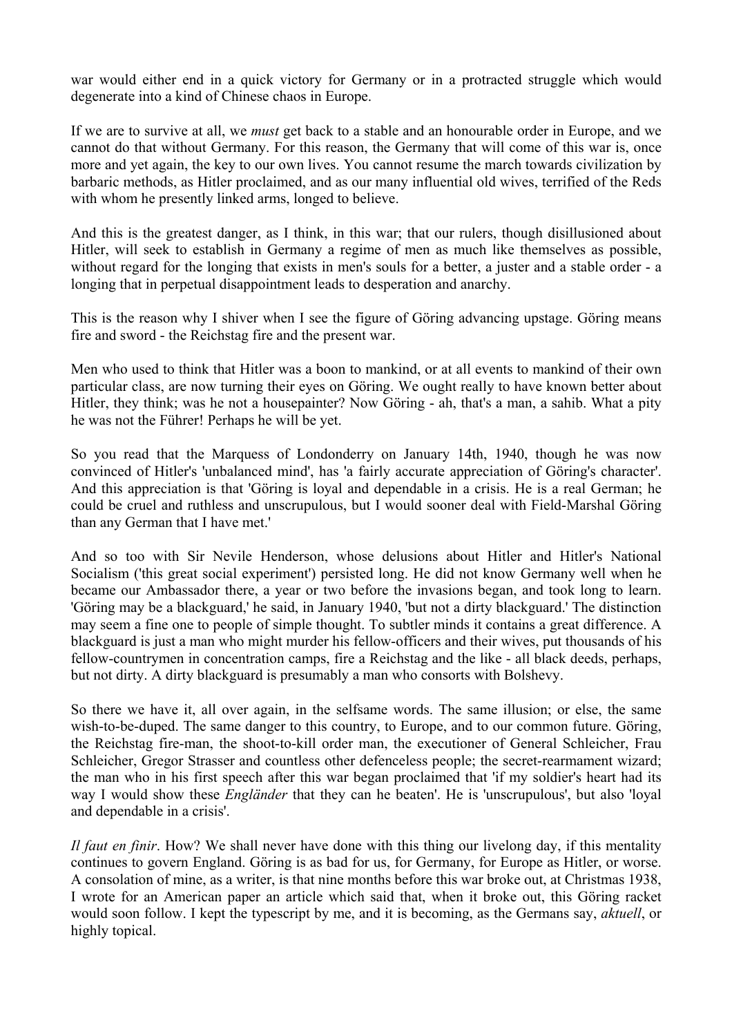war would either end in a quick victory for Germany or in a protracted struggle which would degenerate into a kind of Chinese chaos in Europe.

If we are to survive at all, we *must* get back to a stable and an honourable order in Europe, and we cannot do that without Germany. For this reason, the Germany that will come of this war is, once more and yet again, the key to our own lives. You cannot resume the march towards civilization by barbaric methods, as Hitler proclaimed, and as our many influential old wives, terrified of the Reds with whom he presently linked arms, longed to believe.

And this is the greatest danger, as I think, in this war; that our rulers, though disillusioned about Hitler, will seek to establish in Germany a regime of men as much like themselves as possible, without regard for the longing that exists in men's souls for a better, a juster and a stable order - a longing that in perpetual disappointment leads to desperation and anarchy.

This is the reason why I shiver when I see the figure of Göring advancing upstage. Göring means fire and sword - the Reichstag fire and the present war.

Men who used to think that Hitler was a boon to mankind, or at all events to mankind of their own particular class, are now turning their eyes on Göring. We ought really to have known better about Hitler, they think; was he not a housepainter? Now Göring - ah, that's a man, a sahib. What a pity he was not the Führer! Perhaps he will be yet.

So you read that the Marquess of Londonderry on January 14th, 1940, though he was now convinced of Hitler's 'unbalanced mind', has 'a fairly accurate appreciation of Göring's character'. And this appreciation is that 'Göring is loyal and dependable in a crisis. He is a real German; he could be cruel and ruthless and unscrupulous, but I would sooner deal with Field-Marshal Göring than any German that I have met.'

And so too with Sir Nevile Henderson, whose delusions about Hitler and Hitler's National Socialism ('this great social experiment') persisted long. He did not know Germany well when he became our Ambassador there, a year or two before the invasions began, and took long to learn. 'Göring may be a blackguard,' he said, in January 1940, 'but not a dirty blackguard.' The distinction may seem a fine one to people of simple thought. To subtler minds it contains a great difference. A blackguard is just a man who might murder his fellow-officers and their wives, put thousands of his fellow-countrymen in concentration camps, fire a Reichstag and the like - all black deeds, perhaps, but not dirty. A dirty blackguard is presumably a man who consorts with Bolshevy.

So there we have it, all over again, in the selfsame words. The same illusion; or else, the same wish-to-be-duped. The same danger to this country, to Europe, and to our common future. Göring, the Reichstag fire-man, the shoot-to-kill order man, the executioner of General Schleicher, Frau Schleicher, Gregor Strasser and countless other defenceless people; the secret-rearmament wizard; the man who in his first speech after this war began proclaimed that 'if my soldier's heart had its way I would show these *Engländer* that they can be beaten'. He is 'unscrupulous', but also 'loyal and dependable in a crisis'.

*Il faut en finir*. How? We shall never have done with this thing our livelong day, if this mentality continues to govern England. Göring is as bad for us, for Germany, for Europe as Hitler, or worse. A consolation of mine, as a writer, is that nine months before this war broke out, at Christmas 1938, I wrote for an American paper an article which said that, when it broke out, this Göring racket would soon follow. I kept the typescript by me, and it is becoming, as the Germans say, *aktuell*, or highly topical.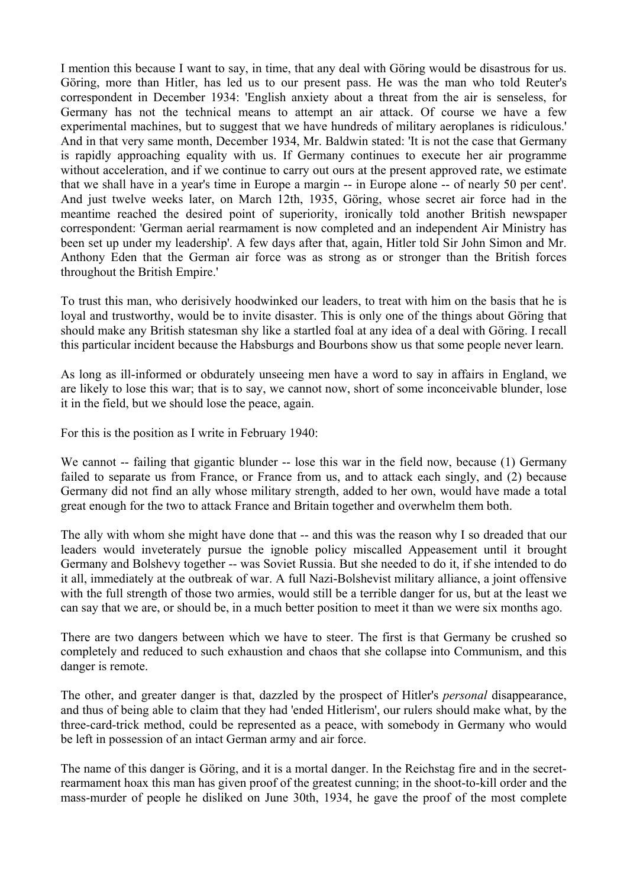I mention this because I want to say, in time, that any deal with Göring would be disastrous for us. Göring, more than Hitler, has led us to our present pass. He was the man who told Reuter's correspondent in December 1934: 'English anxiety about a threat from the air is senseless, for Germany has not the technical means to attempt an air attack. Of course we have a few experimental machines, but to suggest that we have hundreds of military aeroplanes is ridiculous.' And in that very same month, December 1934, Mr. Baldwin stated: 'It is not the case that Germany is rapidly approaching equality with us. If Germany continues to execute her air programme without acceleration, and if we continue to carry out ours at the present approved rate, we estimate that we shall have in a year's time in Europe a margin -- in Europe alone -- of nearly 50 per cent'. And just twelve weeks later, on March 12th, 1935, Göring, whose secret air force had in the meantime reached the desired point of superiority, ironically told another British newspaper correspondent: 'German aerial rearmament is now completed and an independent Air Ministry has been set up under my leadership'. A few days after that, again, Hitler told Sir John Simon and Mr. Anthony Eden that the German air force was as strong as or stronger than the British forces throughout the British Empire.'

To trust this man, who derisively hoodwinked our leaders, to treat with him on the basis that he is loyal and trustworthy, would be to invite disaster. This is only one of the things about Göring that should make any British statesman shy like a startled foal at any idea of a deal with Göring. I recall this particular incident because the Habsburgs and Bourbons show us that some people never learn.

As long as ill-informed or obdurately unseeing men have a word to say in affairs in England, we are likely to lose this war; that is to say, we cannot now, short of some inconceivable blunder, lose it in the field, but we should lose the peace, again.

For this is the position as I write in February 1940:

We cannot -- failing that gigantic blunder -- lose this war in the field now, because (1) Germany failed to separate us from France, or France from us, and to attack each singly, and (2) because Germany did not find an ally whose military strength, added to her own, would have made a total great enough for the two to attack France and Britain together and overwhelm them both.

The ally with whom she might have done that -- and this was the reason why I so dreaded that our leaders would inveterately pursue the ignoble policy miscalled Appeasement until it brought Germany and Bolshevy together -- was Soviet Russia. But she needed to do it, if she intended to do it all, immediately at the outbreak of war. A full Nazi-Bolshevist military alliance, a joint offensive with the full strength of those two armies, would still be a terrible danger for us, but at the least we can say that we are, or should be, in a much better position to meet it than we were six months ago.

There are two dangers between which we have to steer. The first is that Germany be crushed so completely and reduced to such exhaustion and chaos that she collapse into Communism, and this danger is remote.

The other, and greater danger is that, dazzled by the prospect of Hitler's *personal* disappearance, and thus of being able to claim that they had 'ended Hitlerism', our rulers should make what, by the three-card-trick method, could be represented as a peace, with somebody in Germany who would be left in possession of an intact German army and air force.

The name of this danger is Göring, and it is a mortal danger. In the Reichstag fire and in the secret-rearmament hoax this man has given proof of the greatest cunning; in the shoot-to-kill order and the mass-murder of people he disliked on June 30th, 1934, he gave the proof of the most complete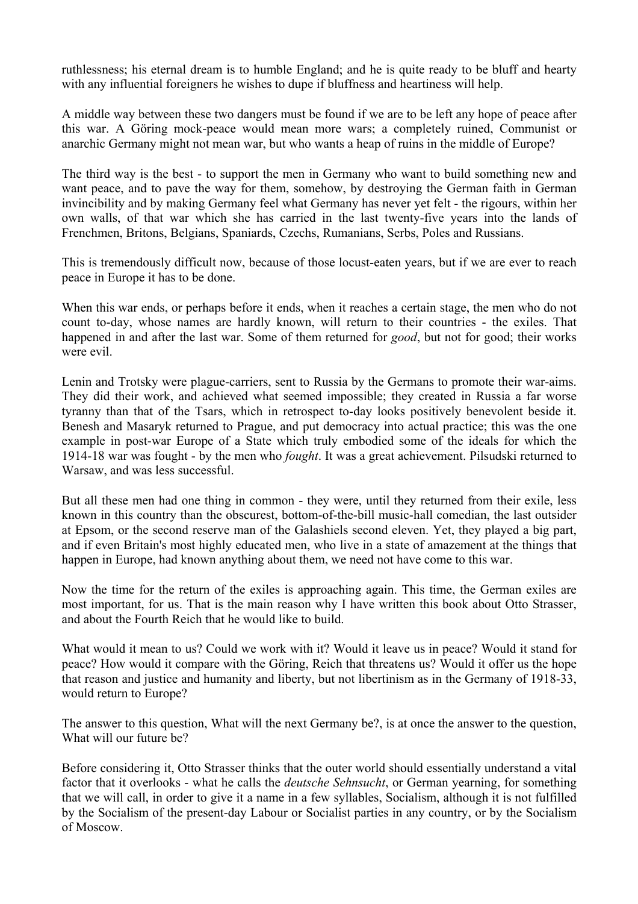ruthlessness; his eternal dream is to humble England; and he is quite ready to be bluff and hearty with any influential foreigners he wishes to dupe if bluffness and heartiness will help.

A middle way between these two dangers must be found if we are to be left any hope of peace after this war. A Göring mock-peace would mean more wars; a completely ruined, Communist or anarchic Germany might not mean war, but who wants a heap of ruins in the middle of Europe?

The third way is the best - to support the men in Germany who want to build something new and want peace, and to pave the way for them, somehow, by destroying the German faith in German invincibility and by making Germany feel what Germany has never yet felt - the rigours, within her own walls, of that war which she has carried in the last twenty-five years into the lands of Frenchmen, Britons, Belgians, Spaniards, Czechs, Rumanians, Serbs, Poles and Russians.

This is tremendously difficult now, because of those locust-eaten years, but if we are ever to reach peace in Europe it has to be done.

When this war ends, or perhaps before it ends, when it reaches a certain stage, the men who do not count to-day, whose names are hardly known, will return to their countries - the exiles. That happened in and after the last war. Some of them returned for *good*, but not for good; their works were evil.

Lenin and Trotsky were plague-carriers, sent to Russia by the Germans to promote their war-aims. They did their work, and achieved what seemed impossible; they created in Russia a far worse tyranny than that of the Tsars, which in retrospect to-day looks positively benevolent beside it. Benesh and Masaryk returned to Prague, and put democracy into actual practice; this was the one example in post-war Europe of a State which truly embodied some of the ideals for which the 1914-18 war was fought - by the men who *fought*. It was a great achievement. Pilsudski returned to Warsaw, and was less successful.

But all these men had one thing in common - they were, until they returned from their exile, less known in this country than the obscurest, bottom-of-the-bill music-hall comedian, the last outsider at Epsom, or the second reserve man of the Galashiels second eleven. Yet, they played a big part, and if even Britain's most highly educated men, who live in a state of amazement at the things that happen in Europe, had known anything about them, we need not have come to this war.

Now the time for the return of the exiles is approaching again. This time, the German exiles are most important, for us. That is the main reason why I have written this book about Otto Strasser, and about the Fourth Reich that he would like to build.

What would it mean to us? Could we work with it? Would it leave us in peace? Would it stand for peace? How would it compare with the Göring, Reich that threatens us? Would it offer us the hope that reason and justice and humanity and liberty, but not libertinism as in the Germany of 1918-33, would return to Europe?

The answer to this question, What will the next Germany be?, is at once the answer to the question, What will our future be?

Before considering it, Otto Strasser thinks that the outer world should essentially understand a vital factor that it overlooks - what he calls the *deutsche Sehnsucht*, or German yearning, for something that we will call, in order to give it a name in a few syllables, Socialism, although it is not fulfilled by the Socialism of the present-day Labour or Socialist parties in any country, or by the Socialism of Moscow.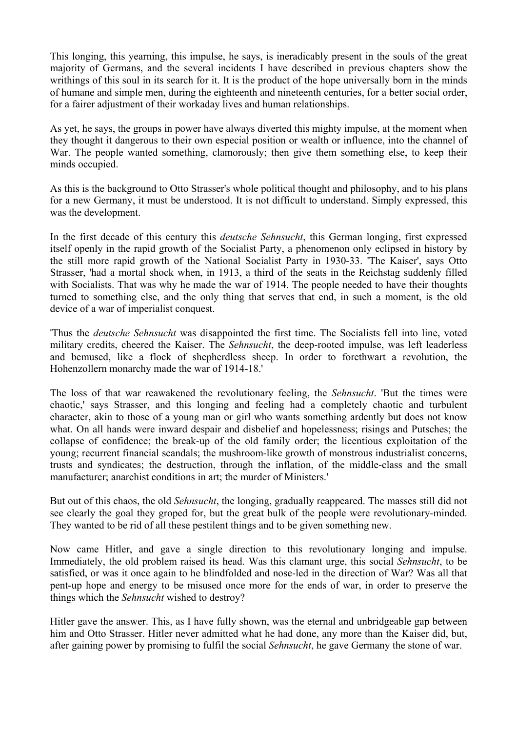This longing, this yearning, this impulse, he says, is ineradicably present in the souls of the great majority of Germans, and the several incidents I have described in previous chapters show the writhings of this soul in its search for it. It is the product of the hope universally born in the minds of humane and simple men, during the eighteenth and nineteenth centuries, for a better social order, for a fairer adjustment of their workaday lives and human relationships.

As yet, he says, the groups in power have always diverted this mighty impulse, at the moment when they thought it dangerous to their own especial position or wealth or influence, into the channel of War. The people wanted something, clamorously; then give them something else, to keep their minds occupied.

As this is the background to Otto Strasser's whole political thought and philosophy, and to his plans for a new Germany, it must be understood. It is not difficult to understand. Simply expressed, this was the development.

In the first decade of this century this *deutsche Sehnsucht*, this German longing, first expressed itself openly in the rapid growth of the Socialist Party, a phenomenon only eclipsed in history by the still more rapid growth of the National Socialist Party in 1930-33. 'The Kaiser', says Otto Strasser, 'had a mortal shock when, in 1913, a third of the seats in the Reichstag suddenly filled with Socialists. That was why he made the war of 1914. The people needed to have their thoughts turned to something else, and the only thing that serves that end, in such a moment, is the old device of a war of imperialist conquest.

'Thus the *deutsche Sehnsucht* was disappointed the first time. The Socialists fell into line, voted military credits, cheered the Kaiser. The *Sehnsucht*, the deep-rooted impulse, was left leaderless and bemused, like a flock of shepherdless sheep. In order to forethwart a revolution, the Hohenzollern monarchy made the war of 1914-18.'

The loss of that war reawakened the revolutionary feeling, the *Sehnsucht*. 'But the times were chaotic,' says Strasser, and this longing and feeling had a completely chaotic and turbulent character, akin to those of a young man or girl who wants something ardently but does not know what. On all hands were inward despair and disbelief and hopelessness; risings and Putsches; the collapse of confidence; the break-up of the old family order; the licentious exploitation of the young; recurrent financial scandals; the mushroom-like growth of monstrous industrialist concerns, trusts and syndicates; the destruction, through the inflation, of the middle-class and the small manufacturer; anarchist conditions in art; the murder of Ministers.'

But out of this chaos, the old *Sehnsucht*, the longing, gradually reappeared. The masses still did not see clearly the goal they groped for, but the great bulk of the people were revolutionary-minded. They wanted to be rid of all these pestilent things and to be given something new.

Now came Hitler, and gave a single direction to this revolutionary longing and impulse. Immediately, the old problem raised its head. Was this clamant urge, this social *Sehnsucht*, to be satisfied, or was it once again to he blindfolded and nose-led in the direction of War? Was all that pent-up hope and energy to be misused once more for the ends of war, in order to preserve the things which the *Sehnsucht* wished to destroy?

Hitler gave the answer. This, as I have fully shown, was the eternal and unbridgeable gap between him and Otto Strasser. Hitler never admitted what he had done, any more than the Kaiser did, but, after gaining power by promising to fulfil the social *Sehnsucht*, he gave Germany the stone of war.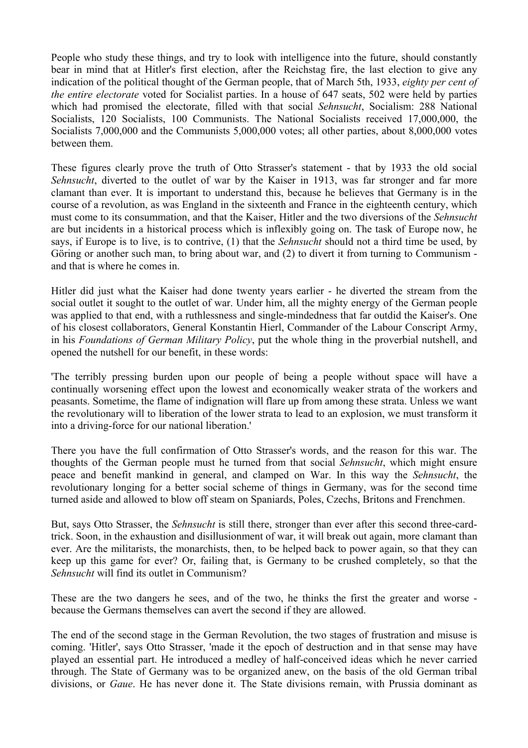People who study these things, and try to look with intelligence into the future, should constantly bear in mind that at Hitler's first election, after the Reichstag fire, the last election to give any indication of the political thought of the German people, that of March 5th, 1933, *eighty per cent of the entire electorate* voted for Socialist parties. In a house of 647 seats, 502 were held by parties which had promised the electorate, filled with that social *Sehnsucht*, Socialism: 288 National Socialists, 120 Socialists, 100 Communists. The National Socialists received 17,000,000, the Socialists 7,000,000 and the Communists 5,000,000 votes; all other parties, about 8,000,000 votes between them.

These figures clearly prove the truth of Otto Strasser's statement - that by 1933 the old social *Sehnsucht*, diverted to the outlet of war by the Kaiser in 1913, was far stronger and far more clamant than ever. It is important to understand this, because he believes that Germany is in the course of a revolution, as was England in the sixteenth and France in the eighteenth century, which must come to its consummation, and that the Kaiser, Hitler and the two diversions of the *Sehnsucht* are but incidents in a historical process which is inflexibly going on. The task of Europe now, he says, if Europe is to live, is to contrive, (1) that the *Sehnsucht* should not a third time be used, by Göring or another such man, to bring about war, and (2) to divert it from turning to Communism - and that is where he comes in.

Hitler did just what the Kaiser had done twenty years earlier - he diverted the stream from the social outlet it sought to the outlet of war. Under him, all the mighty energy of the German people was applied to that end, with a ruthlessness and single-mindedness that far outdid the Kaiser's. One of his closest collaborators, General Konstantin Hierl, Commander of the Labour Conscript Army, in his *Foundations of German Military Policy*, put the whole thing in the proverbial nutshell, and opened the nutshell for our benefit, in these words:

'The terribly pressing burden upon our people of being a people without space will have a continually worsening effect upon the lowest and economically weaker strata of the workers and peasants. Sometime, the flame of indignation will flare up from among these strata. Unless we want the revolutionary will to liberation of the lower strata to lead to an explosion, we must transform it into a driving-force for our national liberation.'

There you have the full confirmation of Otto Strasser's words, and the reason for this war. The thoughts of the German people must he turned from that social *Sehnsucht*, which might ensure peace and benefit mankind in general, and clamped on War. In this way the *Sehnsucht*, the revolutionary longing for a better social scheme of things in Germany, was for the second time turned aside and allowed to blow off steam on Spaniards, Poles, Czechs, Britons and Frenchmen.

But, says Otto Strasser, the *Sehnsucht* is still there, stronger than ever after this second three-card-trick. Soon, in the exhaustion and disillusionment of war, it will break out again, more clamant than ever. Are the militarists, the monarchists, then, to be helped back to power again, so that they can keep up this game for ever? Or, failing that, is Germany to be crushed completely, so that the *Sehnsucht* will find its outlet in Communism?

These are the two dangers he sees, and of the two, he thinks the first the greater and worse - because the Germans themselves can avert the second if they are allowed.

The end of the second stage in the German Revolution, the two stages of frustration and misuse is coming. 'Hitler', says Otto Strasser, 'made it the epoch of destruction and in that sense may have played an essential part. He introduced a medley of half-conceived ideas which he never carried through. The State of Germany was to be organized anew, on the basis of the old German tribal divisions, or *Gaue*. He has never done it. The State divisions remain, with Prussia dominant as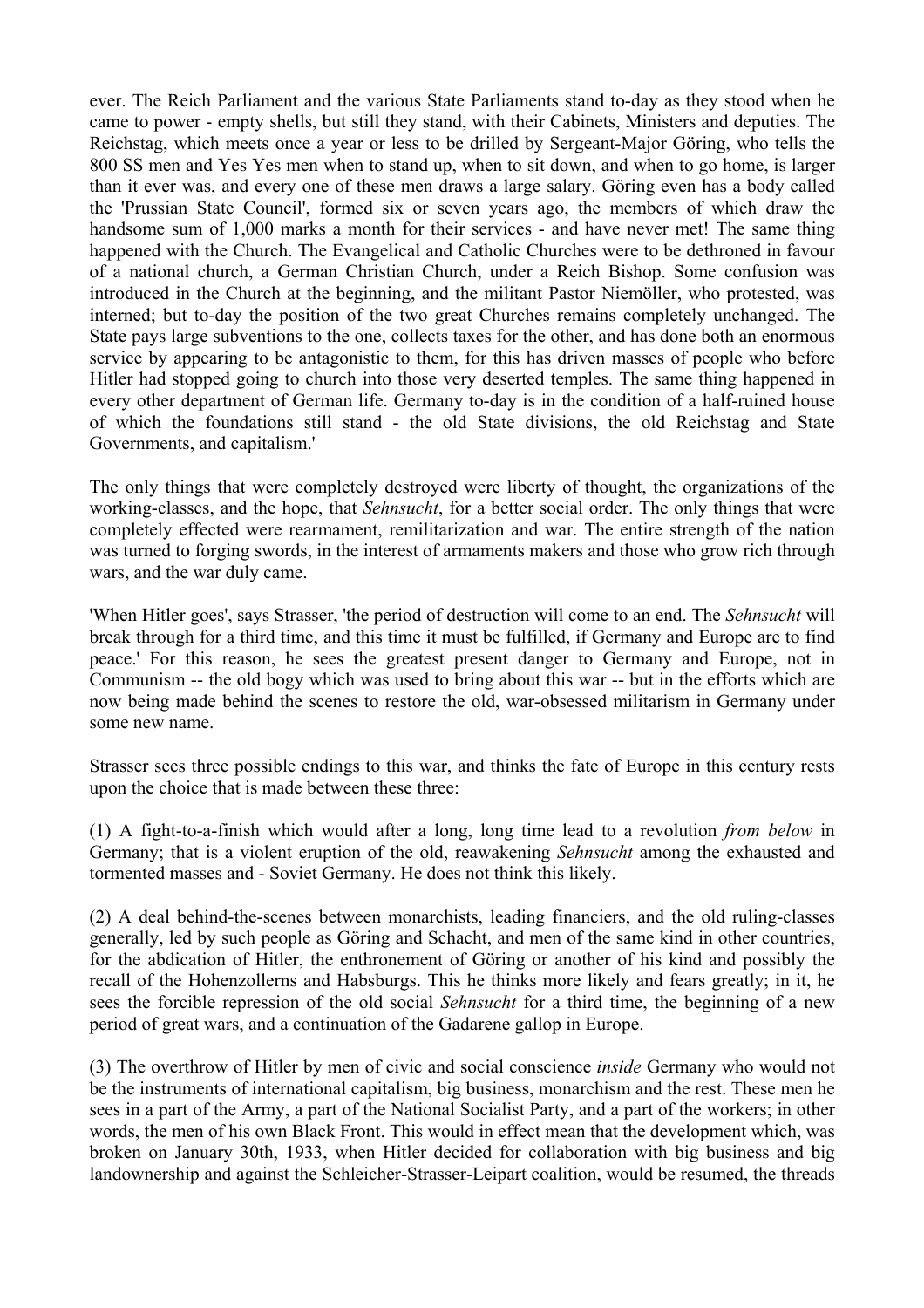ever. The Reich Parliament and the various State Parliaments stand to-day as they stood when he came to power - empty shells, but still they stand, with their Cabinets, Ministers and deputies. The Reichstag, which meets once a year or less to be drilled by Sergeant-Major Göring, who tells the 800 SS men and Yes Yes men when to stand up, when to sit down, and when to go home, is larger than it ever was, and every one of these men draws a large salary. Göring even has a body called the 'Prussian State Council', formed six or seven years ago, the members of which draw the handsome sum of 1,000 marks a month for their services - and have never met! The same thing happened with the Church. The Evangelical and Catholic Churches were to be dethroned in favour of a national church, a German Christian Church, under a Reich Bishop. Some confusion was introduced in the Church at the beginning, and the militant Pastor Niemöller, who protested, was interned; but to-day the position of the two great Churches remains completely unchanged. The State pays large subventions to the one, collects taxes for the other, and has done both an enormous service by appearing to be antagonistic to them, for this has driven masses of people who before Hitler had stopped going to church into those very deserted temples. The same thing happened in every other department of German life. Germany to-day is in the condition of a half-ruined house of which the foundations still stand - the old State divisions, the old Reichstag and State Governments, and capitalism.'

The only things that were completely destroyed were liberty of thought, the organizations of the working-classes, and the hope, that *Sehnsucht*, for a better social order. The only things that were completely effected were rearmament, remilitarization and war. The entire strength of the nation was turned to forging swords, in the interest of armaments makers and those who grow rich through wars, and the war duly came.

'When Hitler goes', says Strasser, 'the period of destruction will come to an end. The *Sehnsucht* will break through for a third time, and this time it must be fulfilled, if Germany and Europe are to find peace.' For this reason, he sees the greatest present danger to Germany and Europe, not in Communism -- the old bogy which was used to bring about this war -- but in the efforts which are now being made behind the scenes to restore the old, war-obsessed militarism in Germany under some new name.

Strasser sees three possible endings to this war, and thinks the fate of Europe in this century rests upon the choice that is made between these three:

(1) A fight-to-a-finish which would after a long, long time lead to a revolution *from below* in Germany; that is a violent eruption of the old, reawakening *Sehnsucht* among the exhausted and tormented masses and - Soviet Germany. He does not think this likely.

(2) A deal behind-the-scenes between monarchists, leading financiers, and the old ruling-classes generally, led by such people as Göring and Schacht, and men of the same kind in other countries, for the abdication of Hitler, the enthronement of Göring or another of his kind and possibly the recall of the Hohenzollerns and Habsburgs. This he thinks more likely and fears greatly; in it, he sees the forcible repression of the old social *Sehnsucht* for a third time, the beginning of a new period of great wars, and a continuation of the Gadarene gallop in Europe.

(3) The overthrow of Hitler by men of civic and social conscience *inside* Germany who would not be the instruments of international capitalism, big business, monarchism and the rest. These men he sees in a part of the Army, a part of the National Socialist Party, and a part of the workers; in other words, the men of his own Black Front. This would in effect mean that the development which, was broken on January 30th, 1933, when Hitler decided for collaboration with big business and big landownership and against the Schleicher-Strasser-Leipart coalition, would be resumed, the threads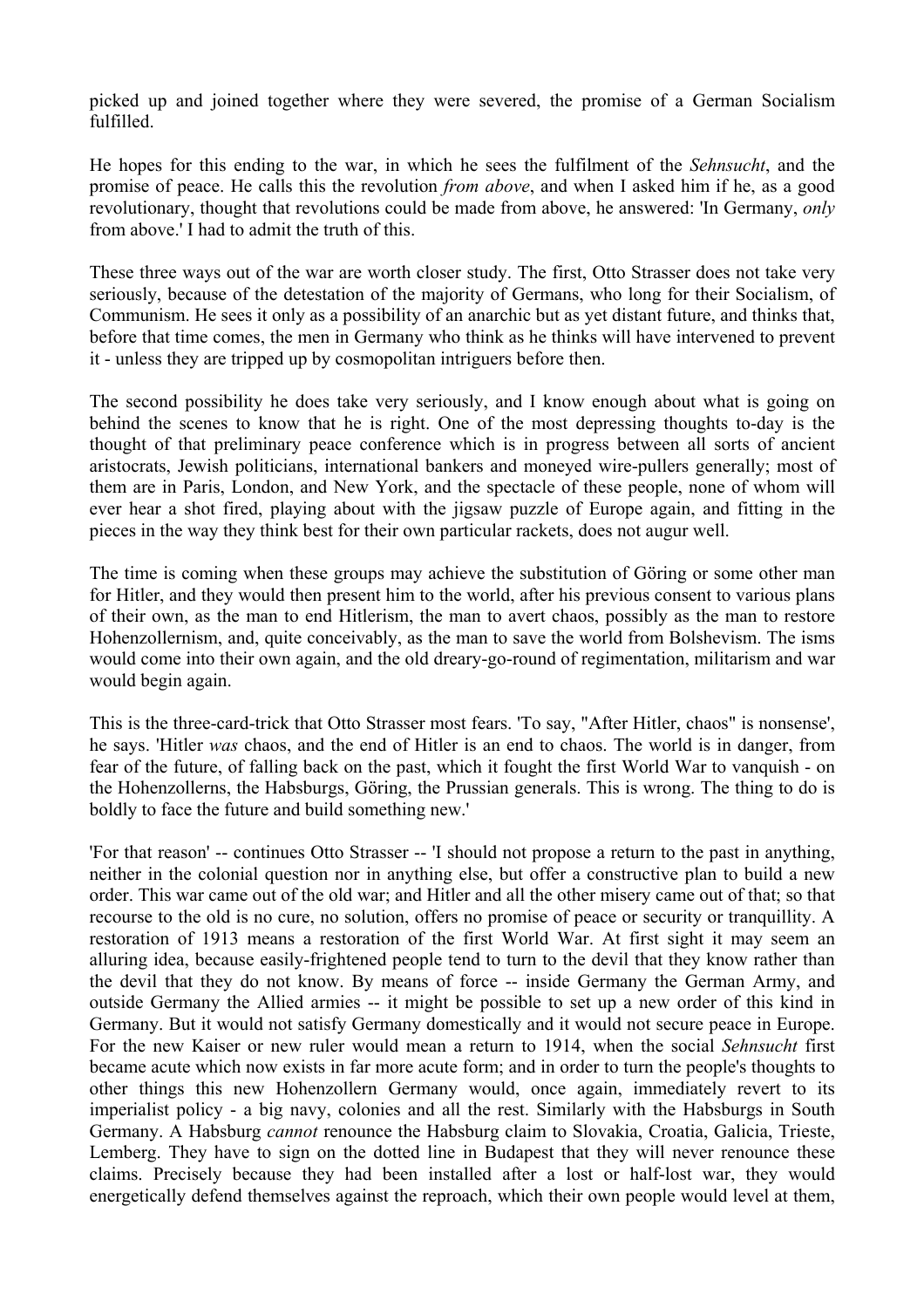picked up and joined together where they were severed, the promise of a German Socialism fulfilled.

He hopes for this ending to the war, in which he sees the fulfilment of the *Sehnsucht*, and the promise of peace. He calls this the revolution *from above*, and when I asked him if he, as a good revolutionary, thought that revolutions could be made from above, he answered: 'In Germany, *only* from above.' I had to admit the truth of this.

These three ways out of the war are worth closer study. The first, Otto Strasser does not take very seriously, because of the detestation of the majority of Germans, who long for their Socialism, of Communism. He sees it only as a possibility of an anarchic but as yet distant future, and thinks that, before that time comes, the men in Germany who think as he thinks will have intervened to prevent it - unless they are tripped up by cosmopolitan intriguers before then.

The second possibility he does take very seriously, and I know enough about what is going on behind the scenes to know that he is right. One of the most depressing thoughts to-day is the thought of that preliminary peace conference which is in progress between all sorts of ancient aristocrats, Jewish politicians, international bankers and moneyed wire-pullers generally; most of them are in Paris, London, and New York, and the spectacle of these people, none of whom will ever hear a shot fired, playing about with the jigsaw puzzle of Europe again, and fitting in the pieces in the way they think best for their own particular rackets, does not augur well.

The time is coming when these groups may achieve the substitution of Göring or some other man for Hitler, and they would then present him to the world, after his previous consent to various plans of their own, as the man to end Hitlerism, the man to avert chaos, possibly as the man to restore Hohenzollernism, and, quite conceivably, as the man to save the world from Bolshevism. The isms would come into their own again, and the old dreary-go-round of regimentation, militarism and war would begin again.

This is the three-card-trick that Otto Strasser most fears. 'To say, "After Hitler, chaos" is nonsense', he says. 'Hitler *was* chaos, and the end of Hitler is an end to chaos. The world is in danger, from fear of the future, of falling back on the past, which it fought the first World War to vanquish - on the Hohenzollerns, the Habsburgs, Göring, the Prussian generals. This is wrong. The thing to do is boldly to face the future and build something new.'

'For that reason' -- continues Otto Strasser -- 'I should not propose a return to the past in anything, neither in the colonial question nor in anything else, but offer a constructive plan to build a new order. This war came out of the old war; and Hitler and all the other misery came out of that; so that recourse to the old is no cure, no solution, offers no promise of peace or security or tranquillity. A restoration of 1913 means a restoration of the first World War. At first sight it may seem an alluring idea, because easily-frightened people tend to turn to the devil that they know rather than the devil that they do not know. By means of force -- inside Germany the German Army, and outside Germany the Allied armies -- it might be possible to set up a new order of this kind in Germany. But it would not satisfy Germany domestically and it would not secure peace in Europe. For the new Kaiser or new ruler would mean a return to 1914, when the social *Sehnsucht* first became acute which now exists in far more acute form; and in order to turn the people's thoughts to other things this new Hohenzollern Germany would, once again, immediately revert to its imperialist policy - a big navy, colonies and all the rest. Similarly with the Habsburgs in South Germany. A Habsburg *cannot* renounce the Habsburg claim to Slovakia, Croatia, Galicia, Trieste, Lemberg. They have to sign on the dotted line in Budapest that they will never renounce these claims. Precisely because they had been installed after a lost or half-lost war, they would energetically defend themselves against the reproach, which their own people would level at them,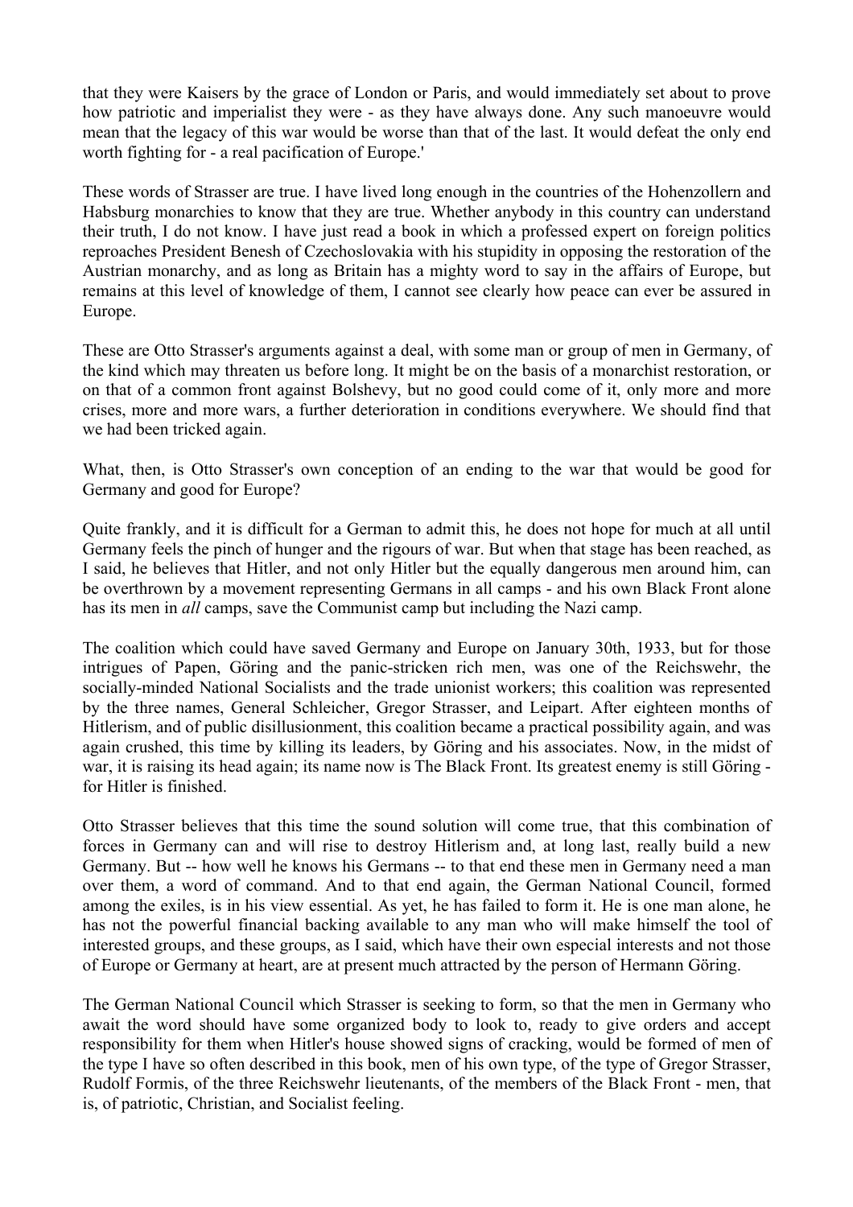that they were Kaisers by the grace of London or Paris, and would immediately set about to prove how patriotic and imperialist they were - as they have always done. Any such manoeuvre would mean that the legacy of this war would be worse than that of the last. It would defeat the only end worth fighting for - a real pacification of Europe.'

These words of Strasser are true. I have lived long enough in the countries of the Hohenzollern and Habsburg monarchies to know that they are true. Whether anybody in this country can understand their truth, I do not know. I have just read a book in which a professed expert on foreign politics reproaches President Benesh of Czechoslovakia with his stupidity in opposing the restoration of the Austrian monarchy, and as long as Britain has a mighty word to say in the affairs of Europe, but remains at this level of knowledge of them, I cannot see clearly how peace can ever be assured in Europe.

These are Otto Strasser's arguments against a deal, with some man or group of men in Germany, of the kind which may threaten us before long. It might be on the basis of a monarchist restoration, or on that of a common front against Bolshevy, but no good could come of it, only more and more crises, more and more wars, a further deterioration in conditions everywhere. We should find that we had been tricked again.

What, then, is Otto Strasser's own conception of an ending to the war that would be good for Germany and good for Europe?

Quite frankly, and it is difficult for a German to admit this, he does not hope for much at all until Germany feels the pinch of hunger and the rigours of war. But when that stage has been reached, as I said, he believes that Hitler, and not only Hitler but the equally dangerous men around him, can be overthrown by a movement representing Germans in all camps - and his own Black Front alone has its men in *all* camps, save the Communist camp but including the Nazi camp.

The coalition which could have saved Germany and Europe on January 30th, 1933, but for those intrigues of Papen, Göring and the panic-stricken rich men, was one of the Reichswehr, the socially-minded National Socialists and the trade unionist workers; this coalition was represented by the three names, General Schleicher, Gregor Strasser, and Leipart. After eighteen months of Hitlerism, and of public disillusionment, this coalition became a practical possibility again, and was again crushed, this time by killing its leaders, by Göring and his associates. Now, in the midst of war, it is raising its head again; its name now is The Black Front. Its greatest enemy is still Göring - for Hitler is finished.

Otto Strasser believes that this time the sound solution will come true, that this combination of forces in Germany can and will rise to destroy Hitlerism and, at long last, really build a new Germany. But -- how well he knows his Germans -- to that end these men in Germany need a man over them, a word of command. And to that end again, the German National Council, formed among the exiles, is in his view essential. As yet, he has failed to form it. He is one man alone, he has not the powerful financial backing available to any man who will make himself the tool of interested groups, and these groups, as I said, which have their own especial interests and not those of Europe or Germany at heart, are at present much attracted by the person of Hermann Göring.

The German National Council which Strasser is seeking to form, so that the men in Germany who await the word should have some organized body to look to, ready to give orders and accept responsibility for them when Hitler's house showed signs of cracking, would be formed of men of the type I have so often described in this book, men of his own type, of the type of Gregor Strasser, Rudolf Formis, of the three Reichswehr lieutenants, of the members of the Black Front - men, that is, of patriotic, Christian, and Socialist feeling.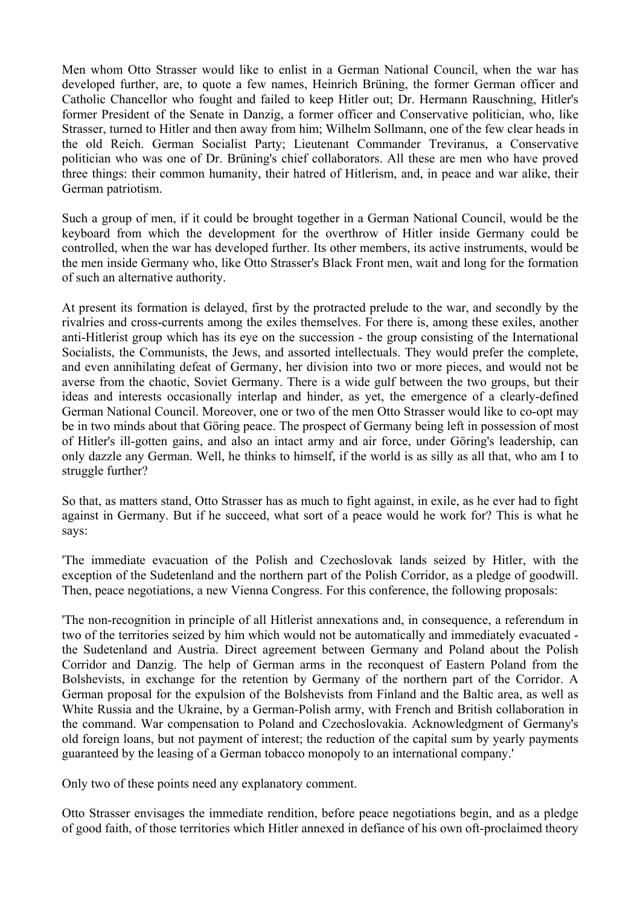Men whom Otto Strasser would like to enlist in a German National Council, when the war has developed further, are, to quote a few names, Heinrich Brüning, the former German officer and Catholic Chancellor who fought and failed to keep Hitler out; Dr. Hermann Rauschning, Hitler's former President of the Senate in Danzig, a former officer and Conservative politician, who, like Strasser, turned to Hitler and then away from him; Wilhelm Sollmann, one of the few clear heads in the old Reich. German Socialist Party; Lieutenant Commander Treviranus, a Conservative politician who was one of Dr. Brüning's chief collaborators. All these are men who have proved three things: their common humanity, their hatred of Hitlerism, and, in peace and war alike, their German patriotism.

Such a group of men, if it could be brought together in a German National Council, would be the keyboard from which the development for the overthrow of Hitler inside Germany could be controlled, when the war has developed further. Its other members, its active instruments, would be the men inside Germany who, like Otto Strasser's Black Front men, wait and long for the formation of such an alternative authority.

At present its formation is delayed, first by the protracted prelude to the war, and secondly by the rivalries and cross-currents among the exiles themselves. For there is, among these exiles, another anti-Hitlerist group which has its eye on the succession - the group consisting of the International Socialists, the Communists, the Jews, and assorted intellectuals. They would prefer the complete, and even annihilating defeat of Germany, her division into two or more pieces, and would not be averse from the chaotic, Soviet Germany. There is a wide gulf between the two groups, but their ideas and interests occasionally interlap and hinder, as yet, the emergence of a clearly-defined German National Council. Moreover, one or two of the men Otto Strasser would like to co-opt may be in two minds about that Göring peace. The prospect of Germany being left in possession of most of Hitler's ill-gotten gains, and also an intact army and air force, under Göring's leadership, can only dazzle any German. Well, he thinks to himself, if the world is as silly as all that, who am I to struggle further?

So that, as matters stand, Otto Strasser has as much to fight against, in exile, as he ever had to fight against in Germany. But if he succeed, what sort of a peace would he work for? This is what he says:

'The immediate evacuation of the Polish and Czechoslovak lands seized by Hitler, with the exception of the Sudetenland and the northern part of the Polish Corridor, as a pledge of goodwill. Then, peace negotiations, a new Vienna Congress. For this conference, the following proposals:

'The non-recognition in principle of all Hitlerist annexations and, in consequence, a referendum in two of the territories seized by him which would not be automatically and immediately evacuated - the Sudetenland and Austria. Direct agreement between Germany and Poland about the Polish Corridor and Danzig. The help of German arms in the reconquest of Eastern Poland from the Bolshevists, in exchange for the retention by Germany of the northern part of the Corridor. A German proposal for the expulsion of the Bolshevists from Finland and the Baltic area, as well as White Russia and the Ukraine, by a German-Polish army, with French and British collaboration in the command. War compensation to Poland and Czechoslovakia. Acknowledgment of Germany's old foreign loans, but not payment of interest; the reduction of the capital sum by yearly payments guaranteed by the leasing of a German tobacco monopoly to an international company.'

Only two of these points need any explanatory comment.

Otto Strasser envisages the immediate rendition, before peace negotiations begin, and as a pledge of good faith, of those territories which Hitler annexed in defiance of his own oft-proclaimed theory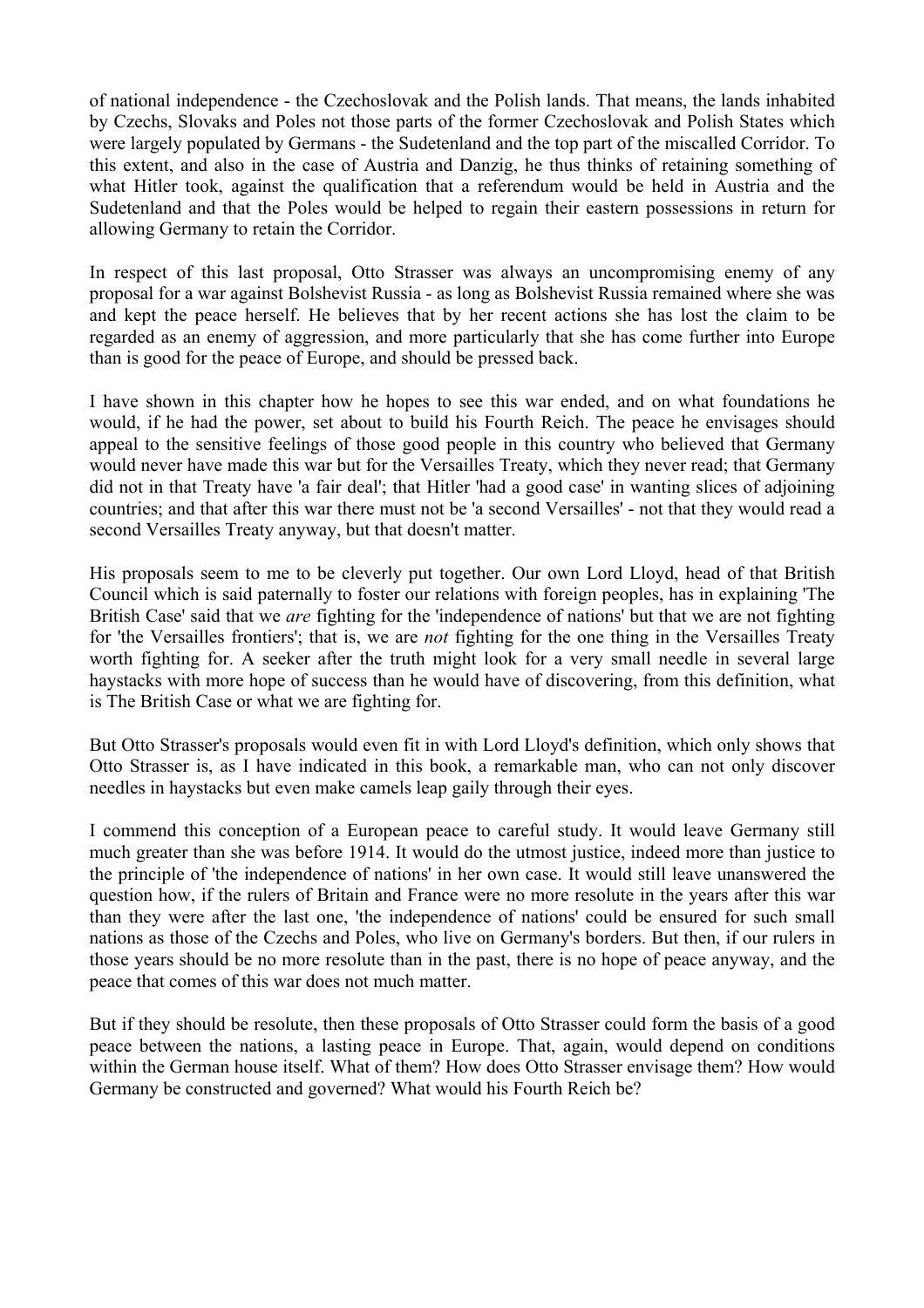of national independence - the Czechoslovak and the Polish lands. That means, the lands inhabited by Czechs, Slovaks and Poles not those parts of the former Czechoslovak and Polish States which were largely populated by Germans - the Sudetenland and the top part of the miscalled Corridor. To this extent, and also in the case of Austria and Danzig, he thus thinks of retaining something of what Hitler took, against the qualification that a referendum would be held in Austria and the Sudetenland and that the Poles would be helped to regain their eastern possessions in return for allowing Germany to retain the Corridor.

In respect of this last proposal, Otto Strasser was always an uncompromising enemy of any proposal for a war against Bolshevist Russia - as long as Bolshevist Russia remained where she was and kept the peace herself. He believes that by her recent actions she has lost the claim to be regarded as an enemy of aggression, and more particularly that she has come further into Europe than is good for the peace of Europe, and should be pressed back.

I have shown in this chapter how he hopes to see this war ended, and on what foundations he would, if he had the power, set about to build his Fourth Reich. The peace he envisages should appeal to the sensitive feelings of those good people in this country who believed that Germany would never have made this war but for the Versailles Treaty, which they never read; that Germany did not in that Treaty have 'a fair deal'; that Hitler 'had a good case' in wanting slices of adjoining countries; and that after this war there must not be 'a second Versailles' - not that they would read a second Versailles Treaty anyway, but that doesn't matter.

His proposals seem to me to be cleverly put together. Our own Lord Lloyd, head of that British Council which is said paternally to foster our relations with foreign peoples, has in explaining 'The British Case' said that we *are* fighting for the 'independence of nations' but that we are not fighting for 'the Versailles frontiers'; that is, we are *not* fighting for the one thing in the Versailles Treaty worth fighting for. A seeker after the truth might look for a very small needle in several large haystacks with more hope of success than he would have of discovering, from this definition, what is The British Case or what we are fighting for.

But Otto Strasser's proposals would even fit in with Lord Lloyd's definition, which only shows that Otto Strasser is, as I have indicated in this book, a remarkable man, who can not only discover needles in haystacks but even make camels leap gaily through their eyes.

I commend this conception of a European peace to careful study. It would leave Germany still much greater than she was before 1914. It would do the utmost justice, indeed more than justice to the principle of 'the independence of nations' in her own case. It would still leave unanswered the question how, if the rulers of Britain and France were no more resolute in the years after this war than they were after the last one, 'the independence of nations' could be ensured for such small nations as those of the Czechs and Poles, who live on Germany's borders. But then, if our rulers in those years should be no more resolute than in the past, there is no hope of peace anyway, and the peace that comes of this war does not much matter.

But if they should be resolute, then these proposals of Otto Strasser could form the basis of a good peace between the nations, a lasting peace in Europe. That, again, would depend on conditions within the German house itself. What of them? How does Otto Strasser envisage them? How would Germany be constructed and governed? What would his Fourth Reich be?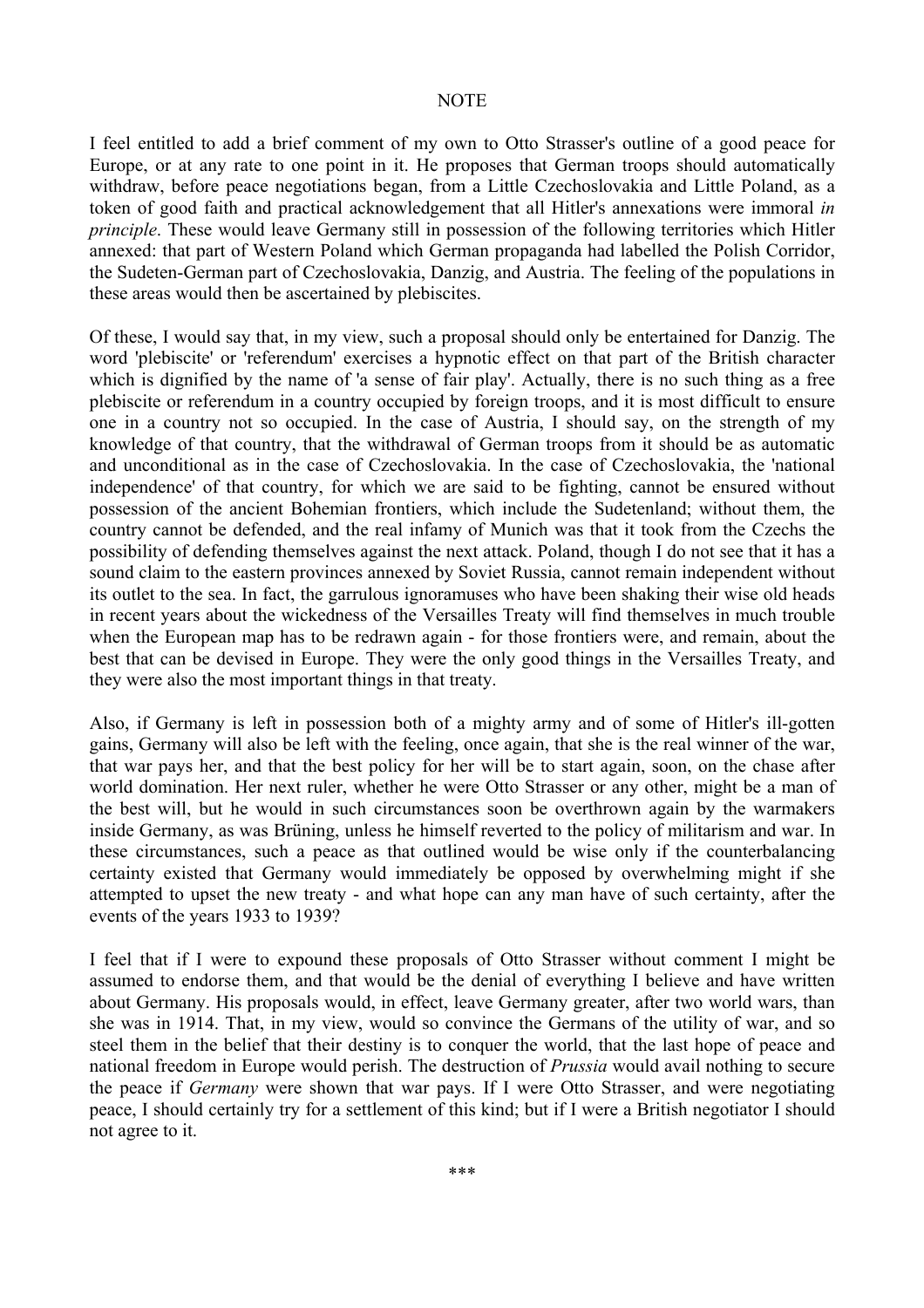## NOTE

I feel entitled to add a brief comment of my own to Otto Strasser's outline of a good peace for Europe, or at any rate to one point in it. He proposes that German troops should automatically withdraw, before peace negotiations began, from a Little Czechoslovakia and Little Poland, as a token of good faith and practical acknowledgement that all Hitler's annexations were immoral *in principle*. These would leave Germany still in possession of the following territories which Hitler annexed: that part of Western Poland which German propaganda had labelled the Polish Corridor, the Sudeten-German part of Czechoslovakia, Danzig, and Austria. The feeling of the populations in these areas would then be ascertained by plebiscites.

Of these, I would say that, in my view, such a proposal should only be entertained for Danzig. The word 'plebiscite' or 'referendum' exercises a hypnotic effect on that part of the British character which is dignified by the name of 'a sense of fair play'. Actually, there is no such thing as a free plebiscite or referendum in a country occupied by foreign troops, and it is most difficult to ensure one in a country not so occupied. In the case of Austria, I should say, on the strength of my knowledge of that country, that the withdrawal of German troops from it should be as automatic and unconditional as in the case of Czechoslovakia. In the case of Czechoslovakia, the 'national independence' of that country, for which we are said to be fighting, cannot be ensured without possession of the ancient Bohemian frontiers, which include the Sudetenland; without them, the country cannot be defended, and the real infamy of Munich was that it took from the Czechs the possibility of defending themselves against the next attack. Poland, though I do not see that it has a sound claim to the eastern provinces annexed by Soviet Russia, cannot remain independent without its outlet to the sea. In fact, the garrulous ignoramuses who have been shaking their wise old heads in recent years about the wickedness of the Versailles Treaty will find themselves in much trouble when the European map has to be redrawn again - for those frontiers were, and remain, about the best that can be devised in Europe. They were the only good things in the Versailles Treaty, and they were also the most important things in that treaty.

Also, if Germany is left in possession both of a mighty army and of some of Hitler's ill-gotten gains, Germany will also be left with the feeling, once again, that she is the real winner of the war, that war pays her, and that the best policy for her will be to start again, soon, on the chase after world domination. Her next ruler, whether he were Otto Strasser or any other, might be a man of the best will, but he would in such circumstances soon be overthrown again by the warmakers inside Germany, as was Brüning, unless he himself reverted to the policy of militarism and war. In these circumstances, such a peace as that outlined would be wise only if the counterbalancing certainty existed that Germany would immediately be opposed by overwhelming might if she attempted to upset the new treaty - and what hope can any man have of such certainty, after the events of the years 1933 to 1939?

I feel that if I were to expound these proposals of Otto Strasser without comment I might be assumed to endorse them, and that would be the denial of everything I believe and have written about Germany. His proposals would, in effect, leave Germany greater, after two world wars, than she was in 1914. That, in my view, would so convince the Germans of the utility of war, and so steel them in the belief that their destiny is to conquer the world, that the last hope of peace and national freedom in Europe would perish. The destruction of *Prussia* would avail nothing to secure the peace if *Germany* were shown that war pays. If I were Otto Strasser, and were negotiating peace, I should certainly try for a settlement of this kind; but if I were a British negotiator I should not agree to it.

\*\*\*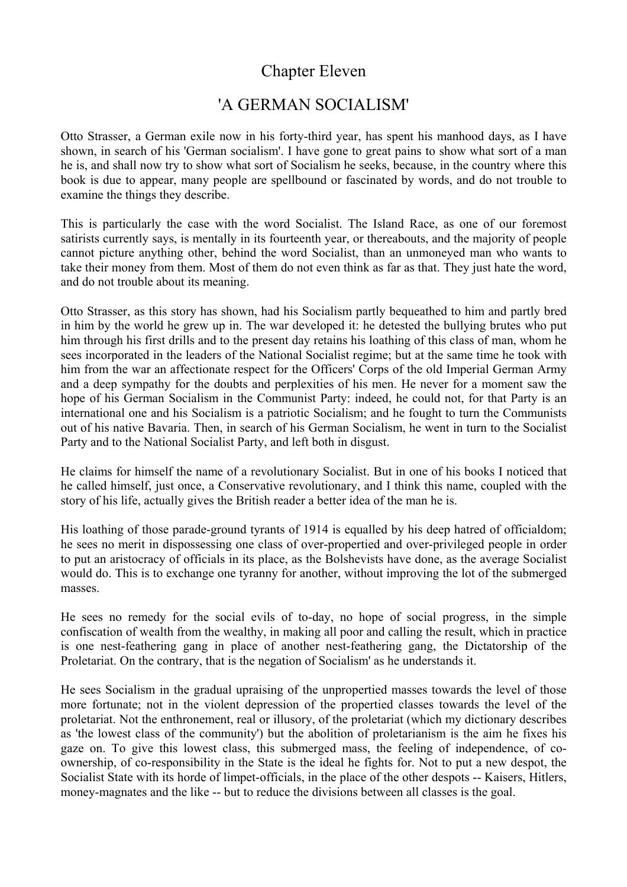# Chapter Eleven

## 'A GERMAN SOCIALISM'

Otto Strasser, a German exile now in his forty-third year, has spent his manhood days, as I have shown, in search of his 'German socialism'. I have gone to great pains to show what sort of a man he is, and shall now try to show what sort of Socialism he seeks, because, in the country where this book is due to appear, many people are spellbound or fascinated by words, and do not trouble to examine the things they describe.

This is particularly the case with the word Socialist. The Island Race, as one of our foremost satirists currently says, is mentally in its fourteenth year, or thereabouts, and the majority of people cannot picture anything other, behind the word Socialist, than an unmoneyed man who wants to take their money from them. Most of them do not even think as far as that. They just hate the word, and do not trouble about its meaning.

Otto Strasser, as this story has shown, had his Socialism partly bequeathed to him and partly bred in him by the world he grew up in. The war developed it: he detested the bullying brutes who put him through his first drills and to the present day retains his loathing of this class of man, whom he sees incorporated in the leaders of the National Socialist regime; but at the same time he took with him from the war an affectionate respect for the Officers' Corps of the old Imperial German Army and a deep sympathy for the doubts and perplexities of his men. He never for a moment saw the hope of his German Socialism in the Communist Party: indeed, he could not, for that Party is an international one and his Socialism is a patriotic Socialism; and he fought to turn the Communists out of his native Bavaria. Then, in search of his German Socialism, he went in turn to the Socialist Party and to the National Socialist Party, and left both in disgust.

He claims for himself the name of a revolutionary Socialist. But in one of his books I noticed that he called himself, just once, a Conservative revolutionary, and I think this name, coupled with the story of his life, actually gives the British reader a better idea of the man he is.

His loathing of those parade-ground tyrants of 1914 is equalled by his deep hatred of officialdom; he sees no merit in dispossessing one class of over-propertied and over-privileged people in order to put an aristocracy of officials in its place, as the Bolshevists have done, as the average Socialist would do. This is to exchange one tyranny for another, without improving the lot of the submerged masses.

He sees no remedy for the social evils of to-day, no hope of social progress, in the simple confiscation of wealth from the wealthy, in making all poor and calling the result, which in practice is one nest-feathering gang in place of another nest-feathering gang, the Dictatorship of the Proletariat. On the contrary, that is the negation of Socialism' as he understands it.

He sees Socialism in the gradual upraising of the unpropertied masses towards the level of those more fortunate; not in the violent depression of the propertied classes towards the level of the proletariat. Not the enthronement, real or illusory, of the proletariat (which my dictionary describes as 'the lowest class of the community') but the abolition of proletarianism is the aim he fixes his gaze on. To give this lowest class, this submerged mass, the feeling of independence, of co-ownership, of co-responsibility in the State is the ideal he fights for. Not to put a new despot, the Socialist State with its horde of limpet-officials, in the place of the other despots -- Kaisers, Hitlers, money-magnates and the like -- but to reduce the divisions between all classes is the goal.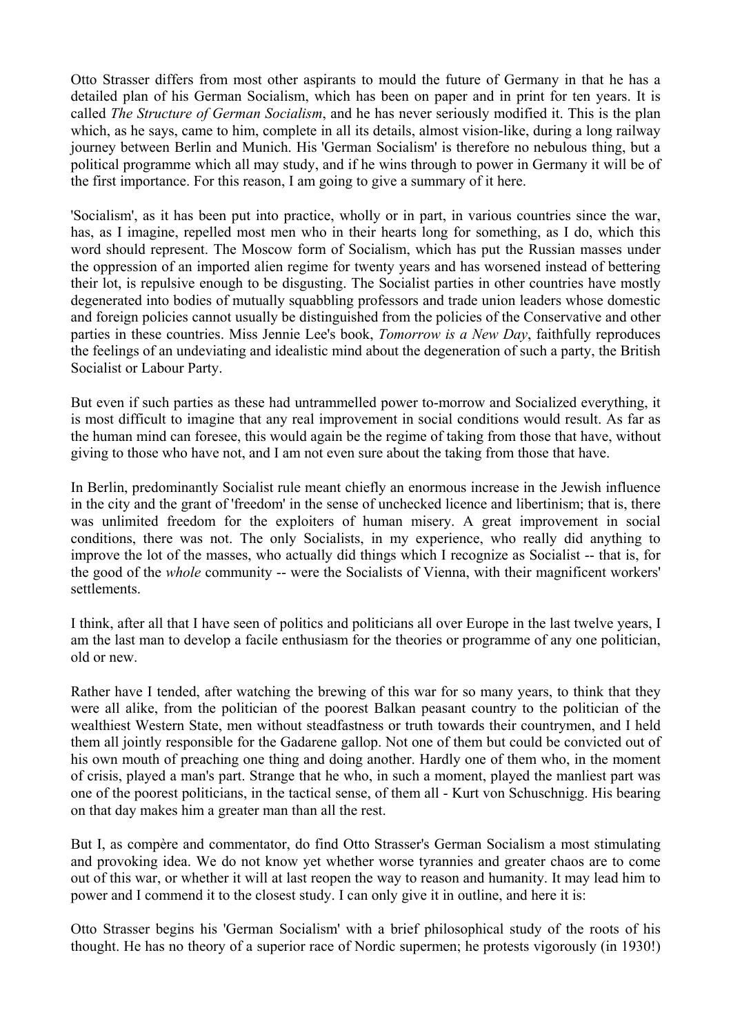Otto Strasser differs from most other aspirants to mould the future of Germany in that he has a detailed plan of his German Socialism, which has been on paper and in print for ten years. It is called *The Structure of German Socialism*, and he has never seriously modified it. This is the plan which, as he says, came to him, complete in all its details, almost vision-like, during a long railway journey between Berlin and Munich. His 'German Socialism' is therefore no nebulous thing, but a political programme which all may study, and if he wins through to power in Germany it will be of the first importance. For this reason, I am going to give a summary of it here.

'Socialism', as it has been put into practice, wholly or in part, in various countries since the war, has, as I imagine, repelled most men who in their hearts long for something, as I do, which this word should represent. The Moscow form of Socialism, which has put the Russian masses under the oppression of an imported alien regime for twenty years and has worsened instead of bettering their lot, is repulsive enough to be disgusting. The Socialist parties in other countries have mostly degenerated into bodies of mutually squabbling professors and trade union leaders whose domestic and foreign policies cannot usually be distinguished from the policies of the Conservative and other parties in these countries. Miss Jennie Lee's book, *Tomorrow is a New Day*, faithfully reproduces the feelings of an undeviating and idealistic mind about the degeneration of such a party, the British Socialist or Labour Party.

But even if such parties as these had untrammelled power to-morrow and Socialized everything, it is most difficult to imagine that any real improvement in social conditions would result. As far as the human mind can foresee, this would again be the regime of taking from those that have, without giving to those who have not, and I am not even sure about the taking from those that have.

In Berlin, predominantly Socialist rule meant chiefly an enormous increase in the Jewish influence in the city and the grant of 'freedom' in the sense of unchecked licence and libertinism; that is, there was unlimited freedom for the exploiters of human misery. A great improvement in social conditions, there was not. The only Socialists, in my experience, who really did anything to improve the lot of the masses, who actually did things which I recognize as Socialist -- that is, for the good of the *whole* community -- were the Socialists of Vienna, with their magnificent workers' settlements.

I think, after all that I have seen of politics and politicians all over Europe in the last twelve years, I am the last man to develop a facile enthusiasm for the theories or programme of any one politician, old or new.

Rather have I tended, after watching the brewing of this war for so many years, to think that they were all alike, from the politician of the poorest Balkan peasant country to the politician of the wealthiest Western State, men without steadfastness or truth towards their countrymen, and I held them all jointly responsible for the Gadarene gallop. Not one of them but could be convicted out of his own mouth of preaching one thing and doing another. Hardly one of them who, in the moment of crisis, played a man's part. Strange that he who, in such a moment, played the manliest part was one of the poorest politicians, in the tactical sense, of them all - Kurt von Schuschnigg. His bearing on that day makes him a greater man than all the rest.

But I, as compère and commentator, do find Otto Strasser's German Socialism a most stimulating and provoking idea. We do not know yet whether worse tyrannies and greater chaos are to come out of this war, or whether it will at last reopen the way to reason and humanity. It may lead him to power and I commend it to the closest study. I can only give it in outline, and here it is:

Otto Strasser begins his 'German Socialism' with a brief philosophical study of the roots of his thought. He has no theory of a superior race of Nordic supermen; he protests vigorously (in 1930!)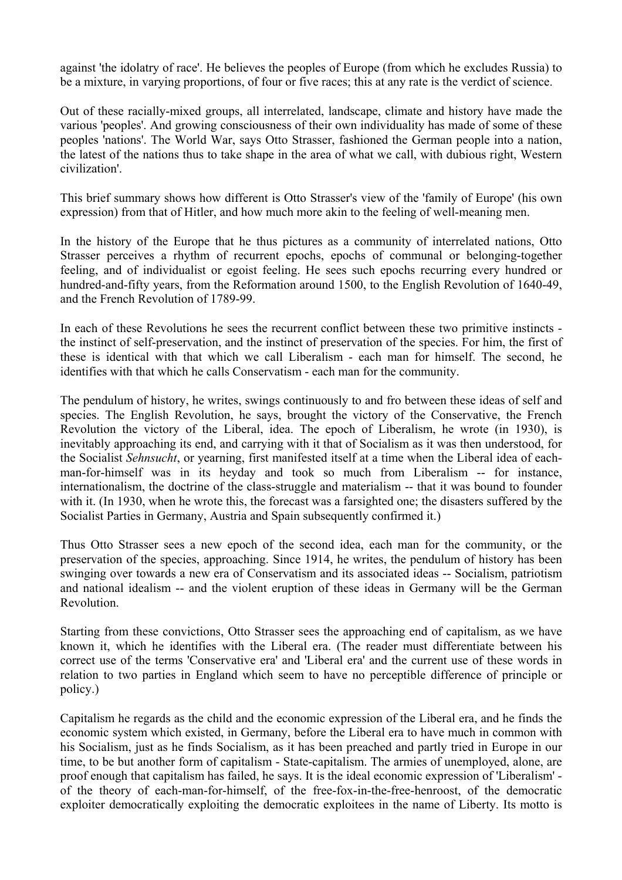against 'the idolatry of race'. He believes the peoples of Europe (from which he excludes Russia) to be a mixture, in varying proportions, of four or five races; this at any rate is the verdict of science.

Out of these racially-mixed groups, all interrelated, landscape, climate and history have made the various 'peoples'. And growing consciousness of their own individuality has made of some of these peoples 'nations'. The World War, says Otto Strasser, fashioned the German people into a nation, the latest of the nations thus to take shape in the area of what we call, with dubious right, Western civilization'.

This brief summary shows how different is Otto Strasser's view of the 'family of Europe' (his own expression) from that of Hitler, and how much more akin to the feeling of well-meaning men.

In the history of the Europe that he thus pictures as a community of interrelated nations, Otto Strasser perceives a rhythm of recurrent epochs, epochs of communal or belonging-together feeling, and of individualist or egoist feeling. He sees such epochs recurring every hundred or hundred-and-fifty years, from the Reformation around 1500, to the English Revolution of 1640-49, and the French Revolution of 1789-99.

In each of these Revolutions he sees the recurrent conflict between these two primitive instincts - the instinct of self-preservation, and the instinct of preservation of the species. For him, the first of these is identical with that which we call Liberalism - each man for himself. The second, he identifies with that which he calls Conservatism - each man for the community.

The pendulum of history, he writes, swings continuously to and fro between these ideas of self and species. The English Revolution, he says, brought the victory of the Conservative, the French Revolution the victory of the Liberal, idea. The epoch of Liberalism, he wrote (in 1930), is inevitably approaching its end, and carrying with it that of Socialism as it was then understood, for the Socialist *Sehnsucht*, or yearning, first manifested itself at a time when the Liberal idea of each-man-for-himself was in its heyday and took so much from Liberalism -- for instance, internationalism, the doctrine of the class-struggle and materialism -- that it was bound to founder with it. (In 1930, when he wrote this, the forecast was a farsighted one; the disasters suffered by the Socialist Parties in Germany, Austria and Spain subsequently confirmed it.)

Thus Otto Strasser sees a new epoch of the second idea, each man for the community, or the preservation of the species, approaching. Since 1914, he writes, the pendulum of history has been swinging over towards a new era of Conservatism and its associated ideas -- Socialism, patriotism and national idealism -- and the violent eruption of these ideas in Germany will be the German Revolution.

Starting from these convictions, Otto Strasser sees the approaching end of capitalism, as we have known it, which he identifies with the Liberal era. (The reader must differentiate between his correct use of the terms 'Conservative era' and 'Liberal era' and the current use of these words in relation to two parties in England which seem to have no perceptible difference of principle or policy.)

Capitalism he regards as the child and the economic expression of the Liberal era, and he finds the economic system which existed, in Germany, before the Liberal era to have much in common with his Socialism, just as he finds Socialism, as it has been preached and partly tried in Europe in our time, to be but another form of capitalism - State-capitalism. The armies of unemployed, alone, are proof enough that capitalism has failed, he says. It is the ideal economic expression of 'Liberalism' - of the theory of each-man-for-himself, of the free-fox-in-the-free-henroost, of the democratic exploiter democratically exploiting the democratic exploitees in the name of Liberty. Its motto is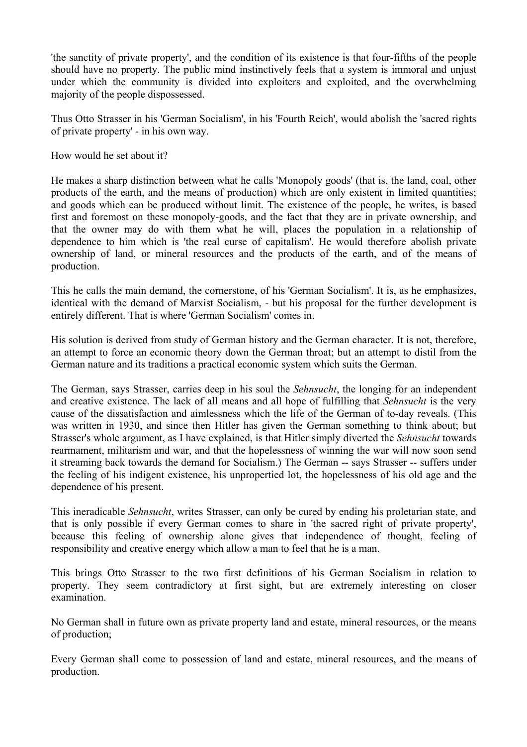'the sanctity of private property', and the condition of its existence is that four-fifths of the people should have no property. The public mind instinctively feels that a system is immoral and unjust under which the community is divided into exploiters and exploited, and the overwhelming majority of the people dispossessed.

Thus Otto Strasser in his 'German Socialism', in his 'Fourth Reich', would abolish the 'sacred rights of private property' - in his own way.

How would he set about it?

He makes a sharp distinction between what he calls 'Monopoly goods' (that is, the land, coal, other products of the earth, and the means of production) which are only existent in limited quantities; and goods which can be produced without limit. The existence of the people, he writes, is based first and foremost on these monopoly-goods, and the fact that they are in private ownership, and that the owner may do with them what he will, places the population in a relationship of dependence to him which is 'the real curse of capitalism'. He would therefore abolish private ownership of land, or mineral resources and the products of the earth, and of the means of production.

This he calls the main demand, the cornerstone, of his 'German Socialism'. It is, as he emphasizes, identical with the demand of Marxist Socialism, - but his proposal for the further development is entirely different. That is where 'German Socialism' comes in.

His solution is derived from study of German history and the German character. It is not, therefore, an attempt to force an economic theory down the German throat; but an attempt to distil from the German nature and its traditions a practical economic system which suits the German.

The German, says Strasser, carries deep in his soul the *Sehnsucht*, the longing for an independent and creative existence. The lack of all means and all hope of fulfilling that *Sehnsucht* is the very cause of the dissatisfaction and aimlessness which the life of the German of to-day reveals. (This was written in 1930, and since then Hitler has given the German something to think about; but Strasser's whole argument, as I have explained, is that Hitler simply diverted the *Sehnsucht* towards rearmament, militarism and war, and that the hopelessness of winning the war will now soon send it streaming back towards the demand for Socialism.) The German -- says Strasser -- suffers under the feeling of his indigent existence, his unpropertied lot, the hopelessness of his old age and the dependence of his present.

This ineradicable *Sehnsucht*, writes Strasser, can only be cured by ending his proletarian state, and that is only possible if every German comes to share in 'the sacred right of private property', because this feeling of ownership alone gives that independence of thought, feeling of responsibility and creative energy which allow a man to feel that he is a man.

This brings Otto Strasser to the two first definitions of his German Socialism in relation to property. They seem contradictory at first sight, but are extremely interesting on closer examination.

No German shall in future own as private property land and estate, mineral resources, or the means of production;

Every German shall come to possession of land and estate, mineral resources, and the means of production.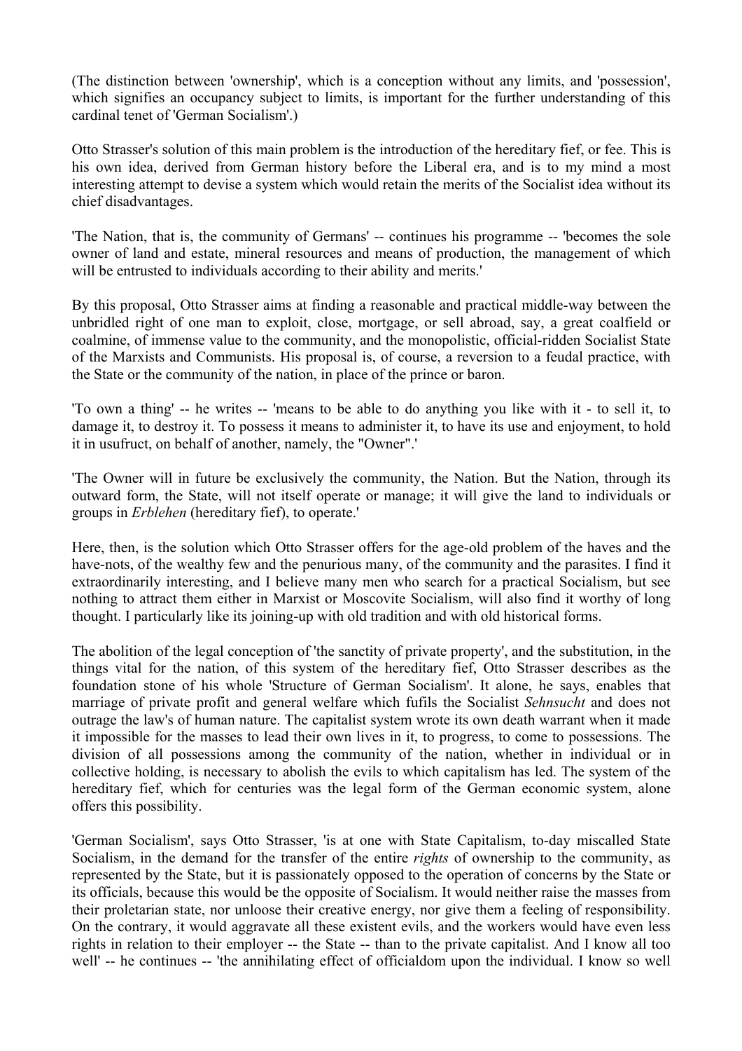(The distinction between 'ownership', which is a conception without any limits, and 'possession', which signifies an occupancy subject to limits, is important for the further understanding of this cardinal tenet of 'German Socialism'.)

Otto Strasser's solution of this main problem is the introduction of the hereditary fief, or fee. This is his own idea, derived from German history before the Liberal era, and is to my mind a most interesting attempt to devise a system which would retain the merits of the Socialist idea without its chief disadvantages.

'The Nation, that is, the community of Germans' -- continues his programme -- 'becomes the sole owner of land and estate, mineral resources and means of production, the management of which will be entrusted to individuals according to their ability and merits.'

By this proposal, Otto Strasser aims at finding a reasonable and practical middle-way between the unbridled right of one man to exploit, close, mortgage, or sell abroad, say, a great coalfield or coalmine, of immense value to the community, and the monopolistic, official-ridden Socialist State of the Marxists and Communists. His proposal is, of course, a reversion to a feudal practice, with the State or the community of the nation, in place of the prince or baron.

'To own a thing' -- he writes -- 'means to be able to do anything you like with it - to sell it, to damage it, to destroy it. To possess it means to administer it, to have its use and enjoyment, to hold it in usufruct, on behalf of another, namely, the "Owner".'

'The Owner will in future be exclusively the community, the Nation. But the Nation, through its outward form, the State, will not itself operate or manage; it will give the land to individuals or groups in *Erblehen* (hereditary fief), to operate.'

Here, then, is the solution which Otto Strasser offers for the age-old problem of the haves and the have-nots, of the wealthy few and the penurious many, of the community and the parasites. I find it extraordinarily interesting, and I believe many men who search for a practical Socialism, but see nothing to attract them either in Marxist or Moscovite Socialism, will also find it worthy of long thought. I particularly like its joining-up with old tradition and with old historical forms.

The abolition of the legal conception of 'the sanctity of private property', and the substitution, in the things vital for the nation, of this system of the hereditary fief, Otto Strasser describes as the foundation stone of his whole 'Structure of German Socialism'. It alone, he says, enables that marriage of private profit and general welfare which fufils the Socialist *Sehnsucht* and does not outrage the law's of human nature. The capitalist system wrote its own death warrant when it made it impossible for the masses to lead their own lives in it, to progress, to come to possessions. The division of all possessions among the community of the nation, whether in individual or in collective holding, is necessary to abolish the evils to which capitalism has led. The system of the hereditary fief, which for centuries was the legal form of the German economic system, alone offers this possibility.

'German Socialism', says Otto Strasser, 'is at one with State Capitalism, to-day miscalled State Socialism, in the demand for the transfer of the entire *rights* of ownership to the community, as represented by the State, but it is passionately opposed to the operation of concerns by the State or its officials, because this would be the opposite of Socialism. It would neither raise the masses from their proletarian state, nor unloose their creative energy, nor give them a feeling of responsibility. On the contrary, it would aggravate all these existent evils, and the workers would have even less rights in relation to their employer -- the State -- than to the private capitalist. And I know all too well' -- he continues -- 'the annihilating effect of officialdom upon the individual. I know so well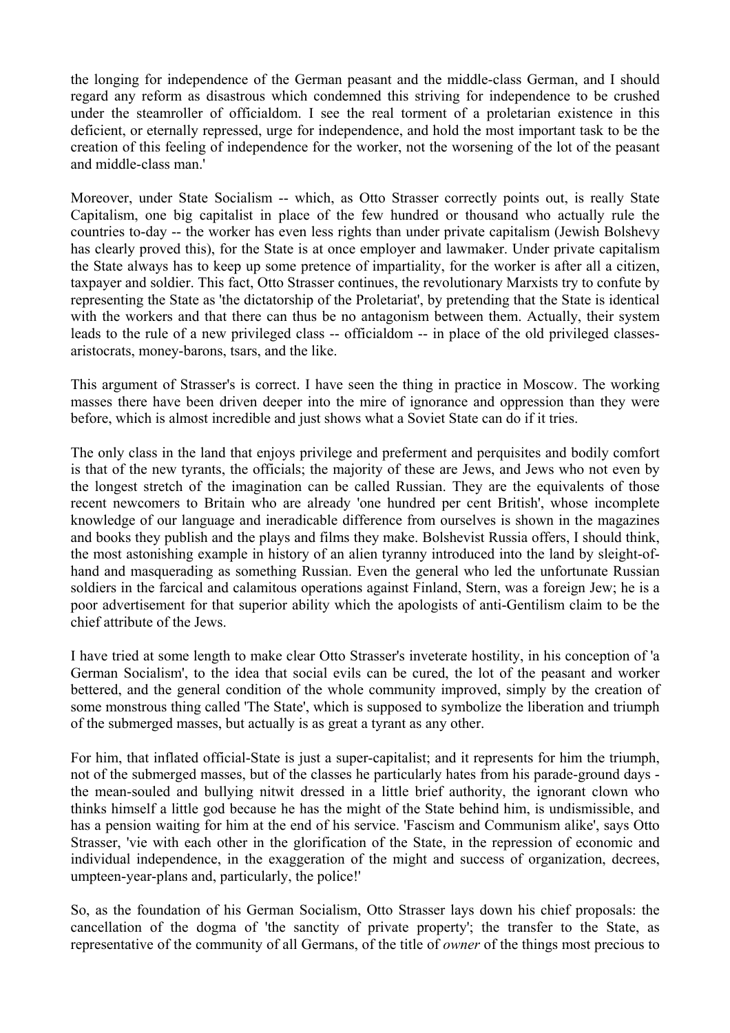the longing for independence of the German peasant and the middle-class German, and I should regard any reform as disastrous which condemned this striving for independence to be crushed under the steamroller of officialdom. I see the real torment of a proletarian existence in this deficient, or eternally repressed, urge for independence, and hold the most important task to be the creation of this feeling of independence for the worker, not the worsening of the lot of the peasant and middle-class man.'

Moreover, under State Socialism -- which, as Otto Strasser correctly points out, is really State Capitalism, one big capitalist in place of the few hundred or thousand who actually rule the countries to-day -- the worker has even less rights than under private capitalism (Jewish Bolshevy has clearly proved this), for the State is at once employer and lawmaker. Under private capitalism the State always has to keep up some pretence of impartiality, for the worker is after all a citizen, taxpayer and soldier. This fact, Otto Strasser continues, the revolutionary Marxists try to confute by representing the State as 'the dictatorship of the Proletariat', by pretending that the State is identical with the workers and that there can thus be no antagonism between them. Actually, their system leads to the rule of a new privileged class -- officialdom -- in place of the old privileged classes-aristocrats, money-barons, tsars, and the like.

This argument of Strasser's is correct. I have seen the thing in practice in Moscow. The working masses there have been driven deeper into the mire of ignorance and oppression than they were before, which is almost incredible and just shows what a Soviet State can do if it tries.

The only class in the land that enjoys privilege and preferment and perquisites and bodily comfort is that of the new tyrants, the officials; the majority of these are Jews, and Jews who not even by the longest stretch of the imagination can be called Russian. They are the equivalents of those recent newcomers to Britain who are already 'one hundred per cent British', whose incomplete knowledge of our language and ineradicable difference from ourselves is shown in the magazines and books they publish and the plays and films they make. Bolshevist Russia offers, I should think, the most astonishing example in history of an alien tyranny introduced into the land by sleight-of-hand and masquerading as something Russian. Even the general who led the unfortunate Russian soldiers in the farcical and calamitous operations against Finland, Stern, was a foreign Jew; he is a poor advertisement for that superior ability which the apologists of anti-Gentilism claim to be the chief attribute of the Jews.

I have tried at some length to make clear Otto Strasser's inveterate hostility, in his conception of 'a German Socialism', to the idea that social evils can be cured, the lot of the peasant and worker bettered, and the general condition of the whole community improved, simply by the creation of some monstrous thing called 'The State', which is supposed to symbolize the liberation and triumph of the submerged masses, but actually is as great a tyrant as any other.

For him, that inflated official-State is just a super-capitalist; and it represents for him the triumph, not of the submerged masses, but of the classes he particularly hates from his parade-ground days - the mean-souled and bullying nitwit dressed in a little brief authority, the ignorant clown who thinks himself a little god because he has the might of the State behind him, is undismissible, and has a pension waiting for him at the end of his service. 'Fascism and Communism alike', says Otto Strasser, 'vie with each other in the glorification of the State, in the repression of economic and individual independence, in the exaggeration of the might and success of organization, decrees, umpteen-year-plans and, particularly, the police!'

So, as the foundation of his German Socialism, Otto Strasser lays down his chief proposals: the cancellation of the dogma of 'the sanctity of private property'; the transfer to the State, as representative of the community of all Germans, of the title of *owner* of the things most precious to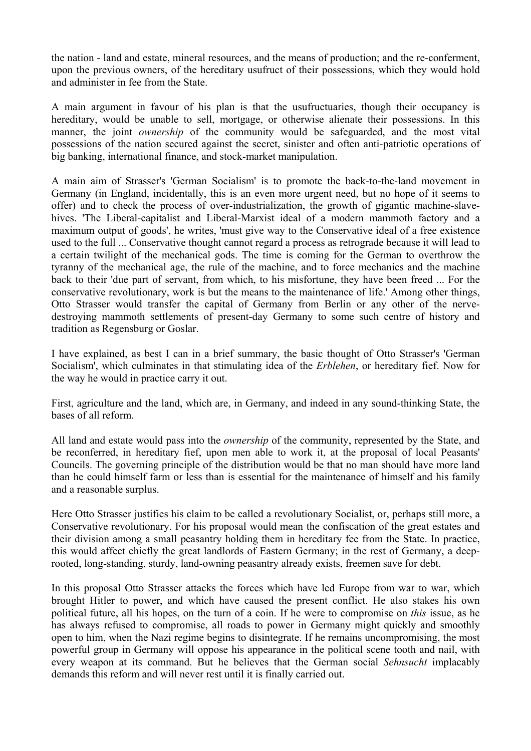the nation - land and estate, mineral resources, and the means of production; and the re-conferment, upon the previous owners, of the hereditary usufruct of their possessions, which they would hold and administer in fee from the State.

A main argument in favour of his plan is that the usufructuaries, though their occupancy is hereditary, would be unable to sell, mortgage, or otherwise alienate their possessions. In this manner, the joint *ownership* of the community would be safeguarded, and the most vital possessions of the nation secured against the secret, sinister and often anti-patriotic operations of big banking, international finance, and stock-market manipulation.

A main aim of Strasser's 'German Socialism' is to promote the back-to-the-land movement in Germany (in England, incidentally, this is an even more urgent need, but no hope of it seems to offer) and to check the process of over-industrialization, the growth of gigantic machine-slave-hives. 'The Liberal-capitalist and Liberal-Marxist ideal of a modern mammoth factory and a maximum output of goods', he writes, 'must give way to the Conservative ideal of a free existence used to the full ... Conservative thought cannot regard a process as retrograde because it will lead to a certain twilight of the mechanical gods. The time is coming for the German to overthrow the tyranny of the mechanical age, the rule of the machine, and to force mechanics and the machine back to their 'due part of servant, from which, to his misfortune, they have been freed ... For the conservative revolutionary, work is but the means to the maintenance of life.' Among other things, Otto Strasser would transfer the capital of Germany from Berlin or any other of the nerve-destroying mammoth settlements of present-day Germany to some such centre of history and tradition as Regensburg or Goslar.

I have explained, as best I can in a brief summary, the basic thought of Otto Strasser's 'German Socialism', which culminates in that stimulating idea of the *Erblehen*, or hereditary fief. Now for the way he would in practice carry it out.

First, agriculture and the land, which are, in Germany, and indeed in any sound-thinking State, the bases of all reform.

All land and estate would pass into the *ownership* of the community, represented by the State, and be reconferred, in hereditary fief, upon men able to work it, at the proposal of local Peasants' Councils. The governing principle of the distribution would be that no man should have more land than he could himself farm or less than is essential for the maintenance of himself and his family and a reasonable surplus.

Here Otto Strasser justifies his claim to be called a revolutionary Socialist, or, perhaps still more, a Conservative revolutionary. For his proposal would mean the confiscation of the great estates and their division among a small peasantry holding them in hereditary fee from the State. In practice, this would affect chiefly the great landlords of Eastern Germany; in the rest of Germany, a deep-rooted, long-standing, sturdy, land-owning peasantry already exists, freemen save for debt.

In this proposal Otto Strasser attacks the forces which have led Europe from war to war, which brought Hitler to power, and which have caused the present conflict. He also stakes his own political future, all his hopes, on the turn of a coin. If he were to compromise on *this* issue, as he has always refused to compromise, all roads to power in Germany might quickly and smoothly open to him, when the Nazi regime begins to disintegrate. If he remains uncompromising, the most powerful group in Germany will oppose his appearance in the political scene tooth and nail, with every weapon at its command. But he believes that the German social *Sehnsucht* implacably demands this reform and will never rest until it is finally carried out.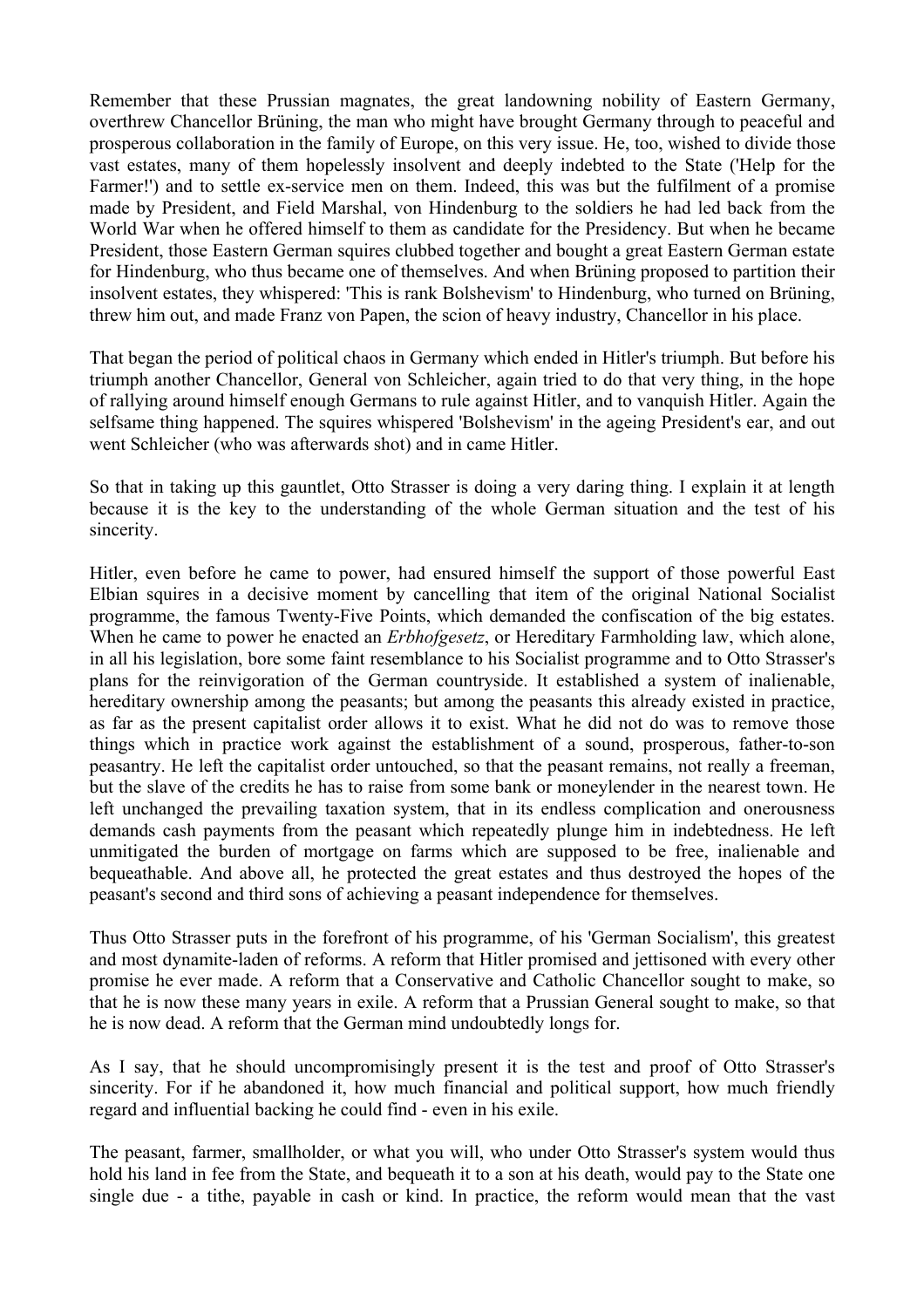Remember that these Prussian magnates, the great landowning nobility of Eastern Germany, overthrew Chancellor Brüning, the man who might have brought Germany through to peaceful and prosperous collaboration in the family of Europe, on this very issue. He, too, wished to divide those vast estates, many of them hopelessly insolvent and deeply indebted to the State ('Help for the Farmer!') and to settle ex-service men on them. Indeed, this was but the fulfilment of a promise made by President, and Field Marshal, von Hindenburg to the soldiers he had led back from the World War when he offered himself to them as candidate for the Presidency. But when he became President, those Eastern German squires clubbed together and bought a great Eastern German estate for Hindenburg, who thus became one of themselves. And when Brüning proposed to partition their insolvent estates, they whispered: 'This is rank Bolshevism' to Hindenburg, who turned on Brüning, threw him out, and made Franz von Papen, the scion of heavy industry, Chancellor in his place.

That began the period of political chaos in Germany which ended in Hitler's triumph. But before his triumph another Chancellor, General von Schleicher, again tried to do that very thing, in the hope of rallying around himself enough Germans to rule against Hitler, and to vanquish Hitler. Again the selfsame thing happened. The squires whispered 'Bolshevism' in the ageing President's ear, and out went Schleicher (who was afterwards shot) and in came Hitler.

So that in taking up this gauntlet, Otto Strasser is doing a very daring thing. I explain it at length because it is the key to the understanding of the whole German situation and the test of his sincerity.

Hitler, even before he came to power, had ensured himself the support of those powerful East Elbian squires in a decisive moment by cancelling that item of the original National Socialist programme, the famous Twenty-Five Points, which demanded the confiscation of the big estates. When he came to power he enacted an *Erbhofgesetz*, or Hereditary Farmholding law, which alone, in all his legislation, bore some faint resemblance to his Socialist programme and to Otto Strasser's plans for the reinvigoration of the German countryside. It established a system of inalienable, hereditary ownership among the peasants; but among the peasants this already existed in practice, as far as the present capitalist order allows it to exist. What he did not do was to remove those things which in practice work against the establishment of a sound, prosperous, father-to-son peasantry. He left the capitalist order untouched, so that the peasant remains, not really a freeman, but the slave of the credits he has to raise from some bank or moneylender in the nearest town. He left unchanged the prevailing taxation system, that in its endless complication and onerousness demands cash payments from the peasant which repeatedly plunge him in indebtedness. He left unmitigated the burden of mortgage on farms which are supposed to be free, inalienable and bequeathable. And above all, he protected the great estates and thus destroyed the hopes of the peasant's second and third sons of achieving a peasant independence for themselves.

Thus Otto Strasser puts in the forefront of his programme, of his 'German Socialism', this greatest and most dynamite-laden of reforms. A reform that Hitler promised and jettisoned with every other promise he ever made. A reform that a Conservative and Catholic Chancellor sought to make, so that he is now these many years in exile. A reform that a Prussian General sought to make, so that he is now dead. A reform that the German mind undoubtedly longs for.

As I say, that he should uncompromisingly present it is the test and proof of Otto Strasser's sincerity. For if he abandoned it, how much financial and political support, how much friendly regard and influential backing he could find - even in his exile.

The peasant, farmer, smallholder, or what you will, who under Otto Strasser's system would thus hold his land in fee from the State, and bequeath it to a son at his death, would pay to the State one single due - a tithe, payable in cash or kind. In practice, the reform would mean that the vast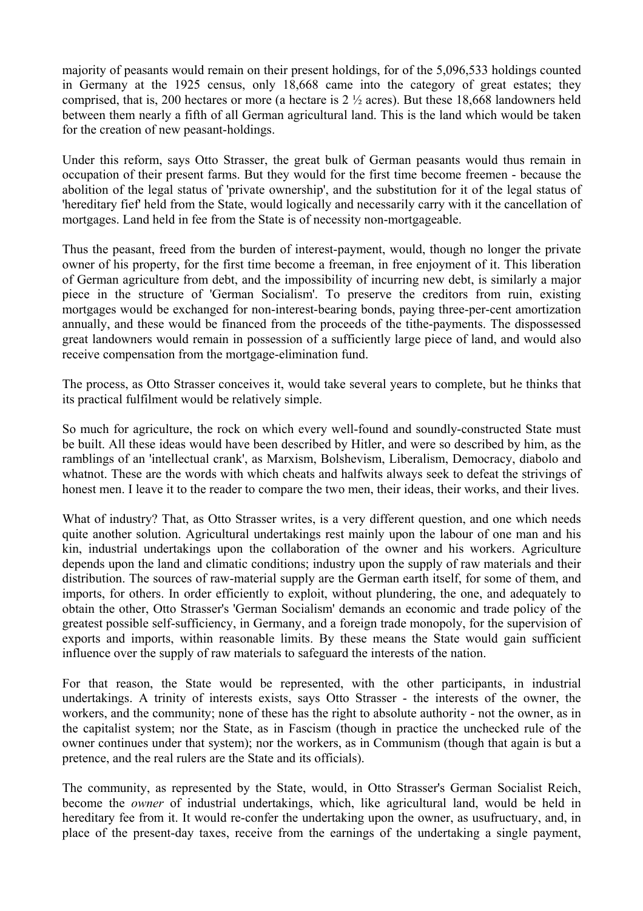majority of peasants would remain on their present holdings, for of the 5,096,533 holdings counted in Germany at the 1925 census, only 18,668 came into the category of great estates; they comprised, that is, 200 hectares or more (a hectare is 2 ½ acres). But these 18,668 landowners held between them nearly a fifth of all German agricultural land. This is the land which would be taken for the creation of new peasant-holdings.

Under this reform, says Otto Strasser, the great bulk of German peasants would thus remain in occupation of their present farms. But they would for the first time become freemen - because the abolition of the legal status of 'private ownership', and the substitution for it of the legal status of 'hereditary fief' held from the State, would logically and necessarily carry with it the cancellation of mortgages. Land held in fee from the State is of necessity non-mortgageable.

Thus the peasant, freed from the burden of interest-payment, would, though no longer the private owner of his property, for the first time become a freeman, in free enjoyment of it. This liberation of German agriculture from debt, and the impossibility of incurring new debt, is similarly a major piece in the structure of 'German Socialism'. To preserve the creditors from ruin, existing mortgages would be exchanged for non-interest-bearing bonds, paying three-per-cent amortization annually, and these would be financed from the proceeds of the tithe-payments. The dispossessed great landowners would remain in possession of a sufficiently large piece of land, and would also receive compensation from the mortgage-elimination fund.

The process, as Otto Strasser conceives it, would take several years to complete, but he thinks that its practical fulfilment would be relatively simple.

So much for agriculture, the rock on which every well-found and soundly-constructed State must be built. All these ideas would have been described by Hitler, and were so described by him, as the ramblings of an 'intellectual crank', as Marxism, Bolshevism, Liberalism, Democracy, diabolo and whatnot. These are the words with which cheats and halfwits always seek to defeat the strivings of honest men. I leave it to the reader to compare the two men, their ideas, their works, and their lives.

What of industry? That, as Otto Strasser writes, is a very different question, and one which needs quite another solution. Agricultural undertakings rest mainly upon the labour of one man and his kin, industrial undertakings upon the collaboration of the owner and his workers. Agriculture depends upon the land and climatic conditions; industry upon the supply of raw materials and their distribution. The sources of raw-material supply are the German earth itself, for some of them, and imports, for others. In order efficiently to exploit, without plundering, the one, and adequately to obtain the other, Otto Strasser's 'German Socialism' demands an economic and trade policy of the greatest possible self-sufficiency, in Germany, and a foreign trade monopoly, for the supervision of exports and imports, within reasonable limits. By these means the State would gain sufficient influence over the supply of raw materials to safeguard the interests of the nation.

For that reason, the State would be represented, with the other participants, in industrial undertakings. A trinity of interests exists, says Otto Strasser - the interests of the owner, the workers, and the community; none of these has the right to absolute authority - not the owner, as in the capitalist system; nor the State, as in Fascism (though in practice the unchecked rule of the owner continues under that system); nor the workers, as in Communism (though that again is but a pretence, and the real rulers are the State and its officials).

The community, as represented by the State, would, in Otto Strasser's German Socialist Reich, become the *owner* of industrial undertakings, which, like agricultural land, would be held in hereditary fee from it. It would re-confer the undertaking upon the owner, as usufructuary, and, in place of the present-day taxes, receive from the earnings of the undertaking a single payment,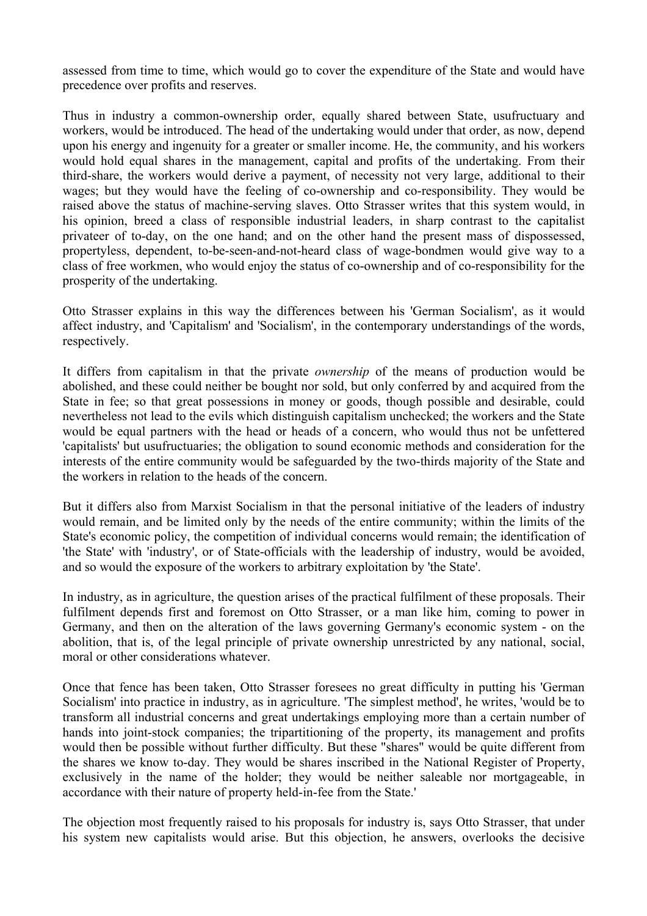assessed from time to time, which would go to cover the expenditure of the State and would have precedence over profits and reserves.

Thus in industry a common-ownership order, equally shared between State, usufructuary and workers, would be introduced. The head of the undertaking would under that order, as now, depend upon his energy and ingenuity for a greater or smaller income. He, the community, and his workers would hold equal shares in the management, capital and profits of the undertaking. From their third-share, the workers would derive a payment, of necessity not very large, additional to their wages; but they would have the feeling of co-ownership and co-responsibility. They would be raised above the status of machine-serving slaves. Otto Strasser writes that this system would, in his opinion, breed a class of responsible industrial leaders, in sharp contrast to the capitalist privateer of to-day, on the one hand; and on the other hand the present mass of dispossessed, propertyless, dependent, to-be-seen-and-not-heard class of wage-bondmen would give way to a class of free workmen, who would enjoy the status of co-ownership and of co-responsibility for the prosperity of the undertaking.

Otto Strasser explains in this way the differences between his 'German Socialism', as it would affect industry, and 'Capitalism' and 'Socialism', in the contemporary understandings of the words, respectively.

It differs from capitalism in that the private *ownership* of the means of production would be abolished, and these could neither be bought nor sold, but only conferred by and acquired from the State in fee; so that great possessions in money or goods, though possible and desirable, could nevertheless not lead to the evils which distinguish capitalism unchecked; the workers and the State would be equal partners with the head or heads of a concern, who would thus not be unfettered 'capitalists' but usufructuaries; the obligation to sound economic methods and consideration for the interests of the entire community would be safeguarded by the two-thirds majority of the State and the workers in relation to the heads of the concern.

But it differs also from Marxist Socialism in that the personal initiative of the leaders of industry would remain, and be limited only by the needs of the entire community; within the limits of the State's economic policy, the competition of individual concerns would remain; the identification of 'the State' with 'industry', or of State-officials with the leadership of industry, would be avoided, and so would the exposure of the workers to arbitrary exploitation by 'the State'.

In industry, as in agriculture, the question arises of the practical fulfilment of these proposals. Their fulfilment depends first and foremost on Otto Strasser, or a man like him, coming to power in Germany, and then on the alteration of the laws governing Germany's economic system - on the abolition, that is, of the legal principle of private ownership unrestricted by any national, social, moral or other considerations whatever.

Once that fence has been taken, Otto Strasser foresees no great difficulty in putting his 'German Socialism' into practice in industry, as in agriculture. 'The simplest method', he writes, 'would be to transform all industrial concerns and great undertakings employing more than a certain number of hands into joint-stock companies; the tripartitioning of the property, its management and profits would then be possible without further difficulty. But these "shares" would be quite different from the shares we know to-day. They would be shares inscribed in the National Register of Property, exclusively in the name of the holder; they would be neither saleable nor mortgageable, in accordance with their nature of property held-in-fee from the State.'

The objection most frequently raised to his proposals for industry is, says Otto Strasser, that under his system new capitalists would arise. But this objection, he answers, overlooks the decisive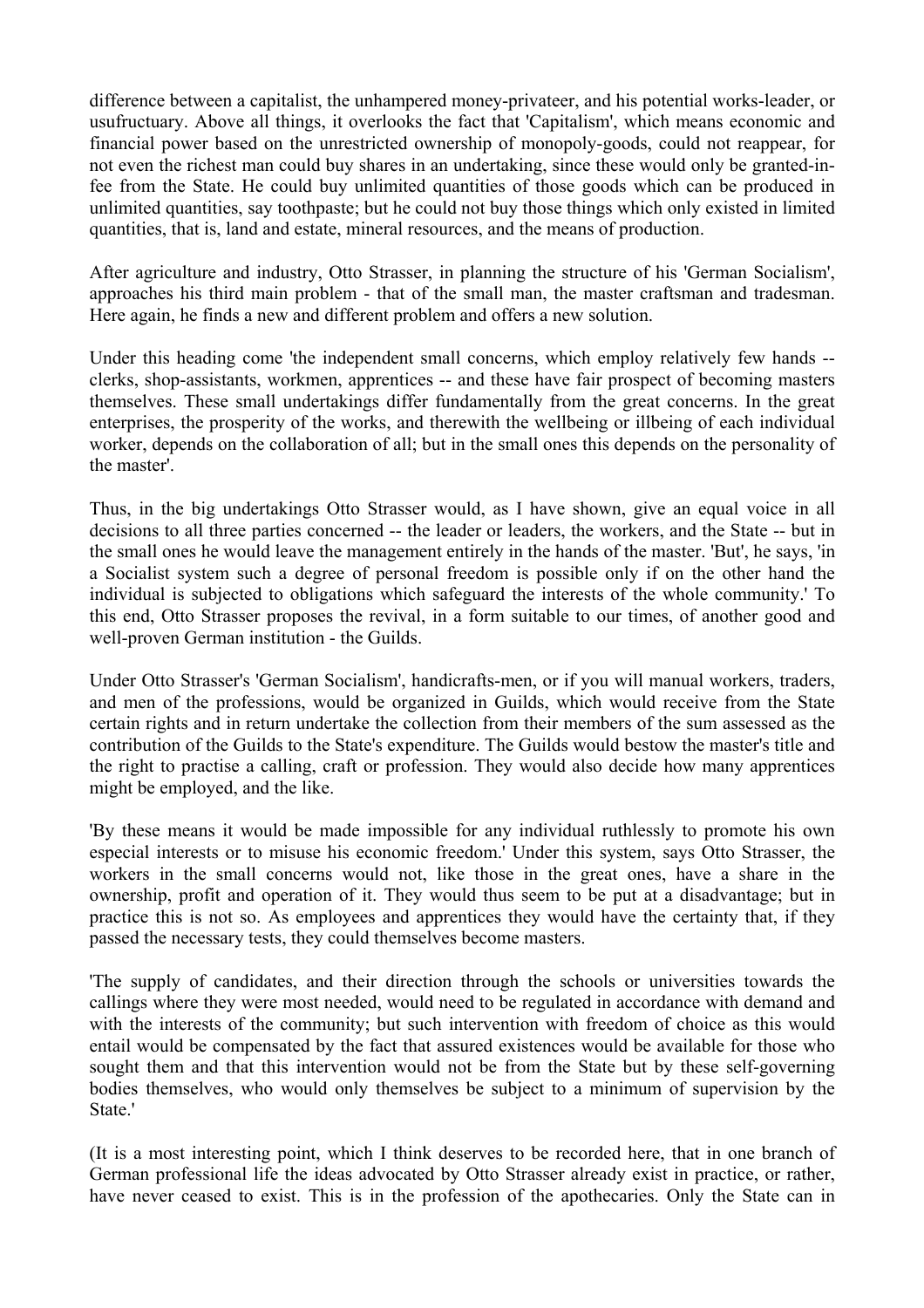difference between a capitalist, the unhampered money-privateer, and his potential works-leader, or usufructuary. Above all things, it overlooks the fact that 'Capitalism', which means economic and financial power based on the unrestricted ownership of monopoly-goods, could not reappear, for not even the richest man could buy shares in an undertaking, since these would only be granted-in-fee from the State. He could buy unlimited quantities of those goods which can be produced in unlimited quantities, say toothpaste; but he could not buy those things which only existed in limited quantities, that is, land and estate, mineral resources, and the means of production.

After agriculture and industry, Otto Strasser, in planning the structure of his 'German Socialism', approaches his third main problem - that of the small man, the master craftsman and tradesman. Here again, he finds a new and different problem and offers a new solution.

Under this heading come 'the independent small concerns, which employ relatively few hands -- clerks, shop-assistants, workmen, apprentices -- and these have fair prospect of becoming masters themselves. These small undertakings differ fundamentally from the great concerns. In the great enterprises, the prosperity of the works, and therewith the wellbeing or illbeing of each individual worker, depends on the collaboration of all; but in the small ones this depends on the personality of the master'.

Thus, in the big undertakings Otto Strasser would, as I have shown, give an equal voice in all decisions to all three parties concerned -- the leader or leaders, the workers, and the State -- but in the small ones he would leave the management entirely in the hands of the master. 'But', he says, 'in a Socialist system such a degree of personal freedom is possible only if on the other hand the individual is subjected to obligations which safeguard the interests of the whole community.' To this end, Otto Strasser proposes the revival, in a form suitable to our times, of another good and well-proven German institution - the Guilds.

Under Otto Strasser's 'German Socialism', handicrafts-men, or if you will manual workers, traders, and men of the professions, would be organized in Guilds, which would receive from the State certain rights and in return undertake the collection from their members of the sum assessed as the contribution of the Guilds to the State's expenditure. The Guilds would bestow the master's title and the right to practise a calling, craft or profession. They would also decide how many apprentices might be employed, and the like.

'By these means it would be made impossible for any individual ruthlessly to promote his own especial interests or to misuse his economic freedom.' Under this system, says Otto Strasser, the workers in the small concerns would not, like those in the great ones, have a share in the ownership, profit and operation of it. They would thus seem to be put at a disadvantage; but in practice this is not so. As employees and apprentices they would have the certainty that, if they passed the necessary tests, they could themselves become masters.

'The supply of candidates, and their direction through the schools or universities towards the callings where they were most needed, would need to be regulated in accordance with demand and with the interests of the community; but such intervention with freedom of choice as this would entail would be compensated by the fact that assured existences would be available for those who sought them and that this intervention would not be from the State but by these self-governing bodies themselves, who would only themselves be subject to a minimum of supervision by the State.'

(It is a most interesting point, which I think deserves to be recorded here, that in one branch of German professional life the ideas advocated by Otto Strasser already exist in practice, or rather, have never ceased to exist. This is in the profession of the apothecaries. Only the State can in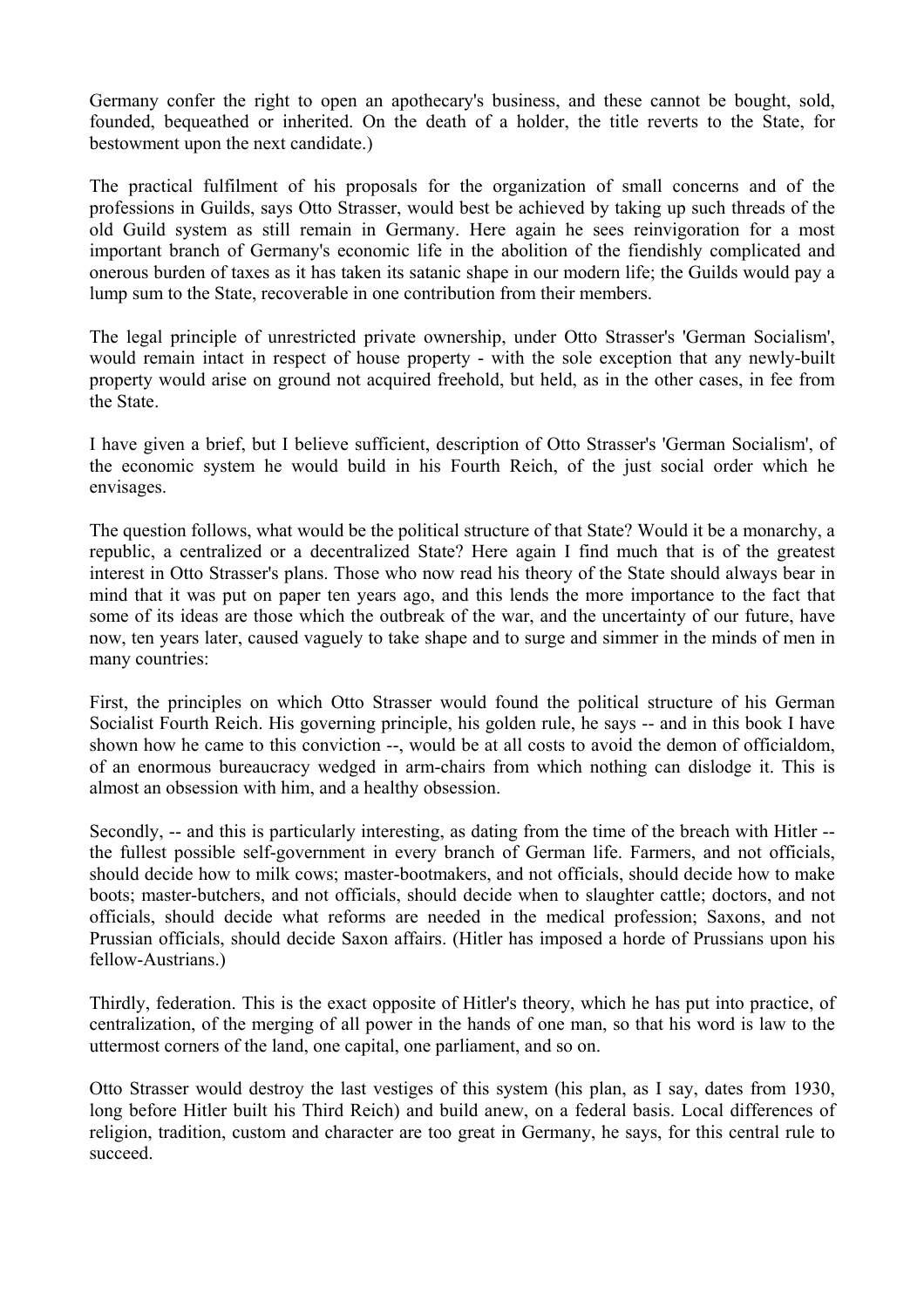Germany confer the right to open an apothecary's business, and these cannot be bought, sold, founded, bequeathed or inherited. On the death of a holder, the title reverts to the State, for bestowment upon the next candidate.)

The practical fulfilment of his proposals for the organization of small concerns and of the professions in Guilds, says Otto Strasser, would best be achieved by taking up such threads of the old Guild system as still remain in Germany. Here again he sees reinvigoration for a most important branch of Germany's economic life in the abolition of the fiendishly complicated and onerous burden of taxes as it has taken its satanic shape in our modern life; the Guilds would pay a lump sum to the State, recoverable in one contribution from their members.

The legal principle of unrestricted private ownership, under Otto Strasser's 'German Socialism', would remain intact in respect of house property - with the sole exception that any newly-built property would arise on ground not acquired freehold, but held, as in the other cases, in fee from the State.

I have given a brief, but I believe sufficient, description of Otto Strasser's 'German Socialism', of the economic system he would build in his Fourth Reich, of the just social order which he envisages.

The question follows, what would be the political structure of that State? Would it be a monarchy, a republic, a centralized or a decentralized State? Here again I find much that is of the greatest interest in Otto Strasser's plans. Those who now read his theory of the State should always bear in mind that it was put on paper ten years ago, and this lends the more importance to the fact that some of its ideas are those which the outbreak of the war, and the uncertainty of our future, have now, ten years later, caused vaguely to take shape and to surge and simmer in the minds of men in many countries:

First, the principles on which Otto Strasser would found the political structure of his German Socialist Fourth Reich. His governing principle, his golden rule, he says -- and in this book I have shown how he came to this conviction --, would be at all costs to avoid the demon of officialdom, of an enormous bureaucracy wedged in arm-chairs from which nothing can dislodge it. This is almost an obsession with him, and a healthy obsession.

Secondly, -- and this is particularly interesting, as dating from the time of the breach with Hitler -- the fullest possible self-government in every branch of German life. Farmers, and not officials, should decide how to milk cows; master-bootmakers, and not officials, should decide how to make boots; master-butchers, and not officials, should decide when to slaughter cattle; doctors, and not officials, should decide what reforms are needed in the medical profession; Saxons, and not Prussian officials, should decide Saxon affairs. (Hitler has imposed a horde of Prussians upon his fellow-Austrians.)

Thirdly, federation. This is the exact opposite of Hitler's theory, which he has put into practice, of centralization, of the merging of all power in the hands of one man, so that his word is law to the uttermost corners of the land, one capital, one parliament, and so on.

Otto Strasser would destroy the last vestiges of this system (his plan, as I say, dates from 1930, long before Hitler built his Third Reich) and build anew, on a federal basis. Local differences of religion, tradition, custom and character are too great in Germany, he says, for this central rule to succeed.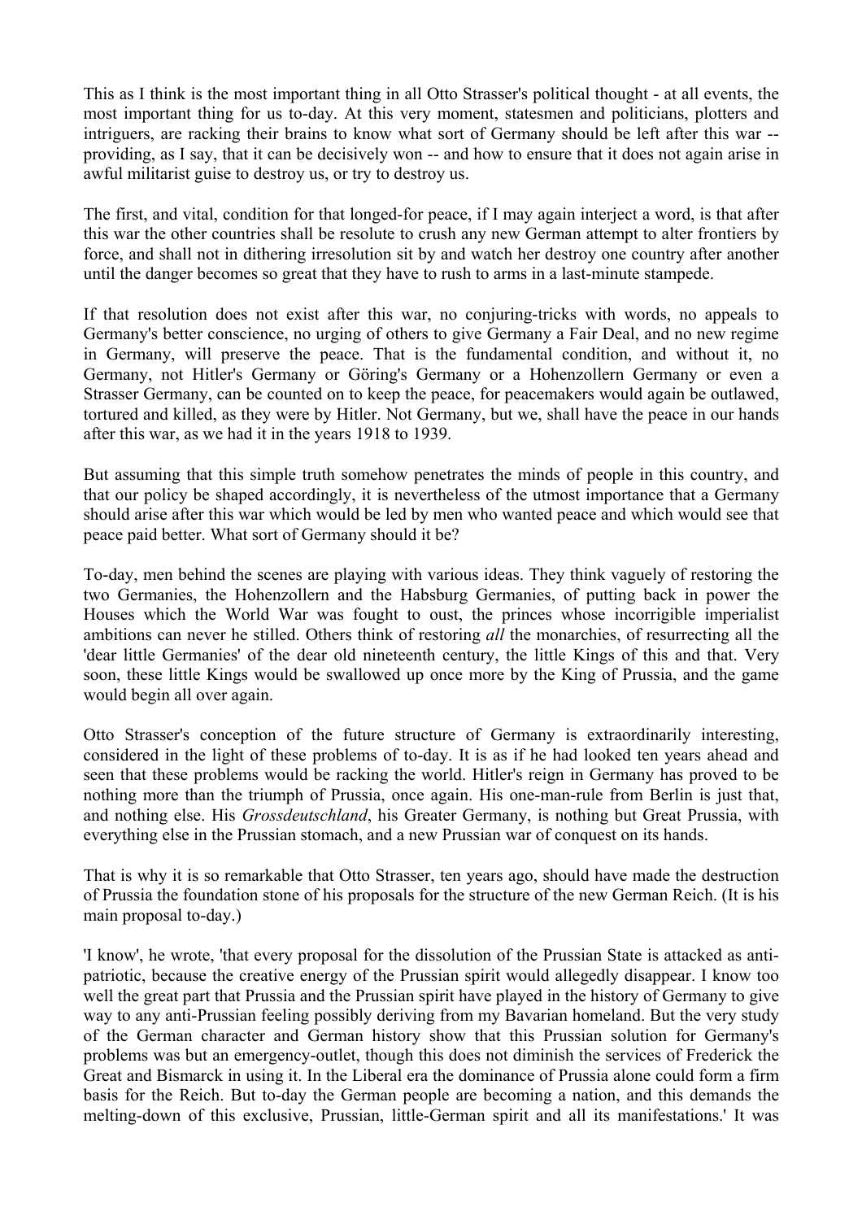This as I think is the most important thing in all Otto Strasser's political thought - at all events, the most important thing for us to-day. At this very moment, statesmen and politicians, plotters and intriguers, are racking their brains to know what sort of Germany should be left after this war -- providing, as I say, that it can be decisively won -- and how to ensure that it does not again arise in awful militarist guise to destroy us, or try to destroy us.

The first, and vital, condition for that longed-for peace, if I may again interject a word, is that after this war the other countries shall be resolute to crush any new German attempt to alter frontiers by force, and shall not in dithering irresolution sit by and watch her destroy one country after another until the danger becomes so great that they have to rush to arms in a last-minute stampede.

If that resolution does not exist after this war, no conjuring-tricks with words, no appeals to Germany's better conscience, no urging of others to give Germany a Fair Deal, and no new regime in Germany, will preserve the peace. That is the fundamental condition, and without it, no Germany, not Hitler's Germany or Göring's Germany or a Hohenzollern Germany or even a Strasser Germany, can be counted on to keep the peace, for peacemakers would again be outlawed, tortured and killed, as they were by Hitler. Not Germany, but we, shall have the peace in our hands after this war, as we had it in the years 1918 to 1939.

But assuming that this simple truth somehow penetrates the minds of people in this country, and that our policy be shaped accordingly, it is nevertheless of the utmost importance that a Germany should arise after this war which would be led by men who wanted peace and which would see that peace paid better. What sort of Germany should it be?

To-day, men behind the scenes are playing with various ideas. They think vaguely of restoring the two Germanies, the Hohenzollern and the Habsburg Germanies, of putting back in power the Houses which the World War was fought to oust, the princes whose incorrigible imperialist ambitions can never he stilled. Others think of restoring *all* the monarchies, of resurrecting all the 'dear little Germanies' of the dear old nineteenth century, the little Kings of this and that. Very soon, these little Kings would be swallowed up once more by the King of Prussia, and the game would begin all over again.

Otto Strasser's conception of the future structure of Germany is extraordinarily interesting, considered in the light of these problems of to-day. It is as if he had looked ten years ahead and seen that these problems would be racking the world. Hitler's reign in Germany has proved to be nothing more than the triumph of Prussia, once again. His one-man-rule from Berlin is just that, and nothing else. His *Grossdeutschland*, his Greater Germany, is nothing but Great Prussia, with everything else in the Prussian stomach, and a new Prussian war of conquest on its hands.

That is why it is so remarkable that Otto Strasser, ten years ago, should have made the destruction of Prussia the foundation stone of his proposals for the structure of the new German Reich. (It is his main proposal to-day.)

'I know', he wrote, 'that every proposal for the dissolution of the Prussian State is attacked as anti-patriotic, because the creative energy of the Prussian spirit would allegedly disappear. I know too well the great part that Prussia and the Prussian spirit have played in the history of Germany to give way to any anti-Prussian feeling possibly deriving from my Bavarian homeland. But the very study of the German character and German history show that this Prussian solution for Germany's problems was but an emergency-outlet, though this does not diminish the services of Frederick the Great and Bismarck in using it. In the Liberal era the dominance of Prussia alone could form a firm basis for the Reich. But to-day the German people are becoming a nation, and this demands the melting-down of this exclusive, Prussian, little-German spirit and all its manifestations.' It was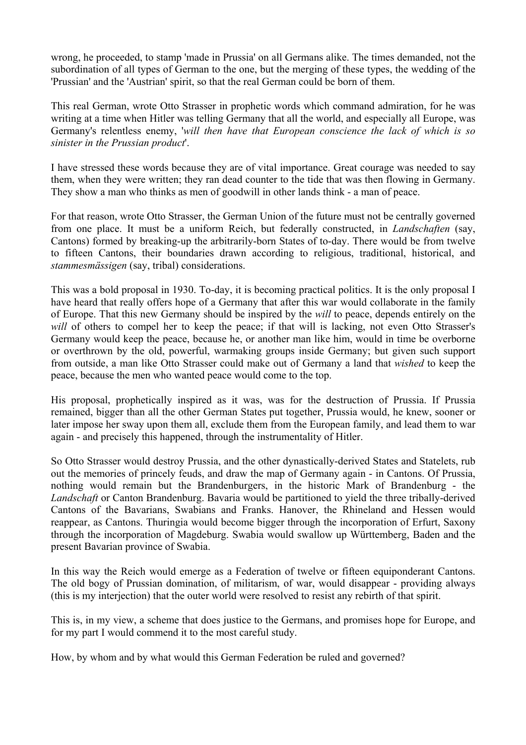wrong, he proceeded, to stamp 'made in Prussia' on all Germans alike. The times demanded, not the subordination of all types of German to the one, but the merging of these types, the wedding of the 'Prussian' and the 'Austrian' spirit, so that the real German could be born of them.

This real German, wrote Otto Strasser in prophetic words which command admiration, for he was writing at a time when Hitler was telling Germany that all the world, and especially all Europe, was Germany's relentless enemy, '*will then have that European conscience the lack of which is so sinister in the Prussian product*'.

I have stressed these words because they are of vital importance. Great courage was needed to say them, when they were written; they ran dead counter to the tide that was then flowing in Germany. They show a man who thinks as men of goodwill in other lands think - a man of peace.

For that reason, wrote Otto Strasser, the German Union of the future must not be centrally governed from one place. It must be a uniform Reich, but federally constructed, in *Landschaften* (say, Cantons) formed by breaking-up the arbitrarily-born States of to-day. There would be from twelve to fifteen Cantons, their boundaries drawn according to religious, traditional, historical, and *stammesmässigen* (say, tribal) considerations.

This was a bold proposal in 1930. To-day, it is becoming practical politics. It is the only proposal I have heard that really offers hope of a Germany that after this war would collaborate in the family of Europe. That this new Germany should be inspired by the *will* to peace, depends entirely on the *will* of others to compel her to keep the peace; if that will is lacking, not even Otto Strasser's Germany would keep the peace, because he, or another man like him, would in time be overborne or overthrown by the old, powerful, warmaking groups inside Germany; but given such support from outside, a man like Otto Strasser could make out of Germany a land that *wished* to keep the peace, because the men who wanted peace would come to the top.

His proposal, prophetically inspired as it was, was for the destruction of Prussia. If Prussia remained, bigger than all the other German States put together, Prussia would, he knew, sooner or later impose her sway upon them all, exclude them from the European family, and lead them to war again - and precisely this happened, through the instrumentality of Hitler.

So Otto Strasser would destroy Prussia, and the other dynastically-derived States and Statelets, rub out the memories of princely feuds, and draw the map of Germany again - in Cantons. Of Prussia, nothing would remain but the Brandenburgers, in the historic Mark of Brandenburg - the *Landschaft* or Canton Brandenburg. Bavaria would be partitioned to yield the three tribally-derived Cantons of the Bavarians, Swabians and Franks. Hanover, the Rhineland and Hessen would reappear, as Cantons. Thuringia would become bigger through the incorporation of Erfurt, Saxony through the incorporation of Magdeburg. Swabia would swallow up Württemberg, Baden and the present Bavarian province of Swabia.

In this way the Reich would emerge as a Federation of twelve or fifteen equiponderant Cantons. The old bogy of Prussian domination, of militarism, of war, would disappear - providing always (this is my interjection) that the outer world were resolved to resist any rebirth of that spirit.

This is, in my view, a scheme that does justice to the Germans, and promises hope for Europe, and for my part I would commend it to the most careful study.

How, by whom and by what would this German Federation be ruled and governed?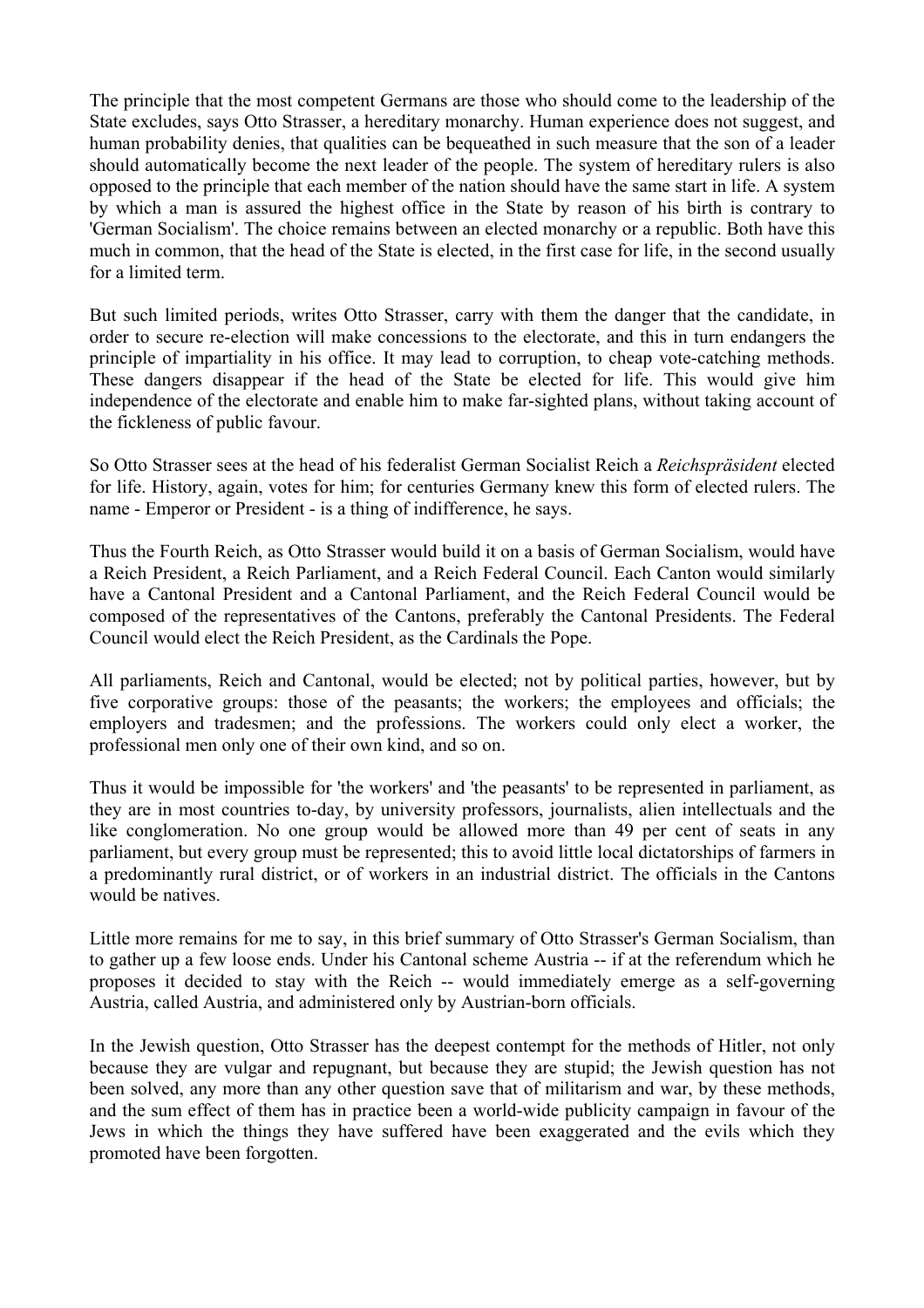The principle that the most competent Germans are those who should come to the leadership of the State excludes, says Otto Strasser, a hereditary monarchy. Human experience does not suggest, and human probability denies, that qualities can be bequeathed in such measure that the son of a leader should automatically become the next leader of the people. The system of hereditary rulers is also opposed to the principle that each member of the nation should have the same start in life. A system by which a man is assured the highest office in the State by reason of his birth is contrary to 'German Socialism'. The choice remains between an elected monarchy or a republic. Both have this much in common, that the head of the State is elected, in the first case for life, in the second usually for a limited term.

But such limited periods, writes Otto Strasser, carry with them the danger that the candidate, in order to secure re-election will make concessions to the electorate, and this in turn endangers the principle of impartiality in his office. It may lead to corruption, to cheap vote-catching methods. These dangers disappear if the head of the State be elected for life. This would give him independence of the electorate and enable him to make far-sighted plans, without taking account of the fickleness of public favour.

So Otto Strasser sees at the head of his federalist German Socialist Reich a *Reichspräsident* elected for life. History, again, votes for him; for centuries Germany knew this form of elected rulers. The name - Emperor or President - is a thing of indifference, he says.

Thus the Fourth Reich, as Otto Strasser would build it on a basis of German Socialism, would have a Reich President, a Reich Parliament, and a Reich Federal Council. Each Canton would similarly have a Cantonal President and a Cantonal Parliament, and the Reich Federal Council would be composed of the representatives of the Cantons, preferably the Cantonal Presidents. The Federal Council would elect the Reich President, as the Cardinals the Pope.

All parliaments, Reich and Cantonal, would be elected; not by political parties, however, but by five corporative groups: those of the peasants; the workers; the employees and officials; the employers and tradesmen; and the professions. The workers could only elect a worker, the professional men only one of their own kind, and so on.

Thus it would be impossible for 'the workers' and 'the peasants' to be represented in parliament, as they are in most countries to-day, by university professors, journalists, alien intellectuals and the like conglomeration. No one group would be allowed more than 49 per cent of seats in any parliament, but every group must be represented; this to avoid little local dictatorships of farmers in a predominantly rural district, or of workers in an industrial district. The officials in the Cantons would be natives.

Little more remains for me to say, in this brief summary of Otto Strasser's German Socialism, than to gather up a few loose ends. Under his Cantonal scheme Austria -- if at the referendum which he proposes it decided to stay with the Reich -- would immediately emerge as a self-governing Austria, called Austria, and administered only by Austrian-born officials.

In the Jewish question, Otto Strasser has the deepest contempt for the methods of Hitler, not only because they are vulgar and repugnant, but because they are stupid; the Jewish question has not been solved, any more than any other question save that of militarism and war, by these methods, and the sum effect of them has in practice been a world-wide publicity campaign in favour of the Jews in which the things they have suffered have been exaggerated and the evils which they promoted have been forgotten.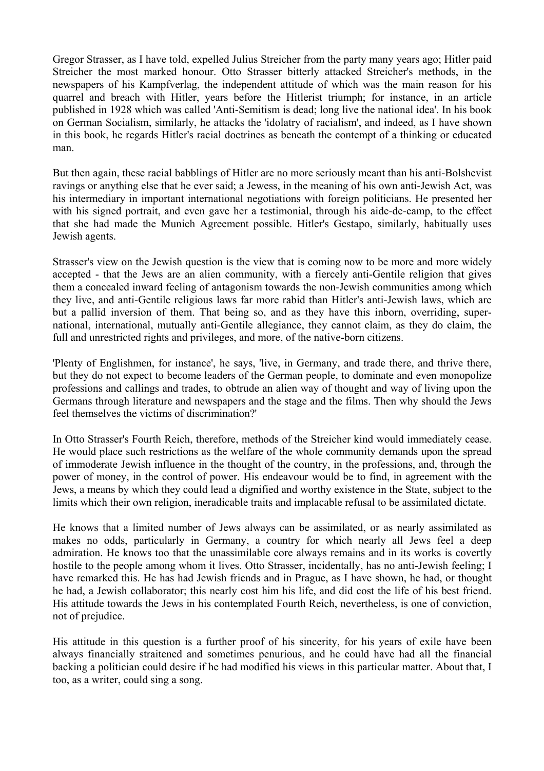Gregor Strasser, as I have told, expelled Julius Streicher from the party many years ago; Hitler paid Streicher the most marked honour. Otto Strasser bitterly attacked Streicher's methods, in the newspapers of his Kampfverlag, the independent attitude of which was the main reason for his quarrel and breach with Hitler, years before the Hitlerist triumph; for instance, in an article published in 1928 which was called 'Anti-Semitism is dead; long live the national idea'. In his book on German Socialism, similarly, he attacks the 'idolatry of racialism', and indeed, as I have shown in this book, he regards Hitler's racial doctrines as beneath the contempt of a thinking or educated man.

But then again, these racial babblings of Hitler are no more seriously meant than his anti-Bolshevist ravings or anything else that he ever said; a Jewess, in the meaning of his own anti-Jewish Act, was his intermediary in important international negotiations with foreign politicians. He presented her with his signed portrait, and even gave her a testimonial, through his aide-de-camp, to the effect that she had made the Munich Agreement possible. Hitler's Gestapo, similarly, habitually uses Jewish agents.

Strasser's view on the Jewish question is the view that is coming now to be more and more widely accepted - that the Jews are an alien community, with a fiercely anti-Gentile religion that gives them a concealed inward feeling of antagonism towards the non-Jewish communities among which they live, and anti-Gentile religious laws far more rabid than Hitler's anti-Jewish laws, which are but a pallid inversion of them. That being so, and as they have this inborn, overriding, super-national, international, mutually anti-Gentile allegiance, they cannot claim, as they do claim, the full and unrestricted rights and privileges, and more, of the native-born citizens.

'Plenty of Englishmen, for instance', he says, 'live, in Germany, and trade there, and thrive there, but they do not expect to become leaders of the German people, to dominate and even monopolize professions and callings and trades, to obtrude an alien way of thought and way of living upon the Germans through literature and newspapers and the stage and the films. Then why should the Jews feel themselves the victims of discrimination?'

In Otto Strasser's Fourth Reich, therefore, methods of the Streicher kind would immediately cease. He would place such restrictions as the welfare of the whole community demands upon the spread of immoderate Jewish influence in the thought of the country, in the professions, and, through the power of money, in the control of power. His endeavour would be to find, in agreement with the Jews, a means by which they could lead a dignified and worthy existence in the State, subject to the limits which their own religion, ineradicable traits and implacable refusal to be assimilated dictate.

He knows that a limited number of Jews always can be assimilated, or as nearly assimilated as makes no odds, particularly in Germany, a country for which nearly all Jews feel a deep admiration. He knows too that the unassimilable core always remains and in its works is covertly hostile to the people among whom it lives. Otto Strasser, incidentally, has no anti-Jewish feeling; I have remarked this. He has had Jewish friends and in Prague, as I have shown, he had, or thought he had, a Jewish collaborator; this nearly cost him his life, and did cost the life of his best friend. His attitude towards the Jews in his contemplated Fourth Reich, nevertheless, is one of conviction, not of prejudice.

His attitude in this question is a further proof of his sincerity, for his years of exile have been always financially straitened and sometimes penurious, and he could have had all the financial backing a politician could desire if he had modified his views in this particular matter. About that, I too, as a writer, could sing a song.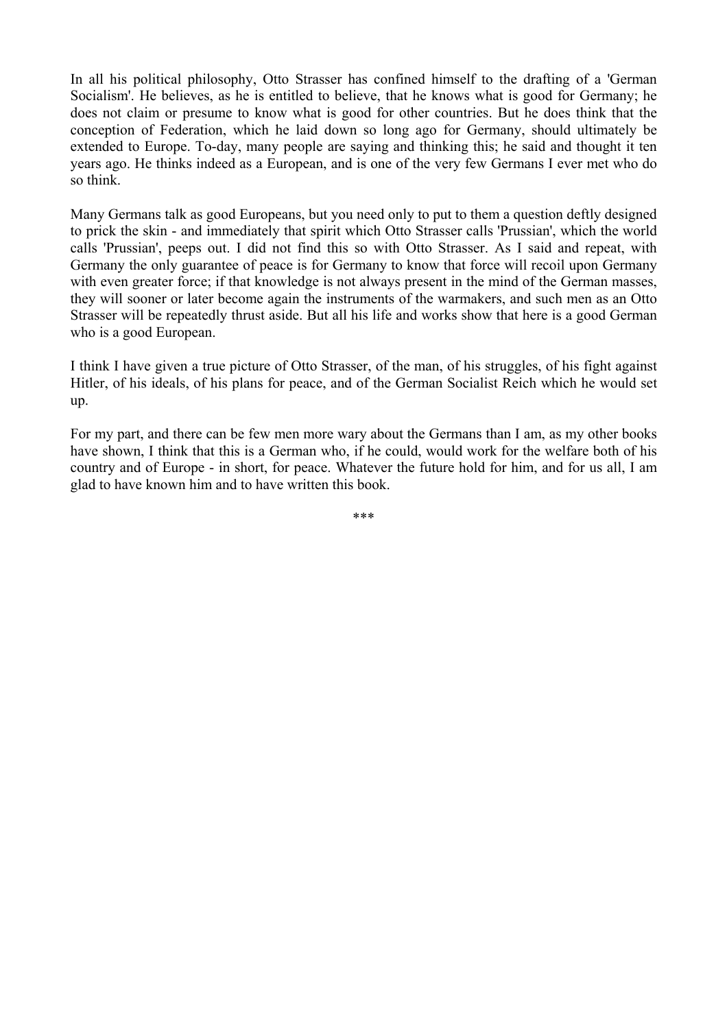In all his political philosophy, Otto Strasser has confined himself to the drafting of a 'German Socialism'. He believes, as he is entitled to believe, that he knows what is good for Germany; he does not claim or presume to know what is good for other countries. But he does think that the conception of Federation, which he laid down so long ago for Germany, should ultimately be extended to Europe. To-day, many people are saying and thinking this; he said and thought it ten years ago. He thinks indeed as a European, and is one of the very few Germans I ever met who do so think.

Many Germans talk as good Europeans, but you need only to put to them a question deftly designed to prick the skin - and immediately that spirit which Otto Strasser calls 'Prussian', which the world calls 'Prussian', peeps out. I did not find this so with Otto Strasser. As I said and repeat, with Germany the only guarantee of peace is for Germany to know that force will recoil upon Germany with even greater force; if that knowledge is not always present in the mind of the German masses, they will sooner or later become again the instruments of the warmakers, and such men as an Otto Strasser will be repeatedly thrust aside. But all his life and works show that here is a good German who is a good European.

I think I have given a true picture of Otto Strasser, of the man, of his struggles, of his fight against Hitler, of his ideals, of his plans for peace, and of the German Socialist Reich which he would set up.

For my part, and there can be few men more wary about the Germans than I am, as my other books have shown, I think that this is a German who, if he could, would work for the welfare both of his country and of Europe - in short, for peace. Whatever the future hold for him, and for us all, I am glad to have known him and to have written this book.

***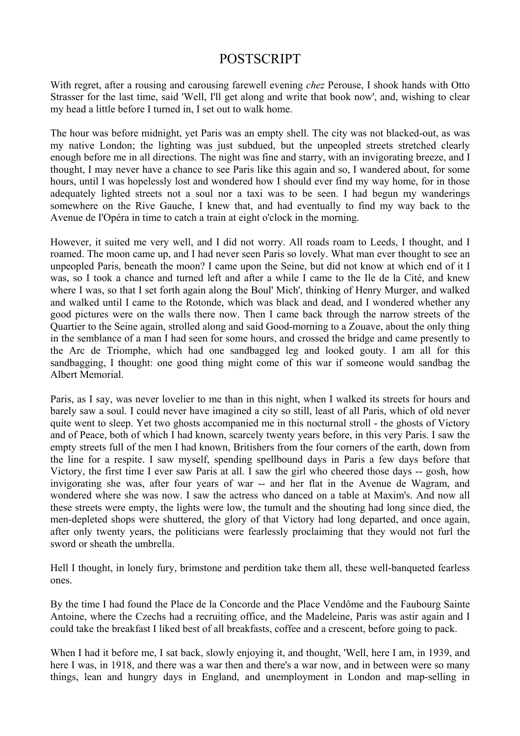# POSTSCRIPT

With regret, after a rousing and carousing farewell evening *chez* Perouse, I shook hands with Otto Strasser for the last time, said 'Well, I'll get along and write that book now', and, wishing to clear my head a little before I turned in, I set out to walk home.

The hour was before midnight, yet Paris was an empty shell. The city was not blacked-out, as was my native London; the lighting was just subdued, but the unpeopled streets stretched clearly enough before me in all directions. The night was fine and starry, with an invigorating breeze, and I thought, I may never have a chance to see Paris like this again and so, I wandered about, for some hours, until I was hopelessly lost and wondered how I should ever find my way home, for in those adequately lighted streets not a soul nor a taxi was to be seen. I had begun my wanderings somewhere on the Rive Gauche, I knew that, and had eventually to find my way back to the Avenue de I'Opéra in time to catch a train at eight o'clock in the morning.

However, it suited me very well, and I did not worry. All roads roam to Leeds, I thought, and I roamed. The moon came up, and I had never seen Paris so lovely. What man ever thought to see an unpeopled Paris, beneath the moon? I came upon the Seine, but did not know at which end of it I was, so I took a chance and turned left and after a while I came to the Ile de la Cité, and knew where I was, so that I set forth again along the Boul' Mich', thinking of Henry Murger, and walked and walked until I came to the Rotonde, which was black and dead, and I wondered whether any good pictures were on the walls there now. Then I came back through the narrow streets of the Quartier to the Seine again, strolled along and said Good-morning to a Zouave, about the only thing in the semblance of a man I had seen for some hours, and crossed the bridge and came presently to the Arc de Triomphe, which had one sandbagged leg and looked gouty. I am all for this sandbagging, I thought: one good thing might come of this war if someone would sandbag the Albert Memorial.

Paris, as I say, was never lovelier to me than in this night, when I walked its streets for hours and barely saw a soul. I could never have imagined a city so still, least of all Paris, which of old never quite went to sleep. Yet two ghosts accompanied me in this nocturnal stroll - the ghosts of Victory and of Peace, both of which I had known, scarcely twenty years before, in this very Paris. I saw the empty streets full of the men I had known, Britishers from the four corners of the earth, down from the line for a respite. I saw myself, spending spellbound days in Paris a few days before that Victory, the first time I ever saw Paris at all. I saw the girl who cheered those days -- gosh, how invigorating she was, after four years of war -- and her flat in the Avenue de Wagram, and wondered where she was now. I saw the actress who danced on a table at Maxim's. And now all these streets were empty, the lights were low, the tumult and the shouting had long since died, the men-depleted shops were shuttered, the glory of that Victory had long departed, and once again, after only twenty years, the politicians were fearlessly proclaiming that they would not furl the sword or sheath the umbrella.

Hell I thought, in lonely fury, brimstone and perdition take them all, these well-banqueted fearless ones.

By the time I had found the Place de la Concorde and the Place Vendôme and the Faubourg Sainte Antoine, where the Czechs had a recruiting office, and the Madeleine, Paris was astir again and I could take the breakfast I liked best of all breakfasts, coffee and a crescent, before going to pack.

When I had it before me, I sat back, slowly enjoying it, and thought, 'Well, here I am, in 1939, and here I was, in 1918, and there was a war then and there's a war now, and in between were so many things, lean and hungry days in England, and unemployment in London and map-selling in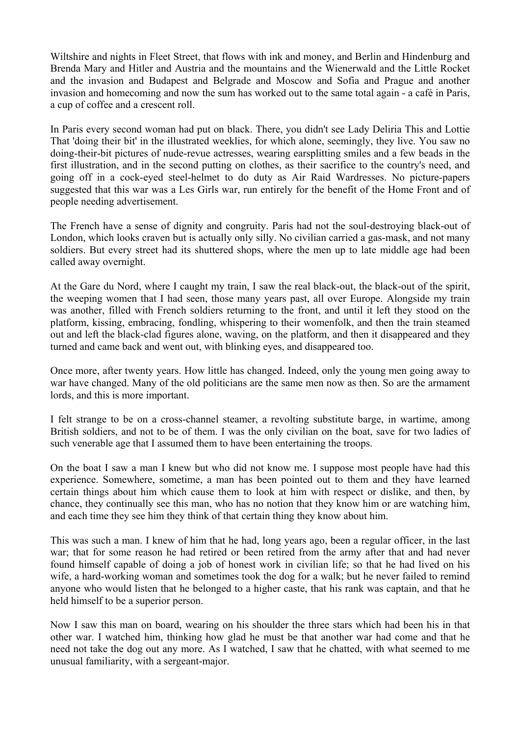Wiltshire and nights in Fleet Street, that flows with ink and money, and Berlin and Hindenburg and Brenda Mary and Hitler and Austria and the mountains and the Wienerwald and the Little Rocket and the invasion and Budapest and Belgrade and Moscow and Sofia and Prague and another invasion and homecoming and now the sum has worked out to the same total again - a café in Paris, a cup of coffee and a crescent roll.

In Paris every second woman had put on black. There, you didn't see Lady Deliria This and Lottie That 'doing their bit' in the illustrated weeklies, for which alone, seemingly, they live. You saw no doing-their-bit pictures of nude-revue actresses, wearing earsplitting smiles and a few beads in the first illustration, and in the second putting on clothes, as their sacrifice to the country's need, and going off in a cock-eyed steel-helmet to do duty as Air Raid Wardresses. No picture-papers suggested that this war was a Les Girls war, run entirely for the benefit of the Home Front and of people needing advertisement.

The French have a sense of dignity and congruity. Paris had not the soul-destroying black-out of London, which looks craven but is actually only silly. No civilian carried a gas-mask, and not many soldiers. But every street had its shuttered shops, where the men up to late middle age had been called away overnight.

At the Gare du Nord, where I caught my train, I saw the real black-out, the black-out of the spirit, the weeping women that I had seen, those many years past, all over Europe. Alongside my train was another, filled with French soldiers returning to the front, and until it left they stood on the platform, kissing, embracing, fondling, whispering to their womenfolk, and then the train steamed out and left the black-clad figures alone, waving, on the platform, and then it disappeared and they turned and came back and went out, with blinking eyes, and disappeared too.

Once more, after twenty years. How little has changed. Indeed, only the young men going away to war have changed. Many of the old politicians are the same men now as then. So are the armament lords, and this is more important.

I felt strange to be on a cross-channel steamer, a revolting substitute barge, in wartime, among British soldiers, and not to be of them. I was the only civilian on the boat, save for two ladies of such venerable age that I assumed them to have been entertaining the troops.

On the boat I saw a man I knew but who did not know me. I suppose most people have had this experience. Somewhere, sometime, a man has been pointed out to them and they have learned certain things about him which cause them to look at him with respect or dislike, and then, by chance, they continually see this man, who has no notion that they know him or are watching him, and each time they see him they think of that certain thing they know about him.

This was such a man. I knew of him that he had, long years ago, been a regular officer, in the last war; that for some reason he had retired or been retired from the army after that and had never found himself capable of doing a job of honest work in civilian life; so that he had lived on his wife, a hard-working woman and sometimes took the dog for a walk; but he never failed to remind anyone who would listen that he belonged to a higher caste, that his rank was captain, and that he held himself to be a superior person.

Now I saw this man on board, wearing on his shoulder the three stars which had been his in that other war. I watched him, thinking how glad he must be that another war had come and that he need not take the dog out any more. As I watched, I saw that he chatted, with what seemed to me unusual familiarity, with a sergeant-major.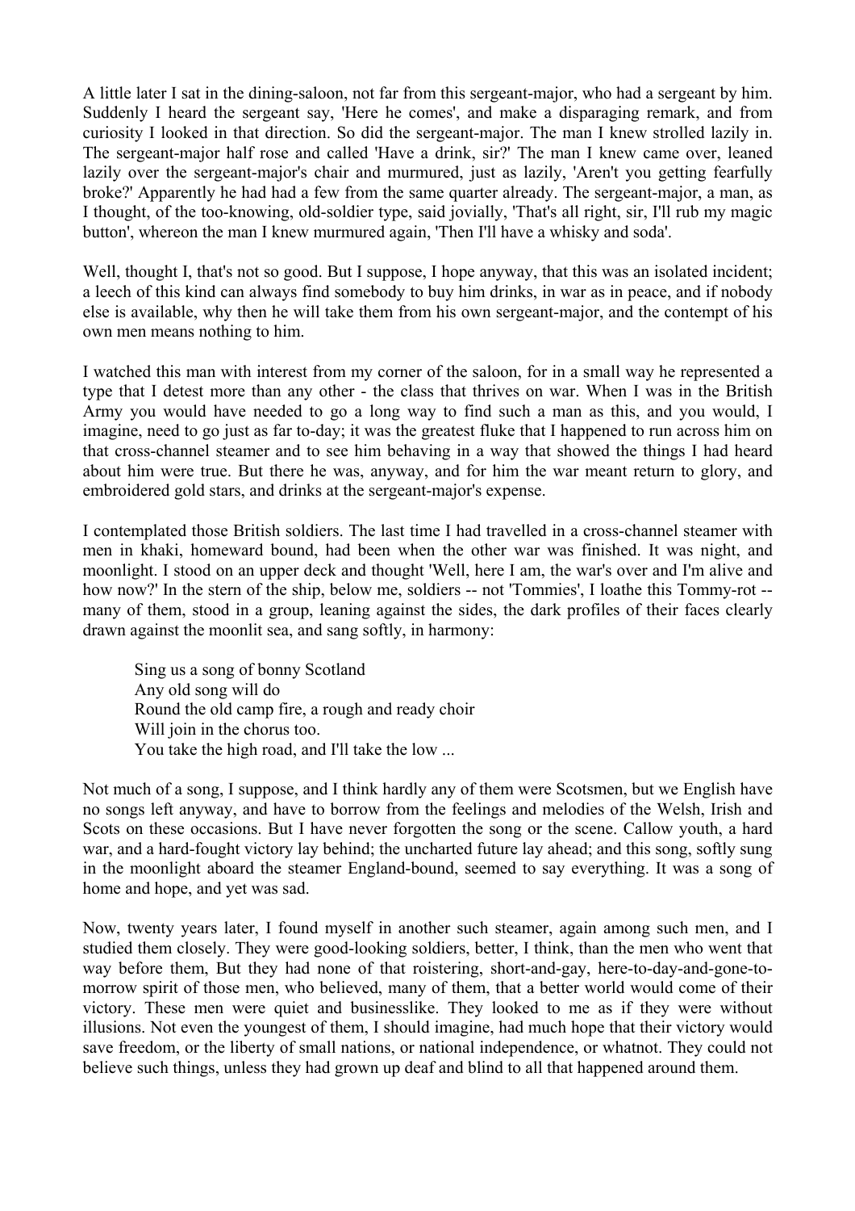A little later I sat in the dining-saloon, not far from this sergeant-major, who had a sergeant by him. Suddenly I heard the sergeant say, 'Here he comes', and make a disparaging remark, and from curiosity I looked in that direction. So did the sergeant-major. The man I knew strolled lazily in. The sergeant-major half rose and called 'Have a drink, sir?' The man I knew came over, leaned lazily over the sergeant-major's chair and murmured, just as lazily, 'Aren't you getting fearfully broke?' Apparently he had had a few from the same quarter already. The sergeant-major, a man, as I thought, of the too-knowing, old-soldier type, said jovially, 'That's all right, sir, I'll rub my magic button', whereon the man I knew murmured again, 'Then I'll have a whisky and soda'.

Well, thought I, that's not so good. But I suppose, I hope anyway, that this was an isolated incident; a leech of this kind can always find somebody to buy him drinks, in war as in peace, and if nobody else is available, why then he will take them from his own sergeant-major, and the contempt of his own men means nothing to him.

I watched this man with interest from my corner of the saloon, for in a small way he represented a type that I detest more than any other - the class that thrives on war. When I was in the British Army you would have needed to go a long way to find such a man as this, and you would, I imagine, need to go just as far to-day; it was the greatest fluke that I happened to run across him on that cross-channel steamer and to see him behaving in a way that showed the things I had heard about him were true. But there he was, anyway, and for him the war meant return to glory, and embroidered gold stars, and drinks at the sergeant-major's expense.

I contemplated those British soldiers. The last time I had travelled in a cross-channel steamer with men in khaki, homeward bound, had been when the other war was finished. It was night, and moonlight. I stood on an upper deck and thought 'Well, here I am, the war's over and I'm alive and how now?' In the stern of the ship, below me, soldiers -- not 'Tommies', I loathe this Tommy-rot -- many of them, stood in a group, leaning against the sides, the dark profiles of their faces clearly drawn against the moonlit sea, and sang softly, in harmony:

> Sing us a song of bonny Scotland
> Any old song will do
> Round the old camp fire, a rough and ready choir
> Will join in the chorus too.
> You take the high road, and I'll take the low ...

Not much of a song, I suppose, and I think hardly any of them were Scotsmen, but we English have no songs left anyway, and have to borrow from the feelings and melodies of the Welsh, Irish and Scots on these occasions. But I have never forgotten the song or the scene. Callow youth, a hard war, and a hard-fought victory lay behind; the uncharted future lay ahead; and this song, softly sung in the moonlight aboard the steamer England-bound, seemed to say everything. It was a song of home and hope, and yet was sad.

Now, twenty years later, I found myself in another such steamer, again among such men, and I studied them closely. They were good-looking soldiers, better, I think, than the men who went that way before them, But they had none of that roistering, short-and-gay, here-to-day-and-gone-to-morrow spirit of those men, who believed, many of them, that a better world would come of their victory. These men were quiet and businesslike. They looked to me as if they were without illusions. Not even the youngest of them, I should imagine, had much hope that their victory would save freedom, or the liberty of small nations, or national independence, or whatnot. They could not believe such things, unless they had grown up deaf and blind to all that happened around them.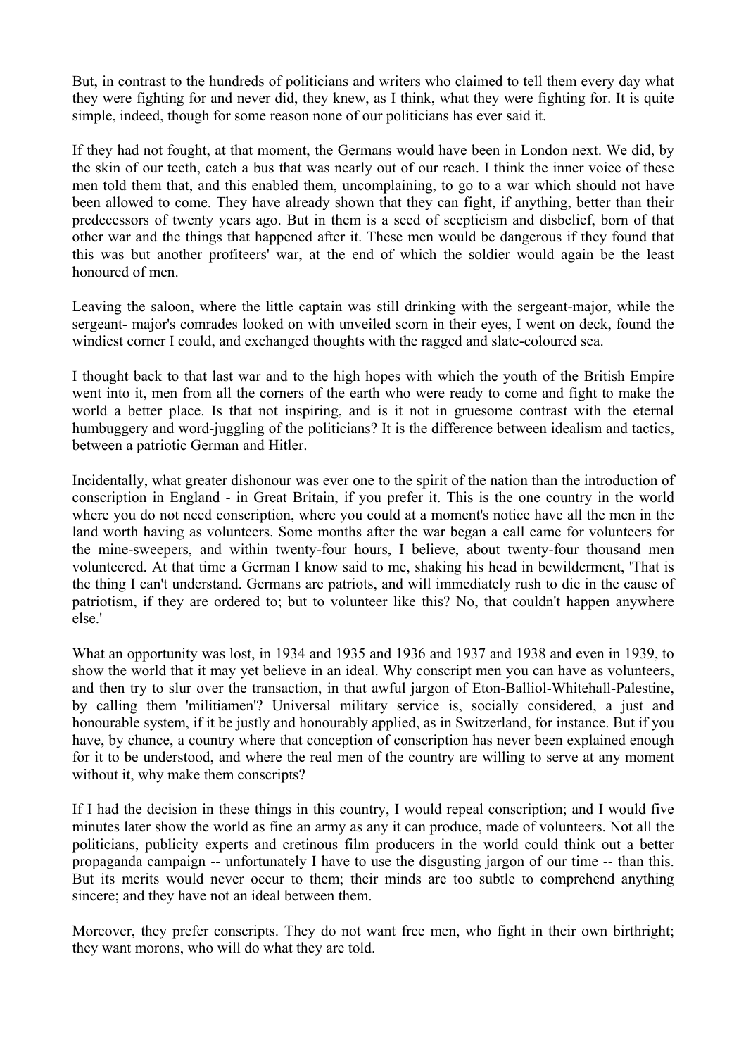But, in contrast to the hundreds of politicians and writers who claimed to tell them every day what they were fighting for and never did, they knew, as I think, what they were fighting for. It is quite simple, indeed, though for some reason none of our politicians has ever said it.

If they had not fought, at that moment, the Germans would have been in London next. We did, by the skin of our teeth, catch a bus that was nearly out of our reach. I think the inner voice of these men told them that, and this enabled them, uncomplaining, to go to a war which should not have been allowed to come. They have already shown that they can fight, if anything, better than their predecessors of twenty years ago. But in them is a seed of scepticism and disbelief, born of that other war and the things that happened after it. These men would be dangerous if they found that this was but another profiteers' war, at the end of which the soldier would again be the least honoured of men.

Leaving the saloon, where the little captain was still drinking with the sergeant-major, while the sergeant- major's comrades looked on with unveiled scorn in their eyes, I went on deck, found the windiest corner I could, and exchanged thoughts with the ragged and slate-coloured sea.

I thought back to that last war and to the high hopes with which the youth of the British Empire went into it, men from all the corners of the earth who were ready to come and fight to make the world a better place. Is that not inspiring, and is it not in gruesome contrast with the eternal humbuggery and word-juggling of the politicians? It is the difference between idealism and tactics, between a patriotic German and Hitler.

Incidentally, what greater dishonour was ever one to the spirit of the nation than the introduction of conscription in England - in Great Britain, if you prefer it. This is the one country in the world where you do not need conscription, where you could at a moment's notice have all the men in the land worth having as volunteers. Some months after the war began a call came for volunteers for the mine-sweepers, and within twenty-four hours, I believe, about twenty-four thousand men volunteered. At that time a German I know said to me, shaking his head in bewilderment, 'That is the thing I can't understand. Germans are patriots, and will immediately rush to die in the cause of patriotism, if they are ordered to; but to volunteer like this? No, that couldn't happen anywhere else.'

What an opportunity was lost, in 1934 and 1935 and 1936 and 1937 and 1938 and even in 1939, to show the world that it may yet believe in an ideal. Why conscript men you can have as volunteers, and then try to slur over the transaction, in that awful jargon of Eton-Balliol-Whitehall-Palestine, by calling them 'militiamen'? Universal military service is, socially considered, a just and honourable system, if it be justly and honourably applied, as in Switzerland, for instance. But if you have, by chance, a country where that conception of conscription has never been explained enough for it to be understood, and where the real men of the country are willing to serve at any moment without it, why make them conscripts?

If I had the decision in these things in this country, I would repeal conscription; and I would five minutes later show the world as fine an army as any it can produce, made of volunteers. Not all the politicians, publicity experts and cretinous film producers in the world could think out a better propaganda campaign -- unfortunately I have to use the disgusting jargon of our time -- than this. But its merits would never occur to them; their minds are too subtle to comprehend anything sincere; and they have not an ideal between them.

Moreover, they prefer conscripts. They do not want free men, who fight in their own birthright; they want morons, who will do what they are told.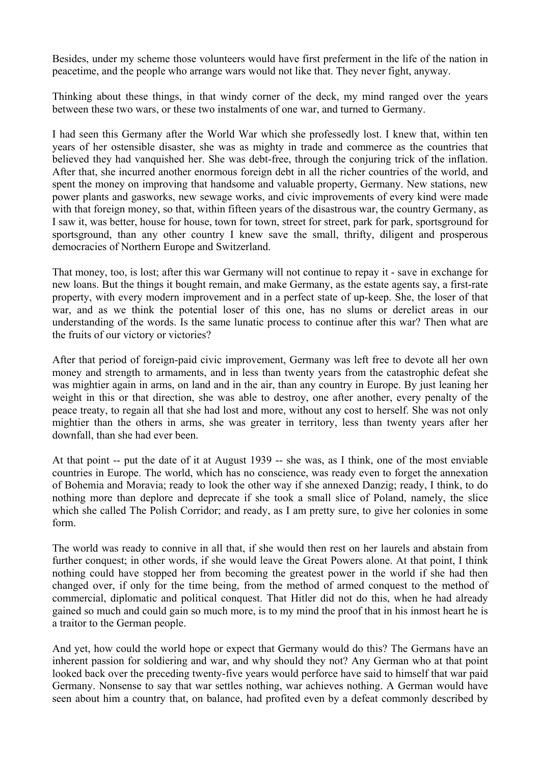Besides, under my scheme those volunteers would have first preferment in the life of the nation in peacetime, and the people who arrange wars would not like that. They never fight, anyway.

Thinking about these things, in that windy corner of the deck, my mind ranged over the years between these two wars, or these two instalments of one war, and turned to Germany.

I had seen this Germany after the World War which she professedly lost. I knew that, within ten years of her ostensible disaster, she was as mighty in trade and commerce as the countries that believed they had vanquished her. She was debt-free, through the conjuring trick of the inflation. After that, she incurred another enormous foreign debt in all the richer countries of the world, and spent the money on improving that handsome and valuable property, Germany. New stations, new power plants and gasworks, new sewage works, and civic improvements of every kind were made with that foreign money, so that, within fifteen years of the disastrous war, the country Germany, as I saw it, was better, house for house, town for town, street for street, park for park, sportsground for sportsground, than any other country I knew save the small, thrifty, diligent and prosperous democracies of Northern Europe and Switzerland.

That money, too, is lost; after this war Germany will not continue to repay it - save in exchange for new loans. But the things it bought remain, and make Germany, as the estate agents say, a first-rate property, with every modern improvement and in a perfect state of up-keep. She, the loser of that war, and as we think the potential loser of this one, has no slums or derelict areas in our understanding of the words. Is the same lunatic process to continue after this war? Then what are the fruits of our victory or victories?

After that period of foreign-paid civic improvement, Germany was left free to devote all her own money and strength to armaments, and in less than twenty years from the catastrophic defeat she was mightier again in arms, on land and in the air, than any country in Europe. By just leaning her weight in this or that direction, she was able to destroy, one after another, every penalty of the peace treaty, to regain all that she had lost and more, without any cost to herself. She was not only mightier than the others in arms, she was greater in territory, less than twenty years after her downfall, than she had ever been.

At that point -- put the date of it at August 1939 -- she was, as I think, one of the most enviable countries in Europe. The world, which has no conscience, was ready even to forget the annexation of Bohemia and Moravia; ready to look the other way if she annexed Danzig; ready, I think, to do nothing more than deplore and deprecate if she took a small slice of Poland, namely, the slice which she called The Polish Corridor; and ready, as I am pretty sure, to give her colonies in some form.

The world was ready to connive in all that, if she would then rest on her laurels and abstain from further conquest; in other words, if she would leave the Great Powers alone. At that point, I think nothing could have stopped her from becoming the greatest power in the world if she had then changed over, if only for the time being, from the method of armed conquest to the method of commercial, diplomatic and political conquest. That Hitler did not do this, when he had already gained so much and could gain so much more, is to my mind the proof that in his inmost heart he is a traitor to the German people.

And yet, how could the world hope or expect that Germany would do this? The Germans have an inherent passion for soldiering and war, and why should they not? Any German who at that point looked back over the preceding twenty-five years would perforce have said to himself that war paid Germany. Nonsense to say that war settles nothing, war achieves nothing. A German would have seen about him a country that, on balance, had profited even by a defeat commonly described by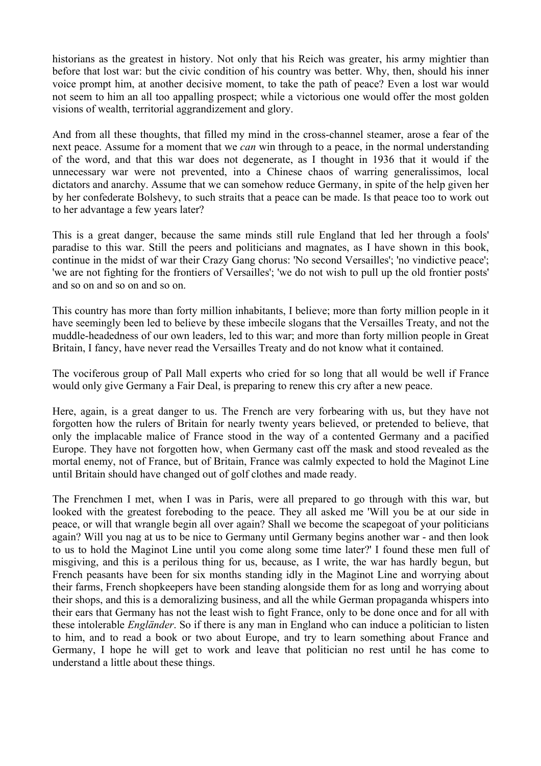historians as the greatest in history. Not only that his Reich was greater, his army mightier than before that lost war: but the civic condition of his country was better. Why, then, should his inner voice prompt him, at another decisive moment, to take the path of peace? Even a lost war would not seem to him an all too appalling prospect; while a victorious one would offer the most golden visions of wealth, territorial aggrandizement and glory.

And from all these thoughts, that filled my mind in the cross-channel steamer, arose a fear of the next peace. Assume for a moment that we *can* win through to a peace, in the normal understanding of the word, and that this war does not degenerate, as I thought in 1936 that it would if the unnecessary war were not prevented, into a Chinese chaos of warring generalissimos, local dictators and anarchy. Assume that we can somehow reduce Germany, in spite of the help given her by her confederate Bolshevy, to such straits that a peace can be made. Is that peace too to work out to her advantage a few years later?

This is a great danger, because the same minds still rule England that led her through a fools' paradise to this war. Still the peers and politicians and magnates, as I have shown in this book, continue in the midst of war their Crazy Gang chorus: 'No second Versailles'; 'no vindictive peace'; 'we are not fighting for the frontiers of Versailles'; 'we do not wish to pull up the old frontier posts' and so on and so on and so on.

This country has more than forty million inhabitants, I believe; more than forty million people in it have seemingly been led to believe by these imbecile slogans that the Versailles Treaty, and not the muddle-headedness of our own leaders, led to this war; and more than forty million people in Great Britain, I fancy, have never read the Versailles Treaty and do not know what it contained.

The vociferous group of Pall Mall experts who cried for so long that all would be well if France would only give Germany a Fair Deal, is preparing to renew this cry after a new peace.

Here, again, is a great danger to us. The French are very forbearing with us, but they have not forgotten how the rulers of Britain for nearly twenty years believed, or pretended to believe, that only the implacable malice of France stood in the way of a contented Germany and a pacified Europe. They have not forgotten how, when Germany cast off the mask and stood revealed as the mortal enemy, not of France, but of Britain, France was calmly expected to hold the Maginot Line until Britain should have changed out of golf clothes and made ready.

The Frenchmen I met, when I was in Paris, were all prepared to go through with this war, but looked with the greatest foreboding to the peace. They all asked me 'Will you be at our side in peace, or will that wrangle begin all over again? Shall we become the scapegoat of your politicians again? Will you nag at us to be nice to Germany until Germany begins another war - and then look to us to hold the Maginot Line until you come along some time later?' I found these men full of misgiving, and this is a perilous thing for us, because, as I write, the war has hardly begun, but French peasants have been for six months standing idly in the Maginot Line and worrying about their farms, French shopkeepers have been standing alongside them for as long and worrying about their shops, and this is a demoralizing business, and all the while German propaganda whispers into their ears that Germany has not the least wish to fight France, only to be done once and for all with these intolerable *Engländer*. So if there is any man in England who can induce a politician to listen to him, and to read a book or two about Europe, and try to learn something about France and Germany, I hope he will get to work and leave that politician no rest until he has come to understand a little about these things.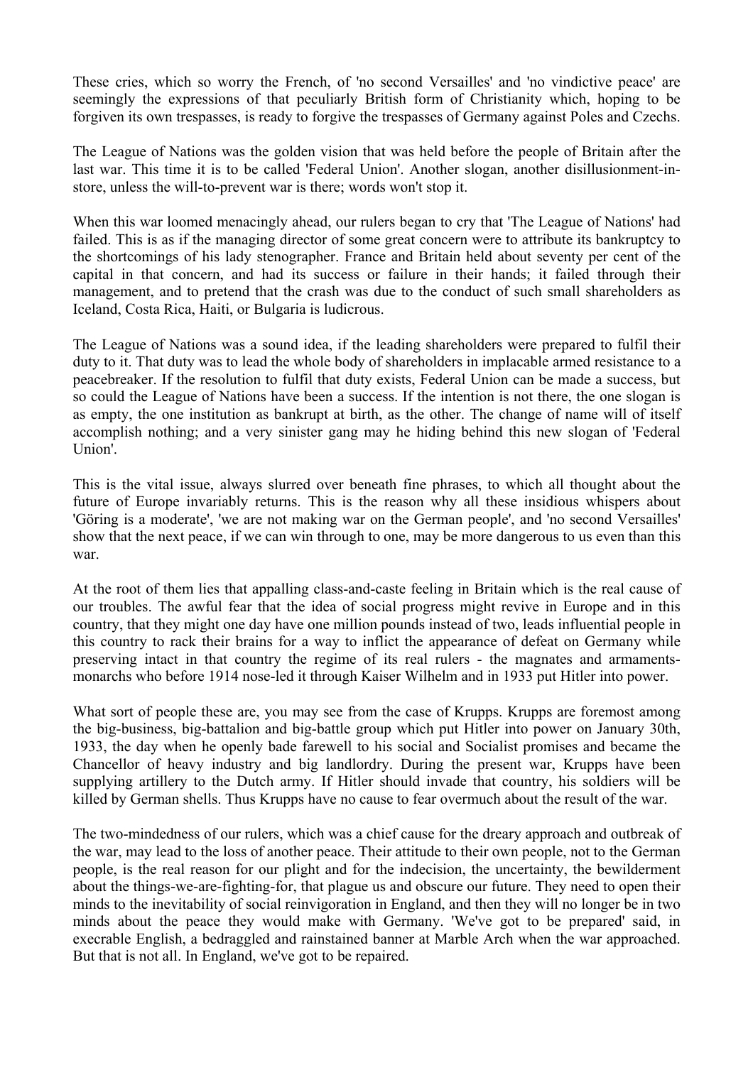These cries, which so worry the French, of 'no second Versailles' and 'no vindictive peace' are seemingly the expressions of that peculiarly British form of Christianity which, hoping to be forgiven its own trespasses, is ready to forgive the trespasses of Germany against Poles and Czechs.

The League of Nations was the golden vision that was held before the people of Britain after the last war. This time it is to be called 'Federal Union'. Another slogan, another disillusionment-in-store, unless the will-to-prevent war is there; words won't stop it.

When this war loomed menacingly ahead, our rulers began to cry that 'The League of Nations' had failed. This is as if the managing director of some great concern were to attribute its bankruptcy to the shortcomings of his lady stenographer. France and Britain held about seventy per cent of the capital in that concern, and had its success or failure in their hands; it failed through their management, and to pretend that the crash was due to the conduct of such small shareholders as Iceland, Costa Rica, Haiti, or Bulgaria is ludicrous.

The League of Nations was a sound idea, if the leading shareholders were prepared to fulfil their duty to it. That duty was to lead the whole body of shareholders in implacable armed resistance to a peacebreaker. If the resolution to fulfil that duty exists, Federal Union can be made a success, but so could the League of Nations have been a success. If the intention is not there, the one slogan is as empty, the one institution as bankrupt at birth, as the other. The change of name will of itself accomplish nothing; and a very sinister gang may he hiding behind this new slogan of 'Federal Union'.

This is the vital issue, always slurred over beneath fine phrases, to which all thought about the future of Europe invariably returns. This is the reason why all these insidious whispers about 'Göring is a moderate', 'we are not making war on the German people', and 'no second Versailles' show that the next peace, if we can win through to one, may be more dangerous to us even than this war.

At the root of them lies that appalling class-and-caste feeling in Britain which is the real cause of our troubles. The awful fear that the idea of social progress might revive in Europe and in this country, that they might one day have one million pounds instead of two, leads influential people in this country to rack their brains for a way to inflict the appearance of defeat on Germany while preserving intact in that country the regime of its real rulers - the magnates and armaments-monarchs who before 1914 nose-led it through Kaiser Wilhelm and in 1933 put Hitler into power.

What sort of people these are, you may see from the case of Krupps. Krupps are foremost among the big-business, big-battalion and big-battle group which put Hitler into power on January 30th, 1933, the day when he openly bade farewell to his social and Socialist promises and became the Chancellor of heavy industry and big landlordry. During the present war, Krupps have been supplying artillery to the Dutch army. If Hitler should invade that country, his soldiers will be killed by German shells. Thus Krupps have no cause to fear overmuch about the result of the war.

The two-mindedness of our rulers, which was a chief cause for the dreary approach and outbreak of the war, may lead to the loss of another peace. Their attitude to their own people, not to the German people, is the real reason for our plight and for the indecision, the uncertainty, the bewilderment about the things-we-are-fighting-for, that plague us and obscure our future. They need to open their minds to the inevitability of social reinvigoration in England, and then they will no longer be in two minds about the peace they would make with Germany. 'We've got to be prepared' said, in execrable English, a bedraggled and rainstained banner at Marble Arch when the war approached. But that is not all. In England, we've got to be repaired.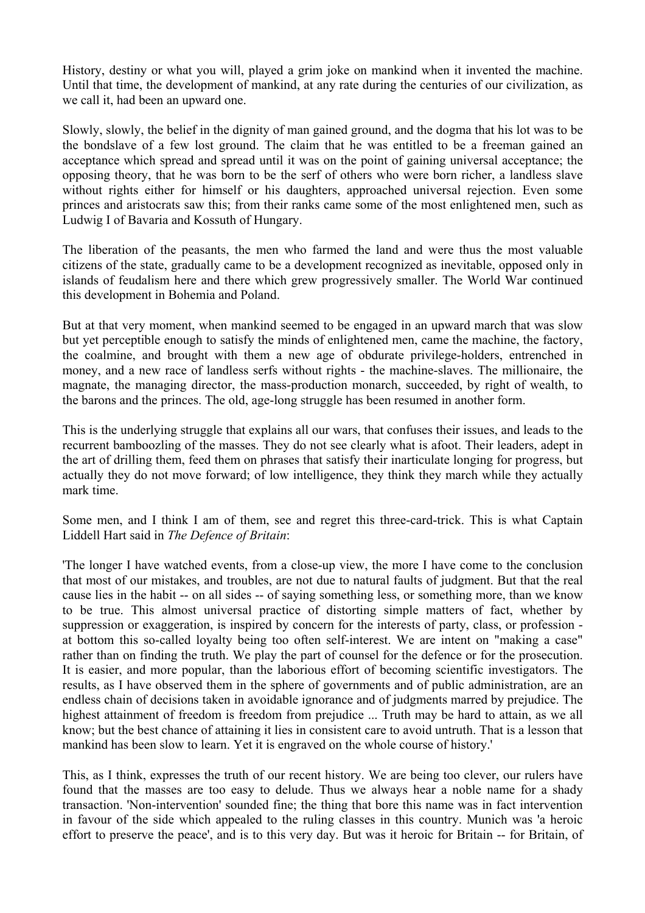History, destiny or what you will, played a grim joke on mankind when it invented the machine. Until that time, the development of mankind, at any rate during the centuries of our civilization, as we call it, had been an upward one.

Slowly, slowly, the belief in the dignity of man gained ground, and the dogma that his lot was to be the bondslave of a few lost ground. The claim that he was entitled to be a freeman gained an acceptance which spread and spread until it was on the point of gaining universal acceptance; the opposing theory, that he was born to be the serf of others who were born richer, a landless slave without rights either for himself or his daughters, approached universal rejection. Even some princes and aristocrats saw this; from their ranks came some of the most enlightened men, such as Ludwig I of Bavaria and Kossuth of Hungary.

The liberation of the peasants, the men who farmed the land and were thus the most valuable citizens of the state, gradually came to be a development recognized as inevitable, opposed only in islands of feudalism here and there which grew progressively smaller. The World War continued this development in Bohemia and Poland.

But at that very moment, when mankind seemed to be engaged in an upward march that was slow but yet perceptible enough to satisfy the minds of enlightened men, came the machine, the factory, the coalmine, and brought with them a new age of obdurate privilege-holders, entrenched in money, and a new race of landless serfs without rights - the machine-slaves. The millionaire, the magnate, the managing director, the mass-production monarch, succeeded, by right of wealth, to the barons and the princes. The old, age-long struggle has been resumed in another form.

This is the underlying struggle that explains all our wars, that confuses their issues, and leads to the recurrent bamboozling of the masses. They do not see clearly what is afoot. Their leaders, adept in the art of drilling them, feed them on phrases that satisfy their inarticulate longing for progress, but actually they do not move forward; of low intelligence, they think they march while they actually mark time.

Some men, and I think I am of them, see and regret this three-card-trick. This is what Captain Liddell Hart said in *The Defence of Britain*:

'The longer I have watched events, from a close-up view, the more I have come to the conclusion that most of our mistakes, and troubles, are not due to natural faults of judgment. But that the real cause lies in the habit -- on all sides -- of saying something less, or something more, than we know to be true. This almost universal practice of distorting simple matters of fact, whether by suppression or exaggeration, is inspired by concern for the interests of party, class, or profession - at bottom this so-called loyalty being too often self-interest. We are intent on "making a case" rather than on finding the truth. We play the part of counsel for the defence or for the prosecution. It is easier, and more popular, than the laborious effort of becoming scientific investigators. The results, as I have observed them in the sphere of governments and of public administration, are an endless chain of decisions taken in avoidable ignorance and of judgments marred by prejudice. The highest attainment of freedom is freedom from prejudice ... Truth may be hard to attain, as we all know; but the best chance of attaining it lies in consistent care to avoid untruth. That is a lesson that mankind has been slow to learn. Yet it is engraved on the whole course of history.'

This, as I think, expresses the truth of our recent history. We are being too clever, our rulers have found that the masses are too easy to delude. Thus we always hear a noble name for a shady transaction. 'Non-intervention' sounded fine; the thing that bore this name was in fact intervention in favour of the side which appealed to the ruling classes in this country. Munich was 'a heroic effort to preserve the peace', and is to this very day. But was it heroic for Britain -- for Britain, of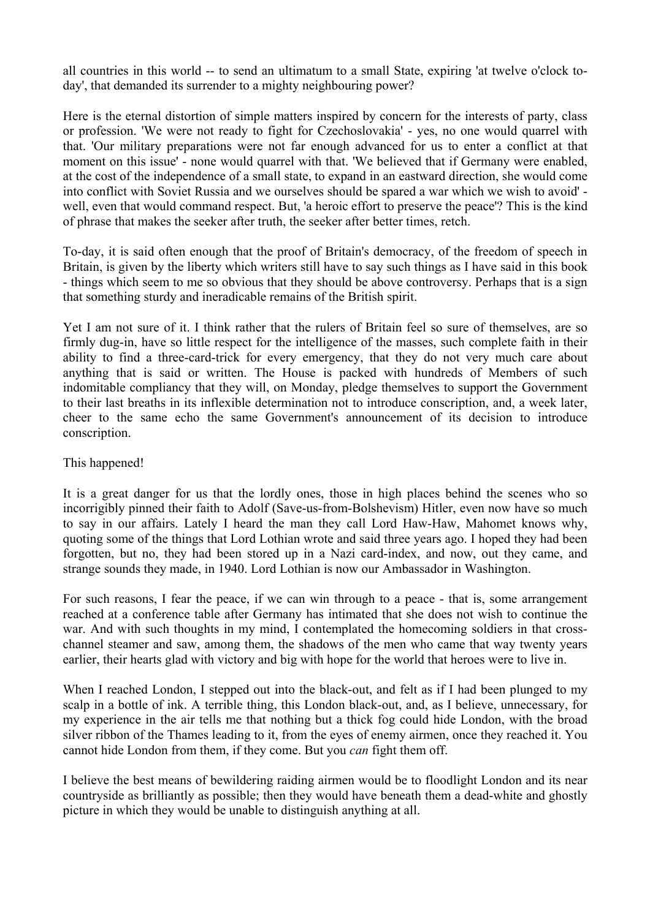all countries in this world -- to send an ultimatum to a small State, expiring 'at twelve o'clock to-day', that demanded its surrender to a mighty neighbouring power?

Here is the eternal distortion of simple matters inspired by concern for the interests of party, class or profession. 'We were not ready to fight for Czechoslovakia' - yes, no one would quarrel with that. 'Our military preparations were not far enough advanced for us to enter a conflict at that moment on this issue' - none would quarrel with that. 'We believed that if Germany were enabled, at the cost of the independence of a small state, to expand in an eastward direction, she would come into conflict with Soviet Russia and we ourselves should be spared a war which we wish to avoid' - well, even that would command respect. But, 'a heroic effort to preserve the peace'? This is the kind of phrase that makes the seeker after truth, the seeker after better times, retch.

To-day, it is said often enough that the proof of Britain's democracy, of the freedom of speech in Britain, is given by the liberty which writers still have to say such things as I have said in this book - things which seem to me so obvious that they should be above controversy. Perhaps that is a sign that something sturdy and ineradicable remains of the British spirit.

Yet I am not sure of it. I think rather that the rulers of Britain feel so sure of themselves, are so firmly dug-in, have so little respect for the intelligence of the masses, such complete faith in their ability to find a three-card-trick for every emergency, that they do not very much care about anything that is said or written. The House is packed with hundreds of Members of such indomitable compliancy that they will, on Monday, pledge themselves to support the Government to their last breaths in its inflexible determination not to introduce conscription, and, a week later, cheer to the same echo the same Government's announcement of its decision to introduce conscription.

This happened!

It is a great danger for us that the lordly ones, those in high places behind the scenes who so incorrigibly pinned their faith to Adolf (Save-us-from-Bolshevism) Hitler, even now have so much to say in our affairs. Lately I heard the man they call Lord Haw-Haw, Mahomet knows why, quoting some of the things that Lord Lothian wrote and said three years ago. I hoped they had been forgotten, but no, they had been stored up in a Nazi card-index, and now, out they came, and strange sounds they made, in 1940. Lord Lothian is now our Ambassador in Washington.

For such reasons, I fear the peace, if we can win through to a peace - that is, some arrangement reached at a conference table after Germany has intimated that she does not wish to continue the war. And with such thoughts in my mind, I contemplated the homecoming soldiers in that cross-channel steamer and saw, among them, the shadows of the men who came that way twenty years earlier, their hearts glad with victory and big with hope for the world that heroes were to live in.

When I reached London, I stepped out into the black-out, and felt as if I had been plunged to my scalp in a bottle of ink. A terrible thing, this London black-out, and, as I believe, unnecessary, for my experience in the air tells me that nothing but a thick fog could hide London, with the broad silver ribbon of the Thames leading to it, from the eyes of enemy airmen, once they reached it. You cannot hide London from them, if they come. But you *can* fight them off.

I believe the best means of bewildering raiding airmen would be to floodlight London and its near countryside as brilliantly as possible; then they would have beneath them a dead-white and ghostly picture in which they would be unable to distinguish anything at all.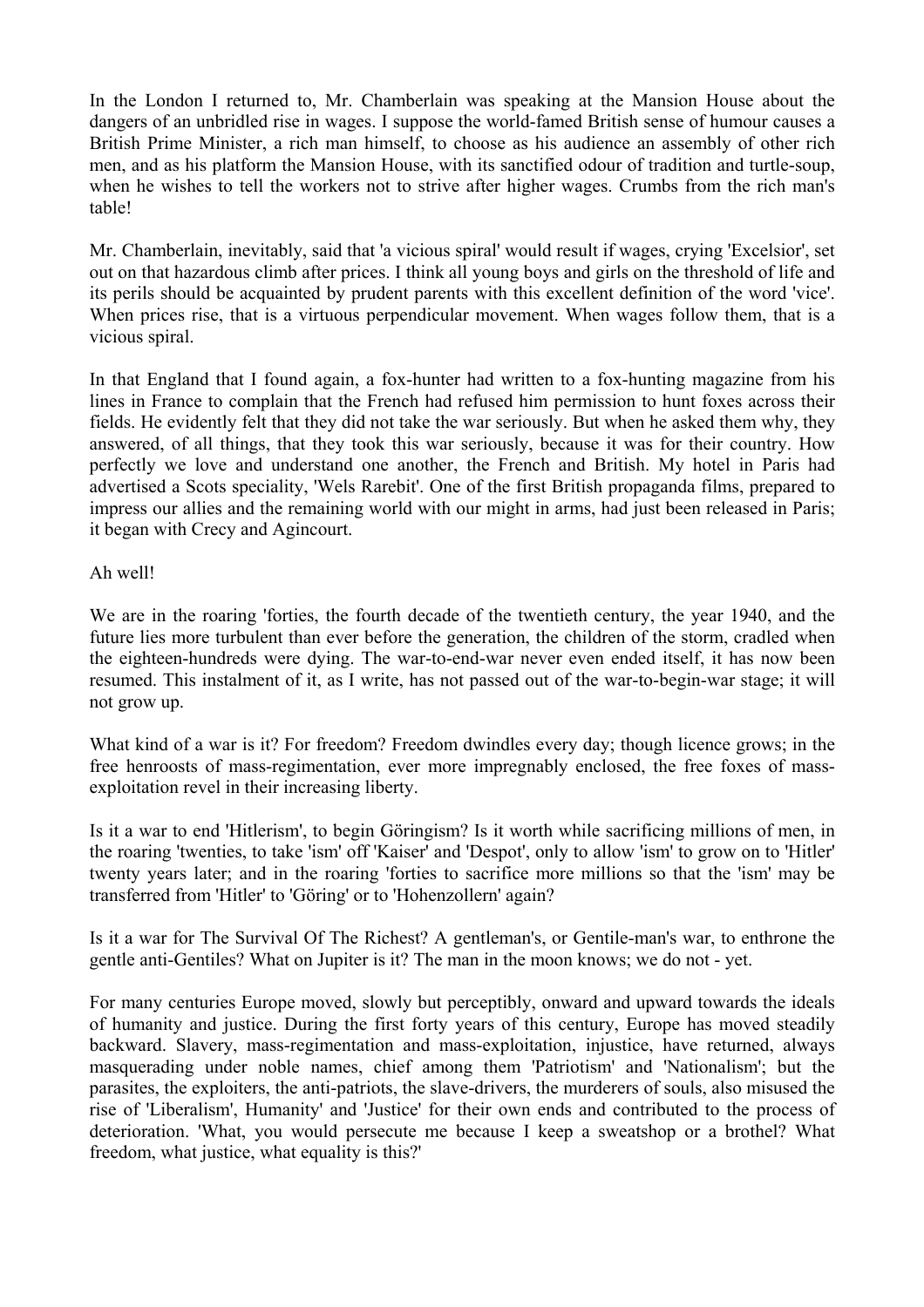In the London I returned to, Mr. Chamberlain was speaking at the Mansion House about the dangers of an unbridled rise in wages. I suppose the world-famed British sense of humour causes a British Prime Minister, a rich man himself, to choose as his audience an assembly of other rich men, and as his platform the Mansion House, with its sanctified odour of tradition and turtle-soup, when he wishes to tell the workers not to strive after higher wages. Crumbs from the rich man's table!

Mr. Chamberlain, inevitably, said that 'a vicious spiral' would result if wages, crying 'Excelsior', set out on that hazardous climb after prices. I think all young boys and girls on the threshold of life and its perils should be acquainted by prudent parents with this excellent definition of the word 'vice'. When prices rise, that is a virtuous perpendicular movement. When wages follow them, that is a vicious spiral.

In that England that I found again, a fox-hunter had written to a fox-hunting magazine from his lines in France to complain that the French had refused him permission to hunt foxes across their fields. He evidently felt that they did not take the war seriously. But when he asked them why, they answered, of all things, that they took this war seriously, because it was for their country. How perfectly we love and understand one another, the French and British. My hotel in Paris had advertised a Scots speciality, 'Wels Rarebit'. One of the first British propaganda films, prepared to impress our allies and the remaining world with our might in arms, had just been released in Paris; it began with Crecy and Agincourt.

Ah well!

We are in the roaring 'forties, the fourth decade of the twentieth century, the year 1940, and the future lies more turbulent than ever before the generation, the children of the storm, cradled when the eighteen-hundreds were dying. The war-to-end-war never even ended itself, it has now been resumed. This instalment of it, as I write, has not passed out of the war-to-begin-war stage; it will not grow up.

What kind of a war is it? For freedom? Freedom dwindles every day; though licence grows; in the free henroosts of mass-regimentation, ever more impregnably enclosed, the free foxes of mass-exploitation revel in their increasing liberty.

Is it a war to end 'Hitlerism', to begin Göringism? Is it worth while sacrificing millions of men, in the roaring 'twenties, to take 'ism' off 'Kaiser' and 'Despot', only to allow 'ism' to grow on to 'Hitler' twenty years later; and in the roaring 'forties to sacrifice more millions so that the 'ism' may be transferred from 'Hitler' to 'Göring' or to 'Hohenzollern' again?

Is it a war for The Survival Of The Richest? A gentleman's, or Gentile-man's war, to enthrone the gentle anti-Gentiles? What on Jupiter is it? The man in the moon knows; we do not - yet.

For many centuries Europe moved, slowly but perceptibly, onward and upward towards the ideals of humanity and justice. During the first forty years of this century, Europe has moved steadily backward. Slavery, mass-regimentation and mass-exploitation, injustice, have returned, always masquerading under noble names, chief among them 'Patriotism' and 'Nationalism'; but the parasites, the exploiters, the anti-patriots, the slave-drivers, the murderers of souls, also misused the rise of 'Liberalism', Humanity' and 'Justice' for their own ends and contributed to the process of deterioration. 'What, you would persecute me because I keep a sweatshop or a brothel? What freedom, what justice, what equality is this?'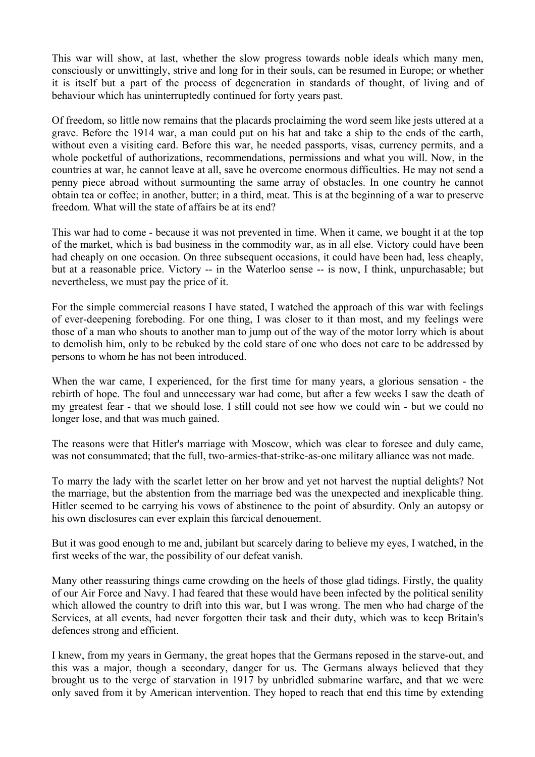This war will show, at last, whether the slow progress towards noble ideals which many men, consciously or unwittingly, strive and long for in their souls, can be resumed in Europe; or whether it is itself but a part of the process of degeneration in standards of thought, of living and of behaviour which has uninterruptedly continued for forty years past.

Of freedom, so little now remains that the placards proclaiming the word seem like jests uttered at a grave. Before the 1914 war, a man could put on his hat and take a ship to the ends of the earth, without even a visiting card. Before this war, he needed passports, visas, currency permits, and a whole pocketful of authorizations, recommendations, permissions and what you will. Now, in the countries at war, he cannot leave at all, save he overcome enormous difficulties. He may not send a penny piece abroad without surmounting the same array of obstacles. In one country he cannot obtain tea or coffee; in another, butter; in a third, meat. This is at the beginning of a war to preserve freedom. What will the state of affairs be at its end?

This war had to come - because it was not prevented in time. When it came, we bought it at the top of the market, which is bad business in the commodity war, as in all else. Victory could have been had cheaply on one occasion. On three subsequent occasions, it could have been had, less cheaply, but at a reasonable price. Victory -- in the Waterloo sense -- is now, I think, unpurchasable; but nevertheless, we must pay the price of it.

For the simple commercial reasons I have stated, I watched the approach of this war with feelings of ever-deepening foreboding. For one thing, I was closer to it than most, and my feelings were those of a man who shouts to another man to jump out of the way of the motor lorry which is about to demolish him, only to be rebuked by the cold stare of one who does not care to be addressed by persons to whom he has not been introduced.

When the war came, I experienced, for the first time for many years, a glorious sensation - the rebirth of hope. The foul and unnecessary war had come, but after a few weeks I saw the death of my greatest fear - that we should lose. I still could not see how we could win - but we could no longer lose, and that was much gained.

The reasons were that Hitler's marriage with Moscow, which was clear to foresee and duly came, was not consummated; that the full, two-armies-that-strike-as-one military alliance was not made.

To marry the lady with the scarlet letter on her brow and yet not harvest the nuptial delights? Not the marriage, but the abstention from the marriage bed was the unexpected and inexplicable thing. Hitler seemed to be carrying his vows of abstinence to the point of absurdity. Only an autopsy or his own disclosures can ever explain this farcical denouement.

But it was good enough to me and, jubilant but scarcely daring to believe my eyes, I watched, in the first weeks of the war, the possibility of our defeat vanish.

Many other reassuring things came crowding on the heels of those glad tidings. Firstly, the quality of our Air Force and Navy. I had feared that these would have been infected by the political senility which allowed the country to drift into this war, but I was wrong. The men who had charge of the Services, at all events, had never forgotten their task and their duty, which was to keep Britain's defences strong and efficient.

I knew, from my years in Germany, the great hopes that the Germans reposed in the starve-out, and this was a major, though a secondary, danger for us. The Germans always believed that they brought us to the verge of starvation in 1917 by unbridled submarine warfare, and that we were only saved from it by American intervention. They hoped to reach that end this time by extending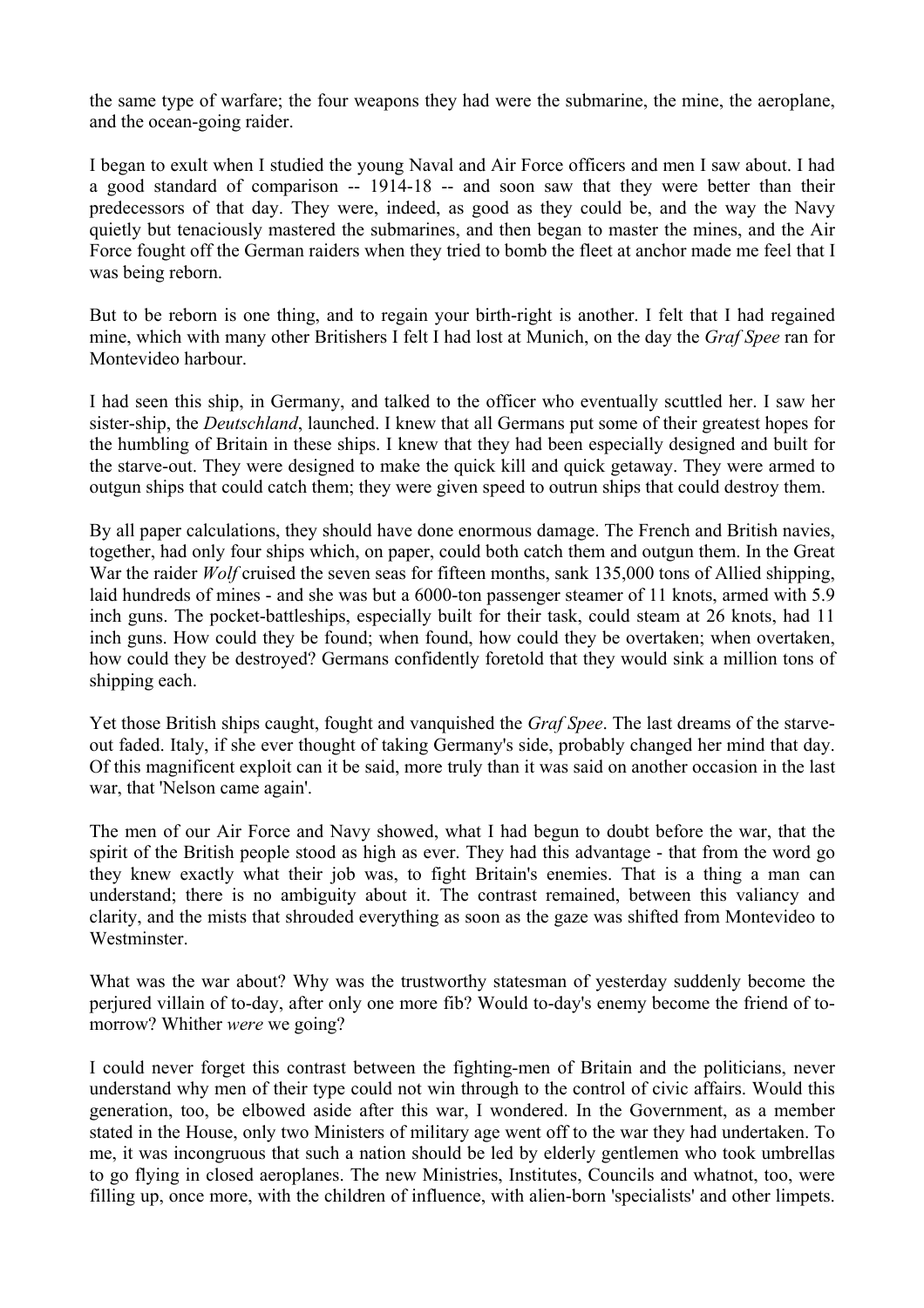the same type of warfare; the four weapons they had were the submarine, the mine, the aeroplane, and the ocean-going raider.

I began to exult when I studied the young Naval and Air Force officers and men I saw about. I had a good standard of comparison -- 1914-18 -- and soon saw that they were better than their predecessors of that day. They were, indeed, as good as they could be, and the way the Navy quietly but tenaciously mastered the submarines, and then began to master the mines, and the Air Force fought off the German raiders when they tried to bomb the fleet at anchor made me feel that I was being reborn.

But to be reborn is one thing, and to regain your birth-right is another. I felt that I had regained mine, which with many other Britishers I felt I had lost at Munich, on the day the *Graf Spee* ran for Montevideo harbour.

I had seen this ship, in Germany, and talked to the officer who eventually scuttled her. I saw her sister-ship, the *Deutschland*, launched. I knew that all Germans put some of their greatest hopes for the humbling of Britain in these ships. I knew that they had been especially designed and built for the starve-out. They were designed to make the quick kill and quick getaway. They were armed to outgun ships that could catch them; they were given speed to outrun ships that could destroy them.

By all paper calculations, they should have done enormous damage. The French and British navies, together, had only four ships which, on paper, could both catch them and outgun them. In the Great War the raider *Wolf* cruised the seven seas for fifteen months, sank 135,000 tons of Allied shipping, laid hundreds of mines - and she was but a 6000-ton passenger steamer of 11 knots, armed with 5.9 inch guns. The pocket-battleships, especially built for their task, could steam at 26 knots, had 11 inch guns. How could they be found; when found, how could they be overtaken; when overtaken, how could they be destroyed? Germans confidently foretold that they would sink a million tons of shipping each.

Yet those British ships caught, fought and vanquished the *Graf Spee*. The last dreams of the starve-out faded. Italy, if she ever thought of taking Germany's side, probably changed her mind that day. Of this magnificent exploit can it be said, more truly than it was said on another occasion in the last war, that 'Nelson came again'.

The men of our Air Force and Navy showed, what I had begun to doubt before the war, that the spirit of the British people stood as high as ever. They had this advantage - that from the word go they knew exactly what their job was, to fight Britain's enemies. That is a thing a man can understand; there is no ambiguity about it. The contrast remained, between this valiancy and clarity, and the mists that shrouded everything as soon as the gaze was shifted from Montevideo to Westminster.

What was the war about? Why was the trustworthy statesman of yesterday suddenly become the perjured villain of to-day, after only one more fib? Would to-day's enemy become the friend of to-morrow? Whither *were* we going?

I could never forget this contrast between the fighting-men of Britain and the politicians, never understand why men of their type could not win through to the control of civic affairs. Would this generation, too, be elbowed aside after this war, I wondered. In the Government, as a member stated in the House, only two Ministers of military age went off to the war they had undertaken. To me, it was incongruous that such a nation should be led by elderly gentlemen who took umbrellas to go flying in closed aeroplanes. The new Ministries, Institutes, Councils and whatnot, too, were filling up, once more, with the children of influence, with alien-born 'specialists' and other limpets.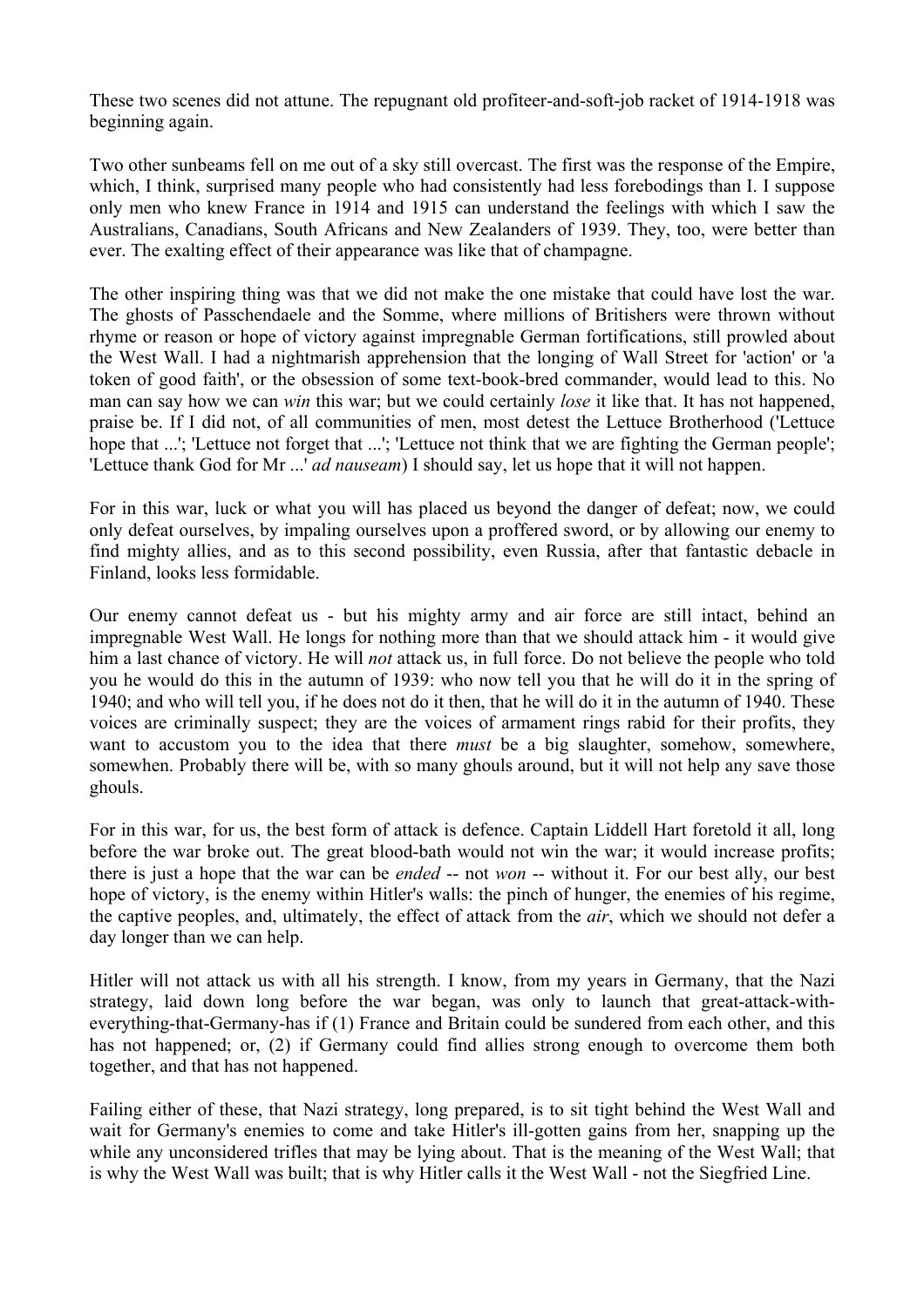These two scenes did not attune. The repugnant old profiteer-and-soft-job racket of 1914-1918 was beginning again.

Two other sunbeams fell on me out of a sky still overcast. The first was the response of the Empire, which, I think, surprised many people who had consistently had less forebodings than I. I suppose only men who knew France in 1914 and 1915 can understand the feelings with which I saw the Australians, Canadians, South Africans and New Zealanders of 1939. They, too, were better than ever. The exalting effect of their appearance was like that of champagne.

The other inspiring thing was that we did not make the one mistake that could have lost the war. The ghosts of Passchendaele and the Somme, where millions of Britishers were thrown without rhyme or reason or hope of victory against impregnable German fortifications, still prowled about the West Wall. I had a nightmarish apprehension that the longing of Wall Street for 'action' or 'a token of good faith', or the obsession of some text-book-bred commander, would lead to this. No man can say how we can *win* this war; but we could certainly *lose* it like that. It has not happened, praise be. If I did not, of all communities of men, most detest the Lettuce Brotherhood ('Lettuce hope that ...'; 'Lettuce not forget that ...'; 'Lettuce not think that we are fighting the German people'; 'Lettuce thank God for Mr ...' *ad nauseam*) I should say, let us hope that it will not happen.

For in this war, luck or what you will has placed us beyond the danger of defeat; now, we could only defeat ourselves, by impaling ourselves upon a proffered sword, or by allowing our enemy to find mighty allies, and as to this second possibility, even Russia, after that fantastic debacle in Finland, looks less formidable.

Our enemy cannot defeat us - but his mighty army and air force are still intact, behind an impregnable West Wall. He longs for nothing more than that we should attack him - it would give him a last chance of victory. He will *not* attack us, in full force. Do not believe the people who told you he would do this in the autumn of 1939: who now tell you that he will do it in the spring of 1940; and who will tell you, if he does not do it then, that he will do it in the autumn of 1940. These voices are criminally suspect; they are the voices of armament rings rabid for their profits, they want to accustom you to the idea that there *must* be a big slaughter, somehow, somewhere, somewhen. Probably there will be, with so many ghouls around, but it will not help any save those ghouls.

For in this war, for us, the best form of attack is defence. Captain Liddell Hart foretold it all, long before the war broke out. The great blood-bath would not win the war; it would increase profits; there is just a hope that the war can be *ended* -- not *won* -- without it. For our best ally, our best hope of victory, is the enemy within Hitler's walls: the pinch of hunger, the enemies of his regime, the captive peoples, and, ultimately, the effect of attack from the *air*, which we should not defer a day longer than we can help.

Hitler will not attack us with all his strength. I know, from my years in Germany, that the Nazi strategy, laid down long before the war began, was only to launch that great-attack-with-everything-that-Germany-has if (1) France and Britain could be sundered from each other, and this has not happened; or, (2) if Germany could find allies strong enough to overcome them both together, and that has not happened.

Failing either of these, that Nazi strategy, long prepared, is to sit tight behind the West Wall and wait for Germany's enemies to come and take Hitler's ill-gotten gains from her, snapping up the while any unconsidered trifles that may be lying about. That is the meaning of the West Wall; that is why the West Wall was built; that is why Hitler calls it the West Wall - not the Siegfried Line.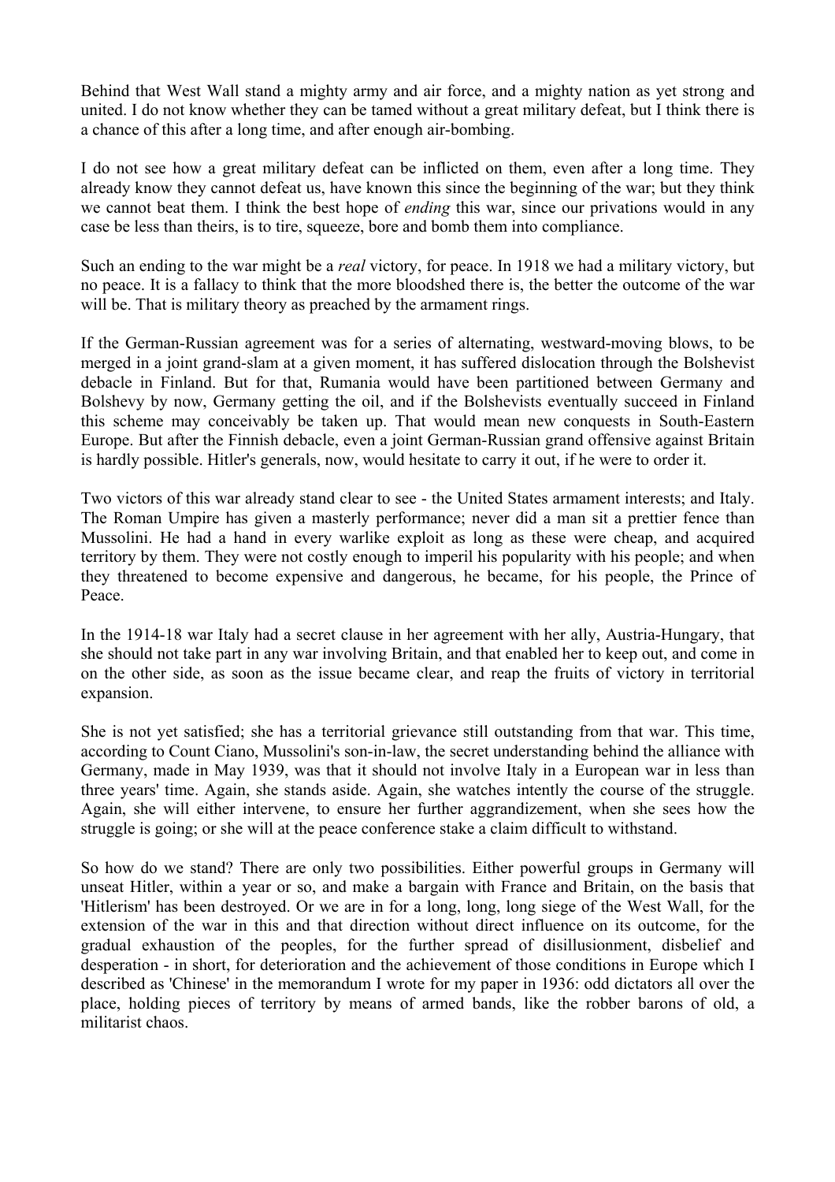Behind that West Wall stand a mighty army and air force, and a mighty nation as yet strong and united. I do not know whether they can be tamed without a great military defeat, but I think there is a chance of this after a long time, and after enough air-bombing.

I do not see how a great military defeat can be inflicted on them, even after a long time. They already know they cannot defeat us, have known this since the beginning of the war; but they think we cannot beat them. I think the best hope of *ending* this war, since our privations would in any case be less than theirs, is to tire, squeeze, bore and bomb them into compliance.

Such an ending to the war might be a *real* victory, for peace. In 1918 we had a military victory, but no peace. It is a fallacy to think that the more bloodshed there is, the better the outcome of the war will be. That is military theory as preached by the armament rings.

If the German-Russian agreement was for a series of alternating, westward-moving blows, to be merged in a joint grand-slam at a given moment, it has suffered dislocation through the Bolshevist debacle in Finland. But for that, Rumania would have been partitioned between Germany and Bolshevy by now, Germany getting the oil, and if the Bolshevists eventually succeed in Finland this scheme may conceivably be taken up. That would mean new conquests in South-Eastern Europe. But after the Finnish debacle, even a joint German-Russian grand offensive against Britain is hardly possible. Hitler's generals, now, would hesitate to carry it out, if he were to order it.

Two victors of this war already stand clear to see - the United States armament interests; and Italy. The Roman Umpire has given a masterly performance; never did a man sit a prettier fence than Mussolini. He had a hand in every warlike exploit as long as these were cheap, and acquired territory by them. They were not costly enough to imperil his popularity with his people; and when they threatened to become expensive and dangerous, he became, for his people, the Prince of Peace.

In the 1914-18 war Italy had a secret clause in her agreement with her ally, Austria-Hungary, that she should not take part in any war involving Britain, and that enabled her to keep out, and come in on the other side, as soon as the issue became clear, and reap the fruits of victory in territorial expansion.

She is not yet satisfied; she has a territorial grievance still outstanding from that war. This time, according to Count Ciano, Mussolini's son-in-law, the secret understanding behind the alliance with Germany, made in May 1939, was that it should not involve Italy in a European war in less than three years' time. Again, she stands aside. Again, she watches intently the course of the struggle. Again, she will either intervene, to ensure her further aggrandizement, when she sees how the struggle is going; or she will at the peace conference stake a claim difficult to withstand.

So how do we stand? There are only two possibilities. Either powerful groups in Germany will unseat Hitler, within a year or so, and make a bargain with France and Britain, on the basis that 'Hitlerism' has been destroyed. Or we are in for a long, long, long siege of the West Wall, for the extension of the war in this and that direction without direct influence on its outcome, for the gradual exhaustion of the peoples, for the further spread of disillusionment, disbelief and desperation - in short, for deterioration and the achievement of those conditions in Europe which I described as 'Chinese' in the memorandum I wrote for my paper in 1936: odd dictators all over the place, holding pieces of territory by means of armed bands, like the robber barons of old, a militarist chaos.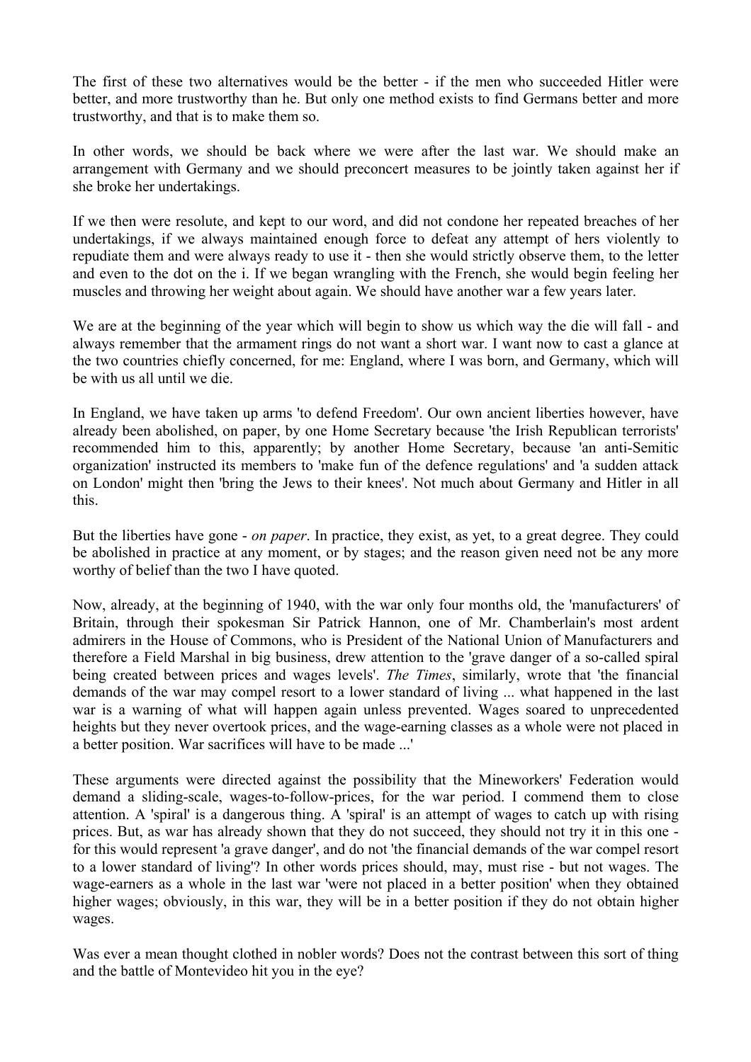The first of these two alternatives would be the better - if the men who succeeded Hitler were better, and more trustworthy than he. But only one method exists to find Germans better and more trustworthy, and that is to make them so.

In other words, we should be back where we were after the last war. We should make an arrangement with Germany and we should preconcert measures to be jointly taken against her if she broke her undertakings.

If we then were resolute, and kept to our word, and did not condone her repeated breaches of her undertakings, if we always maintained enough force to defeat any attempt of hers violently to repudiate them and were always ready to use it - then she would strictly observe them, to the letter and even to the dot on the i. If we began wrangling with the French, she would begin feeling her muscles and throwing her weight about again. We should have another war a few years later.

We are at the beginning of the year which will begin to show us which way the die will fall - and always remember that the armament rings do not want a short war. I want now to cast a glance at the two countries chiefly concerned, for me: England, where I was born, and Germany, which will be with us all until we die.

In England, we have taken up arms 'to defend Freedom'. Our own ancient liberties however, have already been abolished, on paper, by one Home Secretary because 'the Irish Republican terrorists' recommended him to this, apparently; by another Home Secretary, because 'an anti-Semitic organization' instructed its members to 'make fun of the defence regulations' and 'a sudden attack on London' might then 'bring the Jews to their knees'. Not much about Germany and Hitler in all this.

But the liberties have gone - *on paper*. In practice, they exist, as yet, to a great degree. They could be abolished in practice at any moment, or by stages; and the reason given need not be any more worthy of belief than the two I have quoted.

Now, already, at the beginning of 1940, with the war only four months old, the 'manufacturers' of Britain, through their spokesman Sir Patrick Hannon, one of Mr. Chamberlain's most ardent admirers in the House of Commons, who is President of the National Union of Manufacturers and therefore a Field Marshal in big business, drew attention to the 'grave danger of a so-called spiral being created between prices and wages levels'. *The Times*, similarly, wrote that 'the financial demands of the war may compel resort to a lower standard of living ... what happened in the last war is a warning of what will happen again unless prevented. Wages soared to unprecedented heights but they never overtook prices, and the wage-earning classes as a whole were not placed in a better position. War sacrifices will have to be made ...'

These arguments were directed against the possibility that the Mineworkers' Federation would demand a sliding-scale, wages-to-follow-prices, for the war period. I commend them to close attention. A 'spiral' is a dangerous thing. A 'spiral' is an attempt of wages to catch up with rising prices. But, as war has already shown that they do not succeed, they should not try it in this one - for this would represent 'a grave danger', and do not 'the financial demands of the war compel resort to a lower standard of living'? In other words prices should, may, must rise - but not wages. The wage-earners as a whole in the last war 'were not placed in a better position' when they obtained higher wages; obviously, in this war, they will be in a better position if they do not obtain higher wages.

Was ever a mean thought clothed in nobler words? Does not the contrast between this sort of thing and the battle of Montevideo hit you in the eye?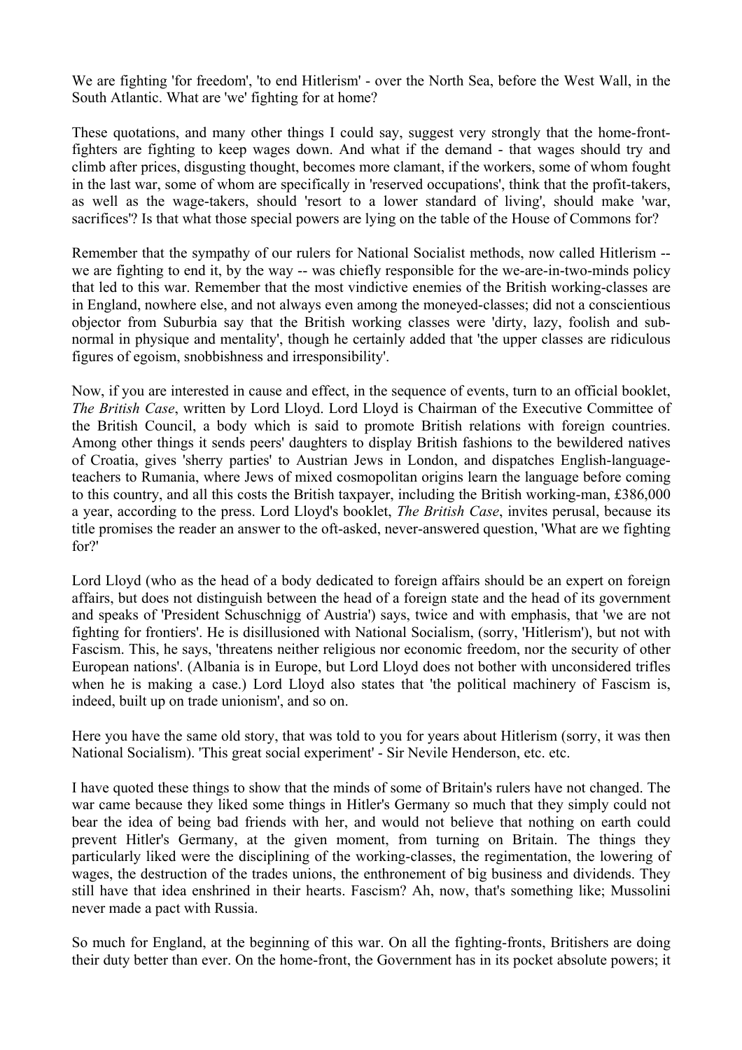We are fighting 'for freedom', 'to end Hitlerism' - over the North Sea, before the West Wall, in the South Atlantic. What are 'we' fighting for at home?

These quotations, and many other things I could say, suggest very strongly that the home-front-fighters are fighting to keep wages down. And what if the demand - that wages should try and climb after prices, disgusting thought, becomes more clamant, if the workers, some of whom fought in the last war, some of whom are specifically in 'reserved occupations', think that the profit-takers, as well as the wage-takers, should 'resort to a lower standard of living', should make 'war, sacrifices'? Is that what those special powers are lying on the table of the House of Commons for?

Remember that the sympathy of our rulers for National Socialist methods, now called Hitlerism -- we are fighting to end it, by the way -- was chiefly responsible for the we-are-in-two-minds policy that led to this war. Remember that the most vindictive enemies of the British working-classes are in England, nowhere else, and not always even among the moneyed-classes; did not a conscientious objector from Suburbia say that the British working classes were 'dirty, lazy, foolish and sub-normal in physique and mentality', though he certainly added that 'the upper classes are ridiculous figures of egoism, snobbishness and irresponsibility'.

Now, if you are interested in cause and effect, in the sequence of events, turn to an official booklet, *The British Case*, written by Lord Lloyd. Lord Lloyd is Chairman of the Executive Committee of the British Council, a body which is said to promote British relations with foreign countries. Among other things it sends peers' daughters to display British fashions to the bewildered natives of Croatia, gives 'sherry parties' to Austrian Jews in London, and dispatches English-language-teachers to Rumania, where Jews of mixed cosmopolitan origins learn the language before coming to this country, and all this costs the British taxpayer, including the British working-man, £386,000 a year, according to the press. Lord Lloyd's booklet, *The British Case*, invites perusal, because its title promises the reader an answer to the oft-asked, never-answered question, 'What are we fighting for?'

Lord Lloyd (who as the head of a body dedicated to foreign affairs should be an expert on foreign affairs, but does not distinguish between the head of a foreign state and the head of its government and speaks of 'President Schuschnigg of Austria') says, twice and with emphasis, that 'we are not fighting for frontiers'. He is disillusioned with National Socialism, (sorry, 'Hitlerism'), but not with Fascism. This, he says, 'threatens neither religious nor economic freedom, nor the security of other European nations'. (Albania is in Europe, but Lord Lloyd does not bother with unconsidered trifles when he is making a case.) Lord Lloyd also states that 'the political machinery of Fascism is, indeed, built up on trade unionism', and so on.

Here you have the same old story, that was told to you for years about Hitlerism (sorry, it was then National Socialism). 'This great social experiment' - Sir Nevile Henderson, etc. etc.

I have quoted these things to show that the minds of some of Britain's rulers have not changed. The war came because they liked some things in Hitler's Germany so much that they simply could not bear the idea of being bad friends with her, and would not believe that nothing on earth could prevent Hitler's Germany, at the given moment, from turning on Britain. The things they particularly liked were the disciplining of the working-classes, the regimentation, the lowering of wages, the destruction of the trades unions, the enthronement of big business and dividends. They still have that idea enshrined in their hearts. Fascism? Ah, now, that's something like; Mussolini never made a pact with Russia.

So much for England, at the beginning of this war. On all the fighting-fronts, Britishers are doing their duty better than ever. On the home-front, the Government has in its pocket absolute powers; it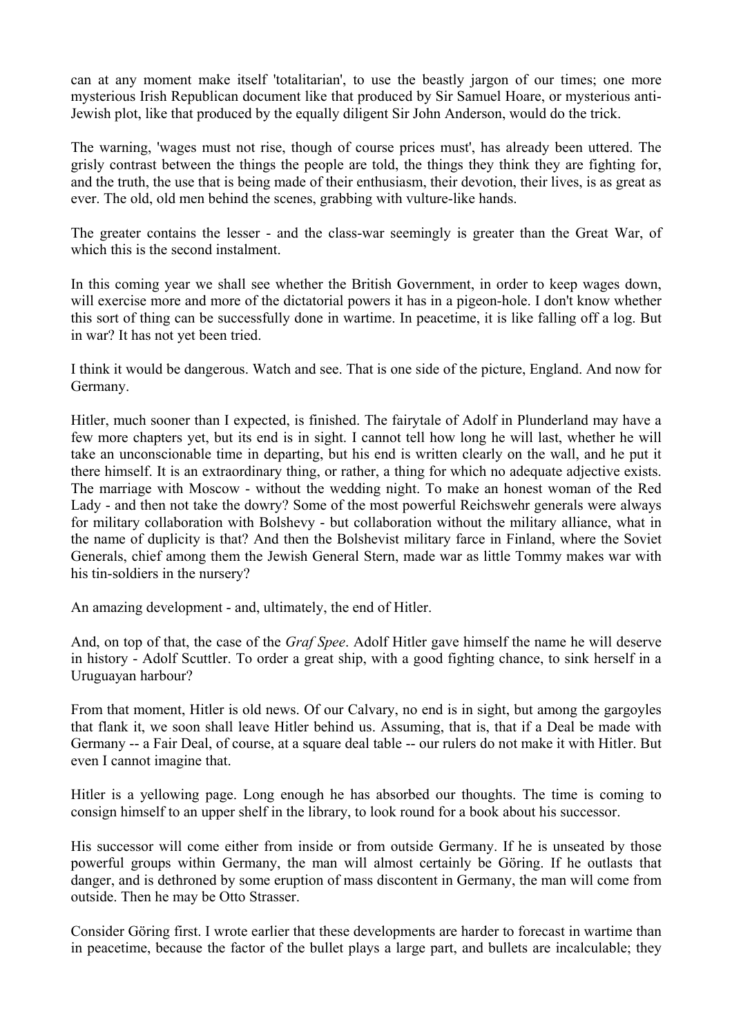can at any moment make itself 'totalitarian', to use the beastly jargon of our times; one more mysterious Irish Republican document like that produced by Sir Samuel Hoare, or mysterious anti-Jewish plot, like that produced by the equally diligent Sir John Anderson, would do the trick.

The warning, 'wages must not rise, though of course prices must', has already been uttered. The grisly contrast between the things the people are told, the things they think they are fighting for, and the truth, the use that is being made of their enthusiasm, their devotion, their lives, is as great as ever. The old, old men behind the scenes, grabbing with vulture-like hands.

The greater contains the lesser - and the class-war seemingly is greater than the Great War, of which this is the second instalment.

In this coming year we shall see whether the British Government, in order to keep wages down, will exercise more and more of the dictatorial powers it has in a pigeon-hole. I don't know whether this sort of thing can be successfully done in wartime. In peacetime, it is like falling off a log. But in war? It has not yet been tried.

I think it would be dangerous. Watch and see. That is one side of the picture, England. And now for Germany.

Hitler, much sooner than I expected, is finished. The fairytale of Adolf in Plunderland may have a few more chapters yet, but its end is in sight. I cannot tell how long he will last, whether he will take an unconscionable time in departing, but his end is written clearly on the wall, and he put it there himself. It is an extraordinary thing, or rather, a thing for which no adequate adjective exists. The marriage with Moscow - without the wedding night. To make an honest woman of the Red Lady - and then not take the dowry? Some of the most powerful Reichswehr generals were always for military collaboration with Bolshevy - but collaboration without the military alliance, what in the name of duplicity is that? And then the Bolshevist military farce in Finland, where the Soviet Generals, chief among them the Jewish General Stern, made war as little Tommy makes war with his tin-soldiers in the nursery?

An amazing development - and, ultimately, the end of Hitler.

And, on top of that, the case of the *Graf Spee*. Adolf Hitler gave himself the name he will deserve in history - Adolf Scuttler. To order a great ship, with a good fighting chance, to sink herself in a Uruguayan harbour?

From that moment, Hitler is old news. Of our Calvary, no end is in sight, but among the gargoyles that flank it, we soon shall leave Hitler behind us. Assuming, that is, that if a Deal be made with Germany -- a Fair Deal, of course, at a square deal table -- our rulers do not make it with Hitler. But even I cannot imagine that.

Hitler is a yellowing page. Long enough he has absorbed our thoughts. The time is coming to consign himself to an upper shelf in the library, to look round for a book about his successor.

His successor will come either from inside or from outside Germany. If he is unseated by those powerful groups within Germany, the man will almost certainly be Göring. If he outlasts that danger, and is dethroned by some eruption of mass discontent in Germany, the man will come from outside. Then he may be Otto Strasser.

Consider Göring first. I wrote earlier that these developments are harder to forecast in wartime than in peacetime, because the factor of the bullet plays a large part, and bullets are incalculable; they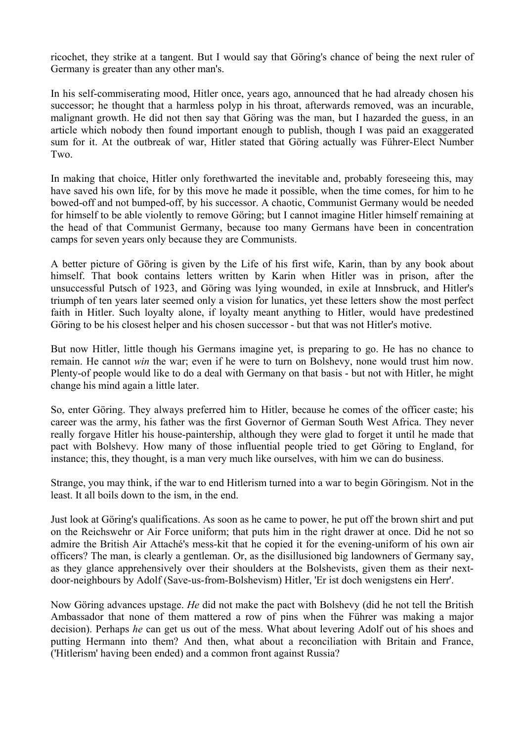ricochet, they strike at a tangent. But I would say that Göring's chance of being the next ruler of Germany is greater than any other man's.

In his self-commiserating mood, Hitler once, years ago, announced that he had already chosen his successor; he thought that a harmless polyp in his throat, afterwards removed, was an incurable, malignant growth. He did not then say that Göring was the man, but I hazarded the guess, in an article which nobody then found important enough to publish, though I was paid an exaggerated sum for it. At the outbreak of war, Hitler stated that Göring actually was Führer-Elect Number Two.

In making that choice, Hitler only forethwarted the inevitable and, probably foreseeing this, may have saved his own life, for by this move he made it possible, when the time comes, for him to he bowed-off and not bumped-off, by his successor. A chaotic, Communist Germany would be needed for himself to be able violently to remove Göring; but I cannot imagine Hitler himself remaining at the head of that Communist Germany, because too many Germans have been in concentration camps for seven years only because they are Communists.

A better picture of Göring is given by the Life of his first wife, Karin, than by any book about himself. That book contains letters written by Karin when Hitler was in prison, after the unsuccessful Putsch of 1923, and Göring was lying wounded, in exile at Innsbruck, and Hitler's triumph of ten years later seemed only a vision for lunatics, yet these letters show the most perfect faith in Hitler. Such loyalty alone, if loyalty meant anything to Hitler, would have predestined Göring to be his closest helper and his chosen successor - but that was not Hitler's motive.

But now Hitler, little though his Germans imagine yet, is preparing to go. He has no chance to remain. He cannot *win* the war; even if he were to turn on Bolshevy, none would trust him now. Plenty-of people would like to do a deal with Germany on that basis - but not with Hitler, he might change his mind again a little later.

So, enter Göring. They always preferred him to Hitler, because he comes of the officer caste; his career was the army, his father was the first Governor of German South West Africa. They never really forgave Hitler his house-paintership, although they were glad to forget it until he made that pact with Bolshevy. How many of those influential people tried to get Göring to England, for instance; this, they thought, is a man very much like ourselves, with him we can do business.

Strange, you may think, if the war to end Hitlerism turned into a war to begin Göringism. Not in the least. It all boils down to the ism, in the end.

Just look at Göring's qualifications. As soon as he came to power, he put off the brown shirt and put on the Reichswehr or Air Force uniform; that puts him in the right drawer at once. Did he not so admire the British Air Attaché's mess-kit that he copied it for the evening-uniform of his own air officers? The man, is clearly a gentleman. Or, as the disillusioned big landowners of Germany say, as they glance apprehensively over their shoulders at the Bolshevists, given them as their next-door-neighbours by Adolf (Save-us-from-Bolshevism) Hitler, 'Er ist doch wenigstens ein Herr'.

Now Göring advances upstage. *He* did not make the pact with Bolshevy (did he not tell the British Ambassador that none of them mattered a row of pins when the Führer was making a major decision). Perhaps *he* can get us out of the mess. What about levering Adolf out of his shoes and putting Hermann into them? And then, what about a reconciliation with Britain and France, ('Hitlerism' having been ended) and a common front against Russia?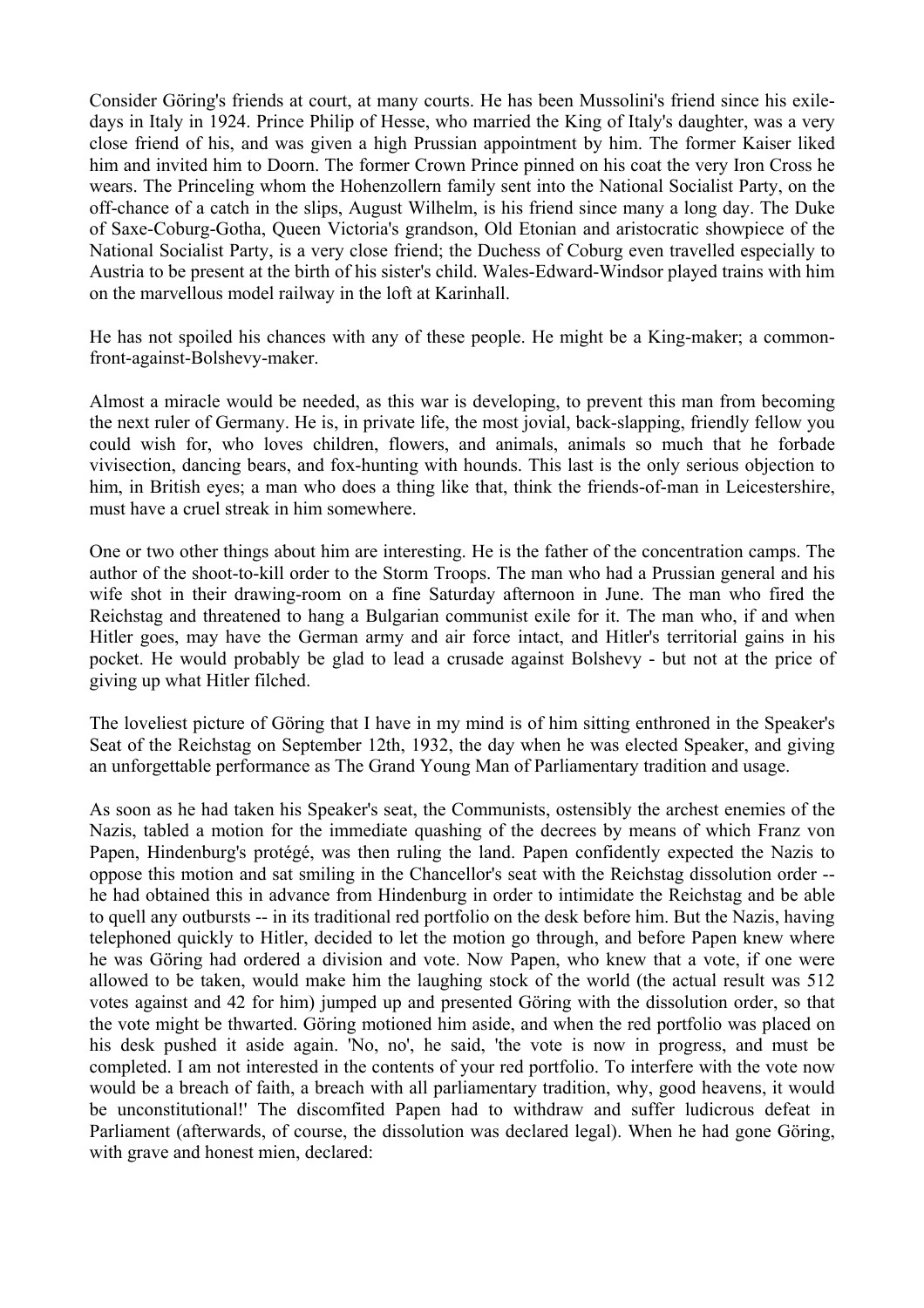Consider Göring's friends at court, at many courts. He has been Mussolini's friend since his exile-days in Italy in 1924. Prince Philip of Hesse, who married the King of Italy's daughter, was a very close friend of his, and was given a high Prussian appointment by him. The former Kaiser liked him and invited him to Doorn. The former Crown Prince pinned on his coat the very Iron Cross he wears. The Princeling whom the Hohenzollern family sent into the National Socialist Party, on the off-chance of a catch in the slips, August Wilhelm, is his friend since many a long day. The Duke of Saxe-Coburg-Gotha, Queen Victoria's grandson, Old Etonian and aristocratic showpiece of the National Socialist Party, is a very close friend; the Duchess of Coburg even travelled especially to Austria to be present at the birth of his sister's child. Wales-Edward-Windsor played trains with him on the marvellous model railway in the loft at Karinhall.

He has not spoiled his chances with any of these people. He might be a King-maker; a common-front-against-Bolshevy-maker.

Almost a miracle would be needed, as this war is developing, to prevent this man from becoming the next ruler of Germany. He is, in private life, the most jovial, back-slapping, friendly fellow you could wish for, who loves children, flowers, and animals, animals so much that he forbade vivisection, dancing bears, and fox-hunting with hounds. This last is the only serious objection to him, in British eyes; a man who does a thing like that, think the friends-of-man in Leicestershire, must have a cruel streak in him somewhere.

One or two other things about him are interesting. He is the father of the concentration camps. The author of the shoot-to-kill order to the Storm Troops. The man who had a Prussian general and his wife shot in their drawing-room on a fine Saturday afternoon in June. The man who fired the Reichstag and threatened to hang a Bulgarian communist exile for it. The man who, if and when Hitler goes, may have the German army and air force intact, and Hitler's territorial gains in his pocket. He would probably be glad to lead a crusade against Bolshevy - but not at the price of giving up what Hitler filched.

The loveliest picture of Göring that I have in my mind is of him sitting enthroned in the Speaker's Seat of the Reichstag on September 12th, 1932, the day when he was elected Speaker, and giving an unforgettable performance as The Grand Young Man of Parliamentary tradition and usage.

As soon as he had taken his Speaker's seat, the Communists, ostensibly the archest enemies of the Nazis, tabled a motion for the immediate quashing of the decrees by means of which Franz von Papen, Hindenburg's protégé, was then ruling the land. Papen confidently expected the Nazis to oppose this motion and sat smiling in the Chancellor's seat with the Reichstag dissolution order -- he had obtained this in advance from Hindenburg in order to intimidate the Reichstag and be able to quell any outbursts -- in its traditional red portfolio on the desk before him. But the Nazis, having telephoned quickly to Hitler, decided to let the motion go through, and before Papen knew where he was Göring had ordered a division and vote. Now Papen, who knew that a vote, if one were allowed to be taken, would make him the laughing stock of the world (the actual result was 512 votes against and 42 for him) jumped up and presented Göring with the dissolution order, so that the vote might be thwarted. Göring motioned him aside, and when the red portfolio was placed on his desk pushed it aside again. 'No, no', he said, 'the vote is now in progress, and must be completed. I am not interested in the contents of your red portfolio. To interfere with the vote now would be a breach of faith, a breach with all parliamentary tradition, why, good heavens, it would be unconstitutional!' The discomfited Papen had to withdraw and suffer ludicrous defeat in Parliament (afterwards, of course, the dissolution was declared legal). When he had gone Göring, with grave and honest mien, declared: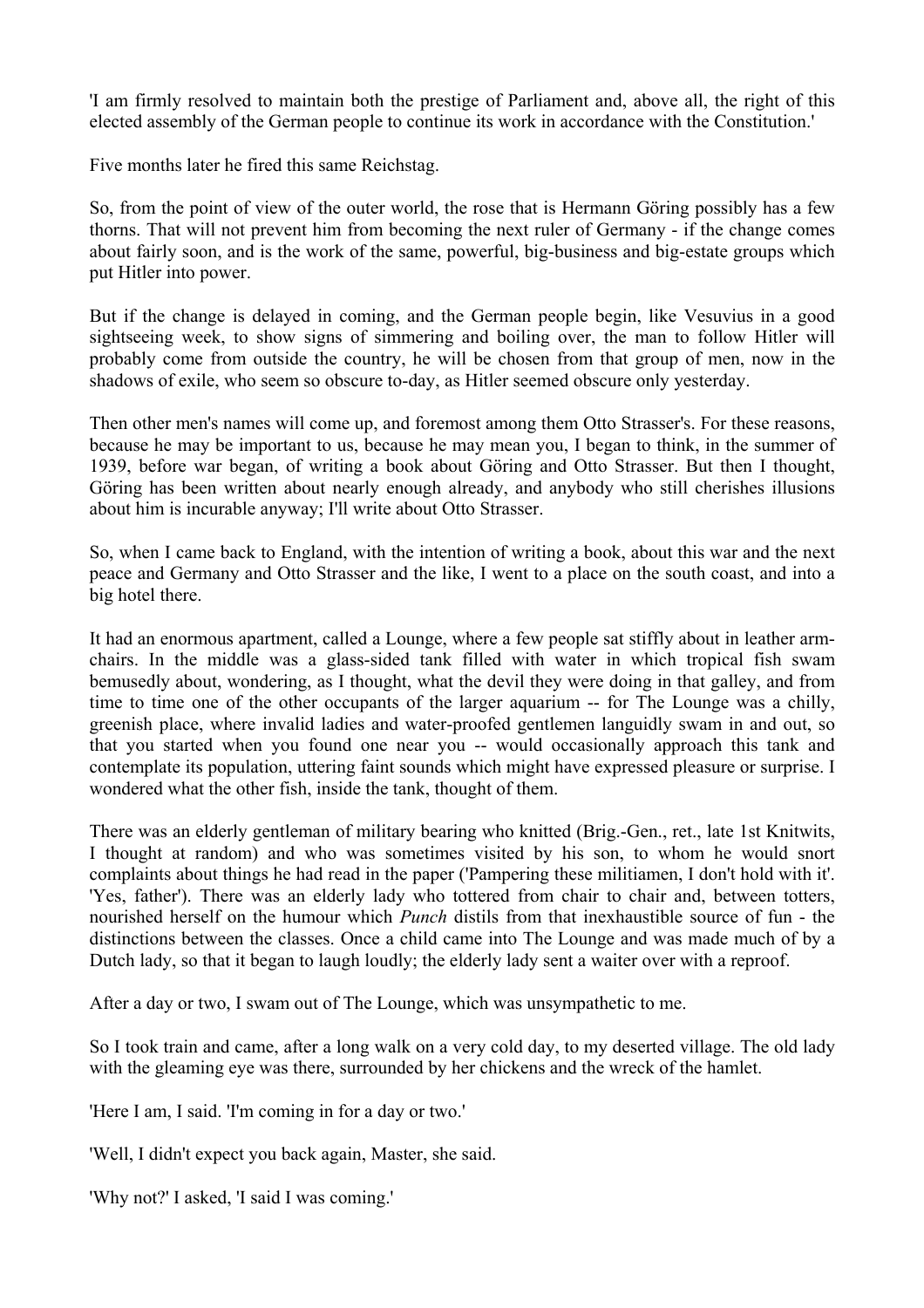'I am firmly resolved to maintain both the prestige of Parliament and, above all, the right of this elected assembly of the German people to continue its work in accordance with the Constitution.'

Five months later he fired this same Reichstag.

So, from the point of view of the outer world, the rose that is Hermann Göring possibly has a few thorns. That will not prevent him from becoming the next ruler of Germany - if the change comes about fairly soon, and is the work of the same, powerful, big-business and big-estate groups which put Hitler into power.

But if the change is delayed in coming, and the German people begin, like Vesuvius in a good sightseeing week, to show signs of simmering and boiling over, the man to follow Hitler will probably come from outside the country, he will be chosen from that group of men, now in the shadows of exile, who seem so obscure to-day, as Hitler seemed obscure only yesterday.

Then other men's names will come up, and foremost among them Otto Strasser's. For these reasons, because he may be important to us, because he may mean you, I began to think, in the summer of 1939, before war began, of writing a book about Göring and Otto Strasser. But then I thought, Göring has been written about nearly enough already, and anybody who still cherishes illusions about him is incurable anyway; I'll write about Otto Strasser.

So, when I came back to England, with the intention of writing a book, about this war and the next peace and Germany and Otto Strasser and the like, I went to a place on the south coast, and into a big hotel there.

It had an enormous apartment, called a Lounge, where a few people sat stiffly about in leather arm-chairs. In the middle was a glass-sided tank filled with water in which tropical fish swam bemusedly about, wondering, as I thought, what the devil they were doing in that galley, and from time to time one of the other occupants of the larger aquarium -- for The Lounge was a chilly, greenish place, where invalid ladies and water-proofed gentlemen languidly swam in and out, so that you started when you found one near you -- would occasionally approach this tank and contemplate its population, uttering faint sounds which might have expressed pleasure or surprise. I wondered what the other fish, inside the tank, thought of them.

There was an elderly gentleman of military bearing who knitted (Brig.-Gen., ret., late 1st Knitwits, I thought at random) and who was sometimes visited by his son, to whom he would snort complaints about things he had read in the paper ('Pampering these militiamen, I don't hold with it'. 'Yes, father'). There was an elderly lady who tottered from chair to chair and, between totters, nourished herself on the humour which *Punch* distils from that inexhaustible source of fun - the distinctions between the classes. Once a child came into The Lounge and was made much of by a Dutch lady, so that it began to laugh loudly; the elderly lady sent a waiter over with a reproof.

After a day or two, I swam out of The Lounge, which was unsympathetic to me.

So I took train and came, after a long walk on a very cold day, to my deserted village. The old lady with the gleaming eye was there, surrounded by her chickens and the wreck of the hamlet.

'Here I am, I said. 'I'm coming in for a day or two.'

'Well, I didn't expect you back again, Master, she said.

'Why not?' I asked, 'I said I was coming.'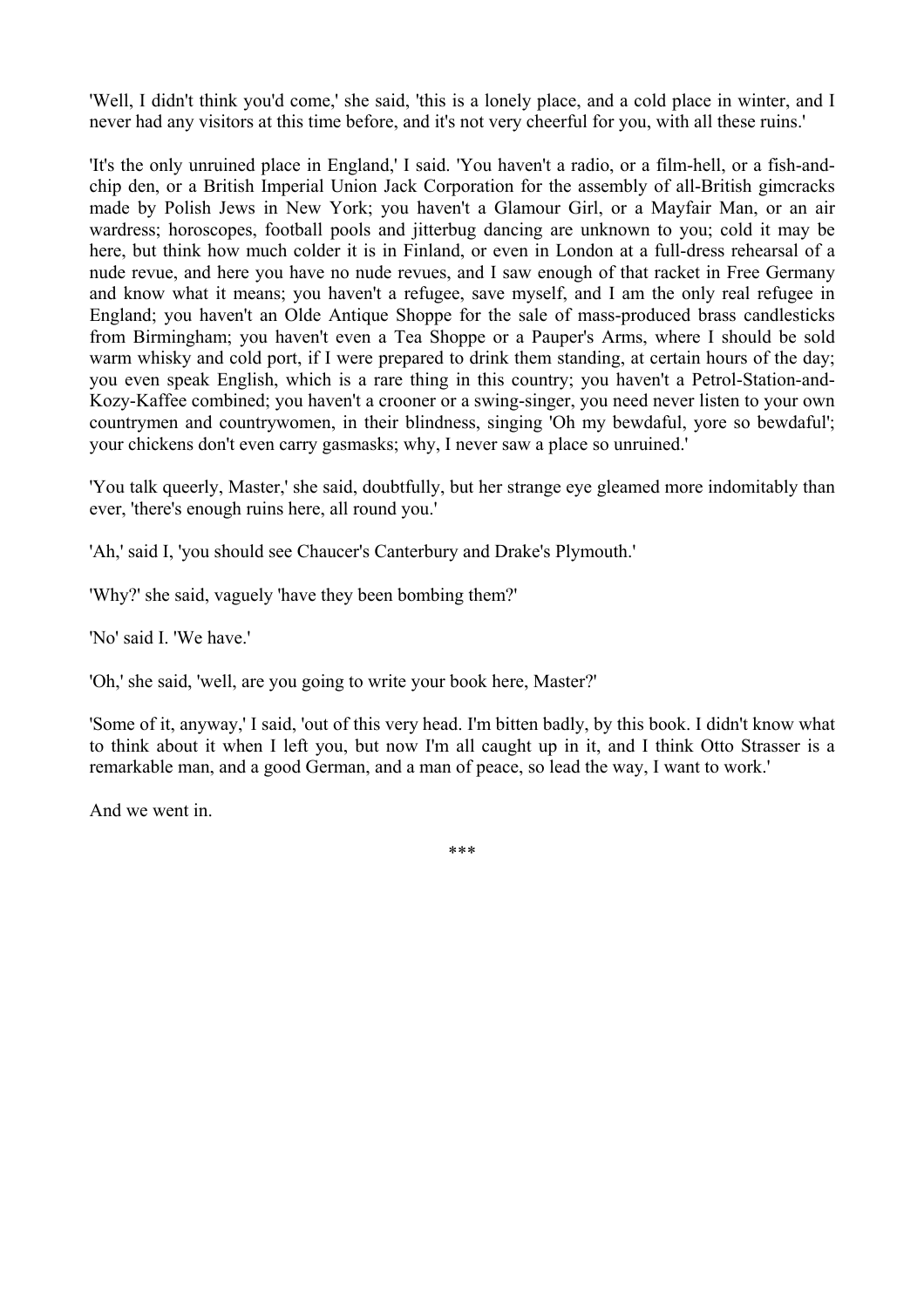'Well, I didn't think you'd come,' she said, 'this is a lonely place, and a cold place in winter, and I never had any visitors at this time before, and it's not very cheerful for you, with all these ruins.'

'It's the only unruined place in England,' I said. 'You haven't a radio, or a film-hell, or a fish-and-chip den, or a British Imperial Union Jack Corporation for the assembly of all-British gimcracks made by Polish Jews in New York; you haven't a Glamour Girl, or a Mayfair Man, or an air wardress; horoscopes, football pools and jitterbug dancing are unknown to you; cold it may be here, but think how much colder it is in Finland, or even in London at a full-dress rehearsal of a nude revue, and here you have no nude revues, and I saw enough of that racket in Free Germany and know what it means; you haven't a refugee, save myself, and I am the only real refugee in England; you haven't an Olde Antique Shoppe for the sale of mass-produced brass candlesticks from Birmingham; you haven't even a Tea Shoppe or a Pauper's Arms, where I should be sold warm whisky and cold port, if I were prepared to drink them standing, at certain hours of the day; you even speak English, which is a rare thing in this country; you haven't a Petrol-Station-and-Kozy-Kaffee combined; you haven't a crooner or a swing-singer, you need never listen to your own countrymen and countrywomen, in their blindness, singing 'Oh my bewdaful, yore so bewdaful'; your chickens don't even carry gasmasks; why, I never saw a place so unruined.'

'You talk queerly, Master,' she said, doubtfully, but her strange eye gleamed more indomitably than ever, 'there's enough ruins here, all round you.'

'Ah,' said I, 'you should see Chaucer's Canterbury and Drake's Plymouth.'

'Why?' she said, vaguely 'have they been bombing them?'

'No' said I. 'We have.'

'Oh,' she said, 'well, are you going to write your book here, Master?'

'Some of it, anyway,' I said, 'out of this very head. I'm bitten badly, by this book. I didn't know what to think about it when I left you, but now I'm all caught up in it, and I think Otto Strasser is a remarkable man, and a good German, and a man of peace, so lead the way, I want to work.'

And we went in.

\*\*\*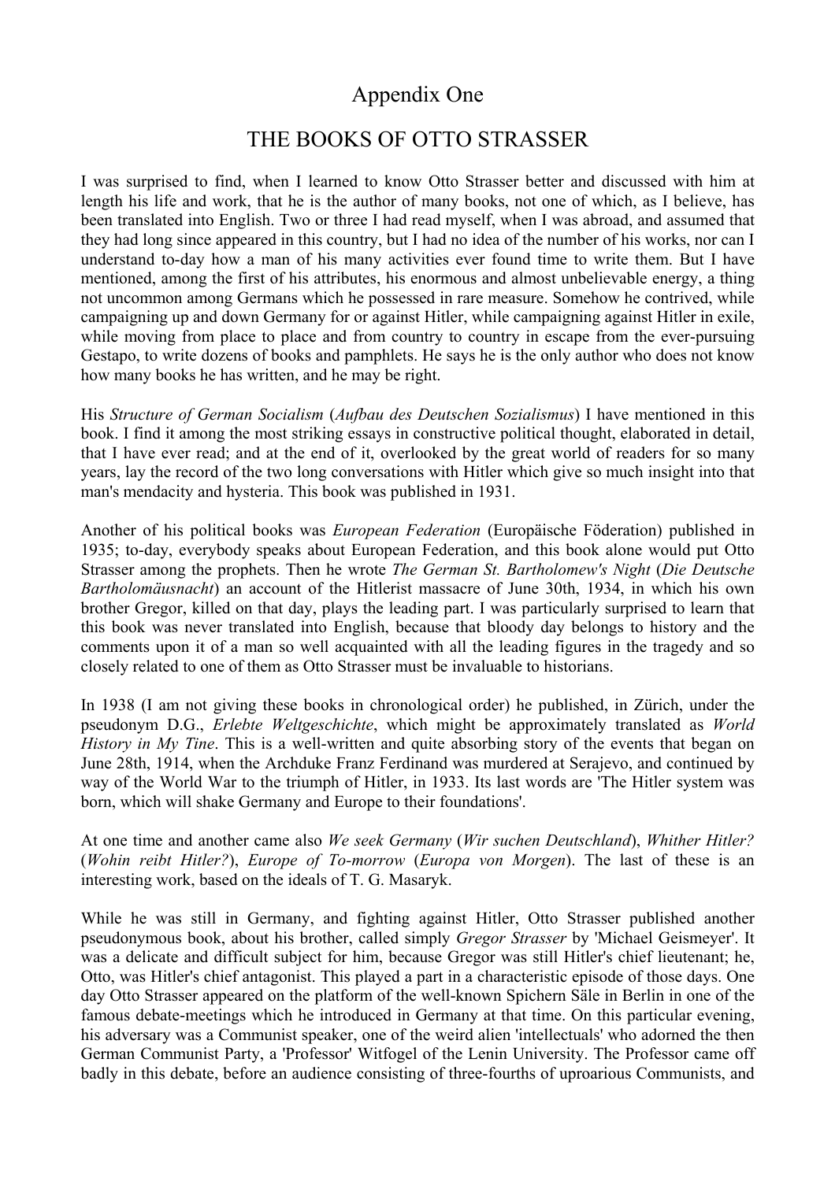# Appendix One

## THE BOOKS OF OTTO STRASSER

I was surprised to find, when I learned to know Otto Strasser better and discussed with him at length his life and work, that he is the author of many books, not one of which, as I believe, has been translated into English. Two or three I had read myself, when I was abroad, and assumed that they had long since appeared in this country, but I had no idea of the number of his works, nor can I understand to-day how a man of his many activities ever found time to write them. But I have mentioned, among the first of his attributes, his enormous and almost unbelievable energy, a thing not uncommon among Germans which he possessed in rare measure. Somehow he contrived, while campaigning up and down Germany for or against Hitler, while campaigning against Hitler in exile, while moving from place to place and from country to country in escape from the ever-pursuing Gestapo, to write dozens of books and pamphlets. He says he is the only author who does not know how many books he has written, and he may be right.

His *Structure of German Socialism* (*Aufbau des Deutschen Sozialismus*) I have mentioned in this book. I find it among the most striking essays in constructive political thought, elaborated in detail, that I have ever read; and at the end of it, overlooked by the great world of readers for so many years, lay the record of the two long conversations with Hitler which give so much insight into that man's mendacity and hysteria. This book was published in 1931.

Another of his political books was *European Federation* (Europäische Föderation) published in 1935; to-day, everybody speaks about European Federation, and this book alone would put Otto Strasser among the prophets. Then he wrote *The German St. Bartholomew's Night* (*Die Deutsche Bartholomäusnacht*) an account of the Hitlerist massacre of June 30th, 1934, in which his own brother Gregor, killed on that day, plays the leading part. I was particularly surprised to learn that this book was never translated into English, because that bloody day belongs to history and the comments upon it of a man so well acquainted with all the leading figures in the tragedy and so closely related to one of them as Otto Strasser must be invaluable to historians.

In 1938 (I am not giving these books in chronological order) he published, in Zürich, under the pseudonym D.G., *Erlebte Weltgeschichte*, which might be approximately translated as *World History in My Tine*. This is a well-written and quite absorbing story of the events that began on June 28th, 1914, when the Archduke Franz Ferdinand was murdered at Serajevo, and continued by way of the World War to the triumph of Hitler, in 1933. Its last words are 'The Hitler system was born, which will shake Germany and Europe to their foundations'.

At one time and another came also *We seek Germany* (*Wir suchen Deutschland*), *Whither Hitler?* (*Wohin reibt Hitler?*), *Europe of To-morrow* (*Europa von Morgen*). The last of these is an interesting work, based on the ideals of T. G. Masaryk.

While he was still in Germany, and fighting against Hitler, Otto Strasser published another pseudonymous book, about his brother, called simply *Gregor Strasser* by 'Michael Geismeyer'. It was a delicate and difficult subject for him, because Gregor was still Hitler's chief lieutenant; he, Otto, was Hitler's chief antagonist. This played a part in a characteristic episode of those days. One day Otto Strasser appeared on the platform of the well-known Spichern Säle in Berlin in one of the famous debate-meetings which he introduced in Germany at that time. On this particular evening, his adversary was a Communist speaker, one of the weird alien 'intellectuals' who adorned the then German Communist Party, a 'Professor' Witfogel of the Lenin University. The Professor came off badly in this debate, before an audience consisting of three-fourths of uproarious Communists, and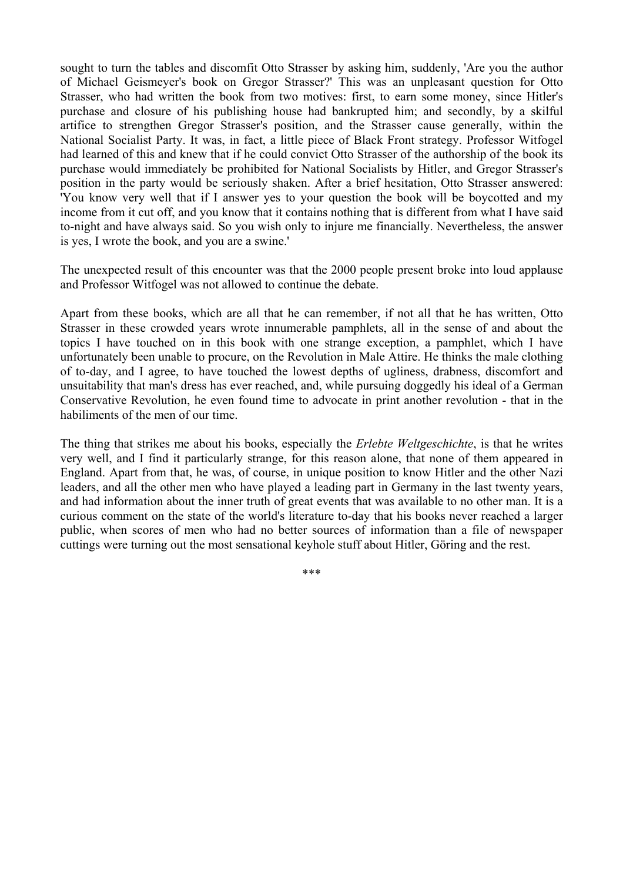sought to turn the tables and discomfit Otto Strasser by asking him, suddenly, 'Are you the author of Michael Geismeyer's book on Gregor Strasser?' This was an unpleasant question for Otto Strasser, who had written the book from two motives: first, to earn some money, since Hitler's purchase and closure of his publishing house had bankrupted him; and secondly, by a skilful artifice to strengthen Gregor Strasser's position, and the Strasser cause generally, within the National Socialist Party. It was, in fact, a little piece of Black Front strategy. Professor Witfogel had learned of this and knew that if he could convict Otto Strasser of the authorship of the book its purchase would immediately be prohibited for National Socialists by Hitler, and Gregor Strasser's position in the party would be seriously shaken. After a brief hesitation, Otto Strasser answered: 'You know very well that if I answer yes to your question the book will be boycotted and my income from it cut off, and you know that it contains nothing that is different from what I have said to-night and have always said. So you wish only to injure me financially. Nevertheless, the answer is yes, I wrote the book, and you are a swine.'

The unexpected result of this encounter was that the 2000 people present broke into loud applause and Professor Witfogel was not allowed to continue the debate.

Apart from these books, which are all that he can remember, if not all that he has written, Otto Strasser in these crowded years wrote innumerable pamphlets, all in the sense of and about the topics I have touched on in this book with one strange exception, a pamphlet, which I have unfortunately been unable to procure, on the Revolution in Male Attire. He thinks the male clothing of to-day, and I agree, to have touched the lowest depths of ugliness, drabness, discomfort and unsuitability that man's dress has ever reached, and, while pursuing doggedly his ideal of a German Conservative Revolution, he even found time to advocate in print another revolution - that in the habiliments of the men of our time.

The thing that strikes me about his books, especially the *Erlebte Weltgeschichte*, is that he writes very well, and I find it particularly strange, for this reason alone, that none of them appeared in England. Apart from that, he was, of course, in unique position to know Hitler and the other Nazi leaders, and all the other men who have played a leading part in Germany in the last twenty years, and had information about the inner truth of great events that was available to no other man. It is a curious comment on the state of the world's literature to-day that his books never reached a larger public, when scores of men who had no better sources of information than a file of newspaper cuttings were turning out the most sensational keyhole stuff about Hitler, Göring and the rest.

***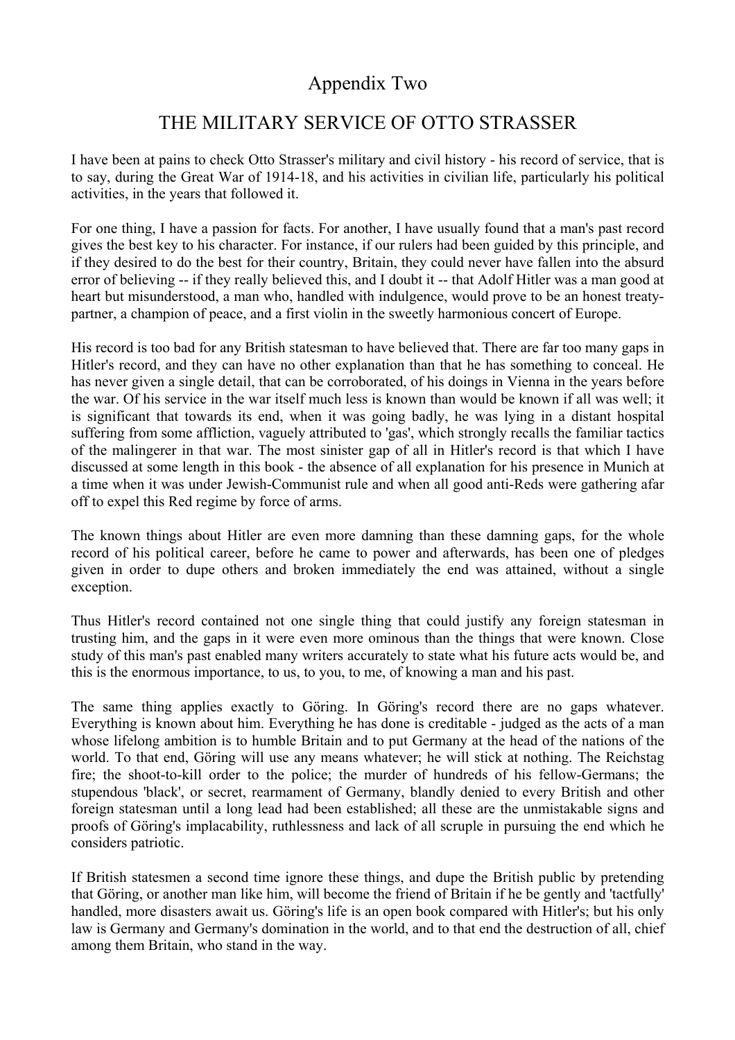# Appendix Two

## THE MILITARY SERVICE OF OTTO STRASSER

I have been at pains to check Otto Strasser's military and civil history - his record of service, that is to say, during the Great War of 1914-18, and his activities in civilian life, particularly his political activities, in the years that followed it.

For one thing, I have a passion for facts. For another, I have usually found that a man's past record gives the best key to his character. For instance, if our rulers had been guided by this principle, and if they desired to do the best for their country, Britain, they could never have fallen into the absurd error of believing -- if they really believed this, and I doubt it -- that Adolf Hitler was a man good at heart but misunderstood, a man who, handled with indulgence, would prove to be an honest treaty-partner, a champion of peace, and a first violin in the sweetly harmonious concert of Europe.

His record is too bad for any British statesman to have believed that. There are far too many gaps in Hitler's record, and they can have no other explanation than that he has something to conceal. He has never given a single detail, that can be corroborated, of his doings in Vienna in the years before the war. Of his service in the war itself much less is known than would be known if all was well; it is significant that towards its end, when it was going badly, he was lying in a distant hospital suffering from some affliction, vaguely attributed to 'gas', which strongly recalls the familiar tactics of the malingerer in that war. The most sinister gap of all in Hitler's record is that which I have discussed at some length in this book - the absence of all explanation for his presence in Munich at a time when it was under Jewish-Communist rule and when all good anti-Reds were gathering afar off to expel this Red regime by force of arms.

The known things about Hitler are even more damning than these damning gaps, for the whole record of his political career, before he came to power and afterwards, has been one of pledges given in order to dupe others and broken immediately the end was attained, without a single exception.

Thus Hitler's record contained not one single thing that could justify any foreign statesman in trusting him, and the gaps in it were even more ominous than the things that were known. Close study of this man's past enabled many writers accurately to state what his future acts would be, and this is the enormous importance, to us, to you, to me, of knowing a man and his past.

The same thing applies exactly to Göring. In Göring's record there are no gaps whatever. Everything is known about him. Everything he has done is creditable - judged as the acts of a man whose lifelong ambition is to humble Britain and to put Germany at the head of the nations of the world. To that end, Göring will use any means whatever; he will stick at nothing. The Reichstag fire; the shoot-to-kill order to the police; the murder of hundreds of his fellow-Germans; the stupendous 'black', or secret, rearmament of Germany, blandly denied to every British and other foreign statesman until a long lead had been established; all these are the unmistakable signs and proofs of Göring's implacability, ruthlessness and lack of all scruple in pursuing the end which he considers patriotic.

If British statesmen a second time ignore these things, and dupe the British public by pretending that Göring, or another man like him, will become the friend of Britain if he be gently and 'tactfully' handled, more disasters await us. Göring's life is an open book compared with Hitler's; but his only law is Germany and Germany's domination in the world, and to that end the destruction of all, chief among them Britain, who stand in the way.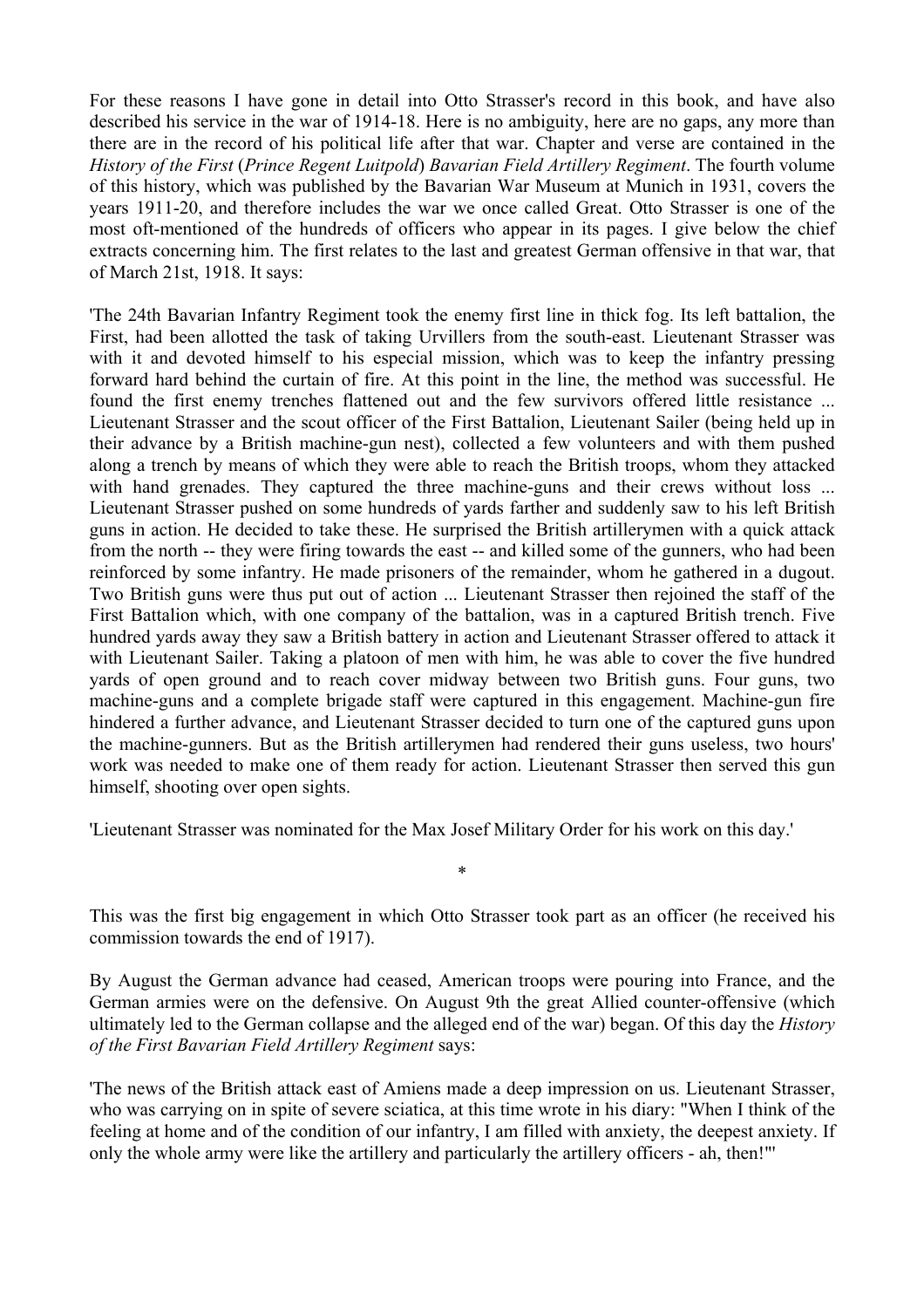For these reasons I have gone in detail into Otto Strasser's record in this book, and have also described his service in the war of 1914-18. Here is no ambiguity, here are no gaps, any more than there are in the record of his political life after that war. Chapter and verse are contained in the *History of the First* (*Prince Regent Luitpold*) *Bavarian Field Artillery Regiment*. The fourth volume of this history, which was published by the Bavarian War Museum at Munich in 1931, covers the years 1911-20, and therefore includes the war we once called Great. Otto Strasser is one of the most oft-mentioned of the hundreds of officers who appear in its pages. I give below the chief extracts concerning him. The first relates to the last and greatest German offensive in that war, that of March 21st, 1918. It says:

'The 24th Bavarian Infantry Regiment took the enemy first line in thick fog. Its left battalion, the First, had been allotted the task of taking Urvillers from the south-east. Lieutenant Strasser was with it and devoted himself to his especial mission, which was to keep the infantry pressing forward hard behind the curtain of fire. At this point in the line, the method was successful. He found the first enemy trenches flattened out and the few survivors offered little resistance ... Lieutenant Strasser and the scout officer of the First Battalion, Lieutenant Sailer (being held up in their advance by a British machine-gun nest), collected a few volunteers and with them pushed along a trench by means of which they were able to reach the British troops, whom they attacked with hand grenades. They captured the three machine-guns and their crews without loss ... Lieutenant Strasser pushed on some hundreds of yards farther and suddenly saw to his left British guns in action. He decided to take these. He surprised the British artillerymen with a quick attack from the north -- they were firing towards the east -- and killed some of the gunners, who had been reinforced by some infantry. He made prisoners of the remainder, whom he gathered in a dugout. Two British guns were thus put out of action ... Lieutenant Strasser then rejoined the staff of the First Battalion which, with one company of the battalion, was in a captured British trench. Five hundred yards away they saw a British battery in action and Lieutenant Strasser offered to attack it with Lieutenant Sailer. Taking a platoon of men with him, he was able to cover the five hundred yards of open ground and to reach cover midway between two British guns. Four guns, two machine-guns and a complete brigade staff were captured in this engagement. Machine-gun fire hindered a further advance, and Lieutenant Strasser decided to turn one of the captured guns upon the machine-gunners. But as the British artillerymen had rendered their guns useless, two hours' work was needed to make one of them ready for action. Lieutenant Strasser then served this gun himself, shooting over open sights.

'Lieutenant Strasser was nominated for the Max Josef Military Order for his work on this day.'

*

This was the first big engagement in which Otto Strasser took part as an officer (he received his commission towards the end of 1917).

By August the German advance had ceased, American troops were pouring into France, and the German armies were on the defensive. On August 9th the great Allied counter-offensive (which ultimately led to the German collapse and the alleged end of the war) began. Of this day the *History of the First Bavarian Field Artillery Regiment* says:

'The news of the British attack east of Amiens made a deep impression on us. Lieutenant Strasser, who was carrying on in spite of severe sciatica, at this time wrote in his diary: "When I think of the feeling at home and of the condition of our infantry, I am filled with anxiety, the deepest anxiety. If only the whole army were like the artillery and particularly the artillery officers - ah, then!"'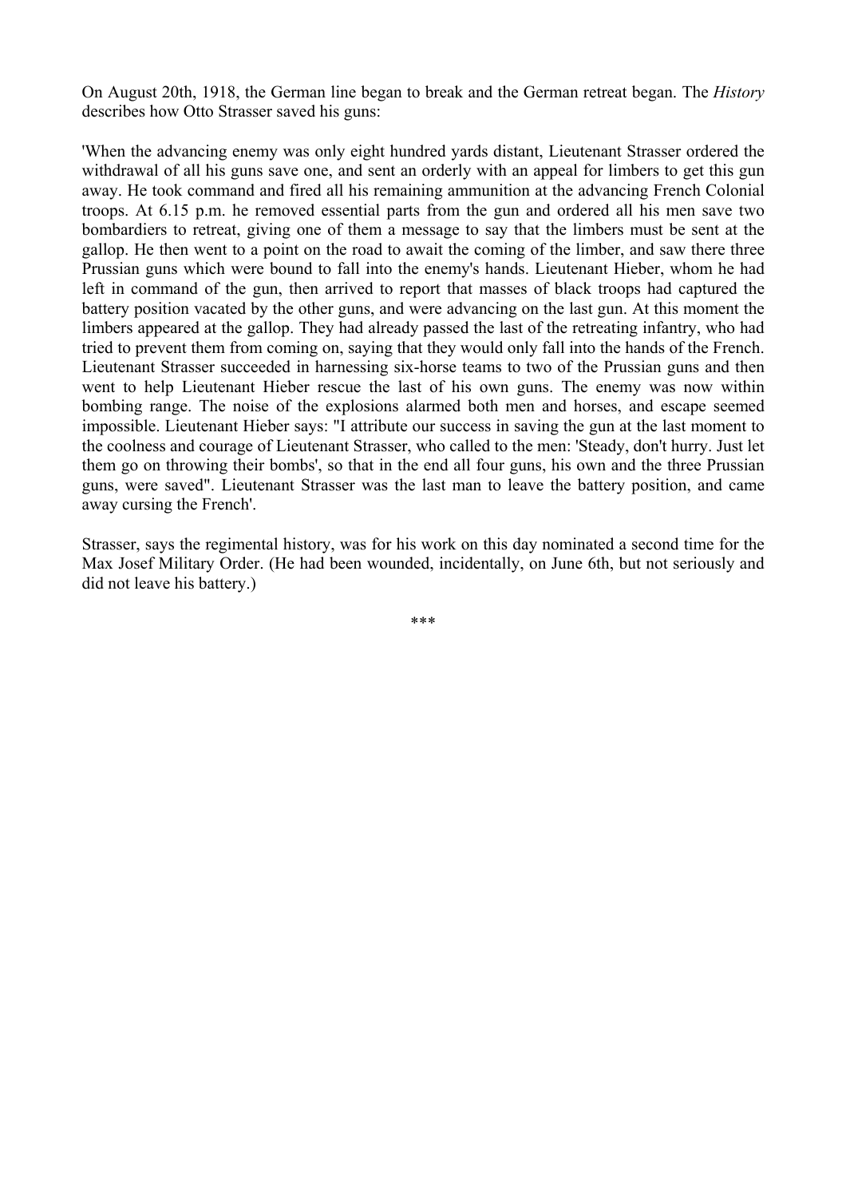On August 20th, 1918, the German line began to break and the German retreat began. The *History* describes how Otto Strasser saved his guns:

'When the advancing enemy was only eight hundred yards distant, Lieutenant Strasser ordered the withdrawal of all his guns save one, and sent an orderly with an appeal for limbers to get this gun away. He took command and fired all his remaining ammunition at the advancing French Colonial troops. At 6.15 p.m. he removed essential parts from the gun and ordered all his men save two bombardiers to retreat, giving one of them a message to say that the limbers must be sent at the gallop. He then went to a point on the road to await the coming of the limber, and saw there three Prussian guns which were bound to fall into the enemy's hands. Lieutenant Hieber, whom he had left in command of the gun, then arrived to report that masses of black troops had captured the battery position vacated by the other guns, and were advancing on the last gun. At this moment the limbers appeared at the gallop. They had already passed the last of the retreating infantry, who had tried to prevent them from coming on, saying that they would only fall into the hands of the French. Lieutenant Strasser succeeded in harnessing six-horse teams to two of the Prussian guns and then went to help Lieutenant Hieber rescue the last of his own guns. The enemy was now within bombing range. The noise of the explosions alarmed both men and horses, and escape seemed impossible. Lieutenant Hieber says: "I attribute our success in saving the gun at the last moment to the coolness and courage of Lieutenant Strasser, who called to the men: 'Steady, don't hurry. Just let them go on throwing their bombs', so that in the end all four guns, his own and the three Prussian guns, were saved". Lieutenant Strasser was the last man to leave the battery position, and came away cursing the French'.

Strasser, says the regimental history, was for his work on this day nominated a second time for the Max Josef Military Order. (He had been wounded, incidentally, on June 6th, but not seriously and did not leave his battery.)

\*\*\*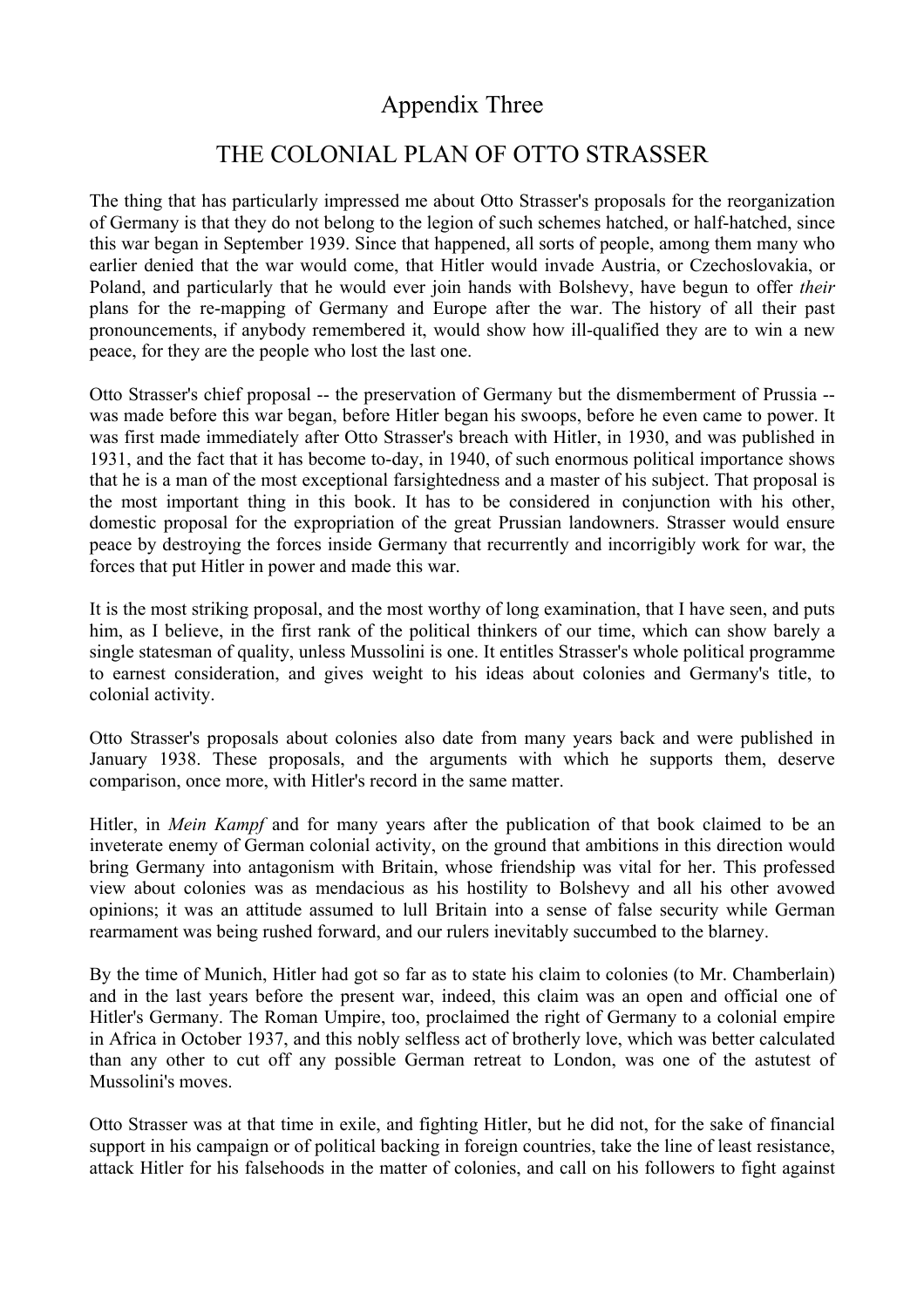# Appendix Three

## THE COLONIAL PLAN OF OTTO STRASSER

The thing that has particularly impressed me about Otto Strasser's proposals for the reorganization of Germany is that they do not belong to the legion of such schemes hatched, or half-hatched, since this war began in September 1939. Since that happened, all sorts of people, among them many who earlier denied that the war would come, that Hitler would invade Austria, or Czechoslovakia, or Poland, and particularly that he would ever join hands with Bolshevy, have begun to offer *their* plans for the re-mapping of Germany and Europe after the war. The history of all their past pronouncements, if anybody remembered it, would show how ill-qualified they are to win a new peace, for they are the people who lost the last one.

Otto Strasser's chief proposal -- the preservation of Germany but the dismemberment of Prussia -- was made before this war began, before Hitler began his swoops, before he even came to power. It was first made immediately after Otto Strasser's breach with Hitler, in 1930, and was published in 1931, and the fact that it has become to-day, in 1940, of such enormous political importance shows that he is a man of the most exceptional farsightedness and a master of his subject. That proposal is the most important thing in this book. It has to be considered in conjunction with his other, domestic proposal for the expropriation of the great Prussian landowners. Strasser would ensure peace by destroying the forces inside Germany that recurrently and incorrigibly work for war, the forces that put Hitler in power and made this war.

It is the most striking proposal, and the most worthy of long examination, that I have seen, and puts him, as I believe, in the first rank of the political thinkers of our time, which can show barely a single statesman of quality, unless Mussolini is one. It entitles Strasser's whole political programme to earnest consideration, and gives weight to his ideas about colonies and Germany's title, to colonial activity.

Otto Strasser's proposals about colonies also date from many years back and were published in January 1938. These proposals, and the arguments with which he supports them, deserve comparison, once more, with Hitler's record in the same matter.

Hitler, in *Mein Kampf* and for many years after the publication of that book claimed to be an inveterate enemy of German colonial activity, on the ground that ambitions in this direction would bring Germany into antagonism with Britain, whose friendship was vital for her. This professed view about colonies was as mendacious as his hostility to Bolshevy and all his other avowed opinions; it was an attitude assumed to lull Britain into a sense of false security while German rearmament was being rushed forward, and our rulers inevitably succumbed to the blarney.

By the time of Munich, Hitler had got so far as to state his claim to colonies (to Mr. Chamberlain) and in the last years before the present war, indeed, this claim was an open and official one of Hitler's Germany. The Roman Umpire, too, proclaimed the right of Germany to a colonial empire in Africa in October 1937, and this nobly selfless act of brotherly love, which was better calculated than any other to cut off any possible German retreat to London, was one of the astutest of Mussolini's moves.

Otto Strasser was at that time in exile, and fighting Hitler, but he did not, for the sake of financial support in his campaign or of political backing in foreign countries, take the line of least resistance, attack Hitler for his falsehoods in the matter of colonies, and call on his followers to fight against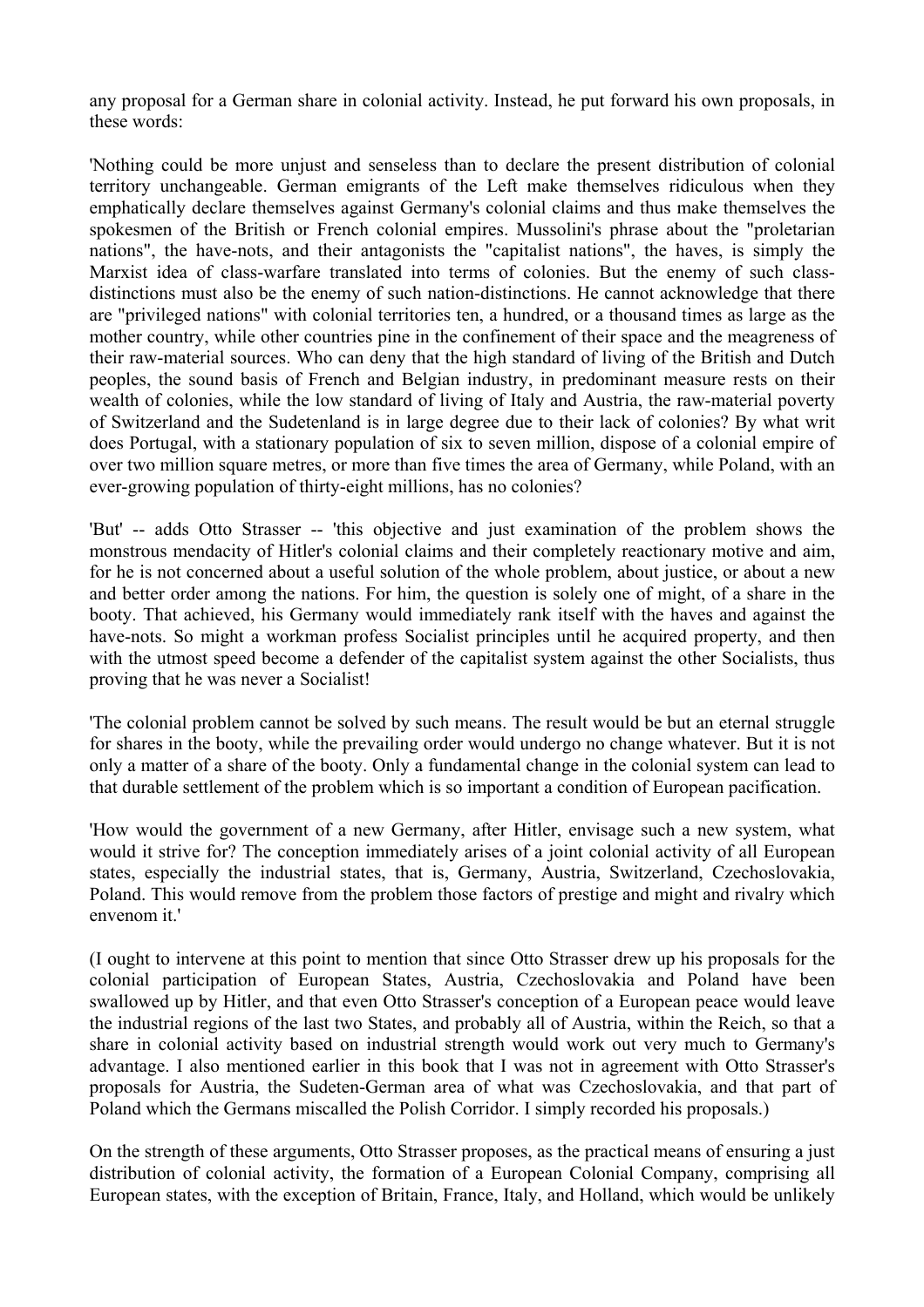any proposal for a German share in colonial activity. Instead, he put forward his own proposals, in these words:

'Nothing could be more unjust and senseless than to declare the present distribution of colonial territory unchangeable. German emigrants of the Left make themselves ridiculous when they emphatically declare themselves against Germany's colonial claims and thus make themselves the spokesmen of the British or French colonial empires. Mussolini's phrase about the "proletarian nations", the have-nots, and their antagonists the "capitalist nations", the haves, is simply the Marxist idea of class-warfare translated into terms of colonies. But the enemy of such class-distinctions must also be the enemy of such nation-distinctions. He cannot acknowledge that there are "privileged nations" with colonial territories ten, a hundred, or a thousand times as large as the mother country, while other countries pine in the confinement of their space and the meagreness of their raw-material sources. Who can deny that the high standard of living of the British and Dutch peoples, the sound basis of French and Belgian industry, in predominant measure rests on their wealth of colonies, while the low standard of living of Italy and Austria, the raw-material poverty of Switzerland and the Sudetenland is in large degree due to their lack of colonies? By what writ does Portugal, with a stationary population of six to seven million, dispose of a colonial empire of over two million square metres, or more than five times the area of Germany, while Poland, with an ever-growing population of thirty-eight millions, has no colonies?

'But' -- adds Otto Strasser -- 'this objective and just examination of the problem shows the monstrous mendacity of Hitler's colonial claims and their completely reactionary motive and aim, for he is not concerned about a useful solution of the whole problem, about justice, or about a new and better order among the nations. For him, the question is solely one of might, of a share in the booty. That achieved, his Germany would immediately rank itself with the haves and against the have-nots. So might a workman profess Socialist principles until he acquired property, and then with the utmost speed become a defender of the capitalist system against the other Socialists, thus proving that he was never a Socialist!

'The colonial problem cannot be solved by such means. The result would be but an eternal struggle for shares in the booty, while the prevailing order would undergo no change whatever. But it is not only a matter of a share of the booty. Only a fundamental change in the colonial system can lead to that durable settlement of the problem which is so important a condition of European pacification.

'How would the government of a new Germany, after Hitler, envisage such a new system, what would it strive for? The conception immediately arises of a joint colonial activity of all European states, especially the industrial states, that is, Germany, Austria, Switzerland, Czechoslovakia, Poland. This would remove from the problem those factors of prestige and might and rivalry which envenom it.'

(I ought to intervene at this point to mention that since Otto Strasser drew up his proposals for the colonial participation of European States, Austria, Czechoslovakia and Poland have been swallowed up by Hitler, and that even Otto Strasser's conception of a European peace would leave the industrial regions of the last two States, and probably all of Austria, within the Reich, so that a share in colonial activity based on industrial strength would work out very much to Germany's advantage. I also mentioned earlier in this book that I was not in agreement with Otto Strasser's proposals for Austria, the Sudeten-German area of what was Czechoslovakia, and that part of Poland which the Germans miscalled the Polish Corridor. I simply recorded his proposals.)

On the strength of these arguments, Otto Strasser proposes, as the practical means of ensuring a just distribution of colonial activity, the formation of a European Colonial Company, comprising all European states, with the exception of Britain, France, Italy, and Holland, which would be unlikely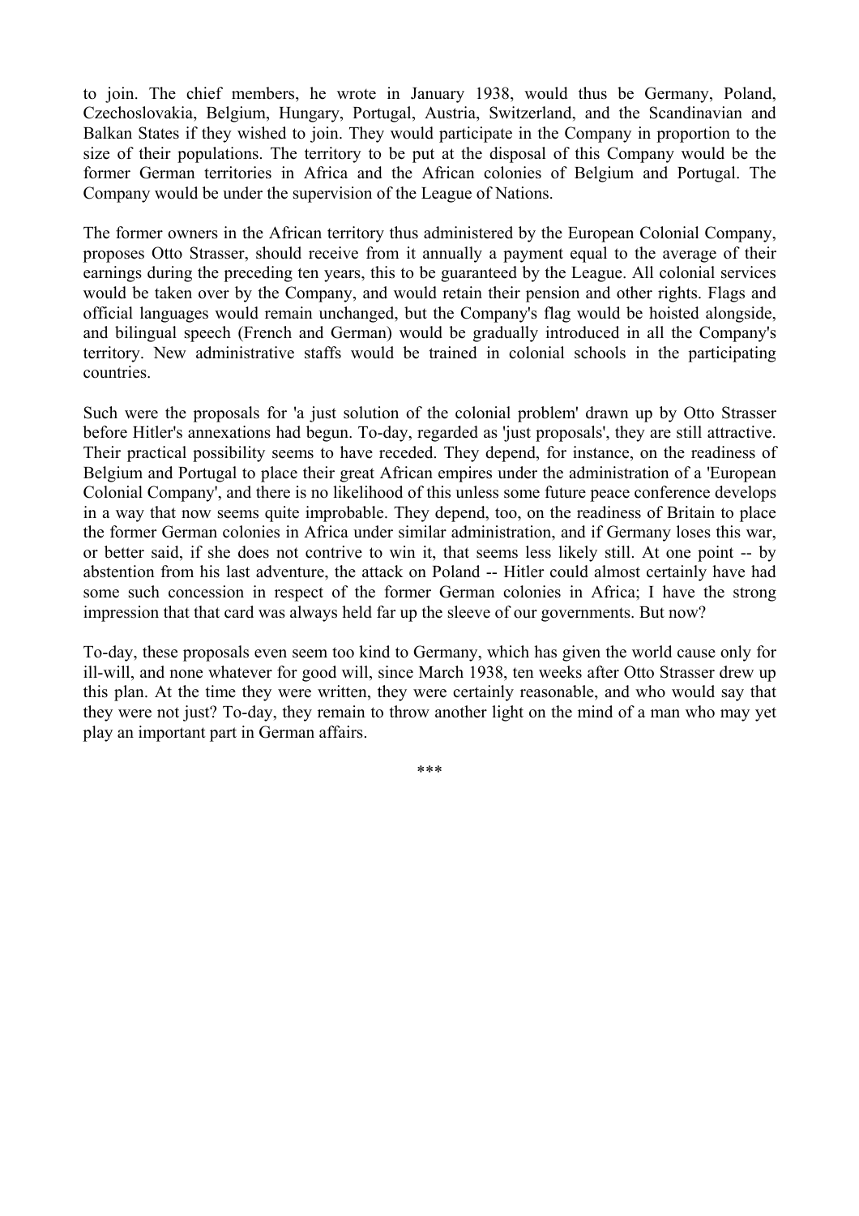to join. The chief members, he wrote in January 1938, would thus be Germany, Poland, Czechoslovakia, Belgium, Hungary, Portugal, Austria, Switzerland, and the Scandinavian and Balkan States if they wished to join. They would participate in the Company in proportion to the size of their populations. The territory to be put at the disposal of this Company would be the former German territories in Africa and the African colonies of Belgium and Portugal. The Company would be under the supervision of the League of Nations.

The former owners in the African territory thus administered by the European Colonial Company, proposes Otto Strasser, should receive from it annually a payment equal to the average of their earnings during the preceding ten years, this to be guaranteed by the League. All colonial services would be taken over by the Company, and would retain their pension and other rights. Flags and official languages would remain unchanged, but the Company's flag would be hoisted alongside, and bilingual speech (French and German) would be gradually introduced in all the Company's territory. New administrative staffs would be trained in colonial schools in the participating countries.

Such were the proposals for 'a just solution of the colonial problem' drawn up by Otto Strasser before Hitler's annexations had begun. To-day, regarded as 'just proposals', they are still attractive. Their practical possibility seems to have receded. They depend, for instance, on the readiness of Belgium and Portugal to place their great African empires under the administration of a 'European Colonial Company', and there is no likelihood of this unless some future peace conference develops in a way that now seems quite improbable. They depend, too, on the readiness of Britain to place the former German colonies in Africa under similar administration, and if Germany loses this war, or better said, if she does not contrive to win it, that seems less likely still. At one point -- by abstention from his last adventure, the attack on Poland -- Hitler could almost certainly have had some such concession in respect of the former German colonies in Africa; I have the strong impression that that card was always held far up the sleeve of our governments. But now?

To-day, these proposals even seem too kind to Germany, which has given the world cause only for ill-will, and none whatever for good will, since March 1938, ten weeks after Otto Strasser drew up this plan. At the time they were written, they were certainly reasonable, and who would say that they were not just? To-day, they remain to throw another light on the mind of a man who may yet play an important part in German affairs.

***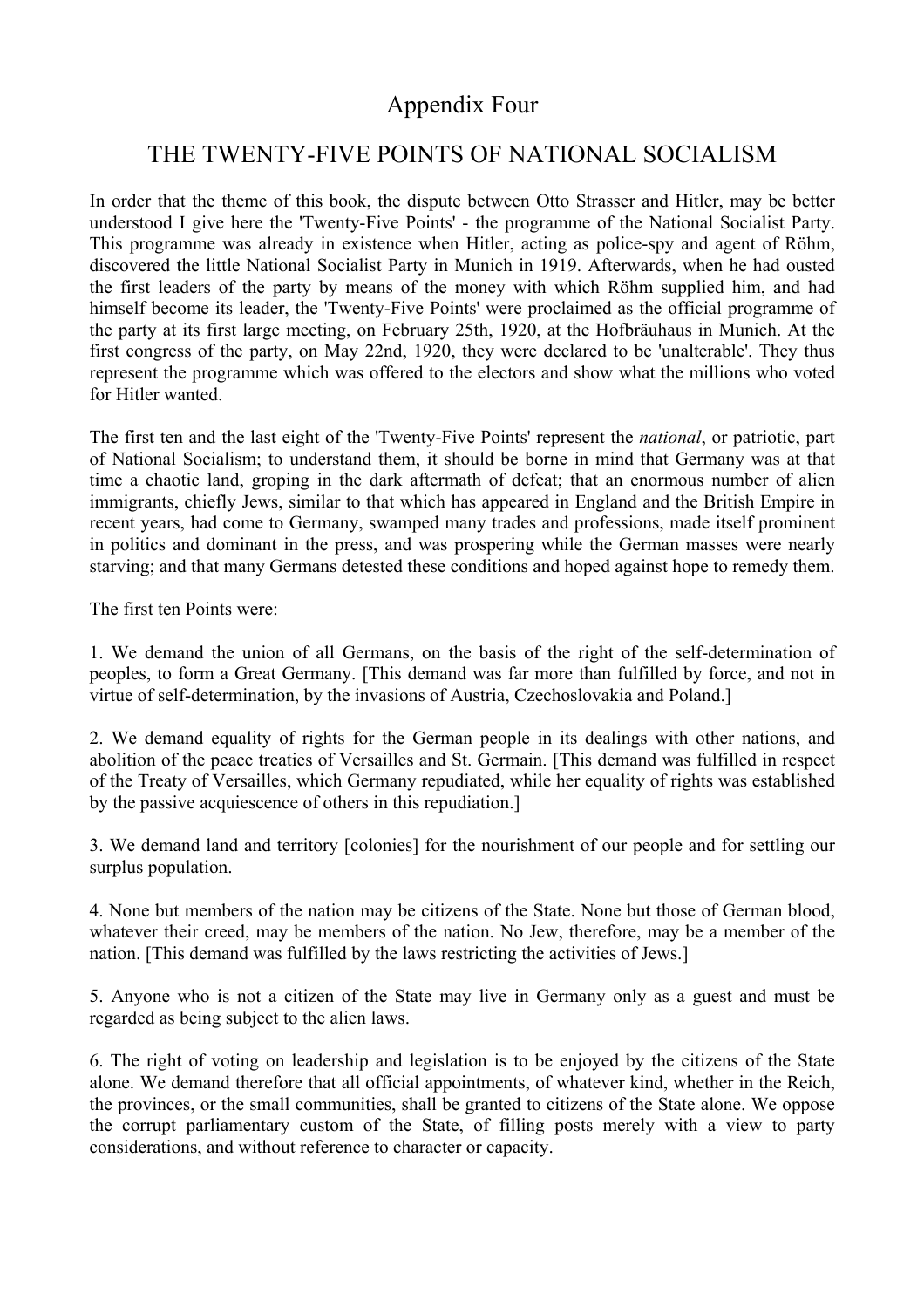# Appendix Four

## THE TWENTY-FIVE POINTS OF NATIONAL SOCIALISM

In order that the theme of this book, the dispute between Otto Strasser and Hitler, may be better understood I give here the 'Twenty-Five Points' - the programme of the National Socialist Party. This programme was already in existence when Hitler, acting as police-spy and agent of Röhm, discovered the little National Socialist Party in Munich in 1919. Afterwards, when he had ousted the first leaders of the party by means of the money with which Röhm supplied him, and had himself become its leader, the 'Twenty-Five Points' were proclaimed as the official programme of the party at its first large meeting, on February 25th, 1920, at the Hofbräuhaus in Munich. At the first congress of the party, on May 22nd, 1920, they were declared to be 'unalterable'. They thus represent the programme which was offered to the electors and show what the millions who voted for Hitler wanted.

The first ten and the last eight of the 'Twenty-Five Points' represent the *national*, or patriotic, part of National Socialism; to understand them, it should be borne in mind that Germany was at that time a chaotic land, groping in the dark aftermath of defeat; that an enormous number of alien immigrants, chiefly Jews, similar to that which has appeared in England and the British Empire in recent years, had come to Germany, swamped many trades and professions, made itself prominent in politics and dominant in the press, and was prospering while the German masses were nearly starving; and that many Germans detested these conditions and hoped against hope to remedy them.

The first ten Points were:

1. We demand the union of all Germans, on the basis of the right of the self-determination of peoples, to form a Great Germany. [This demand was far more than fulfilled by force, and not in virtue of self-determination, by the invasions of Austria, Czechoslovakia and Poland.]

2. We demand equality of rights for the German people in its dealings with other nations, and abolition of the peace treaties of Versailles and St. Germain. [This demand was fulfilled in respect of the Treaty of Versailles, which Germany repudiated, while her equality of rights was established by the passive acquiescence of others in this repudiation.]

3. We demand land and territory [colonies] for the nourishment of our people and for settling our surplus population.

4. None but members of the nation may be citizens of the State. None but those of German blood, whatever their creed, may be members of the nation. No Jew, therefore, may be a member of the nation. [This demand was fulfilled by the laws restricting the activities of Jews.]

5. Anyone who is not a citizen of the State may live in Germany only as a guest and must be regarded as being subject to the alien laws.

6. The right of voting on leadership and legislation is to be enjoyed by the citizens of the State alone. We demand therefore that all official appointments, of whatever kind, whether in the Reich, the provinces, or the small communities, shall be granted to citizens of the State alone. We oppose the corrupt parliamentary custom of the State, of filling posts merely with a view to party considerations, and without reference to character or capacity.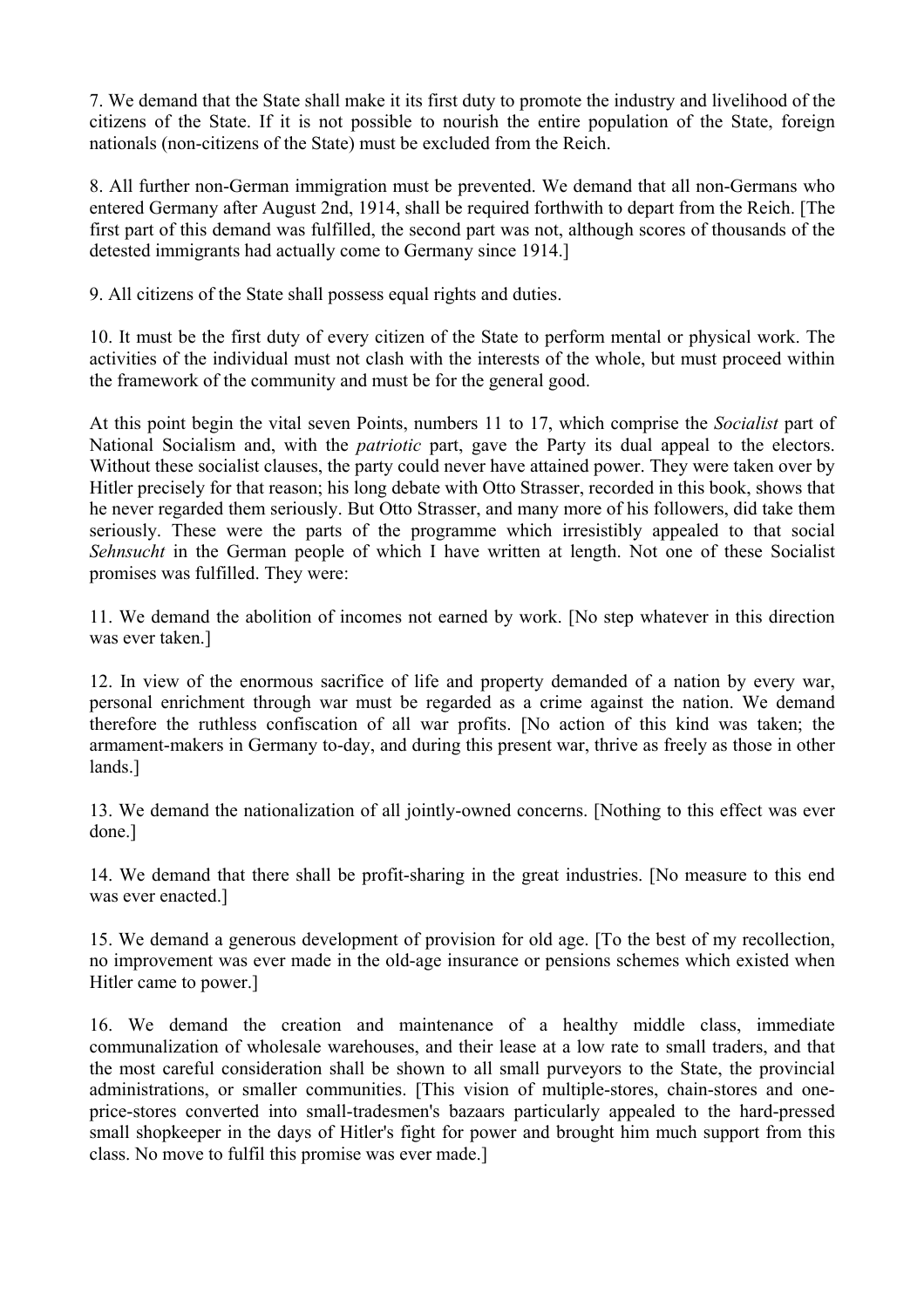7. We demand that the State shall make it its first duty to promote the industry and livelihood of the citizens of the State. If it is not possible to nourish the entire population of the State, foreign nationals (non-citizens of the State) must be excluded from the Reich.

8. All further non-German immigration must be prevented. We demand that all non-Germans who entered Germany after August 2nd, 1914, shall be required forthwith to depart from the Reich. [The first part of this demand was fulfilled, the second part was not, although scores of thousands of the detested immigrants had actually come to Germany since 1914.]

9. All citizens of the State shall possess equal rights and duties.

10. It must be the first duty of every citizen of the State to perform mental or physical work. The activities of the individual must not clash with the interests of the whole, but must proceed within the framework of the community and must be for the general good.

At this point begin the vital seven Points, numbers 11 to 17, which comprise the *Socialist* part of National Socialism and, with the *patriotic* part, gave the Party its dual appeal to the electors. Without these socialist clauses, the party could never have attained power. They were taken over by Hitler precisely for that reason; his long debate with Otto Strasser, recorded in this book, shows that he never regarded them seriously. But Otto Strasser, and many more of his followers, did take them seriously. These were the parts of the programme which irresistibly appealed to that social *Sehnsucht* in the German people of which I have written at length. Not one of these Socialist promises was fulfilled. They were:

11. We demand the abolition of incomes not earned by work. [No step whatever in this direction was ever taken.]

12. In view of the enormous sacrifice of life and property demanded of a nation by every war, personal enrichment through war must be regarded as a crime against the nation. We demand therefore the ruthless confiscation of all war profits. [No action of this kind was taken; the armament-makers in Germany to-day, and during this present war, thrive as freely as those in other lands.]

13. We demand the nationalization of all jointly-owned concerns. [Nothing to this effect was ever done.]

14. We demand that there shall be profit-sharing in the great industries. [No measure to this end was ever enacted.]

15. We demand a generous development of provision for old age. [To the best of my recollection, no improvement was ever made in the old-age insurance or pensions schemes which existed when Hitler came to power.]

16. We demand the creation and maintenance of a healthy middle class, immediate communalization of wholesale warehouses, and their lease at a low rate to small traders, and that the most careful consideration shall be shown to all small purveyors to the State, the provincial administrations, or smaller communities. [This vision of multiple-stores, chain-stores and one-price-stores converted into small-tradesmen's bazaars particularly appealed to the hard-pressed small shopkeeper in the days of Hitler's fight for power and brought him much support from this class. No move to fulfil this promise was ever made.]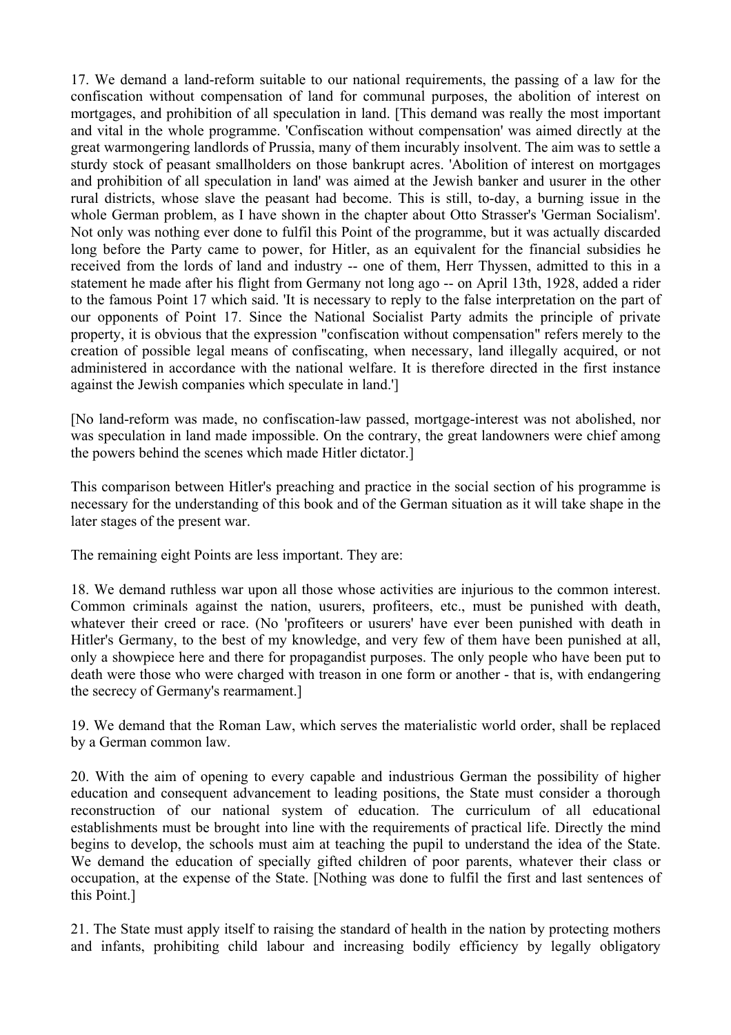17. We demand a land-reform suitable to our national requirements, the passing of a law for the confiscation without compensation of land for communal purposes, the abolition of interest on mortgages, and prohibition of all speculation in land. [This demand was really the most important and vital in the whole programme. 'Confiscation without compensation' was aimed directly at the great warmongering landlords of Prussia, many of them incurably insolvent. The aim was to settle a sturdy stock of peasant smallholders on those bankrupt acres. 'Abolition of interest on mortgages and prohibition of all speculation in land' was aimed at the Jewish banker and usurer in the other rural districts, whose slave the peasant had become. This is still, to-day, a burning issue in the whole German problem, as I have shown in the chapter about Otto Strasser's 'German Socialism'. Not only was nothing ever done to fulfil this Point of the programme, but it was actually discarded long before the Party came to power, for Hitler, as an equivalent for the financial subsidies he received from the lords of land and industry -- one of them, Herr Thyssen, admitted to this in a statement he made after his flight from Germany not long ago -- on April 13th, 1928, added a rider to the famous Point 17 which said. 'It is necessary to reply to the false interpretation on the part of our opponents of Point 17. Since the National Socialist Party admits the principle of private property, it is obvious that the expression "confiscation without compensation" refers merely to the creation of possible legal means of confiscating, when necessary, land illegally acquired, or not administered in accordance with the national welfare. It is therefore directed in the first instance against the Jewish companies which speculate in land.']

[No land-reform was made, no confiscation-law passed, mortgage-interest was not abolished, nor was speculation in land made impossible. On the contrary, the great landowners were chief among the powers behind the scenes which made Hitler dictator.]

This comparison between Hitler's preaching and practice in the social section of his programme is necessary for the understanding of this book and of the German situation as it will take shape in the later stages of the present war.

The remaining eight Points are less important. They are:

18. We demand ruthless war upon all those whose activities are injurious to the common interest. Common criminals against the nation, usurers, profiteers, etc., must be punished with death, whatever their creed or race. (No 'profiteers or usurers' have ever been punished with death in Hitler's Germany, to the best of my knowledge, and very few of them have been punished at all, only a showpiece here and there for propagandist purposes. The only people who have been put to death were those who were charged with treason in one form or another - that is, with endangering the secrecy of Germany's rearmament.]

19. We demand that the Roman Law, which serves the materialistic world order, shall be replaced by a German common law.

20. With the aim of opening to every capable and industrious German the possibility of higher education and consequent advancement to leading positions, the State must consider a thorough reconstruction of our national system of education. The curriculum of all educational establishments must be brought into line with the requirements of practical life. Directly the mind begins to develop, the schools must aim at teaching the pupil to understand the idea of the State. We demand the education of specially gifted children of poor parents, whatever their class or occupation, at the expense of the State. [Nothing was done to fulfil the first and last sentences of this Point.]

21. The State must apply itself to raising the standard of health in the nation by protecting mothers and infants, prohibiting child labour and increasing bodily efficiency by legally obligatory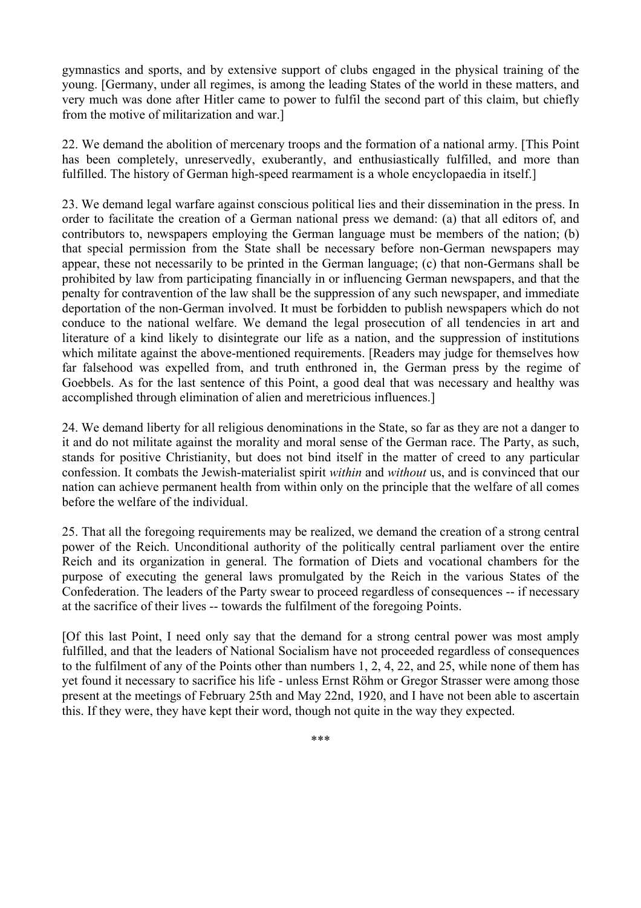gymnastics and sports, and by extensive support of clubs engaged in the physical training of the young. [Germany, under all regimes, is among the leading States of the world in these matters, and very much was done after Hitler came to power to fulfil the second part of this claim, but chiefly from the motive of militarization and war.]

22. We demand the abolition of mercenary troops and the formation of a national army. [This Point has been completely, unreservedly, exuberantly, and enthusiastically fulfilled, and more than fulfilled. The history of German high-speed rearmament is a whole encyclopaedia in itself.]

23. We demand legal warfare against conscious political lies and their dissemination in the press. In order to facilitate the creation of a German national press we demand: (a) that all editors of, and contributors to, newspapers employing the German language must be members of the nation; (b) that special permission from the State shall be necessary before non-German newspapers may appear, these not necessarily to be printed in the German language; (c) that non-Germans shall be prohibited by law from participating financially in or influencing German newspapers, and that the penalty for contravention of the law shall be the suppression of any such newspaper, and immediate deportation of the non-German involved. It must be forbidden to publish newspapers which do not conduce to the national welfare. We demand the legal prosecution of all tendencies in art and literature of a kind likely to disintegrate our life as a nation, and the suppression of institutions which militate against the above-mentioned requirements. [Readers may judge for themselves how far falsehood was expelled from, and truth enthroned in, the German press by the regime of Goebbels. As for the last sentence of this Point, a good deal that was necessary and healthy was accomplished through elimination of alien and meretricious influences.]

24. We demand liberty for all religious denominations in the State, so far as they are not a danger to it and do not militate against the morality and moral sense of the German race. The Party, as such, stands for positive Christianity, but does not bind itself in the matter of creed to any particular confession. It combats the Jewish-materialist spirit *within* and *without* us, and is convinced that our nation can achieve permanent health from within only on the principle that the welfare of all comes before the welfare of the individual.

25. That all the foregoing requirements may be realized, we demand the creation of a strong central power of the Reich. Unconditional authority of the politically central parliament over the entire Reich and its organization in general. The formation of Diets and vocational chambers for the purpose of executing the general laws promulgated by the Reich in the various States of the Confederation. The leaders of the Party swear to proceed regardless of consequences -- if necessary at the sacrifice of their lives -- towards the fulfilment of the foregoing Points.

[Of this last Point, I need only say that the demand for a strong central power was most amply fulfilled, and that the leaders of National Socialism have not proceeded regardless of consequences to the fulfilment of any of the Points other than numbers 1, 2, 4, 22, and 25, while none of them has yet found it necessary to sacrifice his life - unless Ernst Röhm or Gregor Strasser were among those present at the meetings of February 25th and May 22nd, 1920, and I have not been able to ascertain this. If they were, they have kept their word, though not quite in the way they expected.

***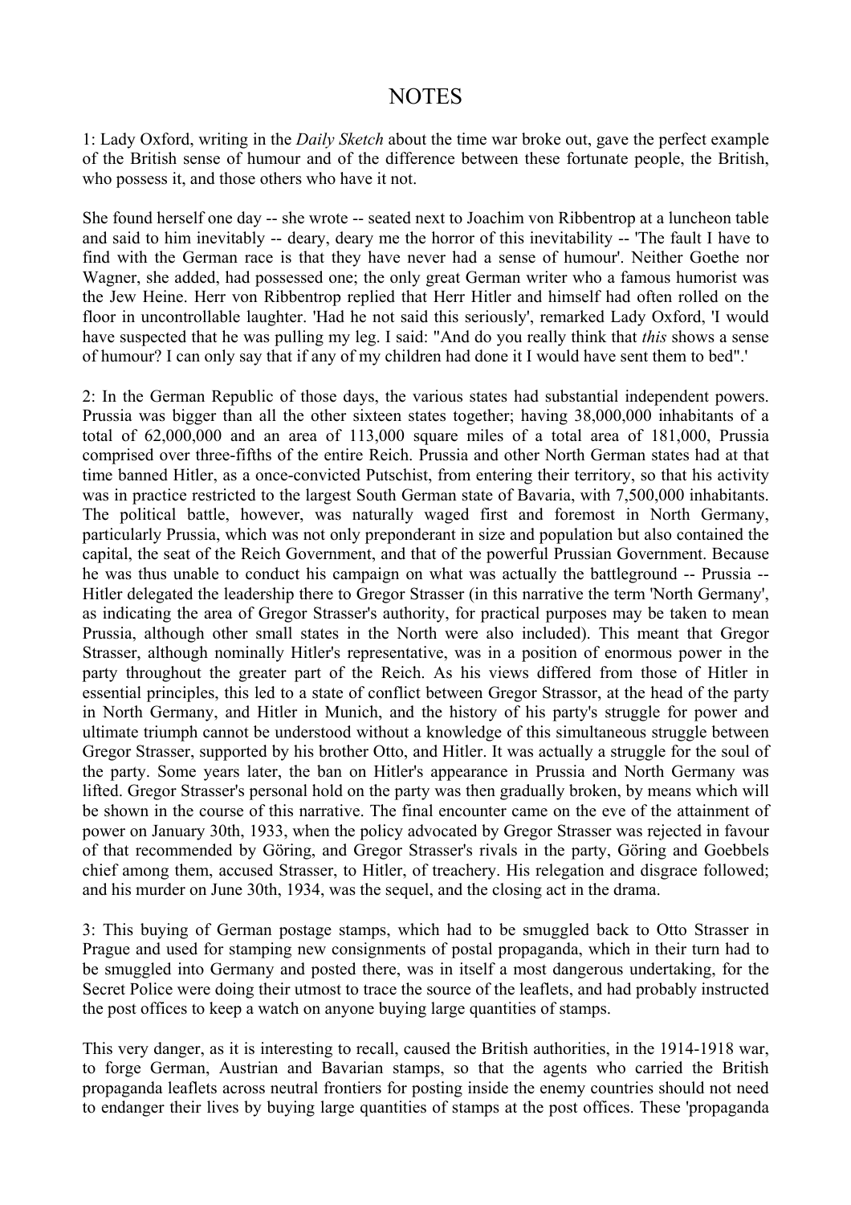# NOTES

1: Lady Oxford, writing in the *Daily Sketch* about the time war broke out, gave the perfect example of the British sense of humour and of the difference between these fortunate people, the British, who possess it, and those others who have it not.

She found herself one day -- she wrote -- seated next to Joachim von Ribbentrop at a luncheon table and said to him inevitably -- deary, deary me the horror of this inevitability -- 'The fault I have to find with the German race is that they have never had a sense of humour'. Neither Goethe nor Wagner, she added, had possessed one; the only great German writer who a famous humorist was the Jew Heine. Herr von Ribbentrop replied that Herr Hitler and himself had often rolled on the floor in uncontrollable laughter. 'Had he not said this seriously', remarked Lady Oxford, 'I would have suspected that he was pulling my leg. I said: "And do you really think that *this* shows a sense of humour? I can only say that if any of my children had done it I would have sent them to bed".'

2: In the German Republic of those days, the various states had substantial independent powers. Prussia was bigger than all the other sixteen states together; having 38,000,000 inhabitants of a total of 62,000,000 and an area of 113,000 square miles of a total area of 181,000, Prussia comprised over three-fifths of the entire Reich. Prussia and other North German states had at that time banned Hitler, as a once-convicted Putschist, from entering their territory, so that his activity was in practice restricted to the largest South German state of Bavaria, with 7,500,000 inhabitants. The political battle, however, was naturally waged first and foremost in North Germany, particularly Prussia, which was not only preponderant in size and population but also contained the capital, the seat of the Reich Government, and that of the powerful Prussian Government. Because he was thus unable to conduct his campaign on what was actually the battleground -- Prussia -- Hitler delegated the leadership there to Gregor Strasser (in this narrative the term 'North Germany', as indicating the area of Gregor Strasser's authority, for practical purposes may be taken to mean Prussia, although other small states in the North were also included). This meant that Gregor Strasser, although nominally Hitler's representative, was in a position of enormous power in the party throughout the greater part of the Reich. As his views differed from those of Hitler in essential principles, this led to a state of conflict between Gregor Strassor, at the head of the party in North Germany, and Hitler in Munich, and the history of his party's struggle for power and ultimate triumph cannot be understood without a knowledge of this simultaneous struggle between Gregor Strasser, supported by his brother Otto, and Hitler. It was actually a struggle for the soul of the party. Some years later, the ban on Hitler's appearance in Prussia and North Germany was lifted. Gregor Strasser's personal hold on the party was then gradually broken, by means which will be shown in the course of this narrative. The final encounter came on the eve of the attainment of power on January 30th, 1933, when the policy advocated by Gregor Strasser was rejected in favour of that recommended by Göring, and Gregor Strasser's rivals in the party, Göring and Goebbels chief among them, accused Strasser, to Hitler, of treachery. His relegation and disgrace followed; and his murder on June 30th, 1934, was the sequel, and the closing act in the drama.

3: This buying of German postage stamps, which had to be smuggled back to Otto Strasser in Prague and used for stamping new consignments of postal propaganda, which in their turn had to be smuggled into Germany and posted there, was in itself a most dangerous undertaking, for the Secret Police were doing their utmost to trace the source of the leaflets, and had probably instructed the post offices to keep a watch on anyone buying large quantities of stamps.

This very danger, as it is interesting to recall, caused the British authorities, in the 1914-1918 war, to forge German, Austrian and Bavarian stamps, so that the agents who carried the British propaganda leaflets across neutral frontiers for posting inside the enemy countries should not need to endanger their lives by buying large quantities of stamps at the post offices. These 'propaganda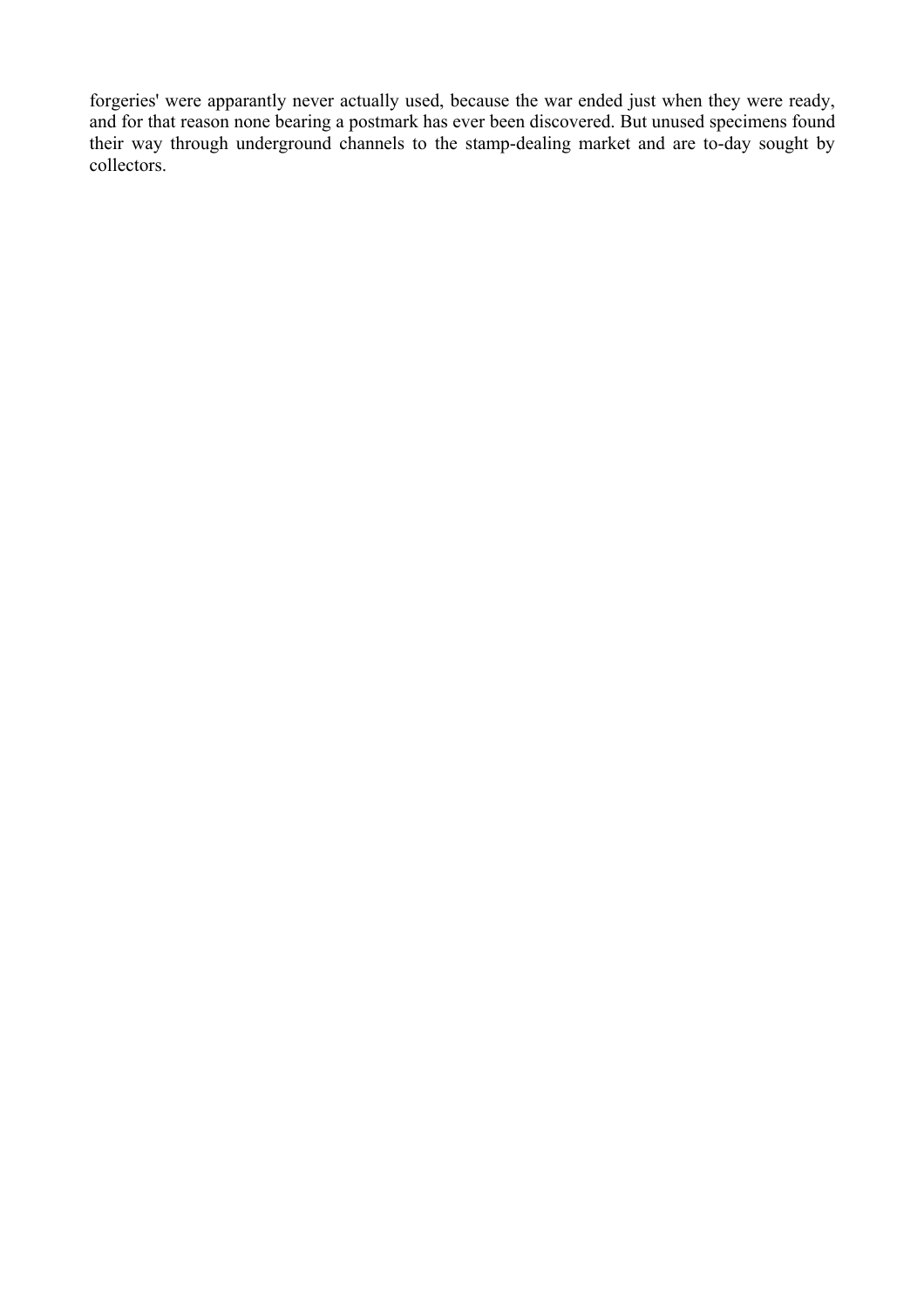forgeries' were apparantly never actually used, because the war ended just when they were ready, and for that reason none bearing a postmark has ever been discovered. But unused specimens found their way through underground channels to the stamp-dealing market and are to-day sought by collectors.